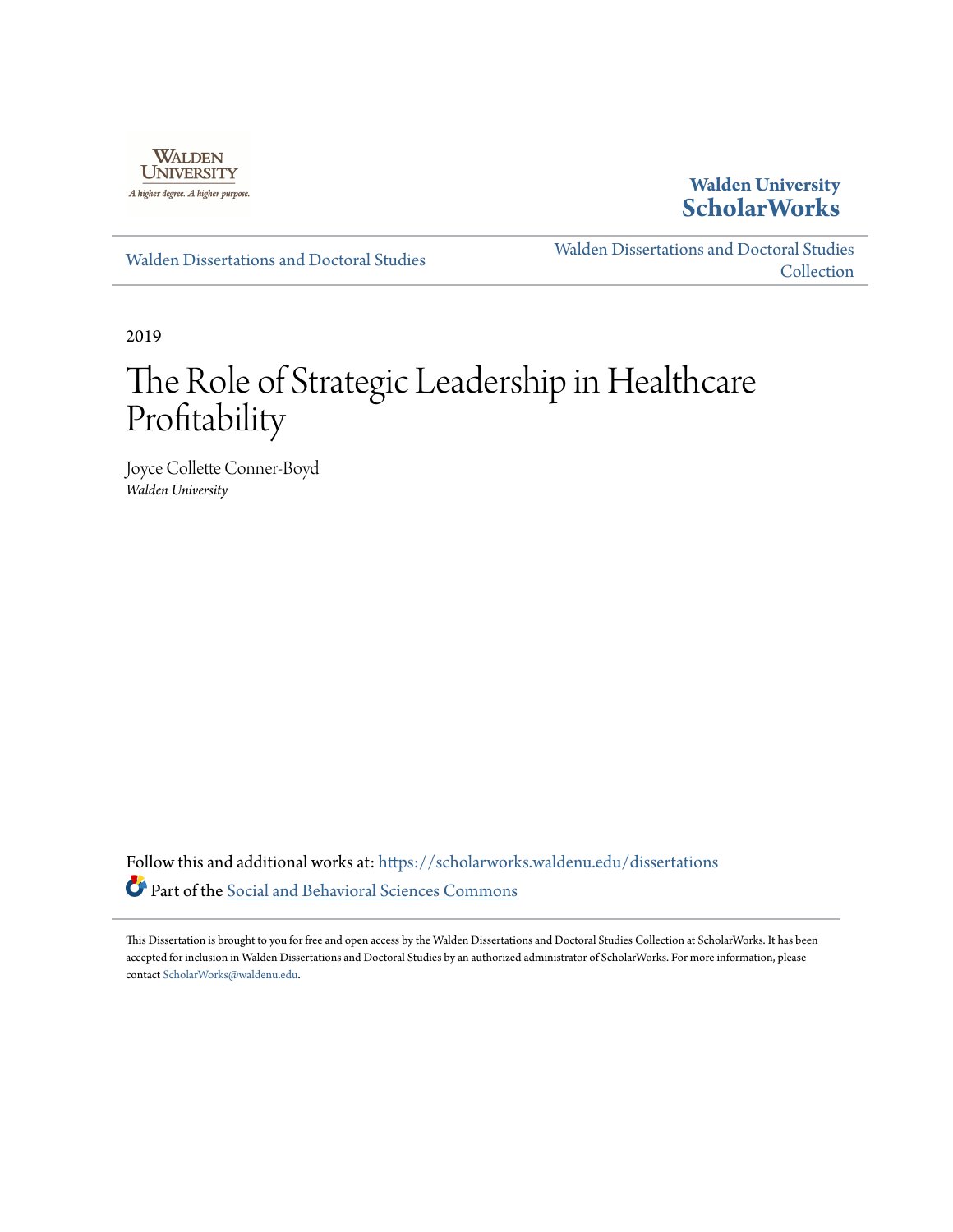Walden University

A higher degree. A higher purpose.

**Walden University ScholarWorks**

Walden Dissertations and Doctoral Studies

Walden Dissertations and Doctoral Studies Collection

2019

# The Role of Strategic Leadership in Healthcare Profitability

Joyce Collette Conner-Boyd
*Walden University*

Follow this and additional works at: https://scholarworks.waldenu.edu/dissertations

Part of the Social and Behavioral Sciences Commons

This Dissertation is brought to you for free and open access by the Walden Dissertations and Doctoral Studies Collection at ScholarWorks. It has been accepted for inclusion in Walden Dissertations and Doctoral Studies by an authorized administrator of ScholarWorks. For more information, please contact ScholarWorks@waldenu.edu.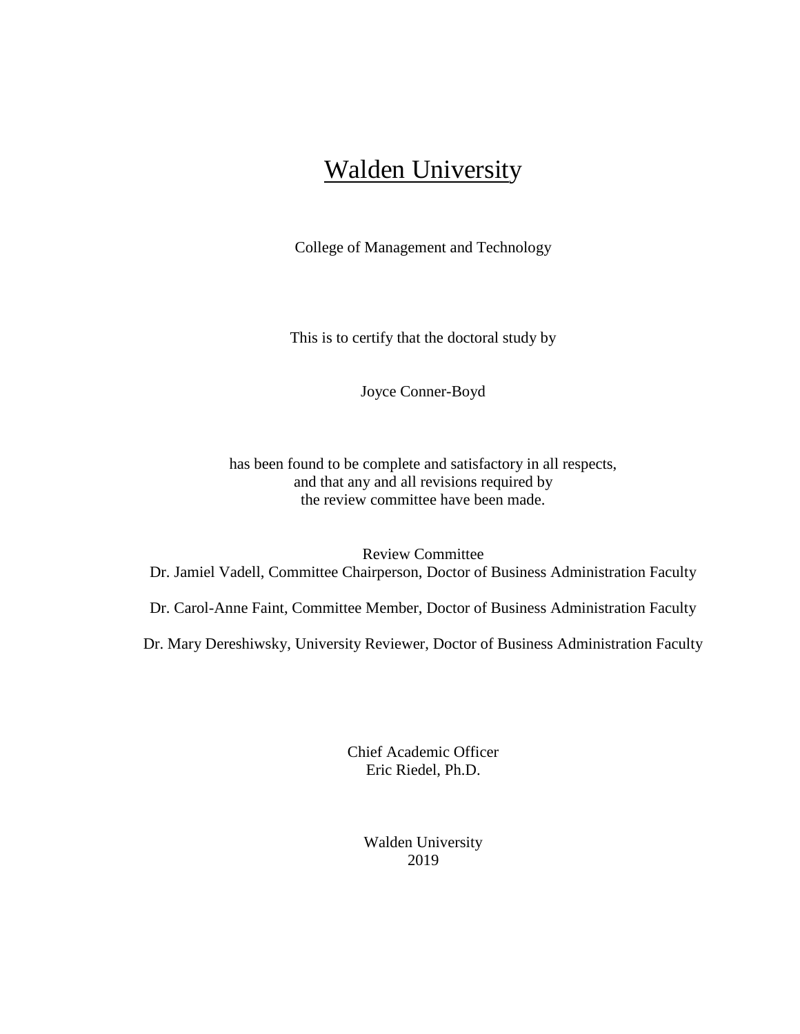# Walden University

College of Management and Technology

This is to certify that the doctoral study by

Joyce Conner-Boyd

has been found to be complete and satisfactory in all respects,
and that any and all revisions required by
the review committee have been made.

Review Committee
Dr. Jamiel Vadell, Committee Chairperson, Doctor of Business Administration Faculty

Dr. Carol-Anne Faint, Committee Member, Doctor of Business Administration Faculty

Dr. Mary Dereshiwsky, University Reviewer, Doctor of Business Administration Faculty

Chief Academic Officer
Eric Riedel, Ph.D.

Walden University
2019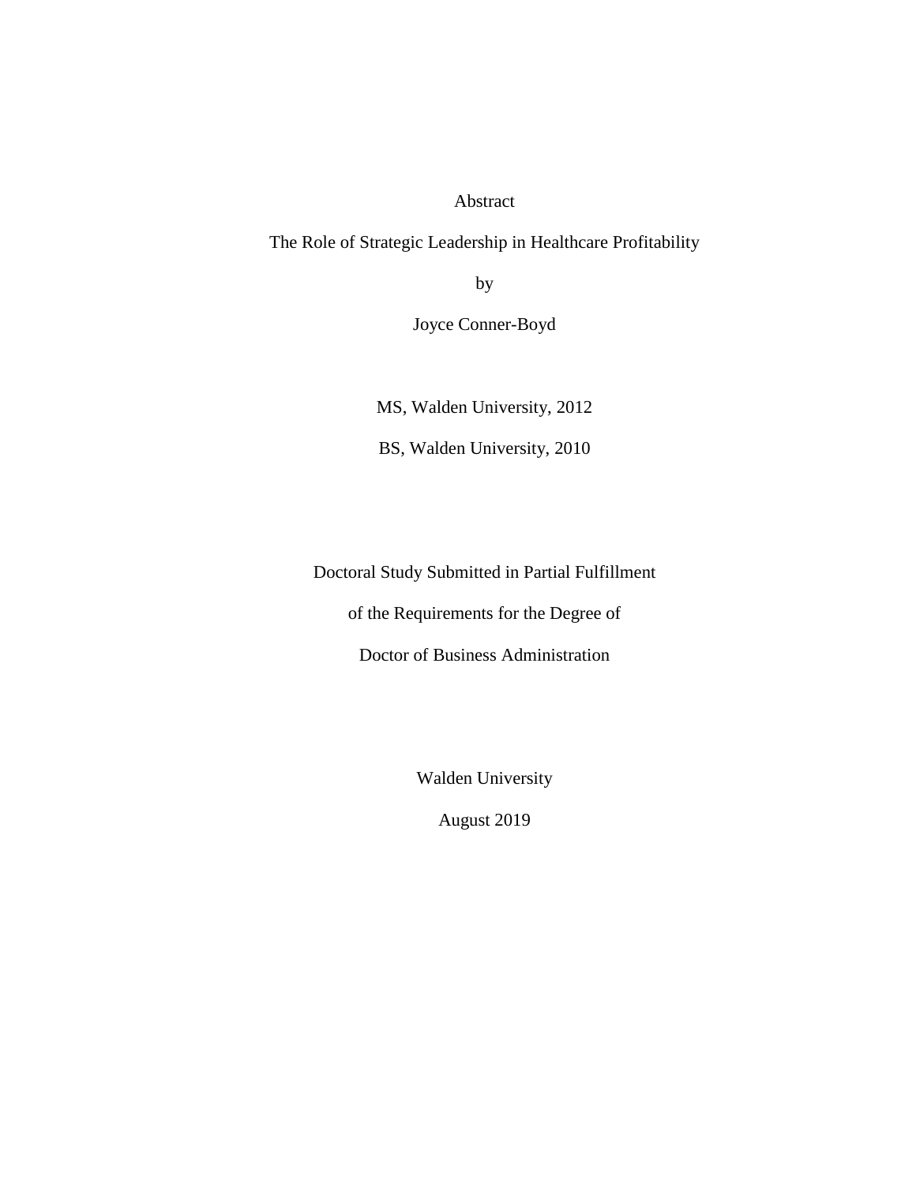Abstract

The Role of Strategic Leadership in Healthcare Profitability

by

Joyce Conner-Boyd

MS, Walden University, 2012

BS, Walden University, 2010

Doctoral Study Submitted in Partial Fulfillment

of the Requirements for the Degree of

Doctor of Business Administration

Walden University

August 2019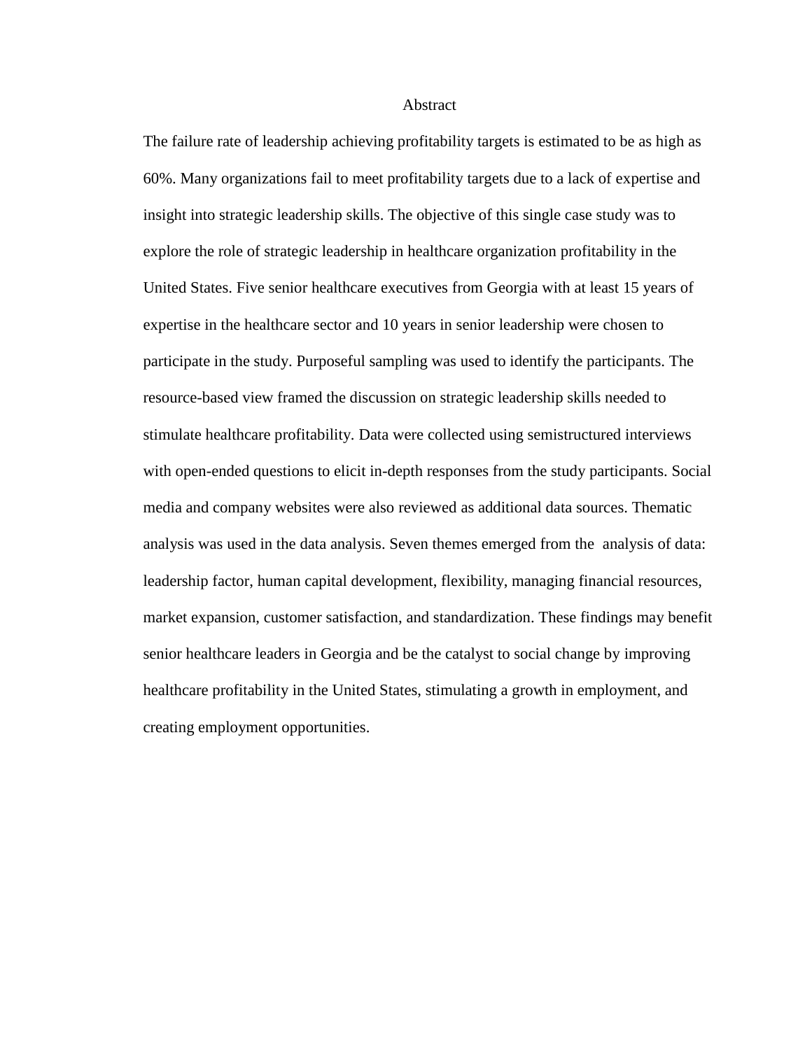# Abstract

The failure rate of leadership achieving profitability targets is estimated to be as high as 60%. Many organizations fail to meet profitability targets due to a lack of expertise and insight into strategic leadership skills. The objective of this single case study was to explore the role of strategic leadership in healthcare organization profitability in the United States. Five senior healthcare executives from Georgia with at least 15 years of expertise in the healthcare sector and 10 years in senior leadership were chosen to participate in the study. Purposeful sampling was used to identify the participants. The resource-based view framed the discussion on strategic leadership skills needed to stimulate healthcare profitability. Data were collected using semistructured interviews with open-ended questions to elicit in-depth responses from the study participants. Social media and company websites were also reviewed as additional data sources. Thematic analysis was used in the data analysis. Seven themes emerged from the analysis of data: leadership factor, human capital development, flexibility, managing financial resources, market expansion, customer satisfaction, and standardization. These findings may benefit senior healthcare leaders in Georgia and be the catalyst to social change by improving healthcare profitability in the United States, stimulating a growth in employment, and creating employment opportunities.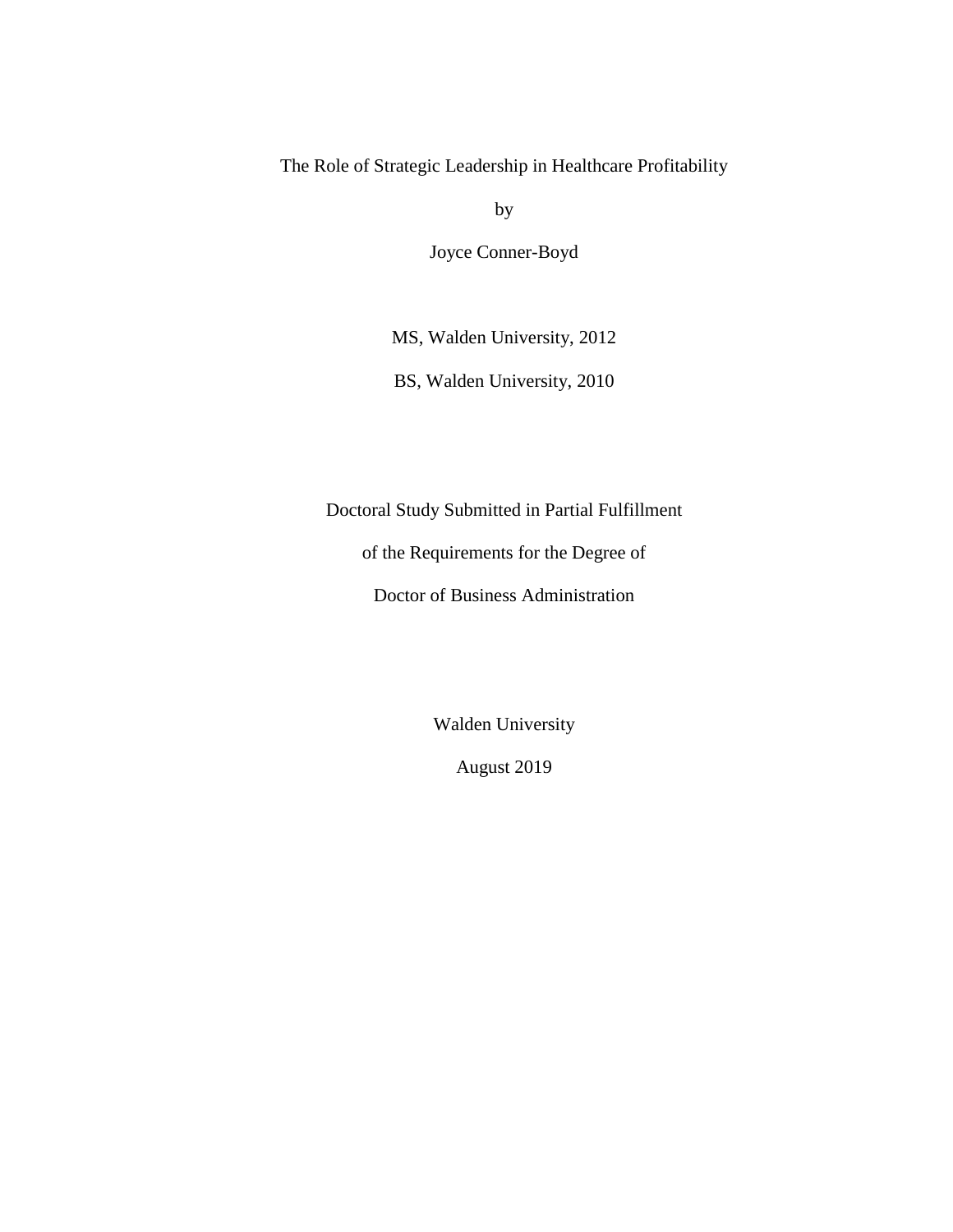The Role of Strategic Leadership in Healthcare Profitability

by

Joyce Conner-Boyd

MS, Walden University, 2012

BS, Walden University, 2010

Doctoral Study Submitted in Partial Fulfillment

of the Requirements for the Degree of

Doctor of Business Administration

Walden University

August 2019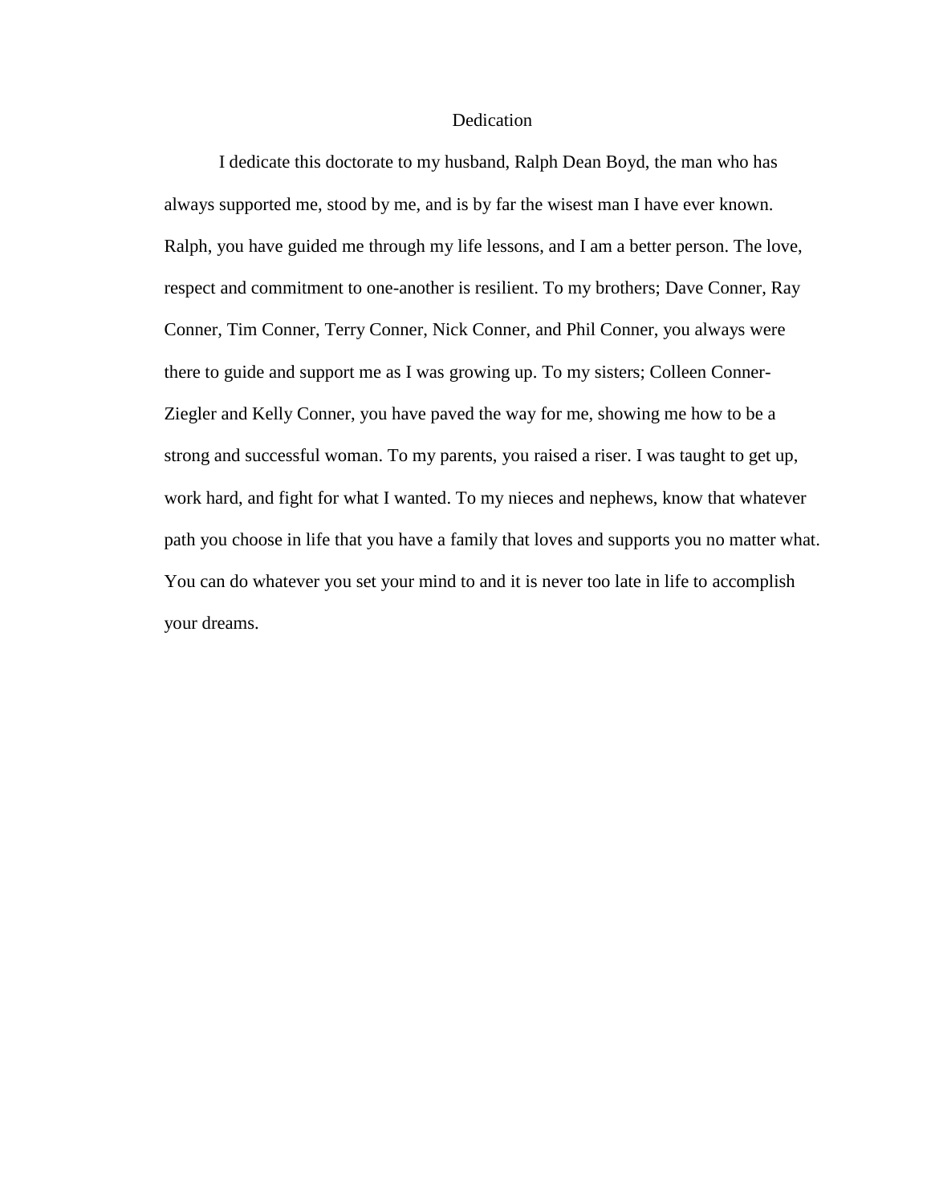# Dedication

I dedicate this doctorate to my husband, Ralph Dean Boyd, the man who has always supported me, stood by me, and is by far the wisest man I have ever known. Ralph, you have guided me through my life lessons, and I am a better person. The love, respect and commitment to one-another is resilient. To my brothers; Dave Conner, Ray Conner, Tim Conner, Terry Conner, Nick Conner, and Phil Conner, you always were there to guide and support me as I was growing up. To my sisters; Colleen Conner-Ziegler and Kelly Conner, you have paved the way for me, showing me how to be a strong and successful woman. To my parents, you raised a riser. I was taught to get up, work hard, and fight for what I wanted. To my nieces and nephews, know that whatever path you choose in life that you have a family that loves and supports you no matter what. You can do whatever you set your mind to and it is never too late in life to accomplish your dreams.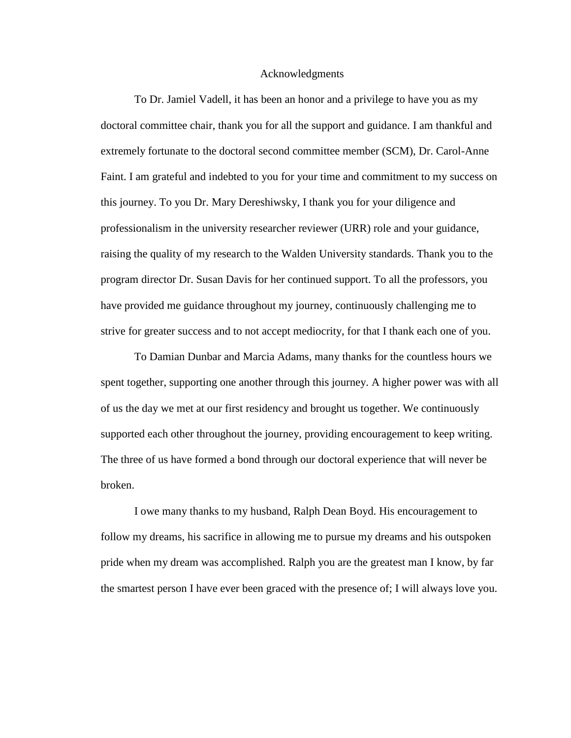# Acknowledgments

To Dr. Jamiel Vadell, it has been an honor and a privilege to have you as my doctoral committee chair, thank you for all the support and guidance. I am thankful and extremely fortunate to the doctoral second committee member (SCM), Dr. Carol-Anne Faint. I am grateful and indebted to you for your time and commitment to my success on this journey. To you Dr. Mary Dereshiwsky, I thank you for your diligence and professionalism in the university researcher reviewer (URR) role and your guidance, raising the quality of my research to the Walden University standards. Thank you to the program director Dr. Susan Davis for her continued support. To all the professors, you have provided me guidance throughout my journey, continuously challenging me to strive for greater success and to not accept mediocrity, for that I thank each one of you.

To Damian Dunbar and Marcia Adams, many thanks for the countless hours we spent together, supporting one another through this journey. A higher power was with all of us the day we met at our first residency and brought us together. We continuously supported each other throughout the journey, providing encouragement to keep writing. The three of us have formed a bond through our doctoral experience that will never be broken.

I owe many thanks to my husband, Ralph Dean Boyd. His encouragement to follow my dreams, his sacrifice in allowing me to pursue my dreams and his outspoken pride when my dream was accomplished. Ralph you are the greatest man I know, by far the smartest person I have ever been graced with the presence of; I will always love you.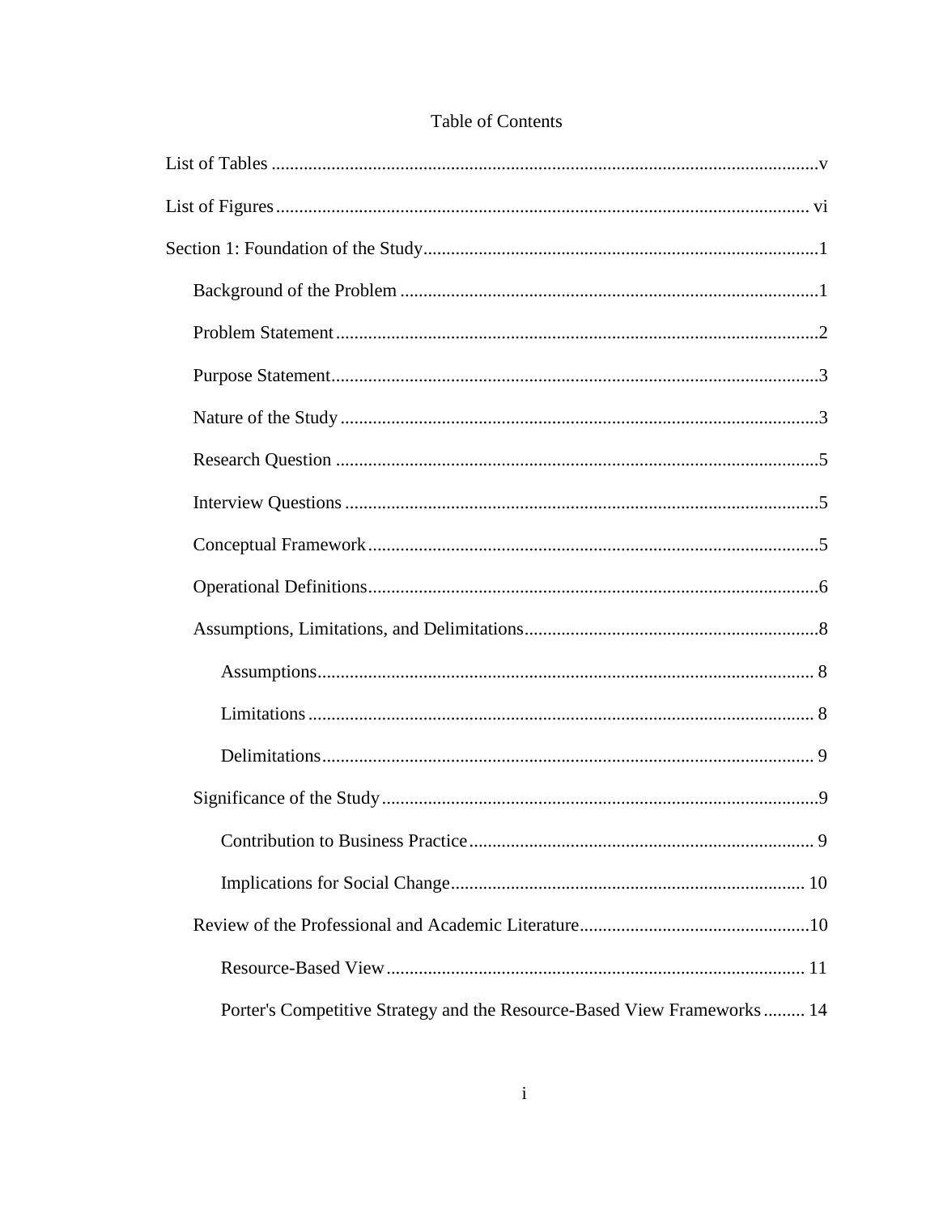# Table of Contents

List of Tables ....................................................................................................................v

List of Figures .................................................................................................................. vi

Section 1: Foundation of the Study....................................................................................1

- Background of the Problem ..........................................................................................1
- Problem Statement ........................................................................................................2
- Purpose Statement.........................................................................................................3
- Nature of the Study .......................................................................................................3
- Research Question ........................................................................................................5
- Interview Questions ......................................................................................................5
- Conceptual Framework .................................................................................................5
- Operational Definitions.................................................................................................6
- Assumptions, Limitations, and Delimitations................................................................8
  - Assumptions........................................................................................................... 8
  - Limitations ............................................................................................................. 8
  - Delimitations.......................................................................................................... 9
- Significance of the Study ..............................................................................................9
  - Contribution to Business Practice .......................................................................... 9
  - Implications for Social Change............................................................................ 10
- Review of the Professional and Academic Literature.................................................10
  - Resource-Based View .......................................................................................... 11
  - Porter's Competitive Strategy and the Resource-Based View Frameworks ......... 14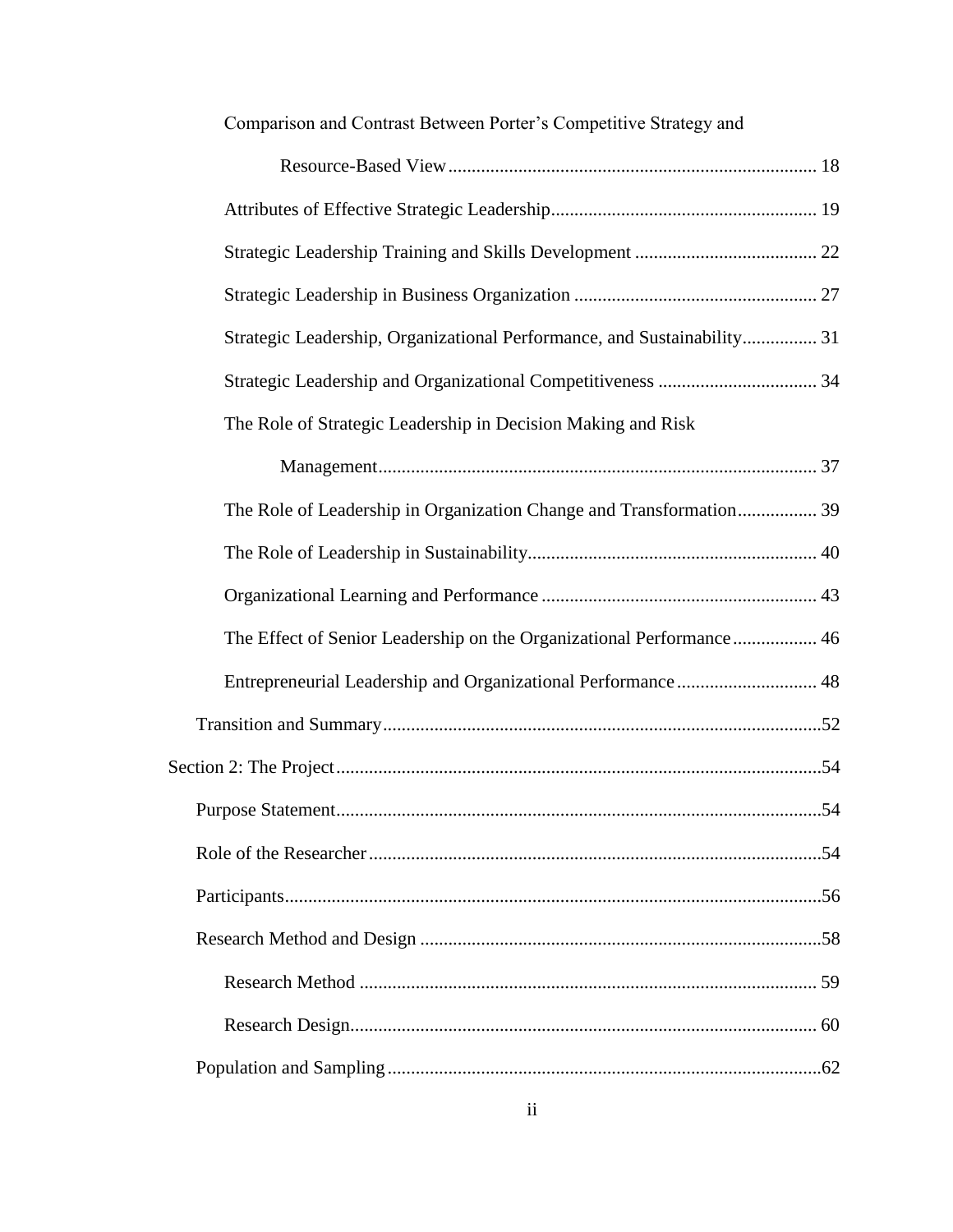Comparison and Contrast Between Porter's Competitive Strategy and Resource-Based View ............................................................................. 18

Attributes of Effective Strategic Leadership........................................................ 19

Strategic Leadership Training and Skills Development ....................................... 22

Strategic Leadership in Business Organization .................................................... 27

Strategic Leadership, Organizational Performance, and Sustainability................ 31

Strategic Leadership and Organizational Competitiveness .................................. 34

The Role of Strategic Leadership in Decision Making and Risk Management............................................................................................. 37

The Role of Leadership in Organization Change and Transformation................. 39

The Role of Leadership in Sustainability............................................................. 40

Organizational Learning and Performance ........................................................... 43

The Effect of Senior Leadership on the Organizational Performance.................. 46

Entrepreneurial Leadership and Organizational Performance .............................. 48

Transition and Summary.............................................................................................52

Section 2: The Project.......................................................................................................54

Purpose Statement.......................................................................................................54

Role of the Researcher................................................................................................54

Participants..................................................................................................................56

Research Method and Design .....................................................................................58

Research Method ................................................................................................. 59

Research Design................................................................................................... 60

Population and Sampling............................................................................................62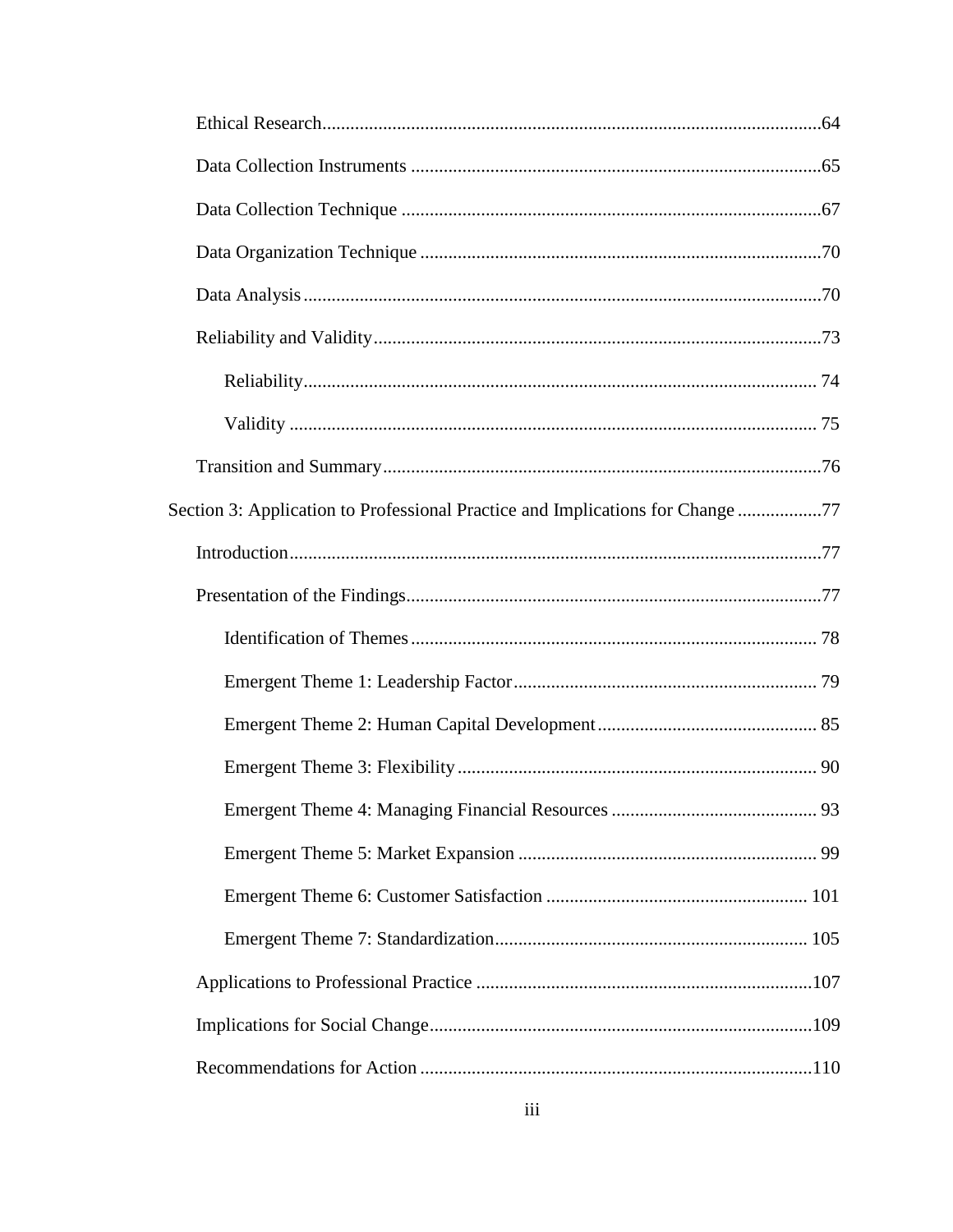Ethical Research ........................................................................................................64

Data Collection Instruments .......................................................................................65

Data Collection Technique .........................................................................................67

Data Organization Technique .....................................................................................70

Data Analysis .............................................................................................................70

Reliability and Validity...............................................................................................73

Reliability............................................................................................................ 74

Validity ............................................................................................................... 75

Transition and Summary.............................................................................................76

Section 3: Application to Professional Practice and Implications for Change .................77

Introduction................................................................................................................77

Presentation of the Findings........................................................................................77

Identification of Themes...................................................................................... 78

Emergent Theme 1: Leadership Factor................................................................ 79

Emergent Theme 2: Human Capital Development.............................................. 85

Emergent Theme 3: Flexibility............................................................................ 90

Emergent Theme 4: Managing Financial Resources ........................................... 93

Emergent Theme 5: Market Expansion ............................................................... 99

Emergent Theme 6: Customer Satisfaction ....................................................... 101

Emergent Theme 7: Standardization.................................................................. 105

Applications to Professional Practice .......................................................................107

Implications for Social Change.................................................................................109

Recommendations for Action ...................................................................................110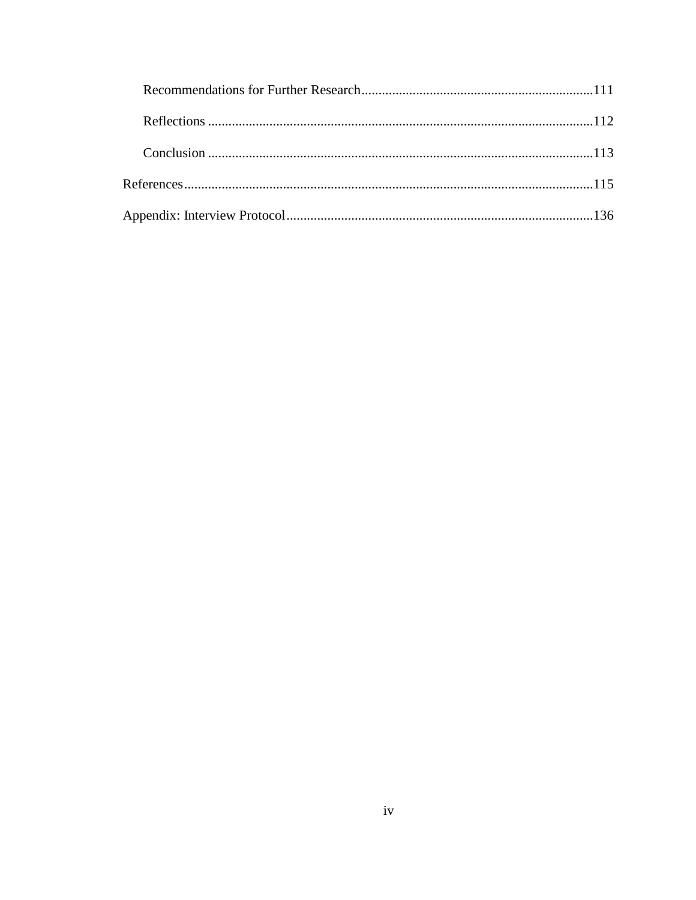Recommendations for Further Research ....................................................................111

Reflections ..................................................................................................................112

Conclusion ..................................................................................................................113

References ..........................................................................................................................115

Appendix: Interview Protocol ..........................................................................................136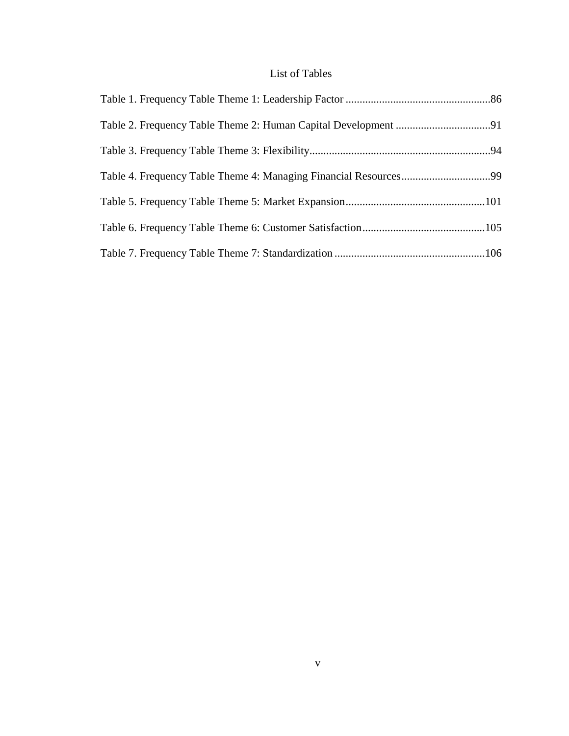# List of Tables

Table 1. Frequency Table Theme 1: Leadership Factor ....................................................86

Table 2. Frequency Table Theme 2: Human Capital Development ..................................91

Table 3. Frequency Table Theme 3: Flexibility.................................................................94

Table 4. Frequency Table Theme 4: Managing Financial Resources................................99

Table 5. Frequency Table Theme 5: Market Expansion..................................................101

Table 6. Frequency Table Theme 6: Customer Satisfaction............................................105

Table 7. Frequency Table Theme 7: Standardization ......................................................106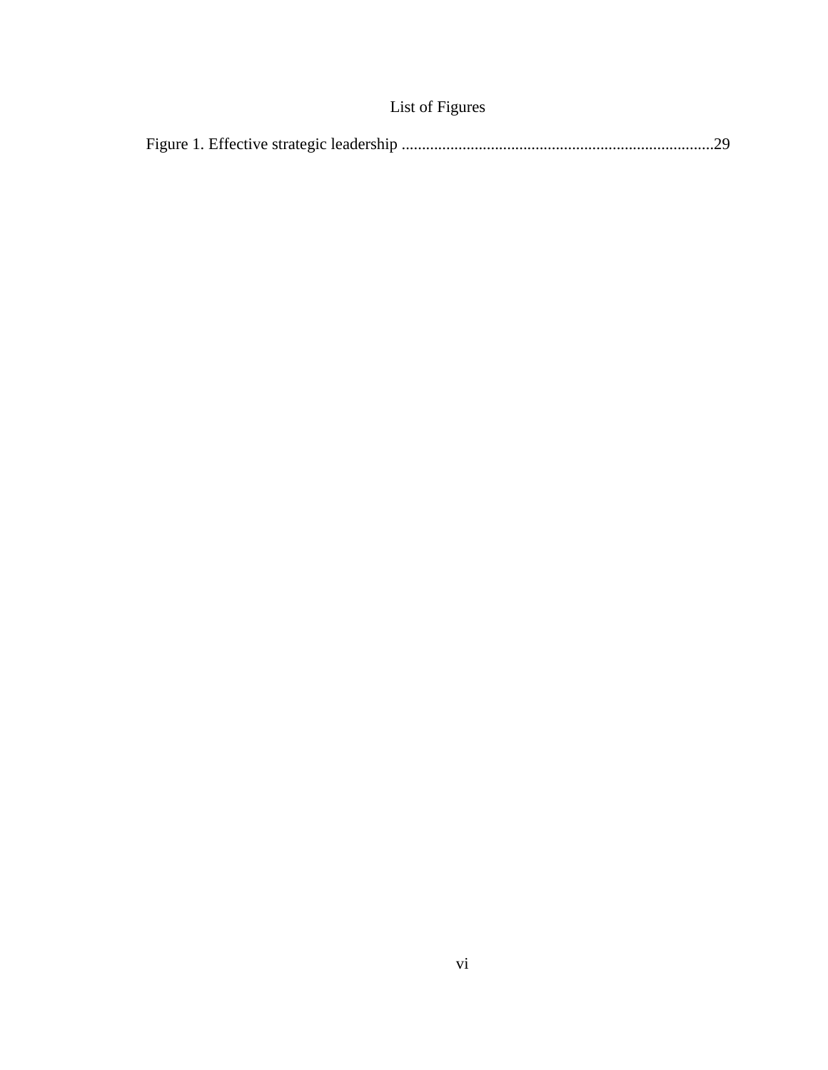# List of Figures

Figure 1. Effective strategic leadership ............................................................................29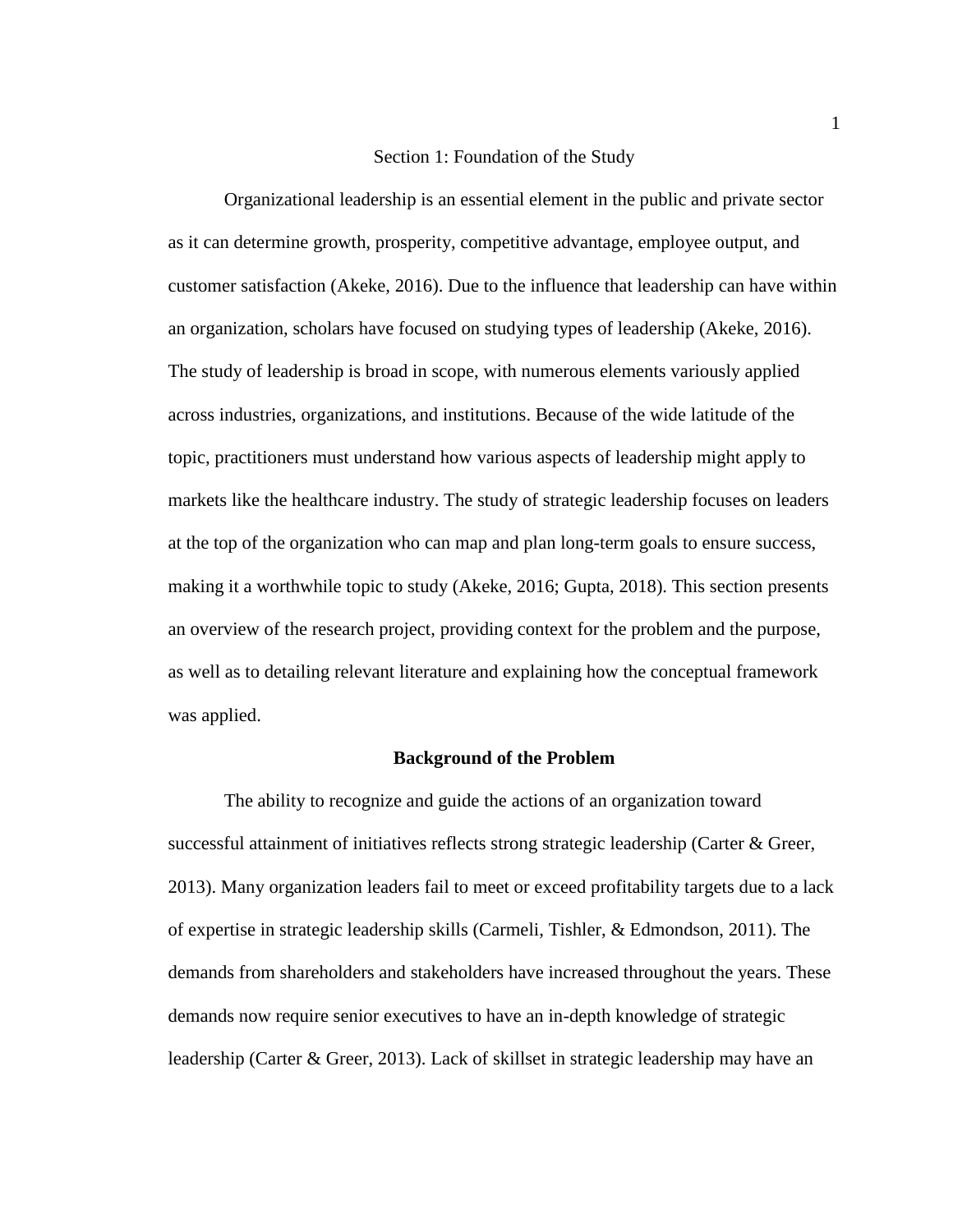# Section 1: Foundation of the Study

Organizational leadership is an essential element in the public and private sector as it can determine growth, prosperity, competitive advantage, employee output, and customer satisfaction (Akeke, 2016). Due to the influence that leadership can have within an organization, scholars have focused on studying types of leadership (Akeke, 2016). The study of leadership is broad in scope, with numerous elements variously applied across industries, organizations, and institutions. Because of the wide latitude of the topic, practitioners must understand how various aspects of leadership might apply to markets like the healthcare industry. The study of strategic leadership focuses on leaders at the top of the organization who can map and plan long-term goals to ensure success, making it a worthwhile topic to study (Akeke, 2016; Gupta, 2018). This section presents an overview of the research project, providing context for the problem and the purpose, as well as to detailing relevant literature and explaining how the conceptual framework was applied.

## Background of the Problem

The ability to recognize and guide the actions of an organization toward successful attainment of initiatives reflects strong strategic leadership (Carter & Greer, 2013). Many organization leaders fail to meet or exceed profitability targets due to a lack of expertise in strategic leadership skills (Carmeli, Tishler, & Edmondson, 2011). The demands from shareholders and stakeholders have increased throughout the years. These demands now require senior executives to have an in-depth knowledge of strategic leadership (Carter & Greer, 2013). Lack of skillset in strategic leadership may have an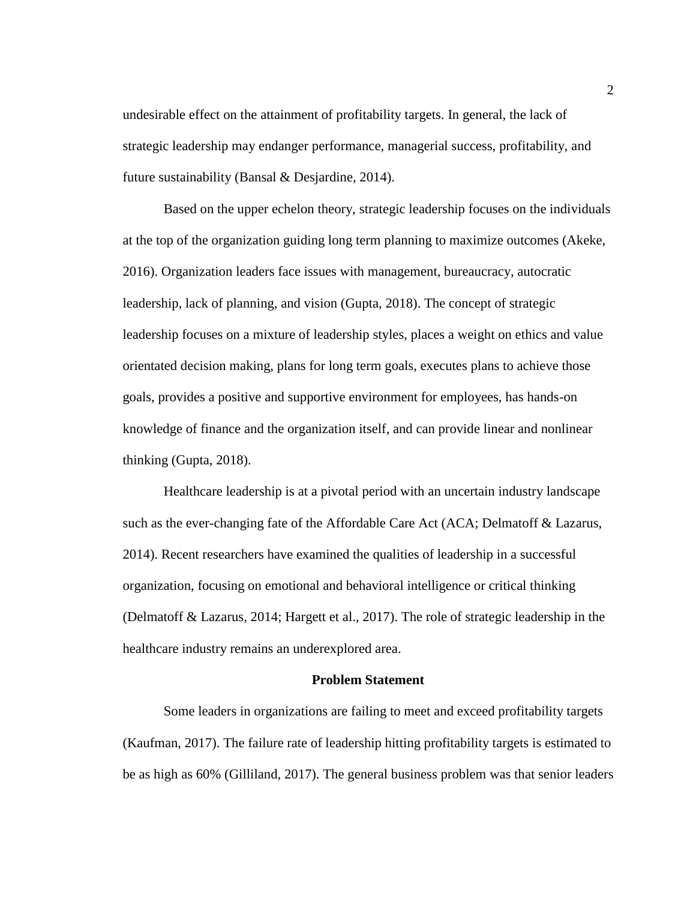undesirable effect on the attainment of profitability targets. In general, the lack of strategic leadership may endanger performance, managerial success, profitability, and future sustainability (Bansal & Desjardine, 2014).

Based on the upper echelon theory, strategic leadership focuses on the individuals at the top of the organization guiding long term planning to maximize outcomes (Akeke, 2016). Organization leaders face issues with management, bureaucracy, autocratic leadership, lack of planning, and vision (Gupta, 2018). The concept of strategic leadership focuses on a mixture of leadership styles, places a weight on ethics and value orientated decision making, plans for long term goals, executes plans to achieve those goals, provides a positive and supportive environment for employees, has hands-on knowledge of finance and the organization itself, and can provide linear and nonlinear thinking (Gupta, 2018).

Healthcare leadership is at a pivotal period with an uncertain industry landscape such as the ever-changing fate of the Affordable Care Act (ACA; Delmatoff & Lazarus, 2014). Recent researchers have examined the qualities of leadership in a successful organization, focusing on emotional and behavioral intelligence or critical thinking (Delmatoff & Lazarus, 2014; Hargett et al., 2017). The role of strategic leadership in the healthcare industry remains an underexplored area.

## Problem Statement

Some leaders in organizations are failing to meet and exceed profitability targets (Kaufman, 2017). The failure rate of leadership hitting profitability targets is estimated to be as high as 60% (Gilliland, 2017). The general business problem was that senior leaders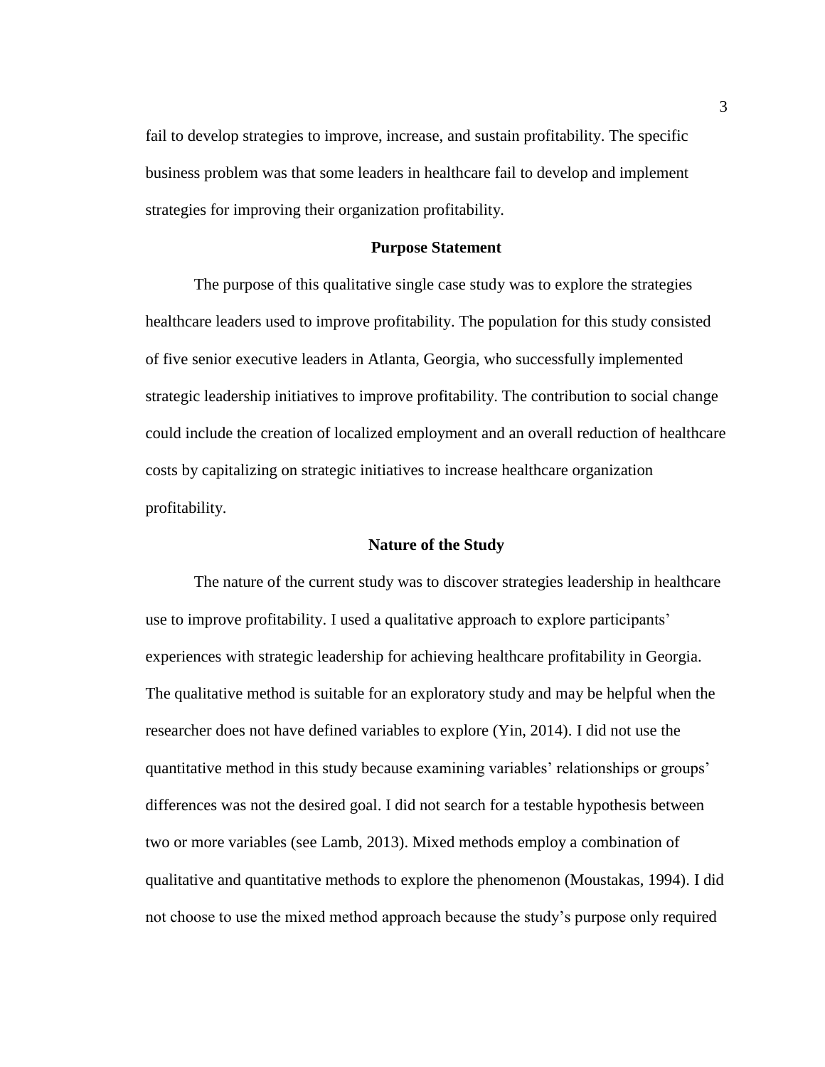fail to develop strategies to improve, increase, and sustain profitability. The specific business problem was that some leaders in healthcare fail to develop and implement strategies for improving their organization profitability.

## Purpose Statement

The purpose of this qualitative single case study was to explore the strategies healthcare leaders used to improve profitability. The population for this study consisted of five senior executive leaders in Atlanta, Georgia, who successfully implemented strategic leadership initiatives to improve profitability. The contribution to social change could include the creation of localized employment and an overall reduction of healthcare costs by capitalizing on strategic initiatives to increase healthcare organization profitability.

## Nature of the Study

The nature of the current study was to discover strategies leadership in healthcare use to improve profitability. I used a qualitative approach to explore participants' experiences with strategic leadership for achieving healthcare profitability in Georgia. The qualitative method is suitable for an exploratory study and may be helpful when the researcher does not have defined variables to explore (Yin, 2014). I did not use the quantitative method in this study because examining variables' relationships or groups' differences was not the desired goal. I did not search for a testable hypothesis between two or more variables (see Lamb, 2013). Mixed methods employ a combination of qualitative and quantitative methods to explore the phenomenon (Moustakas, 1994). I did not choose to use the mixed method approach because the study's purpose only required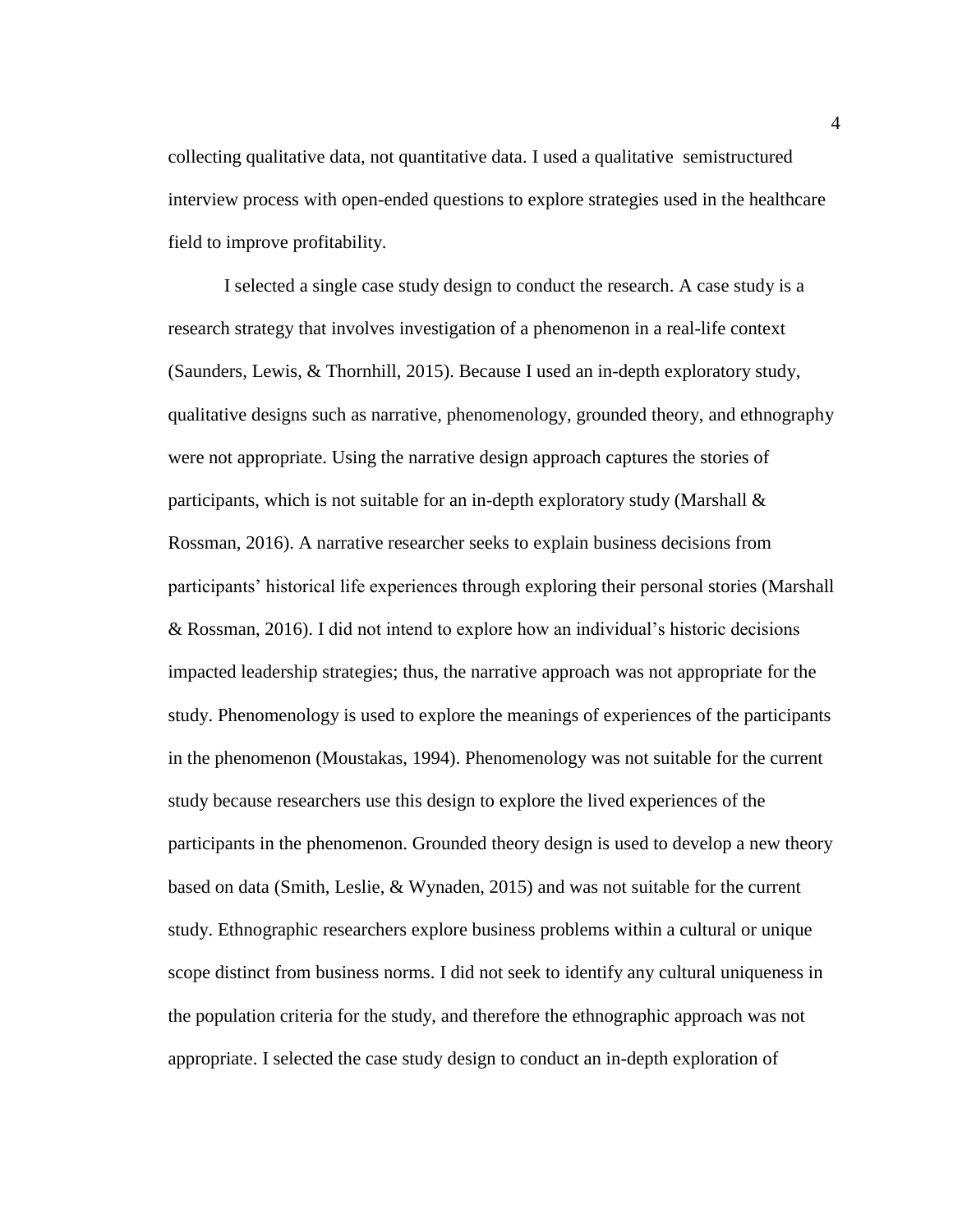collecting qualitative data, not quantitative data. I used a qualitative semistructured interview process with open-ended questions to explore strategies used in the healthcare field to improve profitability.

I selected a single case study design to conduct the research. A case study is a research strategy that involves investigation of a phenomenon in a real-life context (Saunders, Lewis, & Thornhill, 2015). Because I used an in-depth exploratory study, qualitative designs such as narrative, phenomenology, grounded theory, and ethnography were not appropriate. Using the narrative design approach captures the stories of participants, which is not suitable for an in-depth exploratory study (Marshall & Rossman, 2016). A narrative researcher seeks to explain business decisions from participants' historical life experiences through exploring their personal stories (Marshall & Rossman, 2016). I did not intend to explore how an individual's historic decisions impacted leadership strategies; thus, the narrative approach was not appropriate for the study. Phenomenology is used to explore the meanings of experiences of the participants in the phenomenon (Moustakas, 1994). Phenomenology was not suitable for the current study because researchers use this design to explore the lived experiences of the participants in the phenomenon. Grounded theory design is used to develop a new theory based on data (Smith, Leslie, & Wynaden, 2015) and was not suitable for the current study. Ethnographic researchers explore business problems within a cultural or unique scope distinct from business norms. I did not seek to identify any cultural uniqueness in the population criteria for the study, and therefore the ethnographic approach was not appropriate. I selected the case study design to conduct an in-depth exploration of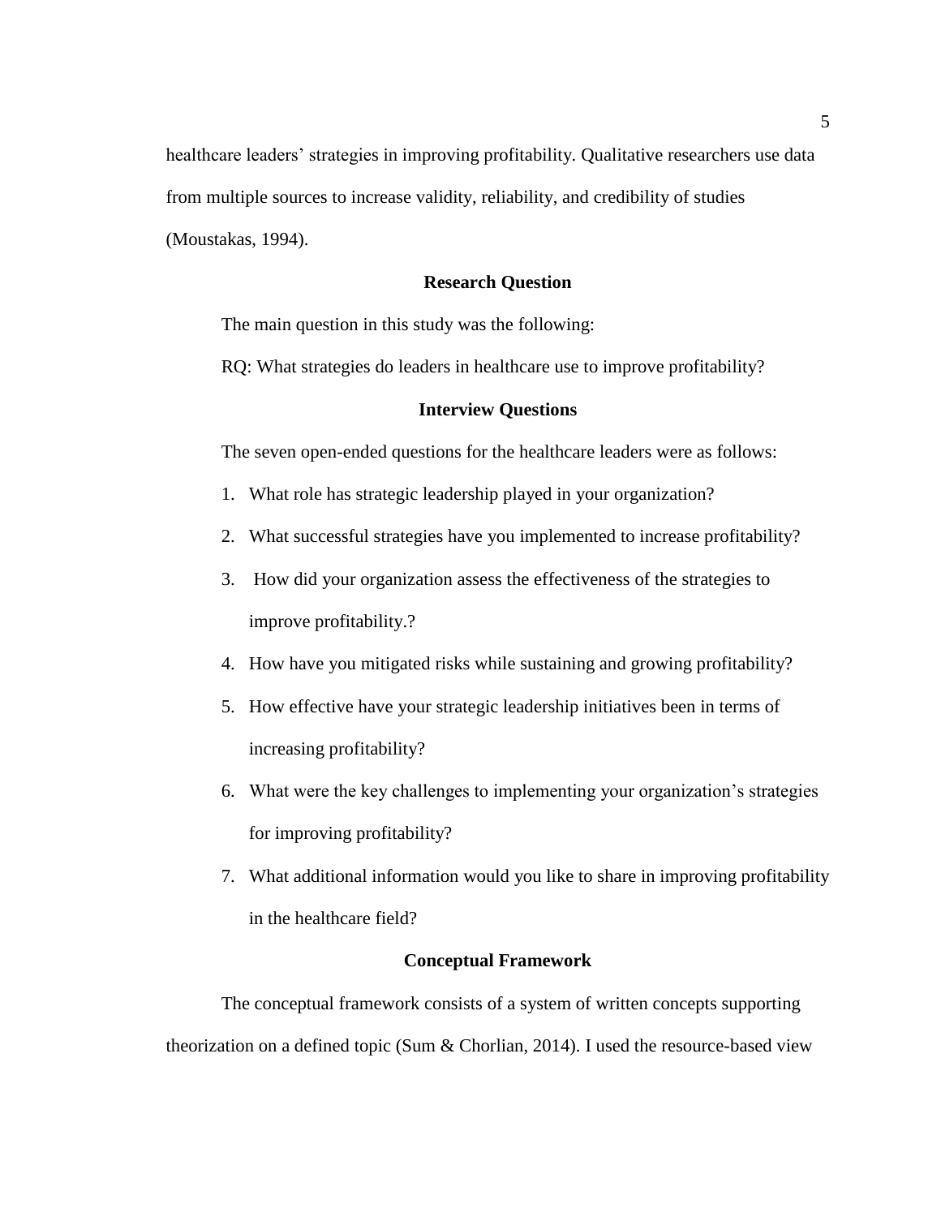healthcare leaders' strategies in improving profitability. Qualitative researchers use data from multiple sources to increase validity, reliability, and credibility of studies (Moustakas, 1994).

## Research Question

The main question in this study was the following:

RQ: What strategies do leaders in healthcare use to improve profitability?

## Interview Questions

The seven open-ended questions for the healthcare leaders were as follows:

1. What role has strategic leadership played in your organization?
2. What successful strategies have you implemented to increase profitability?
3. How did your organization assess the effectiveness of the strategies to improve profitability.?
4. How have you mitigated risks while sustaining and growing profitability?
5. How effective have your strategic leadership initiatives been in terms of increasing profitability?
6. What were the key challenges to implementing your organization's strategies for improving profitability?
7. What additional information would you like to share in improving profitability in the healthcare field?

## Conceptual Framework

The conceptual framework consists of a system of written concepts supporting theorization on a defined topic (Sum & Chorlian, 2014). I used the resource-based view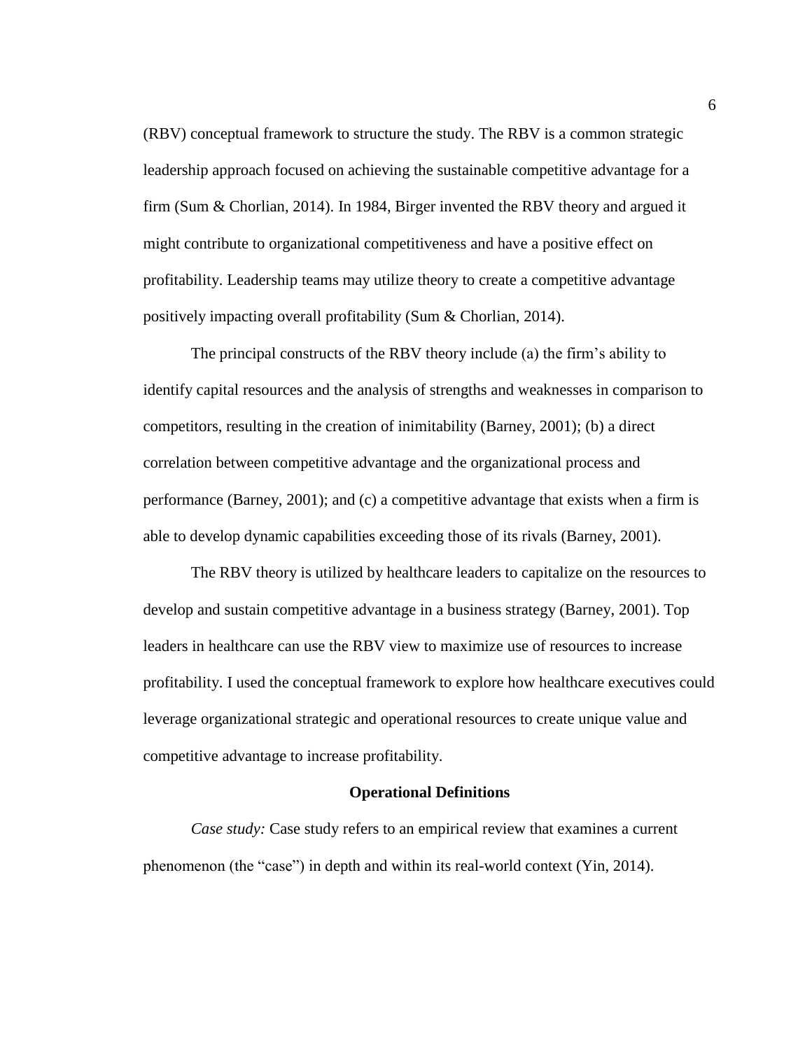(RBV) conceptual framework to structure the study. The RBV is a common strategic leadership approach focused on achieving the sustainable competitive advantage for a firm (Sum & Chorlian, 2014). In 1984, Birger invented the RBV theory and argued it might contribute to organizational competitiveness and have a positive effect on profitability. Leadership teams may utilize theory to create a competitive advantage positively impacting overall profitability (Sum & Chorlian, 2014).

The principal constructs of the RBV theory include (a) the firm's ability to identify capital resources and the analysis of strengths and weaknesses in comparison to competitors, resulting in the creation of inimitability (Barney, 2001); (b) a direct correlation between competitive advantage and the organizational process and performance (Barney, 2001); and (c) a competitive advantage that exists when a firm is able to develop dynamic capabilities exceeding those of its rivals (Barney, 2001).

The RBV theory is utilized by healthcare leaders to capitalize on the resources to develop and sustain competitive advantage in a business strategy (Barney, 2001). Top leaders in healthcare can use the RBV view to maximize use of resources to increase profitability. I used the conceptual framework to explore how healthcare executives could leverage organizational strategic and operational resources to create unique value and competitive advantage to increase profitability.

## Operational Definitions

*Case study:* Case study refers to an empirical review that examines a current phenomenon (the "case") in depth and within its real-world context (Yin, 2014).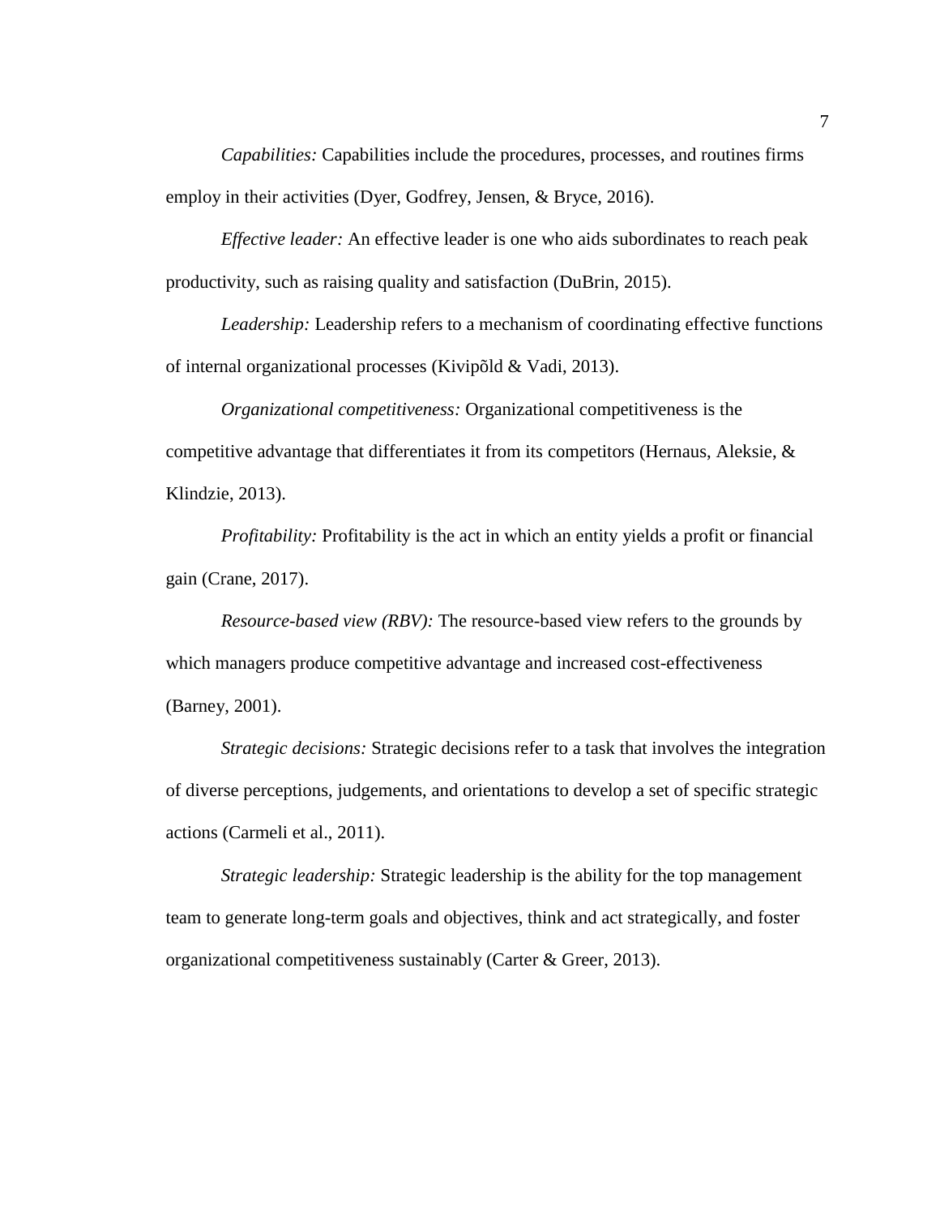*Capabilities:* Capabilities include the procedures, processes, and routines firms employ in their activities (Dyer, Godfrey, Jensen, & Bryce, 2016).

*Effective leader:* An effective leader is one who aids subordinates to reach peak productivity, such as raising quality and satisfaction (DuBrin, 2015).

*Leadership:* Leadership refers to a mechanism of coordinating effective functions of internal organizational processes (Kivipõld & Vadi, 2013).

*Organizational competitiveness:* Organizational competitiveness is the competitive advantage that differentiates it from its competitors (Hernaus, Aleksie, & Klindzie, 2013).

*Profitability:* Profitability is the act in which an entity yields a profit or financial gain (Crane, 2017).

*Resource-based view (RBV):* The resource-based view refers to the grounds by which managers produce competitive advantage and increased cost-effectiveness (Barney, 2001).

*Strategic decisions:* Strategic decisions refer to a task that involves the integration of diverse perceptions, judgements, and orientations to develop a set of specific strategic actions (Carmeli et al., 2011).

*Strategic leadership:* Strategic leadership is the ability for the top management team to generate long-term goals and objectives, think and act strategically, and foster organizational competitiveness sustainably (Carter & Greer, 2013).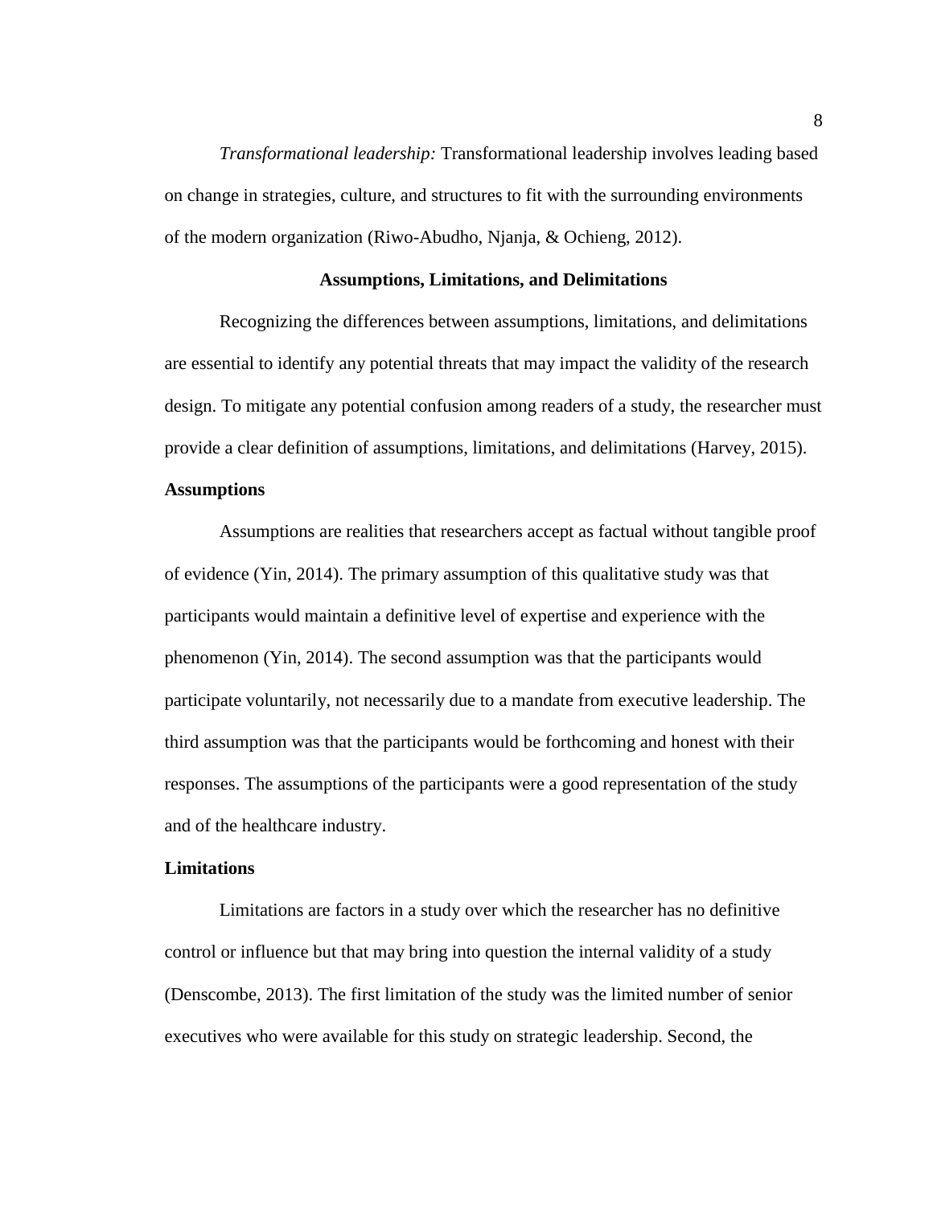*Transformational leadership:* Transformational leadership involves leading based on change in strategies, culture, and structures to fit with the surrounding environments of the modern organization (Riwo-Abudho, Njanja, & Ochieng, 2012).

## Assumptions, Limitations, and Delimitations

Recognizing the differences between assumptions, limitations, and delimitations are essential to identify any potential threats that may impact the validity of the research design. To mitigate any potential confusion among readers of a study, the researcher must provide a clear definition of assumptions, limitations, and delimitations (Harvey, 2015).

### Assumptions

Assumptions are realities that researchers accept as factual without tangible proof of evidence (Yin, 2014). The primary assumption of this qualitative study was that participants would maintain a definitive level of expertise and experience with the phenomenon (Yin, 2014). The second assumption was that the participants would participate voluntarily, not necessarily due to a mandate from executive leadership. The third assumption was that the participants would be forthcoming and honest with their responses. The assumptions of the participants were a good representation of the study and of the healthcare industry.

### Limitations

Limitations are factors in a study over which the researcher has no definitive control or influence but that may bring into question the internal validity of a study (Denscombe, 2013). The first limitation of the study was the limited number of senior executives who were available for this study on strategic leadership. Second, the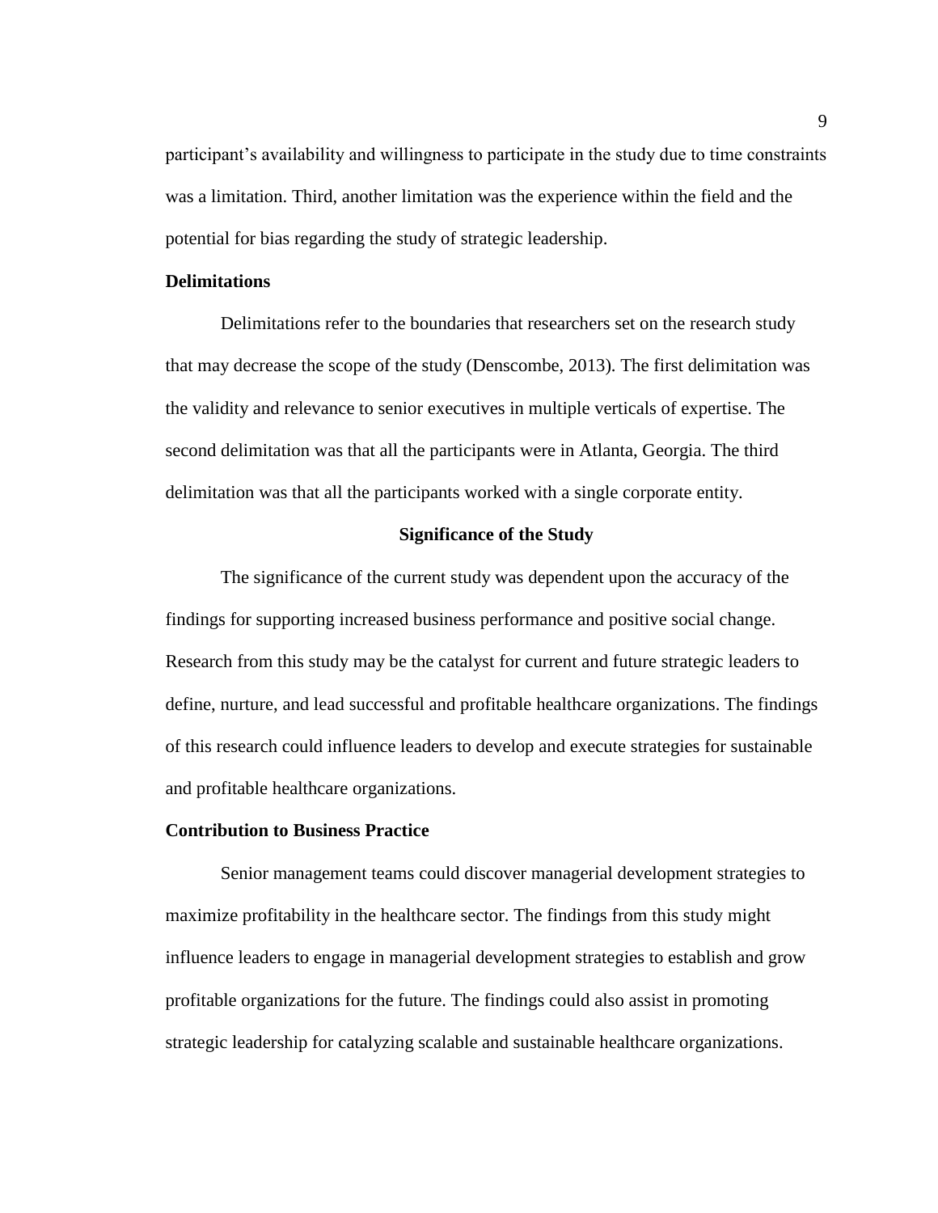participant's availability and willingness to participate in the study due to time constraints was a limitation. Third, another limitation was the experience within the field and the potential for bias regarding the study of strategic leadership.

### Delimitations

Delimitations refer to the boundaries that researchers set on the research study that may decrease the scope of the study (Denscombe, 2013). The first delimitation was the validity and relevance to senior executives in multiple verticals of expertise. The second delimitation was that all the participants were in Atlanta, Georgia. The third delimitation was that all the participants worked with a single corporate entity.

## Significance of the Study

The significance of the current study was dependent upon the accuracy of the findings for supporting increased business performance and positive social change. Research from this study may be the catalyst for current and future strategic leaders to define, nurture, and lead successful and profitable healthcare organizations. The findings of this research could influence leaders to develop and execute strategies for sustainable and profitable healthcare organizations.

### Contribution to Business Practice

Senior management teams could discover managerial development strategies to maximize profitability in the healthcare sector. The findings from this study might influence leaders to engage in managerial development strategies to establish and grow profitable organizations for the future. The findings could also assist in promoting strategic leadership for catalyzing scalable and sustainable healthcare organizations.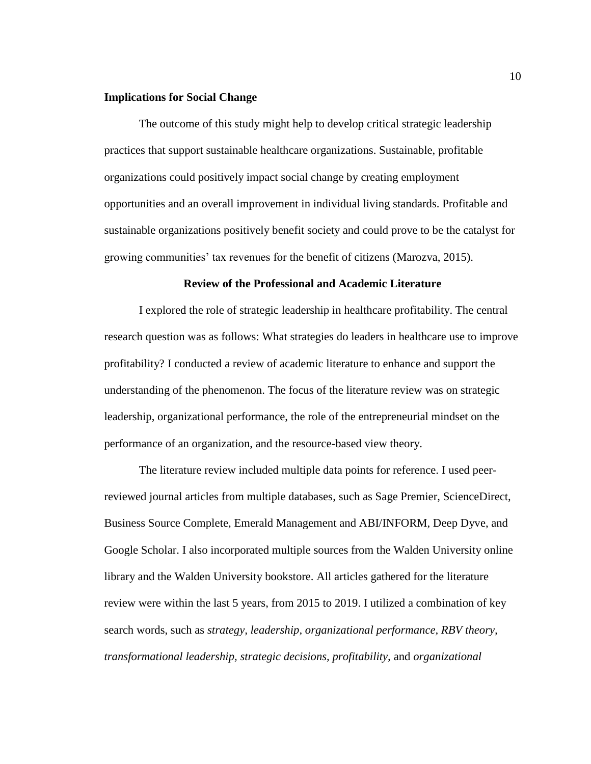### Implications for Social Change

The outcome of this study might help to develop critical strategic leadership practices that support sustainable healthcare organizations. Sustainable, profitable organizations could positively impact social change by creating employment opportunities and an overall improvement in individual living standards. Profitable and sustainable organizations positively benefit society and could prove to be the catalyst for growing communities' tax revenues for the benefit of citizens (Marozva, 2015).

## Review of the Professional and Academic Literature

I explored the role of strategic leadership in healthcare profitability. The central research question was as follows: What strategies do leaders in healthcare use to improve profitability? I conducted a review of academic literature to enhance and support the understanding of the phenomenon. The focus of the literature review was on strategic leadership, organizational performance, the role of the entrepreneurial mindset on the performance of an organization, and the resource-based view theory.

The literature review included multiple data points for reference. I used peer-reviewed journal articles from multiple databases, such as Sage Premier, ScienceDirect, Business Source Complete, Emerald Management and ABI/INFORM, Deep Dyve, and Google Scholar. I also incorporated multiple sources from the Walden University online library and the Walden University bookstore. All articles gathered for the literature review were within the last 5 years, from 2015 to 2019. I utilized a combination of key search words, such as *strategy, leadership, organizational performance, RBV theory, transformational leadership, strategic decisions, profitability,* and *organizational*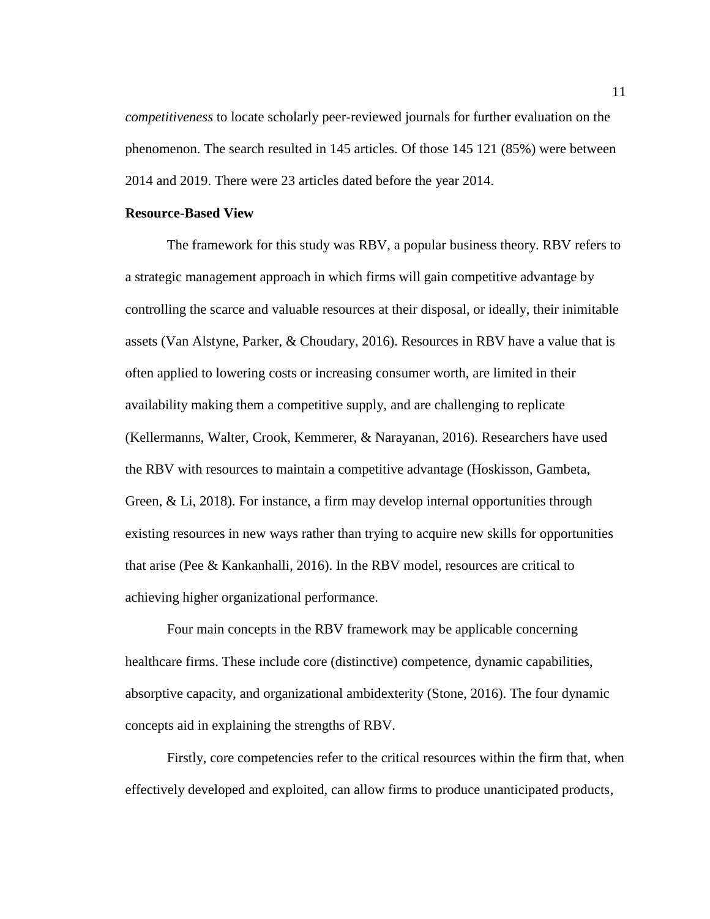*competitiveness* to locate scholarly peer-reviewed journals for further evaluation on the phenomenon. The search resulted in 145 articles. Of those 145 121 (85%) were between 2014 and 2019. There were 23 articles dated before the year 2014.

**Resource-Based View**

The framework for this study was RBV, a popular business theory. RBV refers to a strategic management approach in which firms will gain competitive advantage by controlling the scarce and valuable resources at their disposal, or ideally, their inimitable assets (Van Alstyne, Parker, & Choudary, 2016). Resources in RBV have a value that is often applied to lowering costs or increasing consumer worth, are limited in their availability making them a competitive supply, and are challenging to replicate (Kellermanns, Walter, Crook, Kemmerer, & Narayanan, 2016). Researchers have used the RBV with resources to maintain a competitive advantage (Hoskisson, Gambeta, Green, & Li, 2018). For instance, a firm may develop internal opportunities through existing resources in new ways rather than trying to acquire new skills for opportunities that arise (Pee & Kankanhalli, 2016). In the RBV model, resources are critical to achieving higher organizational performance.

Four main concepts in the RBV framework may be applicable concerning healthcare firms. These include core (distinctive) competence, dynamic capabilities, absorptive capacity, and organizational ambidexterity (Stone, 2016). The four dynamic concepts aid in explaining the strengths of RBV.

Firstly, core competencies refer to the critical resources within the firm that, when effectively developed and exploited, can allow firms to produce unanticipated products,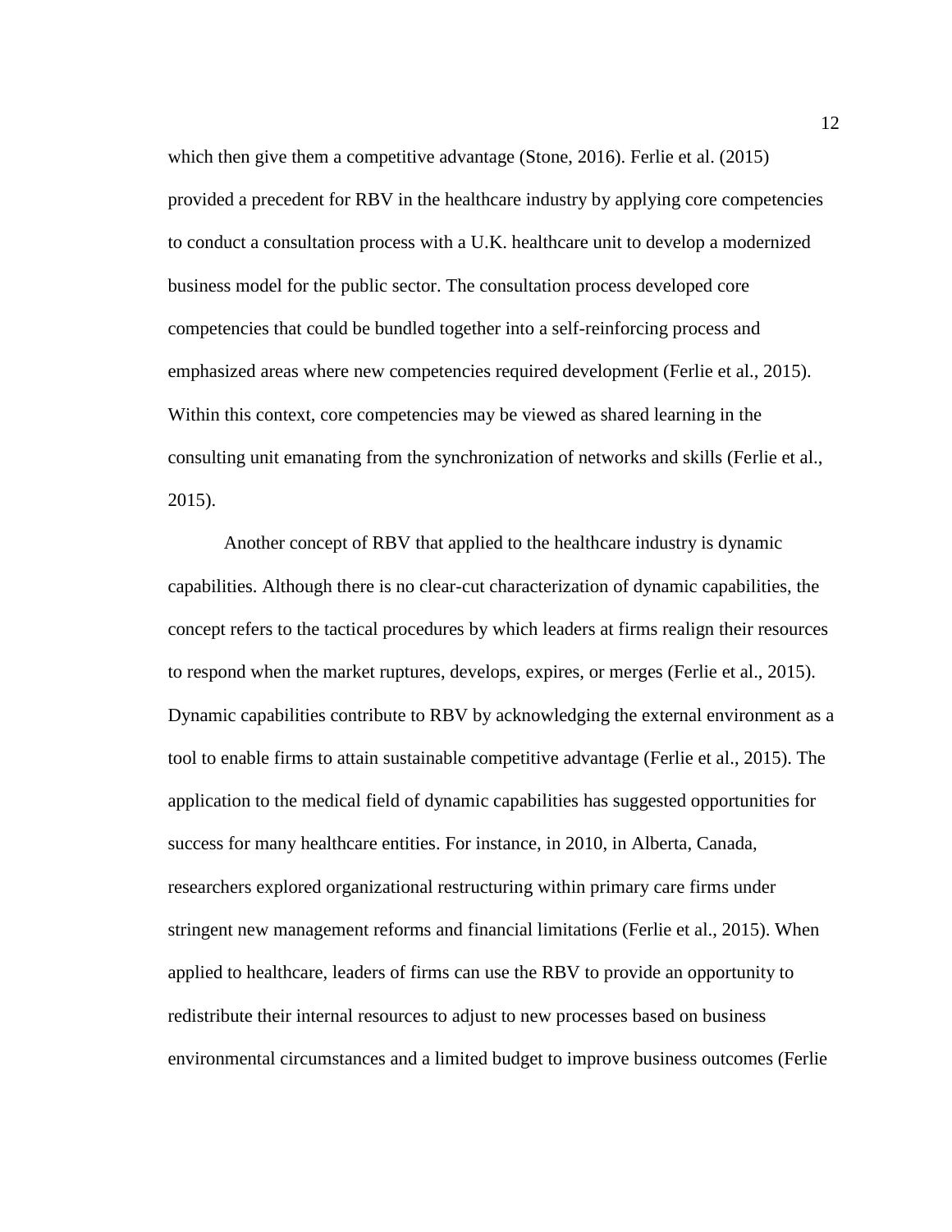which then give them a competitive advantage (Stone, 2016). Ferlie et al. (2015) provided a precedent for RBV in the healthcare industry by applying core competencies to conduct a consultation process with a U.K. healthcare unit to develop a modernized business model for the public sector. The consultation process developed core competencies that could be bundled together into a self-reinforcing process and emphasized areas where new competencies required development (Ferlie et al., 2015). Within this context, core competencies may be viewed as shared learning in the consulting unit emanating from the synchronization of networks and skills (Ferlie et al., 2015).

Another concept of RBV that applied to the healthcare industry is dynamic capabilities. Although there is no clear-cut characterization of dynamic capabilities, the concept refers to the tactical procedures by which leaders at firms realign their resources to respond when the market ruptures, develops, expires, or merges (Ferlie et al., 2015). Dynamic capabilities contribute to RBV by acknowledging the external environment as a tool to enable firms to attain sustainable competitive advantage (Ferlie et al., 2015). The application to the medical field of dynamic capabilities has suggested opportunities for success for many healthcare entities. For instance, in 2010, in Alberta, Canada, researchers explored organizational restructuring within primary care firms under stringent new management reforms and financial limitations (Ferlie et al., 2015). When applied to healthcare, leaders of firms can use the RBV to provide an opportunity to redistribute their internal resources to adjust to new processes based on business environmental circumstances and a limited budget to improve business outcomes (Ferlie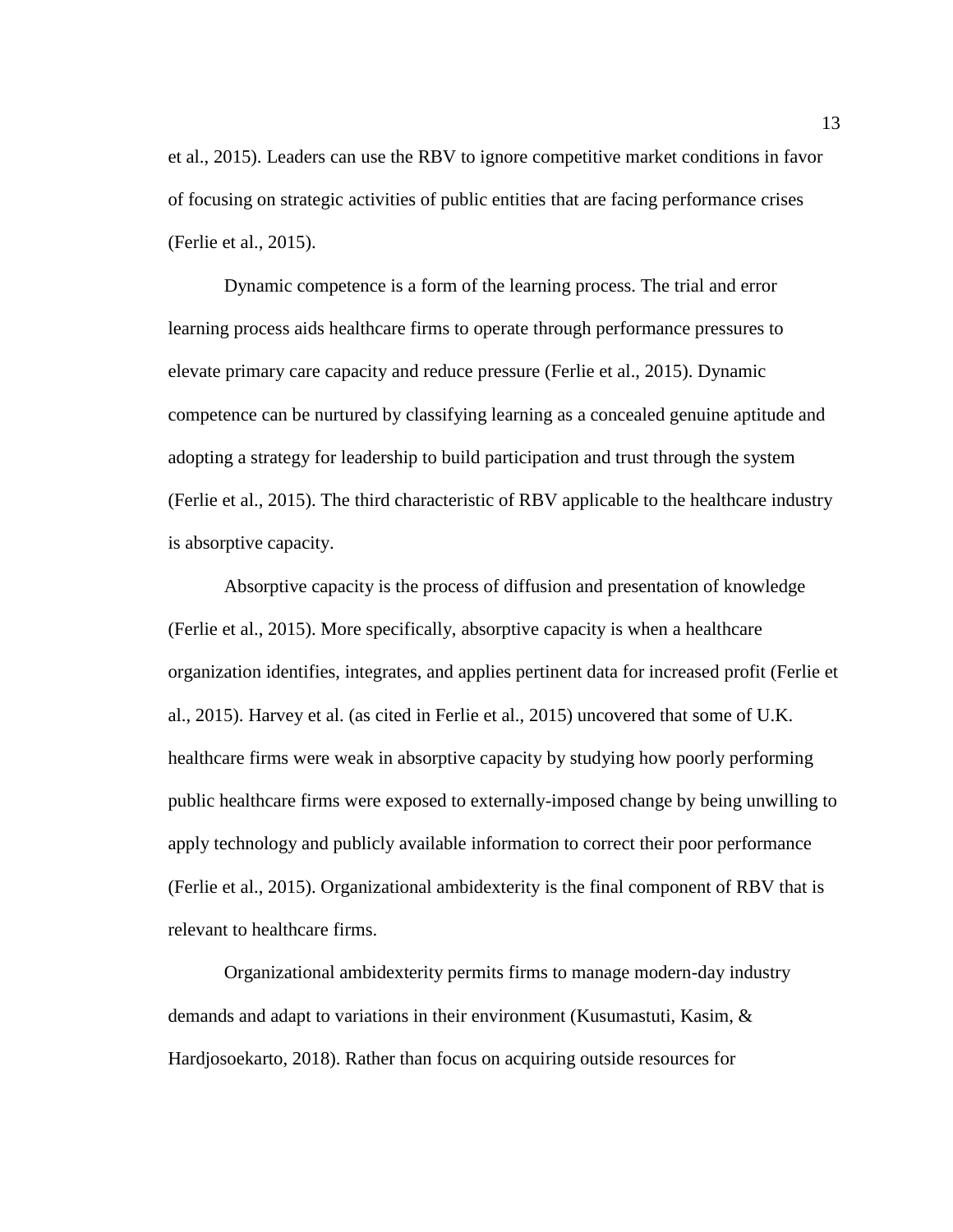et al., 2015). Leaders can use the RBV to ignore competitive market conditions in favor of focusing on strategic activities of public entities that are facing performance crises (Ferlie et al., 2015).

Dynamic competence is a form of the learning process. The trial and error learning process aids healthcare firms to operate through performance pressures to elevate primary care capacity and reduce pressure (Ferlie et al., 2015). Dynamic competence can be nurtured by classifying learning as a concealed genuine aptitude and adopting a strategy for leadership to build participation and trust through the system (Ferlie et al., 2015). The third characteristic of RBV applicable to the healthcare industry is absorptive capacity.

Absorptive capacity is the process of diffusion and presentation of knowledge (Ferlie et al., 2015). More specifically, absorptive capacity is when a healthcare organization identifies, integrates, and applies pertinent data for increased profit (Ferlie et al., 2015). Harvey et al. (as cited in Ferlie et al., 2015) uncovered that some of U.K. healthcare firms were weak in absorptive capacity by studying how poorly performing public healthcare firms were exposed to externally-imposed change by being unwilling to apply technology and publicly available information to correct their poor performance (Ferlie et al., 2015). Organizational ambidexterity is the final component of RBV that is relevant to healthcare firms.

Organizational ambidexterity permits firms to manage modern-day industry demands and adapt to variations in their environment (Kusumastuti, Kasim, & Hardjosoekarto, 2018). Rather than focus on acquiring outside resources for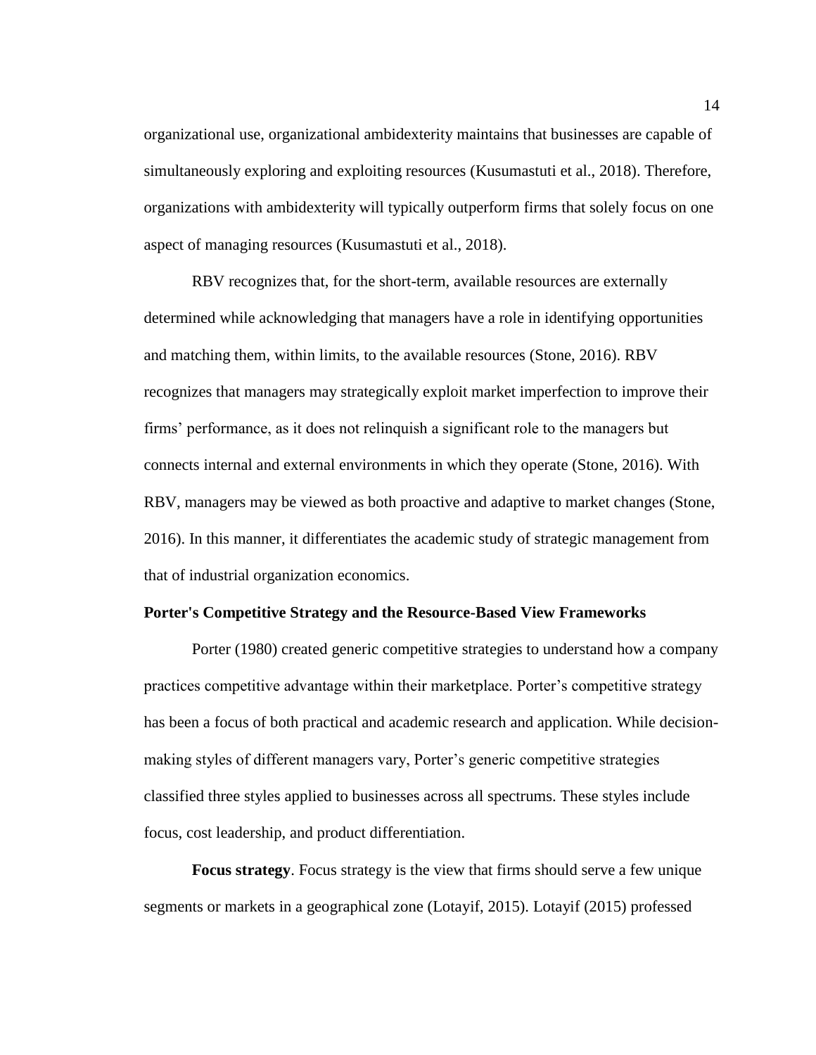organizational use, organizational ambidexterity maintains that businesses are capable of simultaneously exploring and exploiting resources (Kusumastuti et al., 2018). Therefore, organizations with ambidexterity will typically outperform firms that solely focus on one aspect of managing resources (Kusumastuti et al., 2018).

RBV recognizes that, for the short-term, available resources are externally determined while acknowledging that managers have a role in identifying opportunities and matching them, within limits, to the available resources (Stone, 2016). RBV recognizes that managers may strategically exploit market imperfection to improve their firms' performance, as it does not relinquish a significant role to the managers but connects internal and external environments in which they operate (Stone, 2016). With RBV, managers may be viewed as both proactive and adaptive to market changes (Stone, 2016). In this manner, it differentiates the academic study of strategic management from that of industrial organization economics.

### Porter's Competitive Strategy and the Resource-Based View Frameworks

Porter (1980) created generic competitive strategies to understand how a company practices competitive advantage within their marketplace. Porter's competitive strategy has been a focus of both practical and academic research and application. While decision-making styles of different managers vary, Porter's generic competitive strategies classified three styles applied to businesses across all spectrums. These styles include focus, cost leadership, and product differentiation.

**Focus strategy**. Focus strategy is the view that firms should serve a few unique segments or markets in a geographical zone (Lotayif, 2015). Lotayif (2015) professed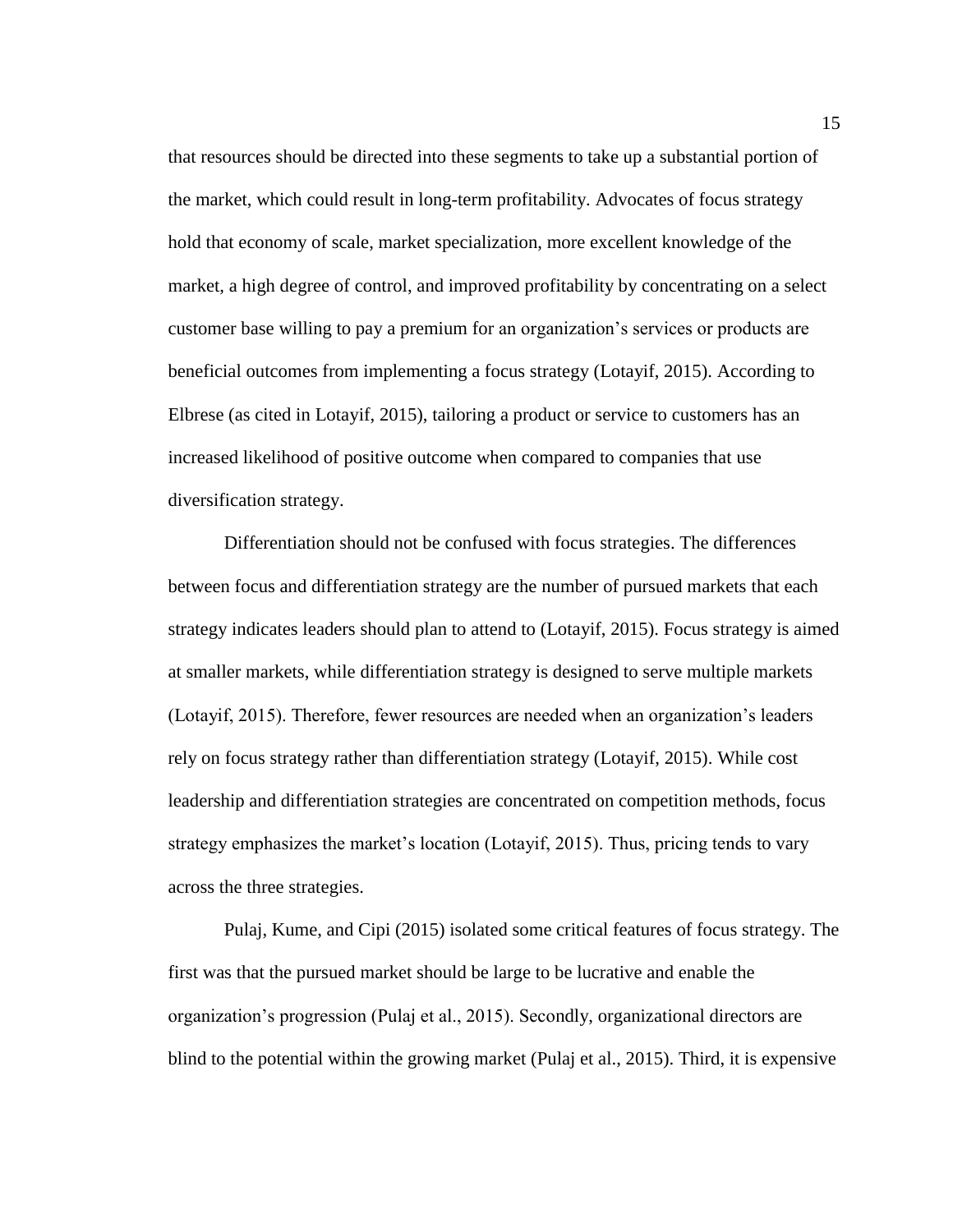that resources should be directed into these segments to take up a substantial portion of the market, which could result in long-term profitability. Advocates of focus strategy hold that economy of scale, market specialization, more excellent knowledge of the market, a high degree of control, and improved profitability by concentrating on a select customer base willing to pay a premium for an organization's services or products are beneficial outcomes from implementing a focus strategy (Lotayif, 2015). According to Elbrese (as cited in Lotayif, 2015), tailoring a product or service to customers has an increased likelihood of positive outcome when compared to companies that use diversification strategy.

Differentiation should not be confused with focus strategies. The differences between focus and differentiation strategy are the number of pursued markets that each strategy indicates leaders should plan to attend to (Lotayif, 2015). Focus strategy is aimed at smaller markets, while differentiation strategy is designed to serve multiple markets (Lotayif, 2015). Therefore, fewer resources are needed when an organization's leaders rely on focus strategy rather than differentiation strategy (Lotayif, 2015). While cost leadership and differentiation strategies are concentrated on competition methods, focus strategy emphasizes the market's location (Lotayif, 2015). Thus, pricing tends to vary across the three strategies.

Pulaj, Kume, and Cipi (2015) isolated some critical features of focus strategy. The first was that the pursued market should be large to be lucrative and enable the organization's progression (Pulaj et al., 2015). Secondly, organizational directors are blind to the potential within the growing market (Pulaj et al., 2015). Third, it is expensive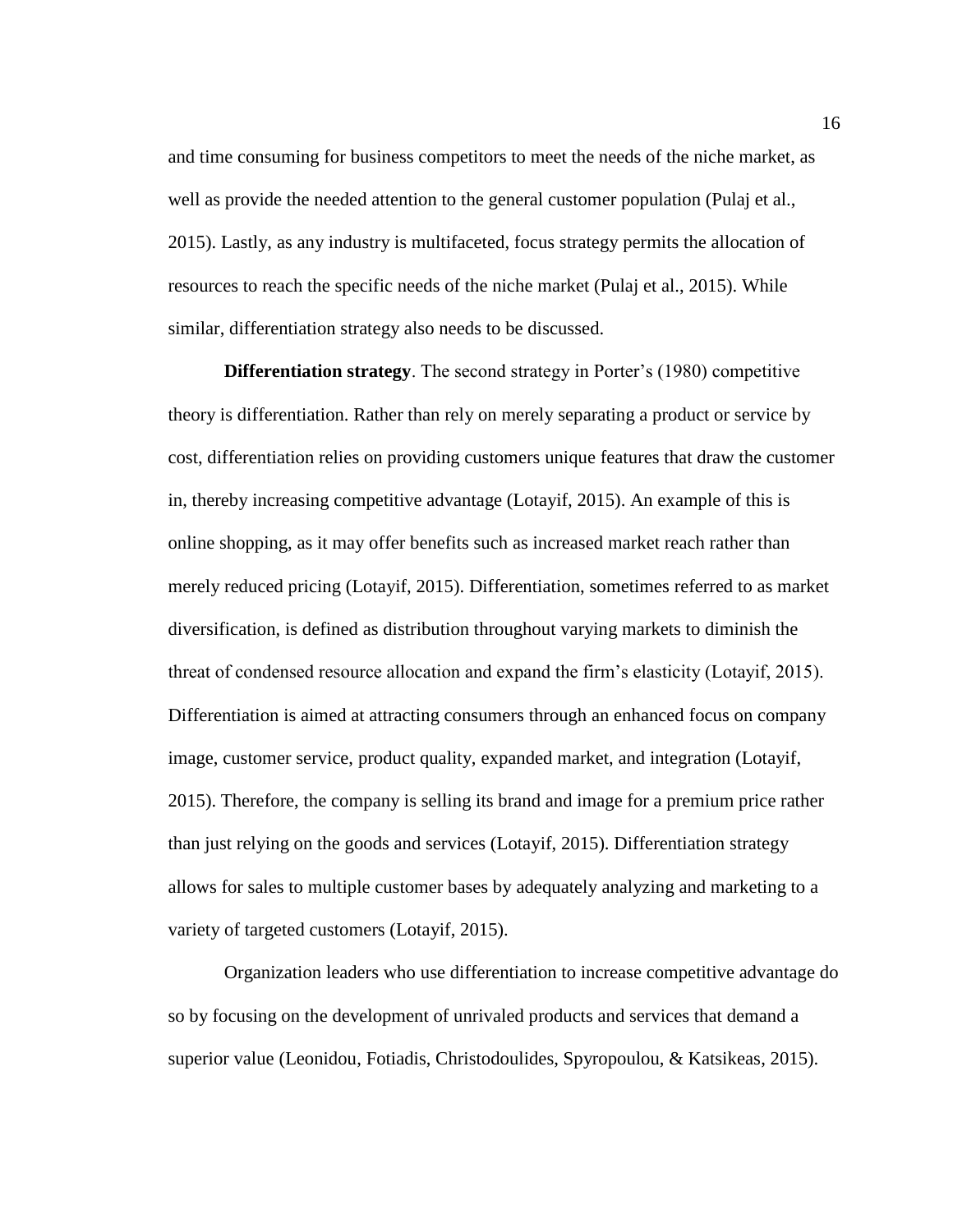and time consuming for business competitors to meet the needs of the niche market, as well as provide the needed attention to the general customer population (Pulaj et al., 2015). Lastly, as any industry is multifaceted, focus strategy permits the allocation of resources to reach the specific needs of the niche market (Pulaj et al., 2015). While similar, differentiation strategy also needs to be discussed.

**Differentiation strategy**. The second strategy in Porter's (1980) competitive theory is differentiation. Rather than rely on merely separating a product or service by cost, differentiation relies on providing customers unique features that draw the customer in, thereby increasing competitive advantage (Lotayif, 2015). An example of this is online shopping, as it may offer benefits such as increased market reach rather than merely reduced pricing (Lotayif, 2015). Differentiation, sometimes referred to as market diversification, is defined as distribution throughout varying markets to diminish the threat of condensed resource allocation and expand the firm's elasticity (Lotayif, 2015). Differentiation is aimed at attracting consumers through an enhanced focus on company image, customer service, product quality, expanded market, and integration (Lotayif, 2015). Therefore, the company is selling its brand and image for a premium price rather than just relying on the goods and services (Lotayif, 2015). Differentiation strategy allows for sales to multiple customer bases by adequately analyzing and marketing to a variety of targeted customers (Lotayif, 2015).

Organization leaders who use differentiation to increase competitive advantage do so by focusing on the development of unrivaled products and services that demand a superior value (Leonidou, Fotiadis, Christodoulides, Spyropoulou, & Katsikeas, 2015).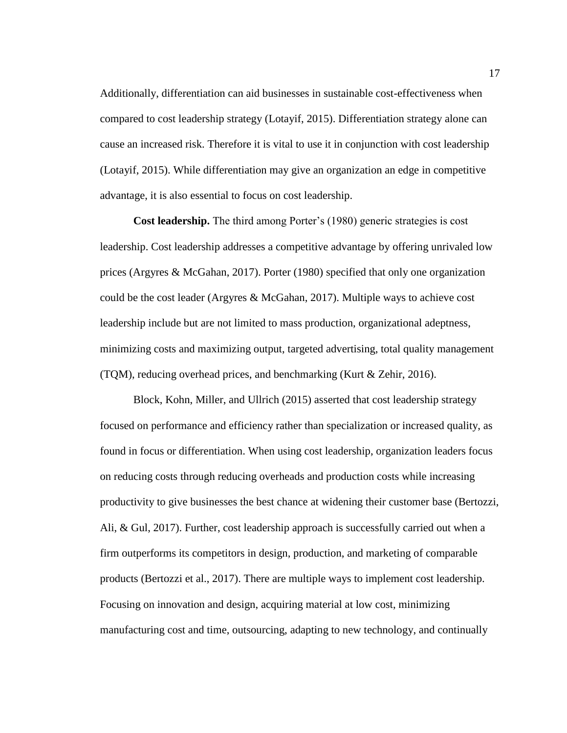Additionally, differentiation can aid businesses in sustainable cost-effectiveness when compared to cost leadership strategy (Lotayif, 2015). Differentiation strategy alone can cause an increased risk. Therefore it is vital to use it in conjunction with cost leadership (Lotayif, 2015). While differentiation may give an organization an edge in competitive advantage, it is also essential to focus on cost leadership.

**Cost leadership.** The third among Porter's (1980) generic strategies is cost leadership. Cost leadership addresses a competitive advantage by offering unrivaled low prices (Argyres & McGahan, 2017). Porter (1980) specified that only one organization could be the cost leader (Argyres & McGahan, 2017). Multiple ways to achieve cost leadership include but are not limited to mass production, organizational adeptness, minimizing costs and maximizing output, targeted advertising, total quality management (TQM), reducing overhead prices, and benchmarking (Kurt & Zehir, 2016).

Block, Kohn, Miller, and Ullrich (2015) asserted that cost leadership strategy focused on performance and efficiency rather than specialization or increased quality, as found in focus or differentiation. When using cost leadership, organization leaders focus on reducing costs through reducing overheads and production costs while increasing productivity to give businesses the best chance at widening their customer base (Bertozzi, Ali, & Gul, 2017). Further, cost leadership approach is successfully carried out when a firm outperforms its competitors in design, production, and marketing of comparable products (Bertozzi et al., 2017). There are multiple ways to implement cost leadership. Focusing on innovation and design, acquiring material at low cost, minimizing manufacturing cost and time, outsourcing, adapting to new technology, and continually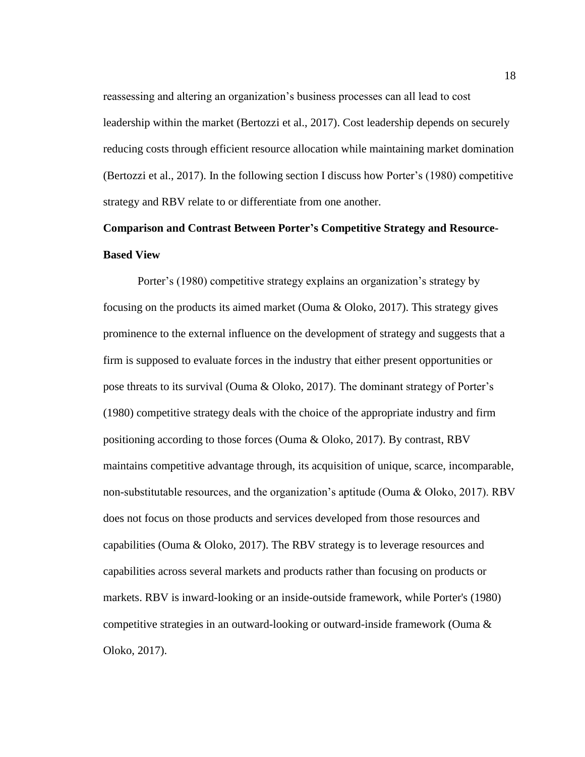reassessing and altering an organization's business processes can all lead to cost leadership within the market (Bertozzi et al., 2017). Cost leadership depends on securely reducing costs through efficient resource allocation while maintaining market domination (Bertozzi et al., 2017). In the following section I discuss how Porter's (1980) competitive strategy and RBV relate to or differentiate from one another.

**Comparison and Contrast Between Porter's Competitive Strategy and Resource-Based View**

Porter's (1980) competitive strategy explains an organization's strategy by focusing on the products its aimed market (Ouma & Oloko, 2017). This strategy gives prominence to the external influence on the development of strategy and suggests that a firm is supposed to evaluate forces in the industry that either present opportunities or pose threats to its survival (Ouma & Oloko, 2017). The dominant strategy of Porter's (1980) competitive strategy deals with the choice of the appropriate industry and firm positioning according to those forces (Ouma & Oloko, 2017). By contrast, RBV maintains competitive advantage through, its acquisition of unique, scarce, incomparable, non-substitutable resources, and the organization's aptitude (Ouma & Oloko, 2017). RBV does not focus on those products and services developed from those resources and capabilities (Ouma & Oloko, 2017). The RBV strategy is to leverage resources and capabilities across several markets and products rather than focusing on products or markets. RBV is inward-looking or an inside-outside framework, while Porter's (1980) competitive strategies in an outward-looking or outward-inside framework (Ouma & Oloko, 2017).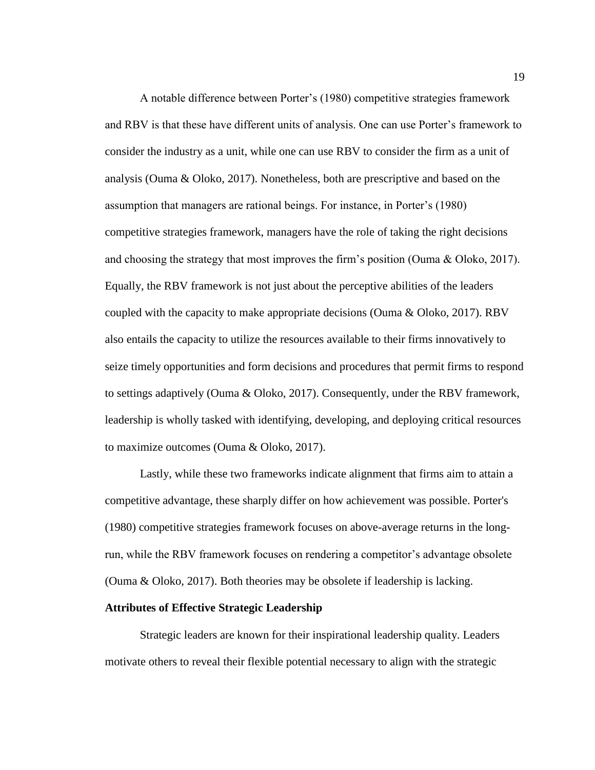A notable difference between Porter's (1980) competitive strategies framework and RBV is that these have different units of analysis. One can use Porter's framework to consider the industry as a unit, while one can use RBV to consider the firm as a unit of analysis (Ouma & Oloko, 2017). Nonetheless, both are prescriptive and based on the assumption that managers are rational beings. For instance, in Porter's (1980) competitive strategies framework, managers have the role of taking the right decisions and choosing the strategy that most improves the firm's position (Ouma & Oloko, 2017). Equally, the RBV framework is not just about the perceptive abilities of the leaders coupled with the capacity to make appropriate decisions (Ouma & Oloko, 2017). RBV also entails the capacity to utilize the resources available to their firms innovatively to seize timely opportunities and form decisions and procedures that permit firms to respond to settings adaptively (Ouma & Oloko, 2017). Consequently, under the RBV framework, leadership is wholly tasked with identifying, developing, and deploying critical resources to maximize outcomes (Ouma & Oloko, 2017).

Lastly, while these two frameworks indicate alignment that firms aim to attain a competitive advantage, these sharply differ on how achievement was possible. Porter's (1980) competitive strategies framework focuses on above-average returns in the long-run, while the RBV framework focuses on rendering a competitor's advantage obsolete (Ouma & Oloko, 2017). Both theories may be obsolete if leadership is lacking.

**Attributes of Effective Strategic Leadership**

Strategic leaders are known for their inspirational leadership quality. Leaders motivate others to reveal their flexible potential necessary to align with the strategic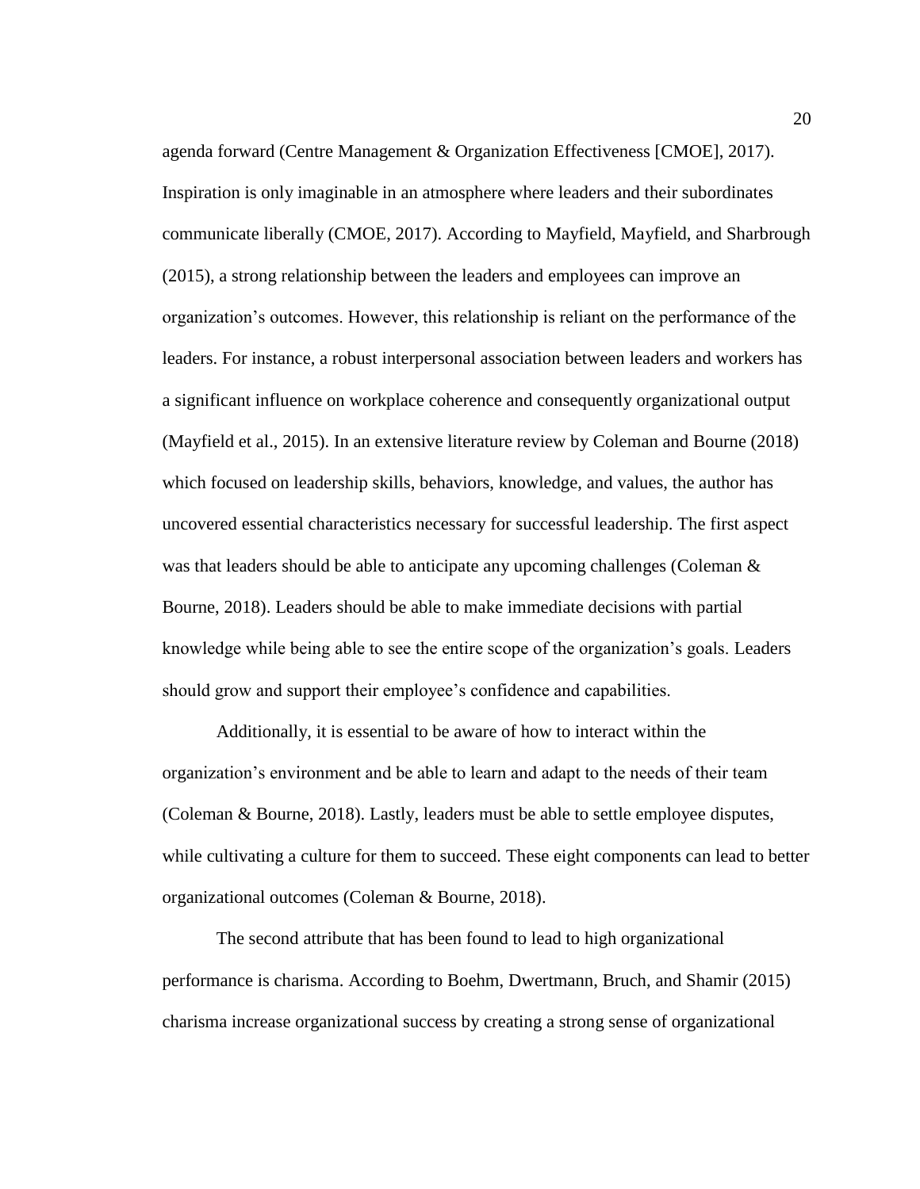agenda forward (Centre Management & Organization Effectiveness [CMOE], 2017). Inspiration is only imaginable in an atmosphere where leaders and their subordinates communicate liberally (CMOE, 2017). According to Mayfield, Mayfield, and Sharbrough (2015), a strong relationship between the leaders and employees can improve an organization's outcomes. However, this relationship is reliant on the performance of the leaders. For instance, a robust interpersonal association between leaders and workers has a significant influence on workplace coherence and consequently organizational output (Mayfield et al., 2015). In an extensive literature review by Coleman and Bourne (2018) which focused on leadership skills, behaviors, knowledge, and values, the author has uncovered essential characteristics necessary for successful leadership. The first aspect was that leaders should be able to anticipate any upcoming challenges (Coleman & Bourne, 2018). Leaders should be able to make immediate decisions with partial knowledge while being able to see the entire scope of the organization's goals. Leaders should grow and support their employee's confidence and capabilities.

Additionally, it is essential to be aware of how to interact within the organization's environment and be able to learn and adapt to the needs of their team (Coleman & Bourne, 2018). Lastly, leaders must be able to settle employee disputes, while cultivating a culture for them to succeed. These eight components can lead to better organizational outcomes (Coleman & Bourne, 2018).

The second attribute that has been found to lead to high organizational performance is charisma. According to Boehm, Dwertmann, Bruch, and Shamir (2015) charisma increase organizational success by creating a strong sense of organizational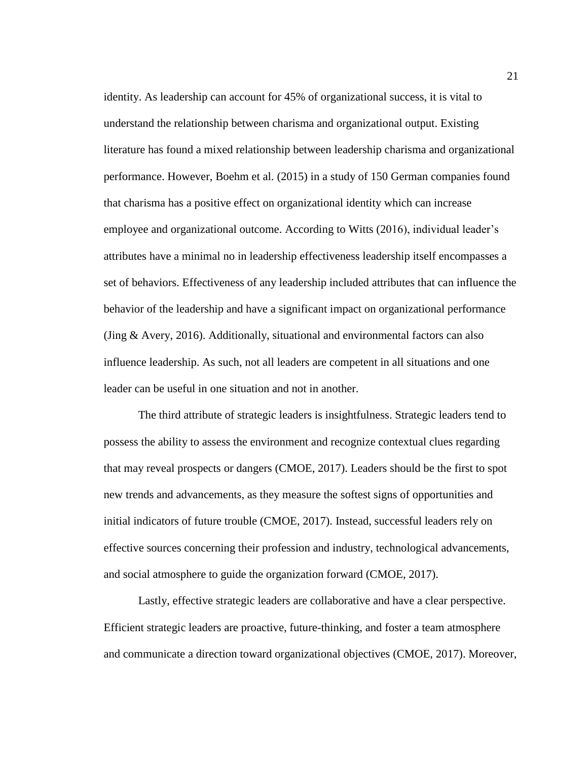identity. As leadership can account for 45% of organizational success, it is vital to understand the relationship between charisma and organizational output. Existing literature has found a mixed relationship between leadership charisma and organizational performance. However, Boehm et al. (2015) in a study of 150 German companies found that charisma has a positive effect on organizational identity which can increase employee and organizational outcome. According to Witts (2016), individual leader's attributes have a minimal no in leadership effectiveness leadership itself encompasses a set of behaviors. Effectiveness of any leadership included attributes that can influence the behavior of the leadership and have a significant impact on organizational performance (Jing & Avery, 2016). Additionally, situational and environmental factors can also influence leadership. As such, not all leaders are competent in all situations and one leader can be useful in one situation and not in another.

The third attribute of strategic leaders is insightfulness. Strategic leaders tend to possess the ability to assess the environment and recognize contextual clues regarding that may reveal prospects or dangers (CMOE, 2017). Leaders should be the first to spot new trends and advancements, as they measure the softest signs of opportunities and initial indicators of future trouble (CMOE, 2017). Instead, successful leaders rely on effective sources concerning their profession and industry, technological advancements, and social atmosphere to guide the organization forward (CMOE, 2017).

Lastly, effective strategic leaders are collaborative and have a clear perspective. Efficient strategic leaders are proactive, future-thinking, and foster a team atmosphere and communicate a direction toward organizational objectives (CMOE, 2017). Moreover,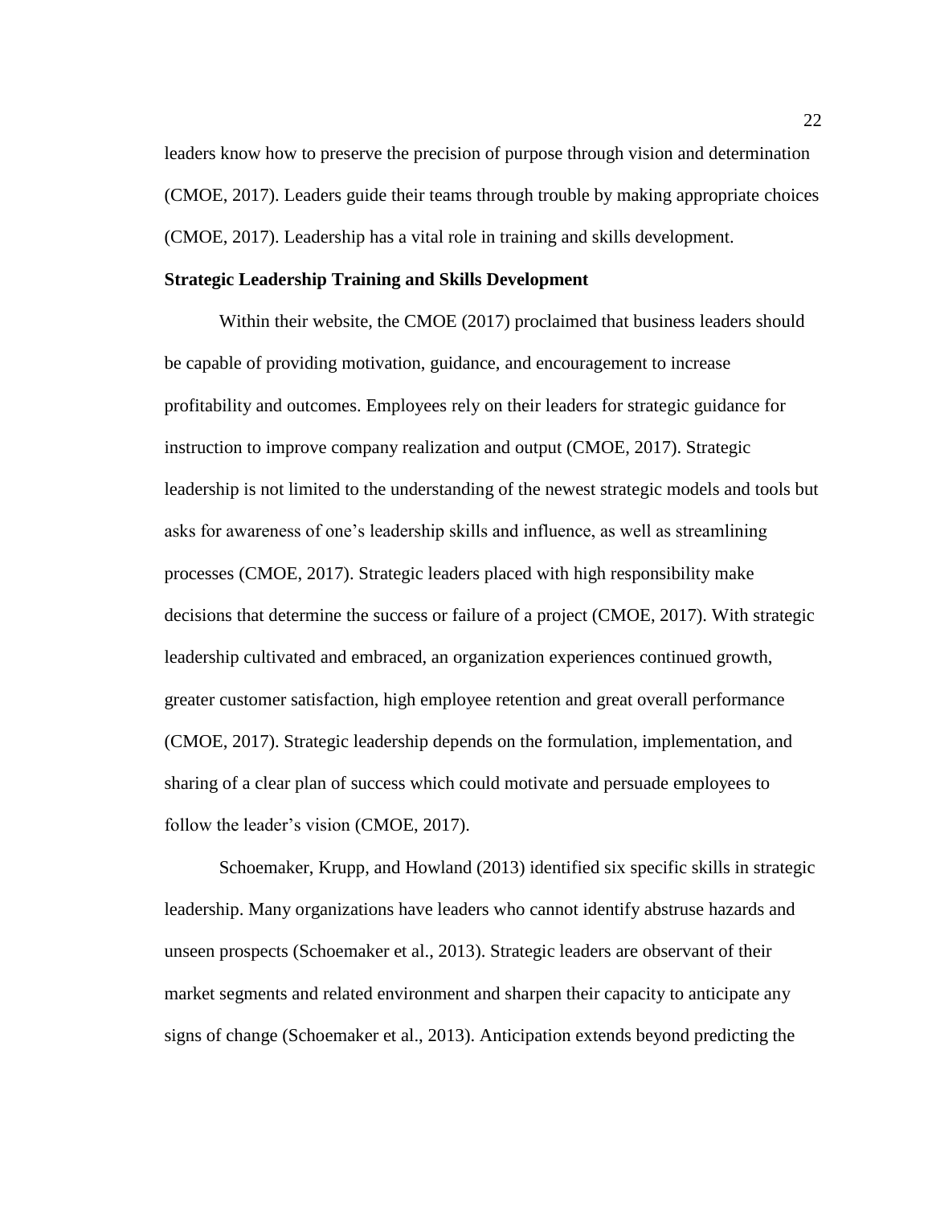leaders know how to preserve the precision of purpose through vision and determination (CMOE, 2017). Leaders guide their teams through trouble by making appropriate choices (CMOE, 2017). Leadership has a vital role in training and skills development.

### Strategic Leadership Training and Skills Development

Within their website, the CMOE (2017) proclaimed that business leaders should be capable of providing motivation, guidance, and encouragement to increase profitability and outcomes. Employees rely on their leaders for strategic guidance for instruction to improve company realization and output (CMOE, 2017). Strategic leadership is not limited to the understanding of the newest strategic models and tools but asks for awareness of one's leadership skills and influence, as well as streamlining processes (CMOE, 2017). Strategic leaders placed with high responsibility make decisions that determine the success or failure of a project (CMOE, 2017). With strategic leadership cultivated and embraced, an organization experiences continued growth, greater customer satisfaction, high employee retention and great overall performance (CMOE, 2017). Strategic leadership depends on the formulation, implementation, and sharing of a clear plan of success which could motivate and persuade employees to follow the leader's vision (CMOE, 2017).

Schoemaker, Krupp, and Howland (2013) identified six specific skills in strategic leadership. Many organizations have leaders who cannot identify abstruse hazards and unseen prospects (Schoemaker et al., 2013). Strategic leaders are observant of their market segments and related environment and sharpen their capacity to anticipate any signs of change (Schoemaker et al., 2013). Anticipation extends beyond predicting the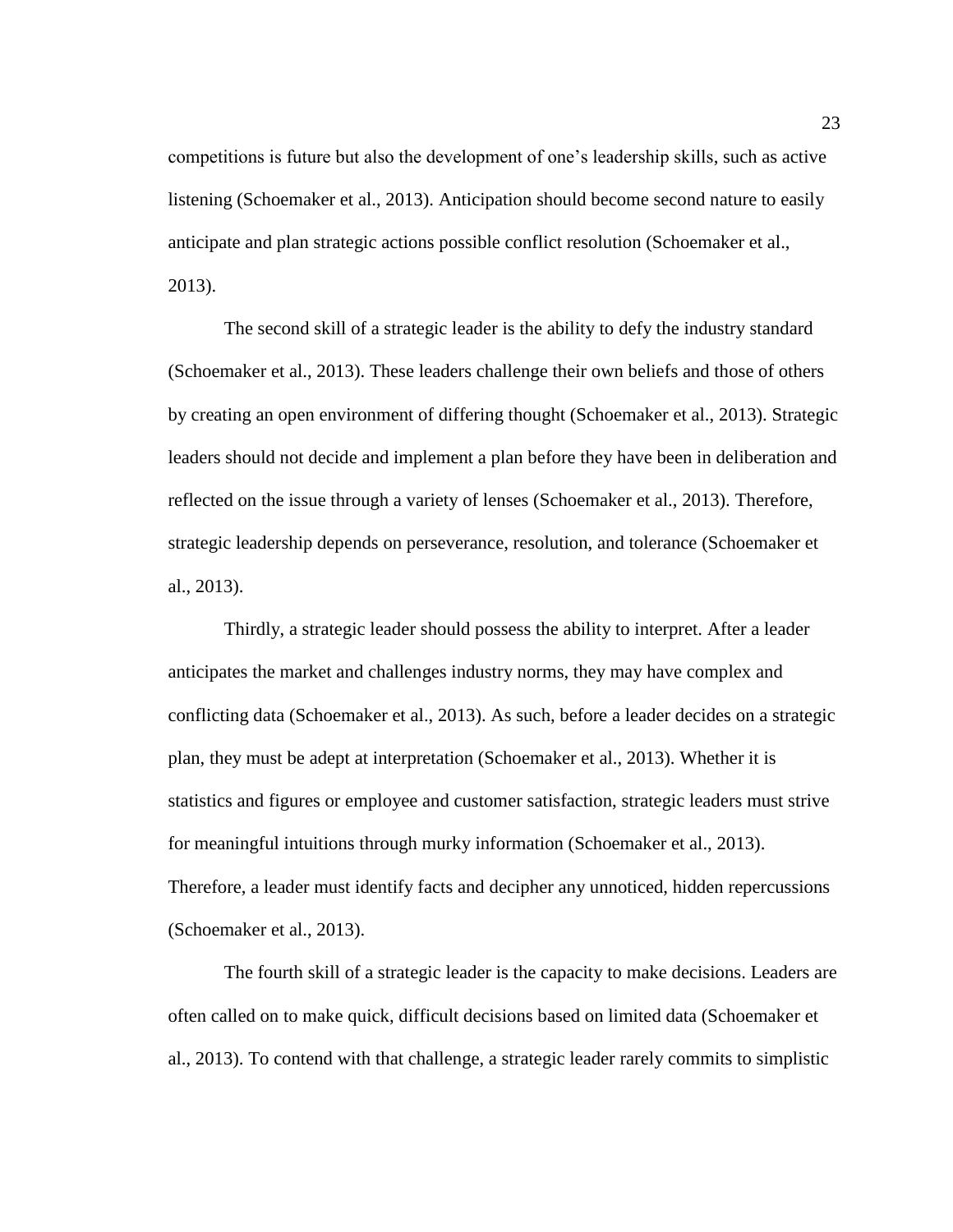competitions is future but also the development of one's leadership skills, such as active listening (Schoemaker et al., 2013). Anticipation should become second nature to easily anticipate and plan strategic actions possible conflict resolution (Schoemaker et al., 2013).

The second skill of a strategic leader is the ability to defy the industry standard (Schoemaker et al., 2013). These leaders challenge their own beliefs and those of others by creating an open environment of differing thought (Schoemaker et al., 2013). Strategic leaders should not decide and implement a plan before they have been in deliberation and reflected on the issue through a variety of lenses (Schoemaker et al., 2013). Therefore, strategic leadership depends on perseverance, resolution, and tolerance (Schoemaker et al., 2013).

Thirdly, a strategic leader should possess the ability to interpret. After a leader anticipates the market and challenges industry norms, they may have complex and conflicting data (Schoemaker et al., 2013). As such, before a leader decides on a strategic plan, they must be adept at interpretation (Schoemaker et al., 2013). Whether it is statistics and figures or employee and customer satisfaction, strategic leaders must strive for meaningful intuitions through murky information (Schoemaker et al., 2013). Therefore, a leader must identify facts and decipher any unnoticed, hidden repercussions (Schoemaker et al., 2013).

The fourth skill of a strategic leader is the capacity to make decisions. Leaders are often called on to make quick, difficult decisions based on limited data (Schoemaker et al., 2013). To contend with that challenge, a strategic leader rarely commits to simplistic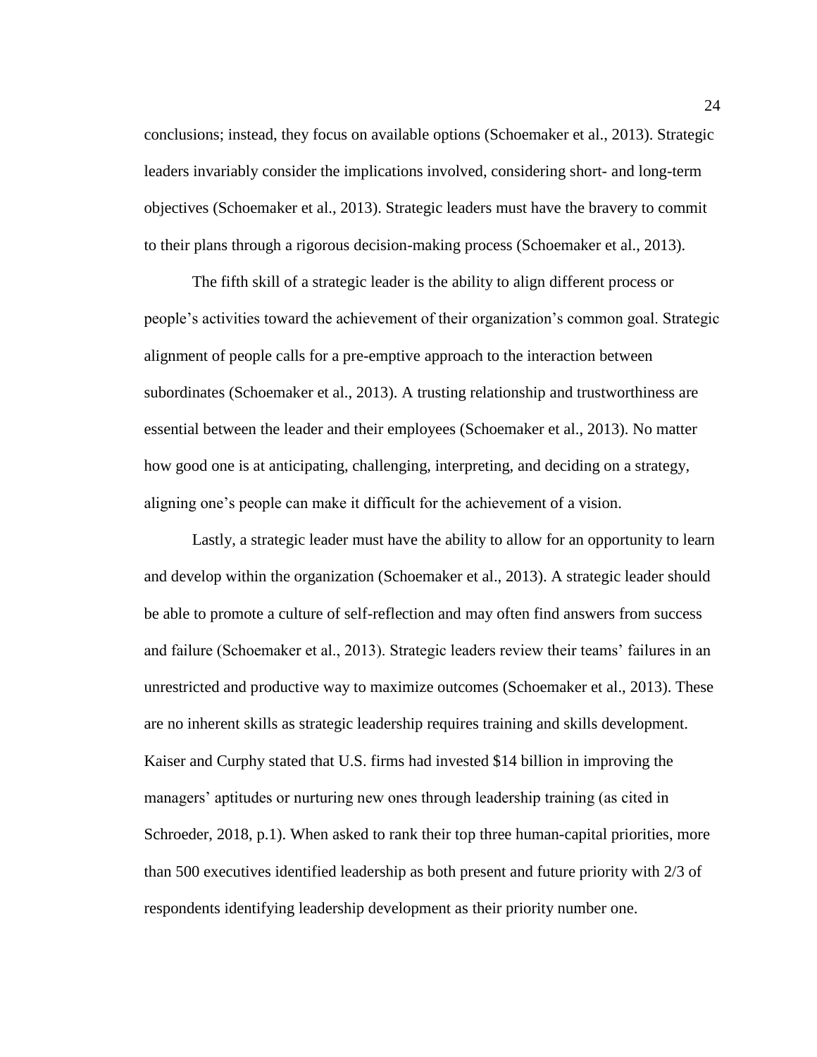conclusions; instead, they focus on available options (Schoemaker et al., 2013). Strategic leaders invariably consider the implications involved, considering short- and long-term objectives (Schoemaker et al., 2013). Strategic leaders must have the bravery to commit to their plans through a rigorous decision-making process (Schoemaker et al., 2013).

The fifth skill of a strategic leader is the ability to align different process or people's activities toward the achievement of their organization's common goal. Strategic alignment of people calls for a pre-emptive approach to the interaction between subordinates (Schoemaker et al., 2013). A trusting relationship and trustworthiness are essential between the leader and their employees (Schoemaker et al., 2013). No matter how good one is at anticipating, challenging, interpreting, and deciding on a strategy, aligning one's people can make it difficult for the achievement of a vision.

Lastly, a strategic leader must have the ability to allow for an opportunity to learn and develop within the organization (Schoemaker et al., 2013). A strategic leader should be able to promote a culture of self-reflection and may often find answers from success and failure (Schoemaker et al., 2013). Strategic leaders review their teams' failures in an unrestricted and productive way to maximize outcomes (Schoemaker et al., 2013). These are no inherent skills as strategic leadership requires training and skills development. Kaiser and Curphy stated that U.S. firms had invested $14 billion in improving the managers' aptitudes or nurturing new ones through leadership training (as cited in Schroeder, 2018, p.1). When asked to rank their top three human-capital priorities, more than 500 executives identified leadership as both present and future priority with 2/3 of respondents identifying leadership development as their priority number one.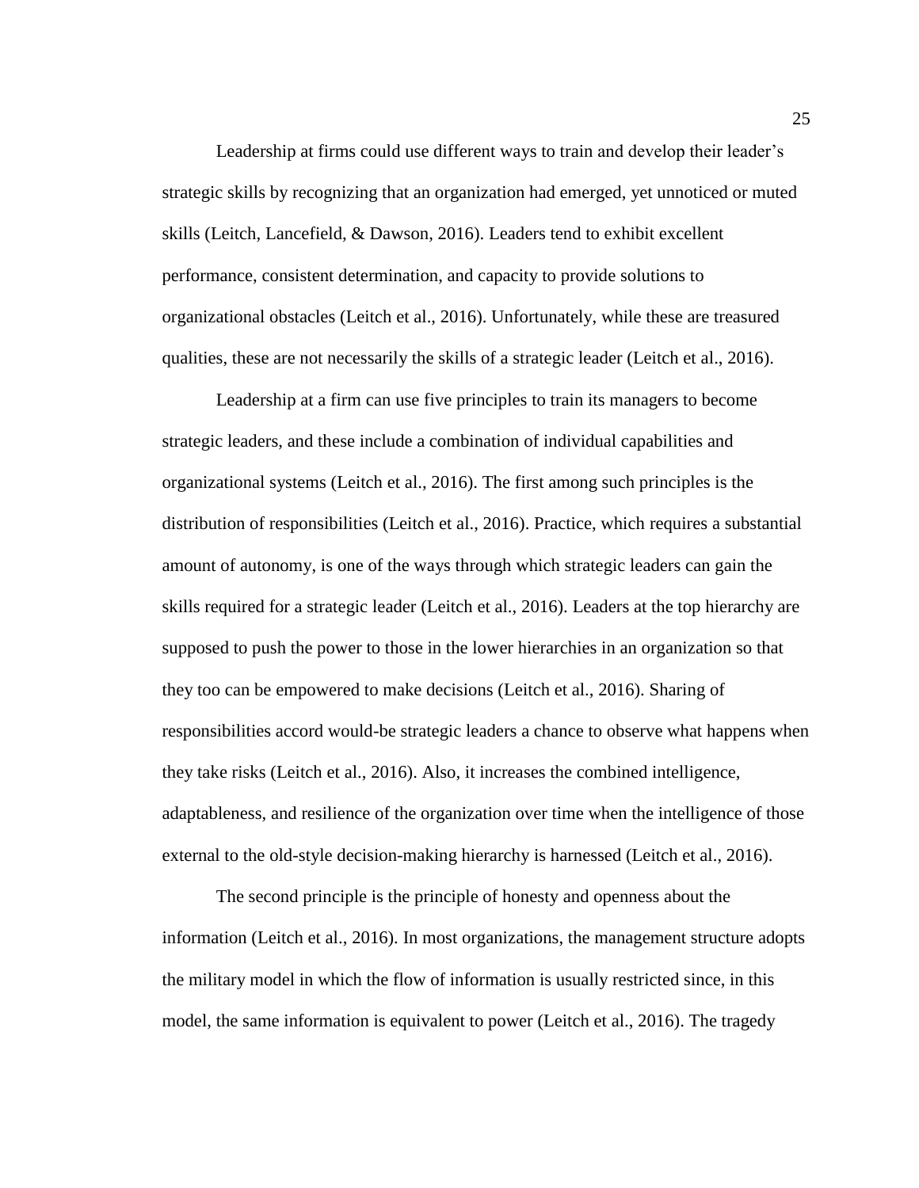Leadership at firms could use different ways to train and develop their leader's strategic skills by recognizing that an organization had emerged, yet unnoticed or muted skills (Leitch, Lancefield, & Dawson, 2016). Leaders tend to exhibit excellent performance, consistent determination, and capacity to provide solutions to organizational obstacles (Leitch et al., 2016). Unfortunately, while these are treasured qualities, these are not necessarily the skills of a strategic leader (Leitch et al., 2016).

Leadership at a firm can use five principles to train its managers to become strategic leaders, and these include a combination of individual capabilities and organizational systems (Leitch et al., 2016). The first among such principles is the distribution of responsibilities (Leitch et al., 2016). Practice, which requires a substantial amount of autonomy, is one of the ways through which strategic leaders can gain the skills required for a strategic leader (Leitch et al., 2016). Leaders at the top hierarchy are supposed to push the power to those in the lower hierarchies in an organization so that they too can be empowered to make decisions (Leitch et al., 2016). Sharing of responsibilities accord would-be strategic leaders a chance to observe what happens when they take risks (Leitch et al., 2016). Also, it increases the combined intelligence, adaptableness, and resilience of the organization over time when the intelligence of those external to the old-style decision-making hierarchy is harnessed (Leitch et al., 2016).

The second principle is the principle of honesty and openness about the information (Leitch et al., 2016). In most organizations, the management structure adopts the military model in which the flow of information is usually restricted since, in this model, the same information is equivalent to power (Leitch et al., 2016). The tragedy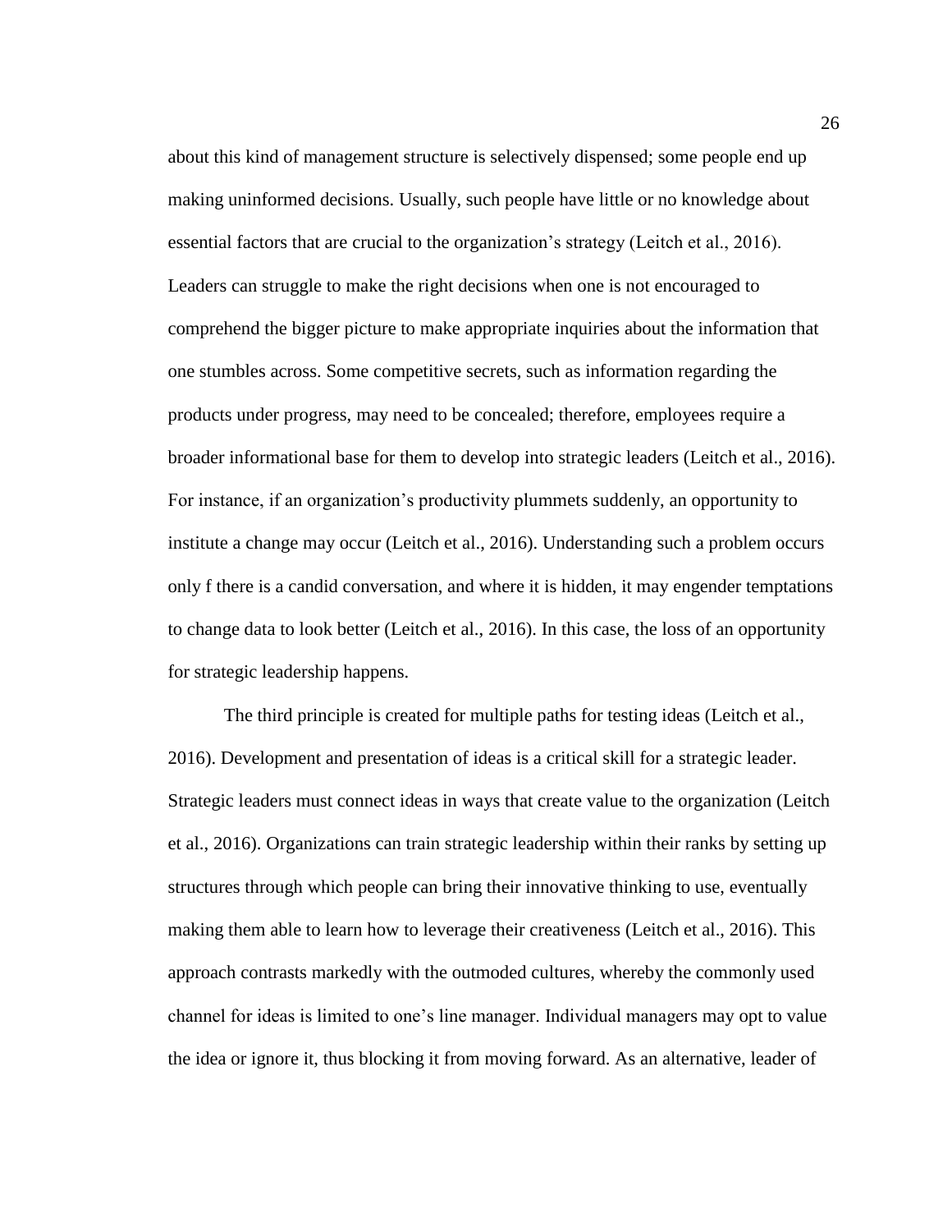about this kind of management structure is selectively dispensed; some people end up making uninformed decisions. Usually, such people have little or no knowledge about essential factors that are crucial to the organization's strategy (Leitch et al., 2016). Leaders can struggle to make the right decisions when one is not encouraged to comprehend the bigger picture to make appropriate inquiries about the information that one stumbles across. Some competitive secrets, such as information regarding the products under progress, may need to be concealed; therefore, employees require a broader informational base for them to develop into strategic leaders (Leitch et al., 2016). For instance, if an organization's productivity plummets suddenly, an opportunity to institute a change may occur (Leitch et al., 2016). Understanding such a problem occurs only f there is a candid conversation, and where it is hidden, it may engender temptations to change data to look better (Leitch et al., 2016). In this case, the loss of an opportunity for strategic leadership happens.

The third principle is created for multiple paths for testing ideas (Leitch et al., 2016). Development and presentation of ideas is a critical skill for a strategic leader. Strategic leaders must connect ideas in ways that create value to the organization (Leitch et al., 2016). Organizations can train strategic leadership within their ranks by setting up structures through which people can bring their innovative thinking to use, eventually making them able to learn how to leverage their creativeness (Leitch et al., 2016). This approach contrasts markedly with the outmoded cultures, whereby the commonly used channel for ideas is limited to one's line manager. Individual managers may opt to value the idea or ignore it, thus blocking it from moving forward. As an alternative, leader of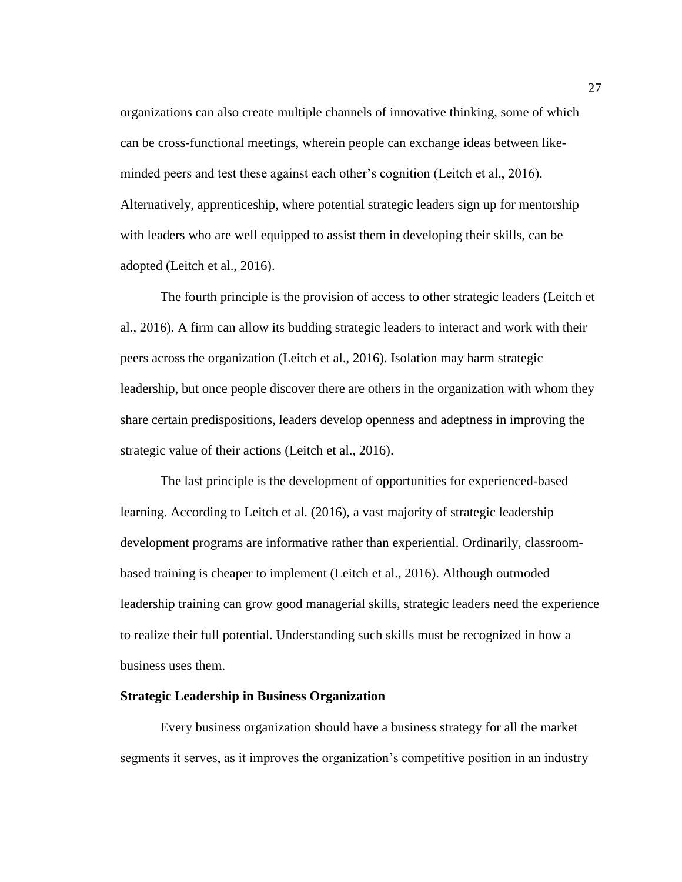organizations can also create multiple channels of innovative thinking, some of which can be cross-functional meetings, wherein people can exchange ideas between like-minded peers and test these against each other's cognition (Leitch et al., 2016). Alternatively, apprenticeship, where potential strategic leaders sign up for mentorship with leaders who are well equipped to assist them in developing their skills, can be adopted (Leitch et al., 2016).

The fourth principle is the provision of access to other strategic leaders (Leitch et al., 2016). A firm can allow its budding strategic leaders to interact and work with their peers across the organization (Leitch et al., 2016). Isolation may harm strategic leadership, but once people discover there are others in the organization with whom they share certain predispositions, leaders develop openness and adeptness in improving the strategic value of their actions (Leitch et al., 2016).

The last principle is the development of opportunities for experienced-based learning. According to Leitch et al. (2016), a vast majority of strategic leadership development programs are informative rather than experiential. Ordinarily, classroom-based training is cheaper to implement (Leitch et al., 2016). Although outmoded leadership training can grow good managerial skills, strategic leaders need the experience to realize their full potential. Understanding such skills must be recognized in how a business uses them.

**Strategic Leadership in Business Organization**

Every business organization should have a business strategy for all the market segments it serves, as it improves the organization's competitive position in an industry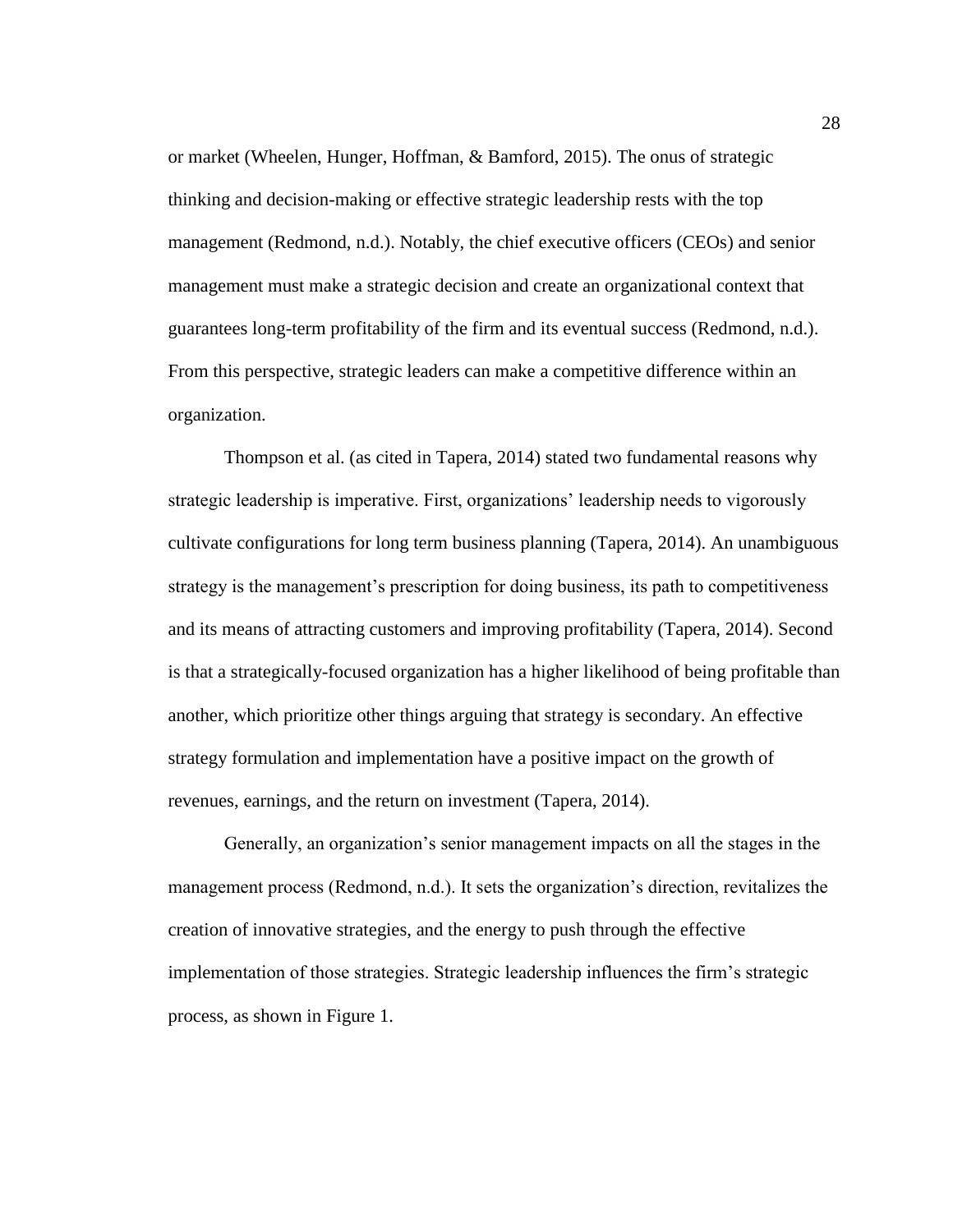or market (Wheelen, Hunger, Hoffman, & Bamford, 2015). The onus of strategic thinking and decision-making or effective strategic leadership rests with the top management (Redmond, n.d.). Notably, the chief executive officers (CEOs) and senior management must make a strategic decision and create an organizational context that guarantees long-term profitability of the firm and its eventual success (Redmond, n.d.). From this perspective, strategic leaders can make a competitive difference within an organization.

Thompson et al. (as cited in Tapera, 2014) stated two fundamental reasons why strategic leadership is imperative. First, organizations' leadership needs to vigorously cultivate configurations for long term business planning (Tapera, 2014). An unambiguous strategy is the management's prescription for doing business, its path to competitiveness and its means of attracting customers and improving profitability (Tapera, 2014). Second is that a strategically-focused organization has a higher likelihood of being profitable than another, which prioritize other things arguing that strategy is secondary. An effective strategy formulation and implementation have a positive impact on the growth of revenues, earnings, and the return on investment (Tapera, 2014).

Generally, an organization's senior management impacts on all the stages in the management process (Redmond, n.d.). It sets the organization's direction, revitalizes the creation of innovative strategies, and the energy to push through the effective implementation of those strategies. Strategic leadership influences the firm's strategic process, as shown in Figure 1.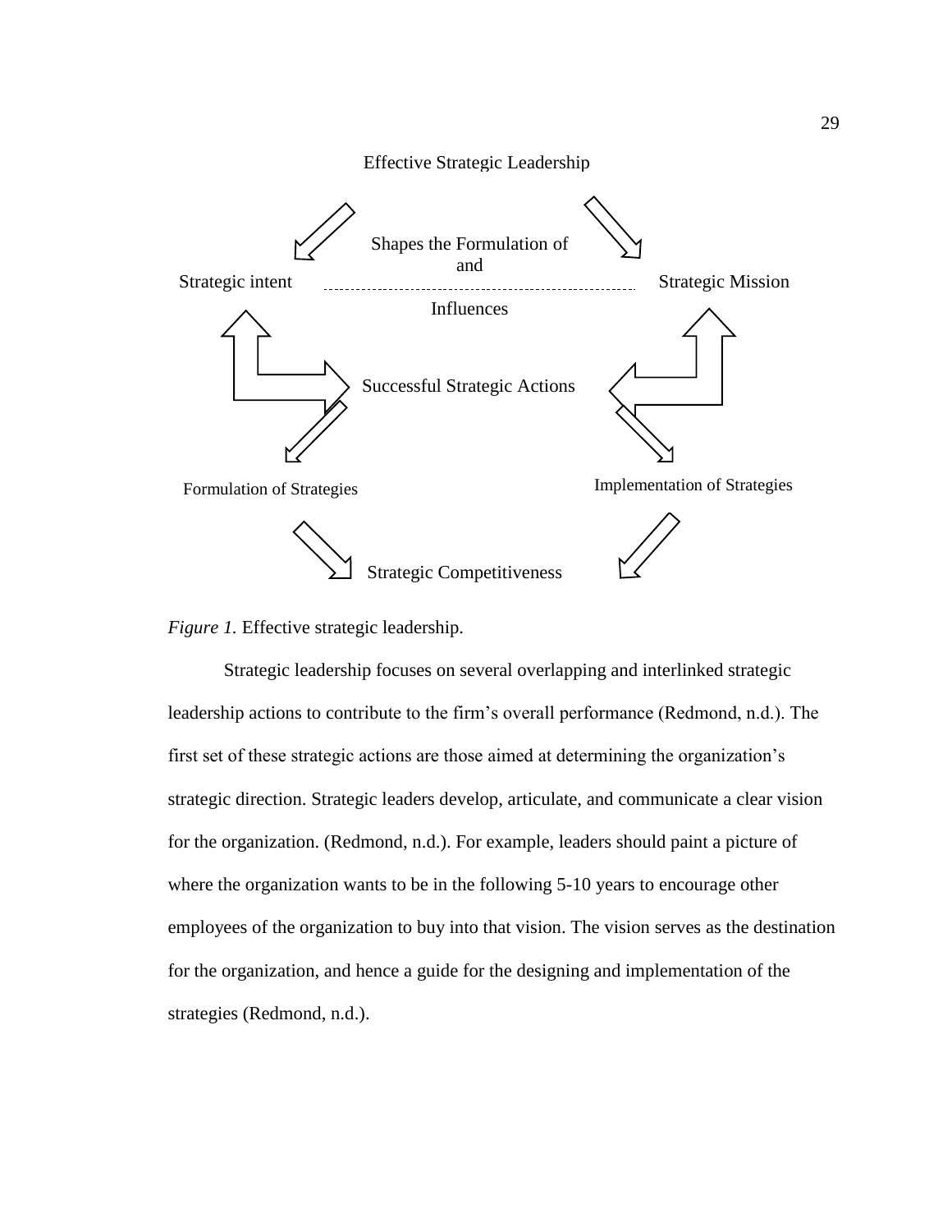Effective Strategic Leadership

Shapes the Formulation of and

Strategic intent

Strategic Mission

Influences

Successful Strategic Actions

Formulation of Strategies

Implementation of Strategies

Strategic Competitiveness

*Figure 1.* Effective strategic leadership.

Strategic leadership focuses on several overlapping and interlinked strategic leadership actions to contribute to the firm's overall performance (Redmond, n.d.). The first set of these strategic actions are those aimed at determining the organization's strategic direction. Strategic leaders develop, articulate, and communicate a clear vision for the organization. (Redmond, n.d.). For example, leaders should paint a picture of where the organization wants to be in the following 5-10 years to encourage other employees of the organization to buy into that vision. The vision serves as the destination for the organization, and hence a guide for the designing and implementation of the strategies (Redmond, n.d.).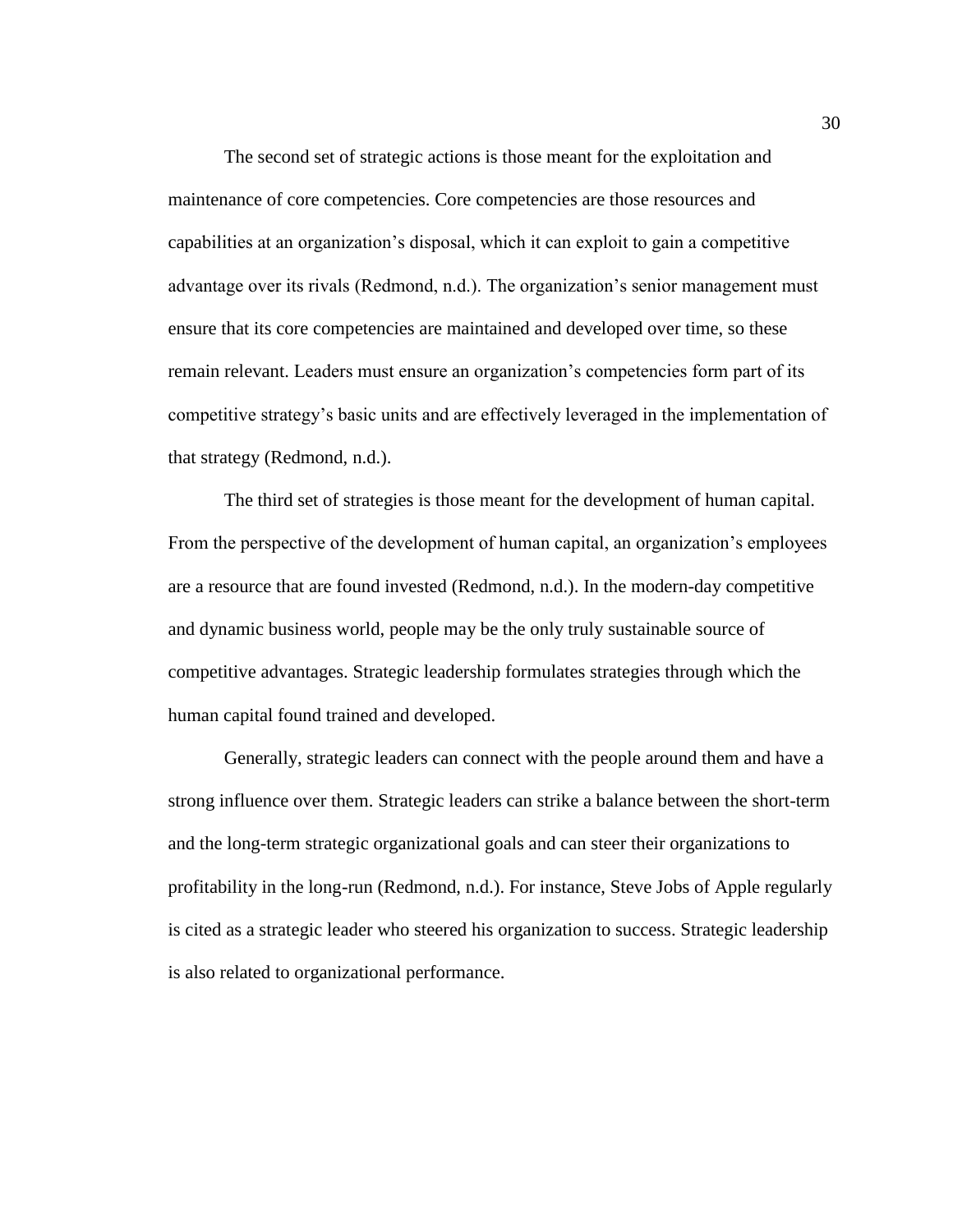The second set of strategic actions is those meant for the exploitation and maintenance of core competencies. Core competencies are those resources and capabilities at an organization's disposal, which it can exploit to gain a competitive advantage over its rivals (Redmond, n.d.). The organization's senior management must ensure that its core competencies are maintained and developed over time, so these remain relevant. Leaders must ensure an organization's competencies form part of its competitive strategy's basic units and are effectively leveraged in the implementation of that strategy (Redmond, n.d.).

The third set of strategies is those meant for the development of human capital. From the perspective of the development of human capital, an organization's employees are a resource that are found invested (Redmond, n.d.). In the modern-day competitive and dynamic business world, people may be the only truly sustainable source of competitive advantages. Strategic leadership formulates strategies through which the human capital found trained and developed.

Generally, strategic leaders can connect with the people around them and have a strong influence over them. Strategic leaders can strike a balance between the short-term and the long-term strategic organizational goals and can steer their organizations to profitability in the long-run (Redmond, n.d.). For instance, Steve Jobs of Apple regularly is cited as a strategic leader who steered his organization to success. Strategic leadership is also related to organizational performance.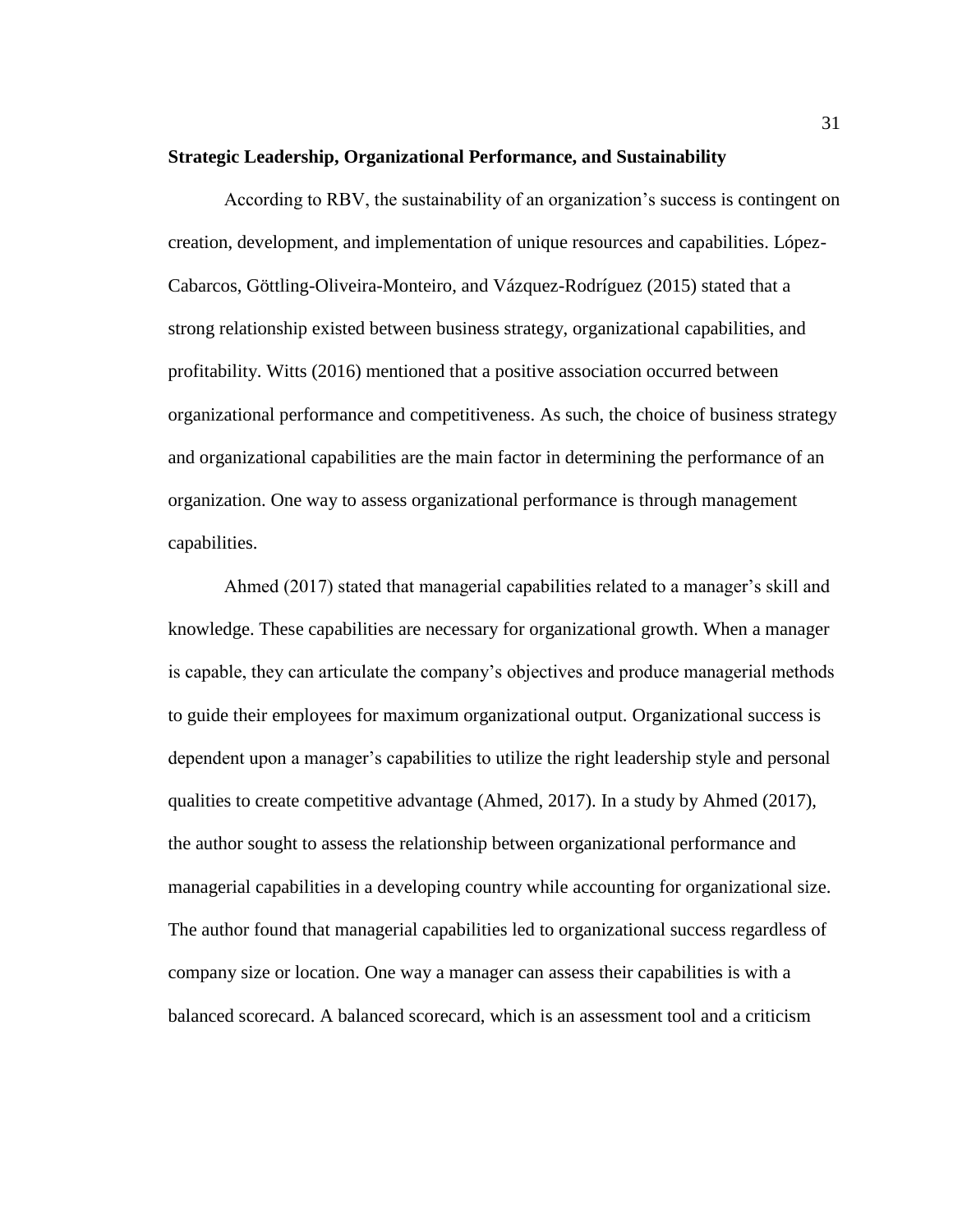**Strategic Leadership, Organizational Performance, and Sustainability**

According to RBV, the sustainability of an organization's success is contingent on creation, development, and implementation of unique resources and capabilities. López-Cabarcos, Göttling-Oliveira-Monteiro, and Vázquez-Rodríguez (2015) stated that a strong relationship existed between business strategy, organizational capabilities, and profitability. Witts (2016) mentioned that a positive association occurred between organizational performance and competitiveness. As such, the choice of business strategy and organizational capabilities are the main factor in determining the performance of an organization. One way to assess organizational performance is through management capabilities.

Ahmed (2017) stated that managerial capabilities related to a manager's skill and knowledge. These capabilities are necessary for organizational growth. When a manager is capable, they can articulate the company's objectives and produce managerial methods to guide their employees for maximum organizational output. Organizational success is dependent upon a manager's capabilities to utilize the right leadership style and personal qualities to create competitive advantage (Ahmed, 2017). In a study by Ahmed (2017), the author sought to assess the relationship between organizational performance and managerial capabilities in a developing country while accounting for organizational size. The author found that managerial capabilities led to organizational success regardless of company size or location. One way a manager can assess their capabilities is with a balanced scorecard. A balanced scorecard, which is an assessment tool and a criticism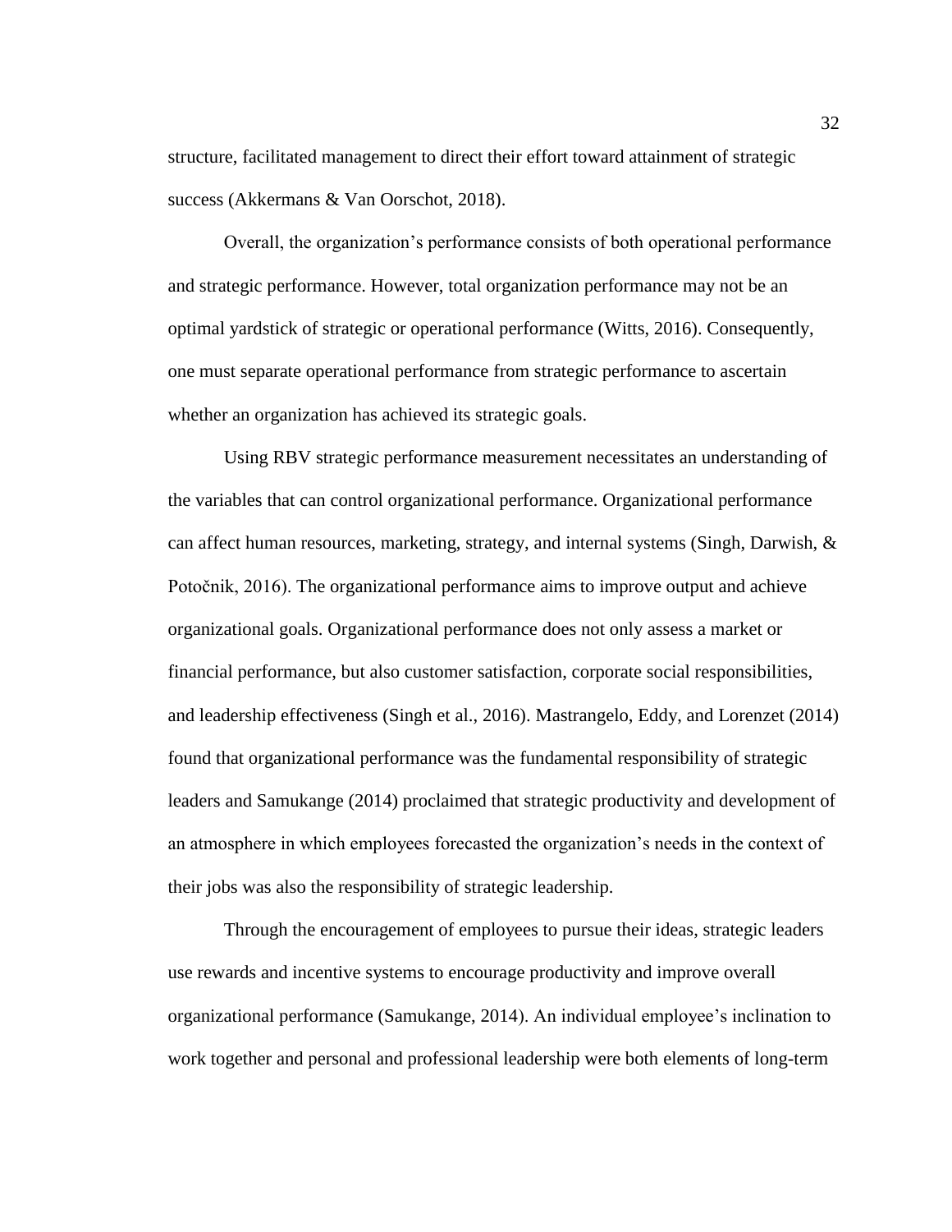structure, facilitated management to direct their effort toward attainment of strategic success (Akkermans & Van Oorschot, 2018).

Overall, the organization's performance consists of both operational performance and strategic performance. However, total organization performance may not be an optimal yardstick of strategic or operational performance (Witts, 2016). Consequently, one must separate operational performance from strategic performance to ascertain whether an organization has achieved its strategic goals.

Using RBV strategic performance measurement necessitates an understanding of the variables that can control organizational performance. Organizational performance can affect human resources, marketing, strategy, and internal systems (Singh, Darwish, & Potočnik, 2016). The organizational performance aims to improve output and achieve organizational goals. Organizational performance does not only assess a market or financial performance, but also customer satisfaction, corporate social responsibilities, and leadership effectiveness (Singh et al., 2016). Mastrangelo, Eddy, and Lorenzet (2014) found that organizational performance was the fundamental responsibility of strategic leaders and Samukange (2014) proclaimed that strategic productivity and development of an atmosphere in which employees forecasted the organization's needs in the context of their jobs was also the responsibility of strategic leadership.

Through the encouragement of employees to pursue their ideas, strategic leaders use rewards and incentive systems to encourage productivity and improve overall organizational performance (Samukange, 2014). An individual employee's inclination to work together and personal and professional leadership were both elements of long-term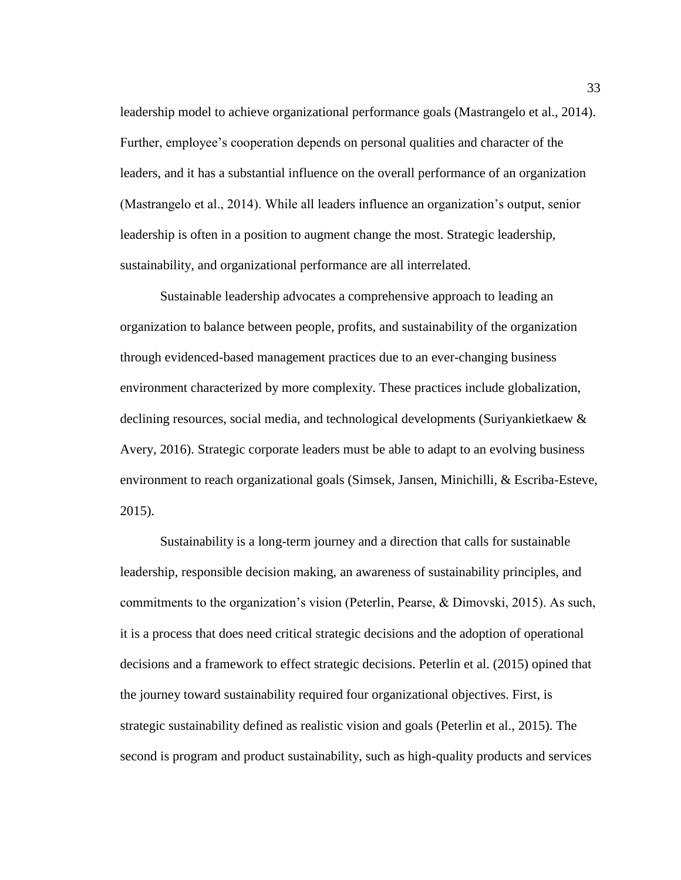leadership model to achieve organizational performance goals (Mastrangelo et al., 2014). Further, employee's cooperation depends on personal qualities and character of the leaders, and it has a substantial influence on the overall performance of an organization (Mastrangelo et al., 2014). While all leaders influence an organization's output, senior leadership is often in a position to augment change the most. Strategic leadership, sustainability, and organizational performance are all interrelated.

Sustainable leadership advocates a comprehensive approach to leading an organization to balance between people, profits, and sustainability of the organization through evidenced-based management practices due to an ever-changing business environment characterized by more complexity. These practices include globalization, declining resources, social media, and technological developments (Suriyankietkaew & Avery, 2016). Strategic corporate leaders must be able to adapt to an evolving business environment to reach organizational goals (Simsek, Jansen, Minichilli, & Escriba-Esteve, 2015).

Sustainability is a long-term journey and a direction that calls for sustainable leadership, responsible decision making, an awareness of sustainability principles, and commitments to the organization's vision (Peterlin, Pearse, & Dimovski, 2015). As such, it is a process that does need critical strategic decisions and the adoption of operational decisions and a framework to effect strategic decisions. Peterlin et al. (2015) opined that the journey toward sustainability required four organizational objectives. First, is strategic sustainability defined as realistic vision and goals (Peterlin et al., 2015). The second is program and product sustainability, such as high-quality products and services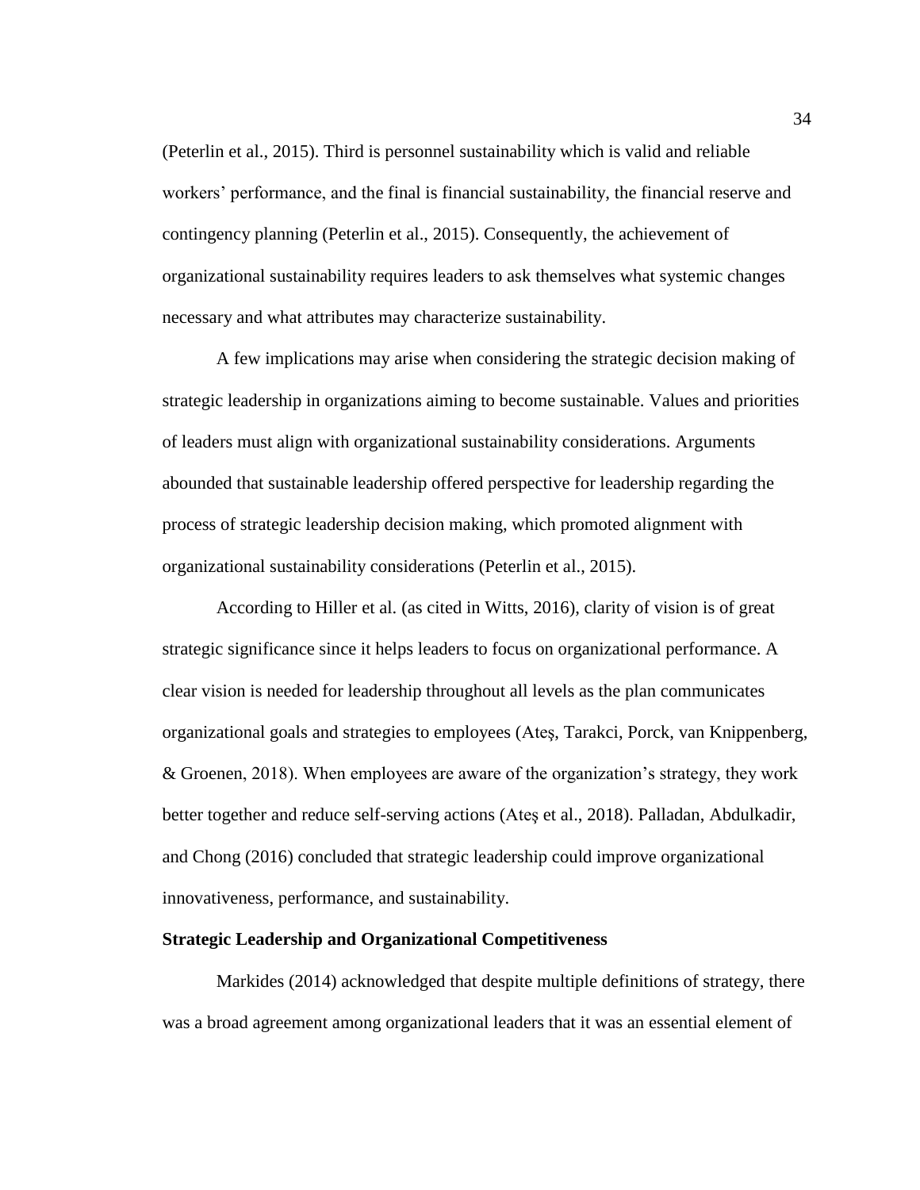(Peterlin et al., 2015). Third is personnel sustainability which is valid and reliable workers' performance, and the final is financial sustainability, the financial reserve and contingency planning (Peterlin et al., 2015). Consequently, the achievement of organizational sustainability requires leaders to ask themselves what systemic changes necessary and what attributes may characterize sustainability.

A few implications may arise when considering the strategic decision making of strategic leadership in organizations aiming to become sustainable. Values and priorities of leaders must align with organizational sustainability considerations. Arguments abounded that sustainable leadership offered perspective for leadership regarding the process of strategic leadership decision making, which promoted alignment with organizational sustainability considerations (Peterlin et al., 2015).

According to Hiller et al. (as cited in Witts, 2016), clarity of vision is of great strategic significance since it helps leaders to focus on organizational performance. A clear vision is needed for leadership throughout all levels as the plan communicates organizational goals and strategies to employees (Ateş, Tarakci, Porck, van Knippenberg, & Groenen, 2018). When employees are aware of the organization's strategy, they work better together and reduce self-serving actions (Ateş et al., 2018). Palladan, Abdulkadir, and Chong (2016) concluded that strategic leadership could improve organizational innovativeness, performance, and sustainability.

**Strategic Leadership and Organizational Competitiveness**

Markides (2014) acknowledged that despite multiple definitions of strategy, there was a broad agreement among organizational leaders that it was an essential element of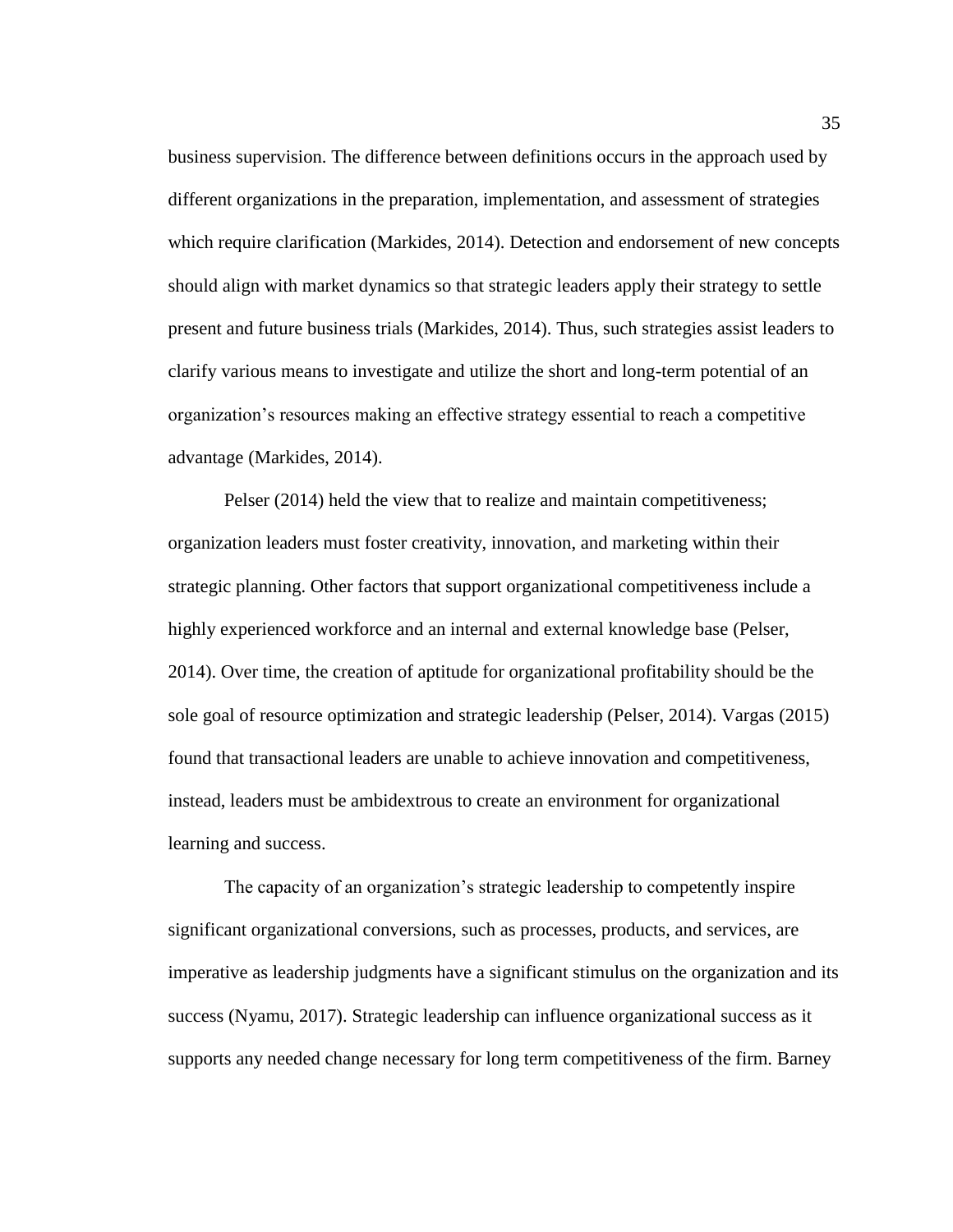business supervision. The difference between definitions occurs in the approach used by different organizations in the preparation, implementation, and assessment of strategies which require clarification (Markides, 2014). Detection and endorsement of new concepts should align with market dynamics so that strategic leaders apply their strategy to settle present and future business trials (Markides, 2014). Thus, such strategies assist leaders to clarify various means to investigate and utilize the short and long-term potential of an organization's resources making an effective strategy essential to reach a competitive advantage (Markides, 2014).

Pelser (2014) held the view that to realize and maintain competitiveness; organization leaders must foster creativity, innovation, and marketing within their strategic planning. Other factors that support organizational competitiveness include a highly experienced workforce and an internal and external knowledge base (Pelser, 2014). Over time, the creation of aptitude for organizational profitability should be the sole goal of resource optimization and strategic leadership (Pelser, 2014). Vargas (2015) found that transactional leaders are unable to achieve innovation and competitiveness, instead, leaders must be ambidextrous to create an environment for organizational learning and success.

The capacity of an organization's strategic leadership to competently inspire significant organizational conversions, such as processes, products, and services, are imperative as leadership judgments have a significant stimulus on the organization and its success (Nyamu, 2017). Strategic leadership can influence organizational success as it supports any needed change necessary for long term competitiveness of the firm. Barney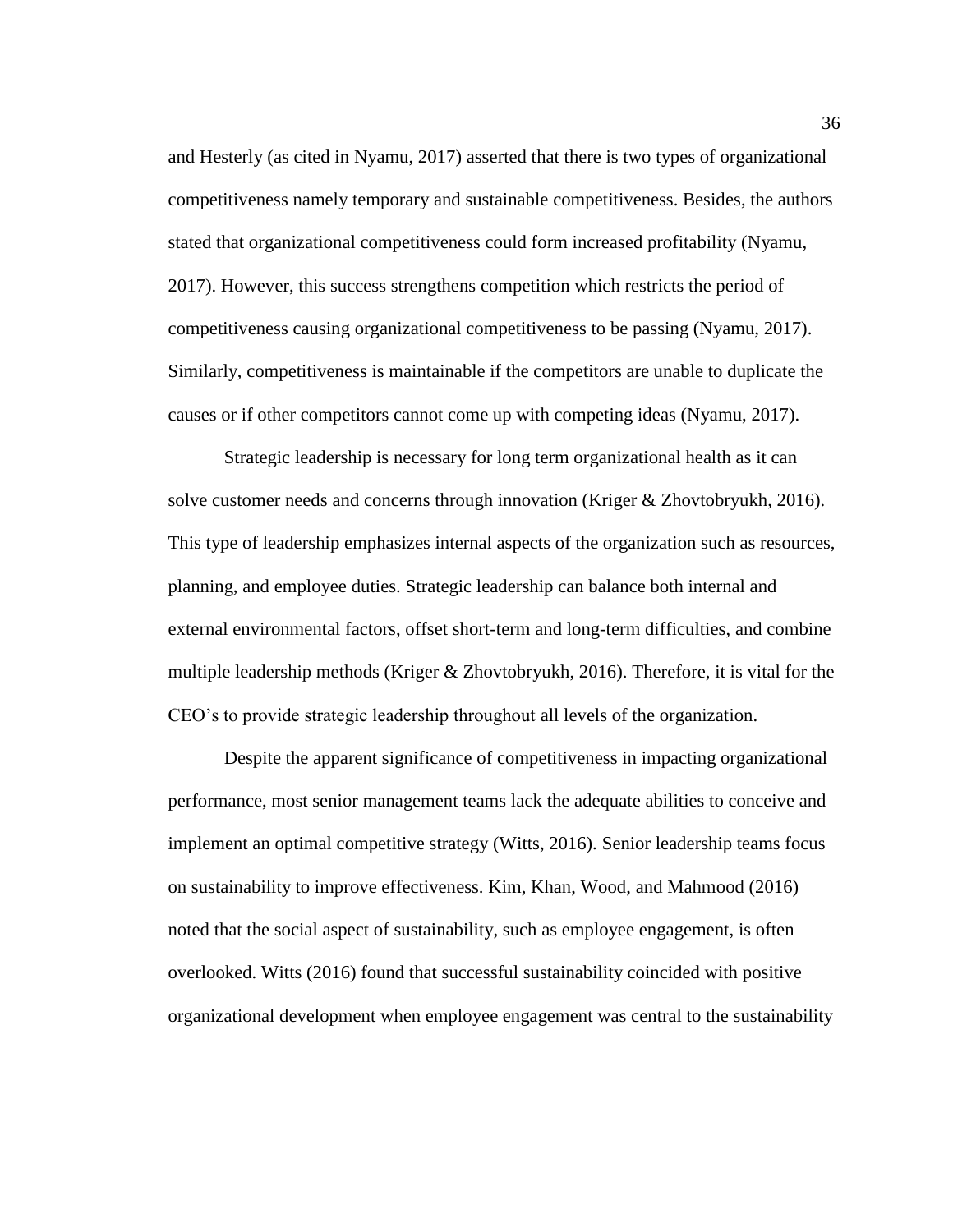and Hesterly (as cited in Nyamu, 2017) asserted that there is two types of organizational competitiveness namely temporary and sustainable competitiveness. Besides, the authors stated that organizational competitiveness could form increased profitability (Nyamu, 2017). However, this success strengthens competition which restricts the period of competitiveness causing organizational competitiveness to be passing (Nyamu, 2017). Similarly, competitiveness is maintainable if the competitors are unable to duplicate the causes or if other competitors cannot come up with competing ideas (Nyamu, 2017).

Strategic leadership is necessary for long term organizational health as it can solve customer needs and concerns through innovation (Kriger & Zhovtobryukh, 2016). This type of leadership emphasizes internal aspects of the organization such as resources, planning, and employee duties. Strategic leadership can balance both internal and external environmental factors, offset short-term and long-term difficulties, and combine multiple leadership methods (Kriger & Zhovtobryukh, 2016). Therefore, it is vital for the CEO's to provide strategic leadership throughout all levels of the organization.

Despite the apparent significance of competitiveness in impacting organizational performance, most senior management teams lack the adequate abilities to conceive and implement an optimal competitive strategy (Witts, 2016). Senior leadership teams focus on sustainability to improve effectiveness. Kim, Khan, Wood, and Mahmood (2016) noted that the social aspect of sustainability, such as employee engagement, is often overlooked. Witts (2016) found that successful sustainability coincided with positive organizational development when employee engagement was central to the sustainability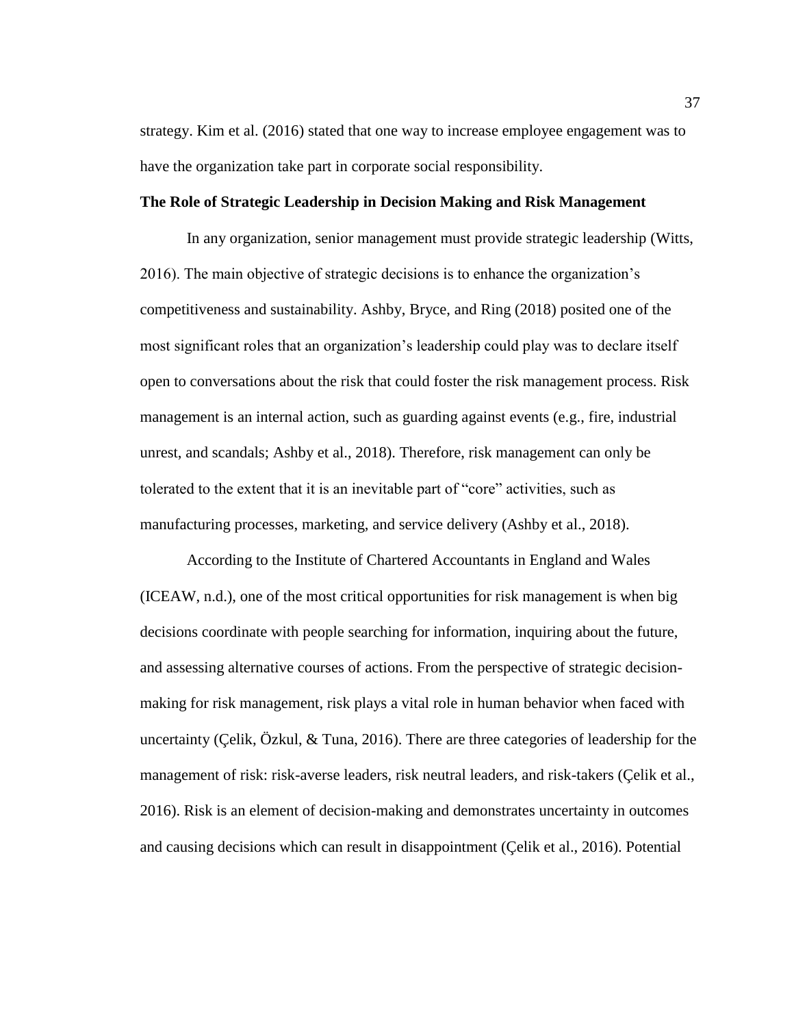strategy. Kim et al. (2016) stated that one way to increase employee engagement was to have the organization take part in corporate social responsibility.

## The Role of Strategic Leadership in Decision Making and Risk Management

In any organization, senior management must provide strategic leadership (Witts, 2016). The main objective of strategic decisions is to enhance the organization's competitiveness and sustainability. Ashby, Bryce, and Ring (2018) posited one of the most significant roles that an organization's leadership could play was to declare itself open to conversations about the risk that could foster the risk management process. Risk management is an internal action, such as guarding against events (e.g., fire, industrial unrest, and scandals; Ashby et al., 2018). Therefore, risk management can only be tolerated to the extent that it is an inevitable part of "core" activities, such as manufacturing processes, marketing, and service delivery (Ashby et al., 2018).

According to the Institute of Chartered Accountants in England and Wales (ICEAW, n.d.), one of the most critical opportunities for risk management is when big decisions coordinate with people searching for information, inquiring about the future, and assessing alternative courses of actions. From the perspective of strategic decision-making for risk management, risk plays a vital role in human behavior when faced with uncertainty (Çelik, Özkul, & Tuna, 2016). There are three categories of leadership for the management of risk: risk-averse leaders, risk neutral leaders, and risk-takers (Çelik et al., 2016). Risk is an element of decision-making and demonstrates uncertainty in outcomes and causing decisions which can result in disappointment (Çelik et al., 2016). Potential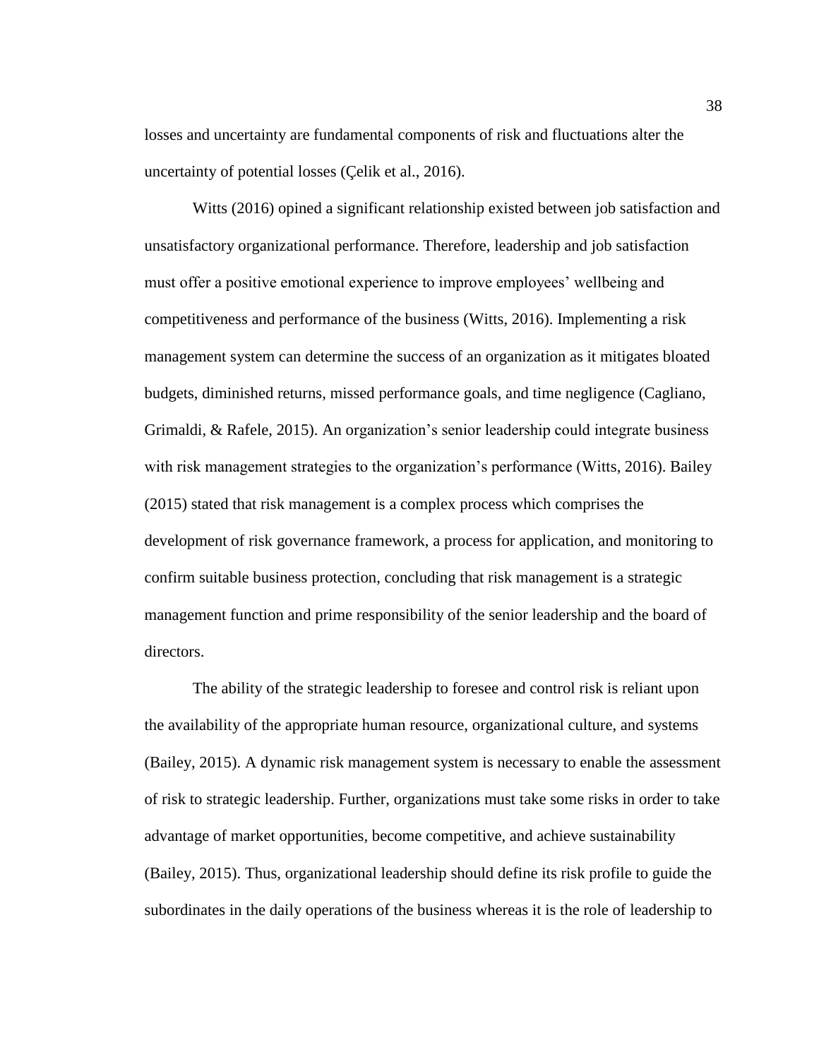losses and uncertainty are fundamental components of risk and fluctuations alter the uncertainty of potential losses (Çelik et al., 2016).

Witts (2016) opined a significant relationship existed between job satisfaction and unsatisfactory organizational performance. Therefore, leadership and job satisfaction must offer a positive emotional experience to improve employees' wellbeing and competitiveness and performance of the business (Witts, 2016). Implementing a risk management system can determine the success of an organization as it mitigates bloated budgets, diminished returns, missed performance goals, and time negligence (Cagliano, Grimaldi, & Rafele, 2015). An organization's senior leadership could integrate business with risk management strategies to the organization's performance (Witts, 2016). Bailey (2015) stated that risk management is a complex process which comprises the development of risk governance framework, a process for application, and monitoring to confirm suitable business protection, concluding that risk management is a strategic management function and prime responsibility of the senior leadership and the board of directors.

The ability of the strategic leadership to foresee and control risk is reliant upon the availability of the appropriate human resource, organizational culture, and systems (Bailey, 2015). A dynamic risk management system is necessary to enable the assessment of risk to strategic leadership. Further, organizations must take some risks in order to take advantage of market opportunities, become competitive, and achieve sustainability (Bailey, 2015). Thus, organizational leadership should define its risk profile to guide the subordinates in the daily operations of the business whereas it is the role of leadership to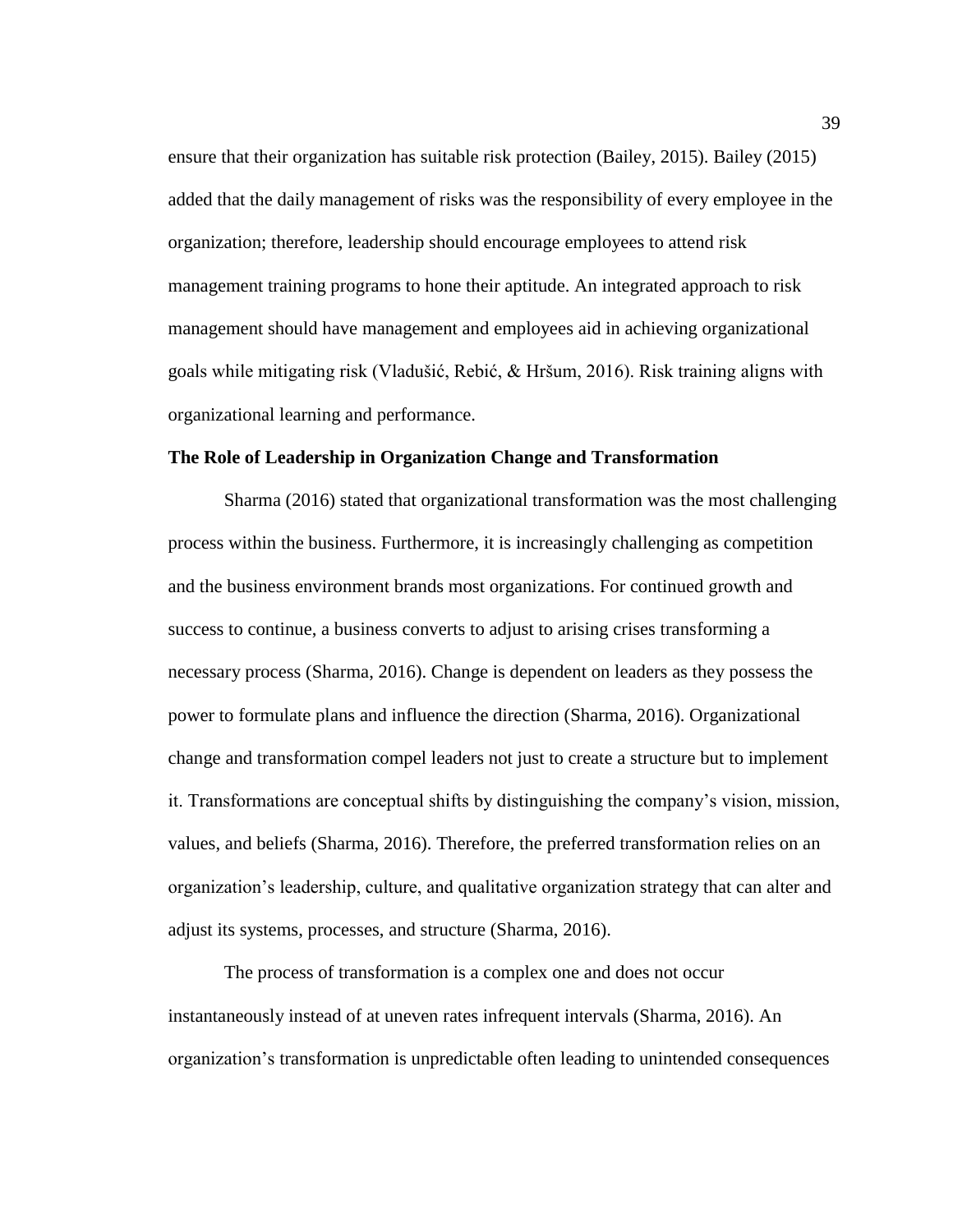ensure that their organization has suitable risk protection (Bailey, 2015). Bailey (2015) added that the daily management of risks was the responsibility of every employee in the organization; therefore, leadership should encourage employees to attend risk management training programs to hone their aptitude. An integrated approach to risk management should have management and employees aid in achieving organizational goals while mitigating risk (Vladušić, Rebić, & Hršum, 2016). Risk training aligns with organizational learning and performance.

**The Role of Leadership in Organization Change and Transformation**

Sharma (2016) stated that organizational transformation was the most challenging process within the business. Furthermore, it is increasingly challenging as competition and the business environment brands most organizations. For continued growth and success to continue, a business converts to adjust to arising crises transforming a necessary process (Sharma, 2016). Change is dependent on leaders as they possess the power to formulate plans and influence the direction (Sharma, 2016). Organizational change and transformation compel leaders not just to create a structure but to implement it. Transformations are conceptual shifts by distinguishing the company's vision, mission, values, and beliefs (Sharma, 2016). Therefore, the preferred transformation relies on an organization's leadership, culture, and qualitative organization strategy that can alter and adjust its systems, processes, and structure (Sharma, 2016).

The process of transformation is a complex one and does not occur instantaneously instead of at uneven rates infrequent intervals (Sharma, 2016). An organization's transformation is unpredictable often leading to unintended consequences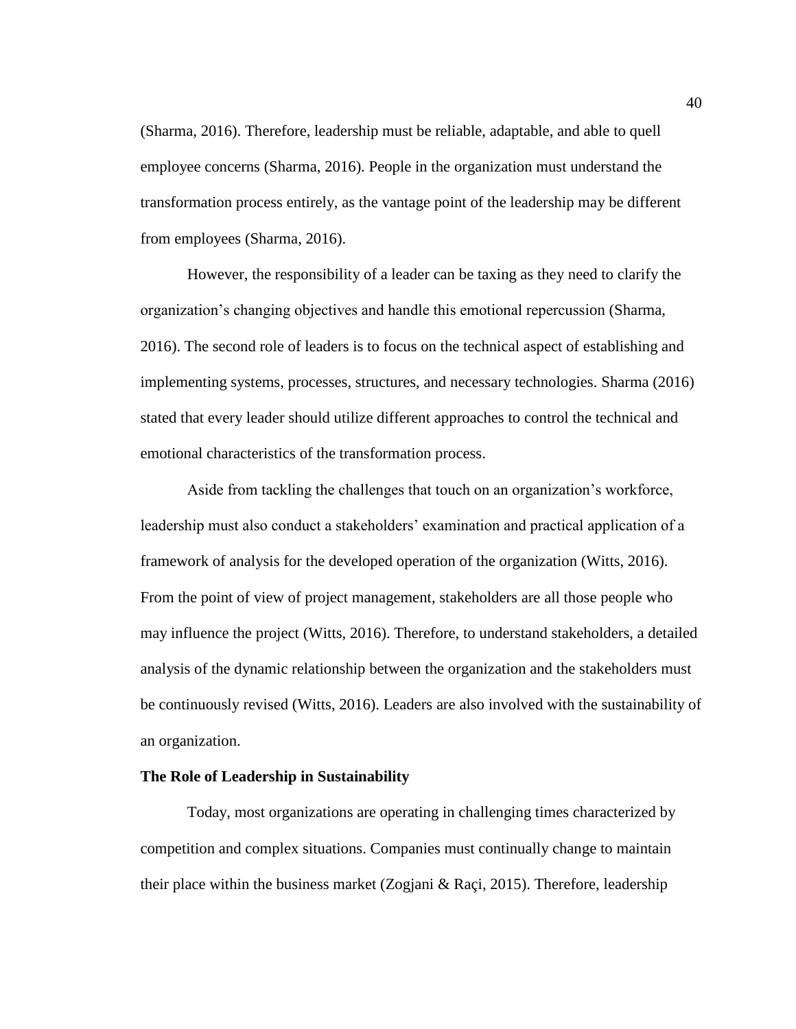(Sharma, 2016). Therefore, leadership must be reliable, adaptable, and able to quell employee concerns (Sharma, 2016). People in the organization must understand the transformation process entirely, as the vantage point of the leadership may be different from employees (Sharma, 2016).

However, the responsibility of a leader can be taxing as they need to clarify the organization's changing objectives and handle this emotional repercussion (Sharma, 2016). The second role of leaders is to focus on the technical aspect of establishing and implementing systems, processes, structures, and necessary technologies. Sharma (2016) stated that every leader should utilize different approaches to control the technical and emotional characteristics of the transformation process.

Aside from tackling the challenges that touch on an organization's workforce, leadership must also conduct a stakeholders' examination and practical application of a framework of analysis for the developed operation of the organization (Witts, 2016). From the point of view of project management, stakeholders are all those people who may influence the project (Witts, 2016). Therefore, to understand stakeholders, a detailed analysis of the dynamic relationship between the organization and the stakeholders must be continuously revised (Witts, 2016). Leaders are also involved with the sustainability of an organization.

**The Role of Leadership in Sustainability**

Today, most organizations are operating in challenging times characterized by competition and complex situations. Companies must continually change to maintain their place within the business market (Zogjani & Raçi, 2015). Therefore, leadership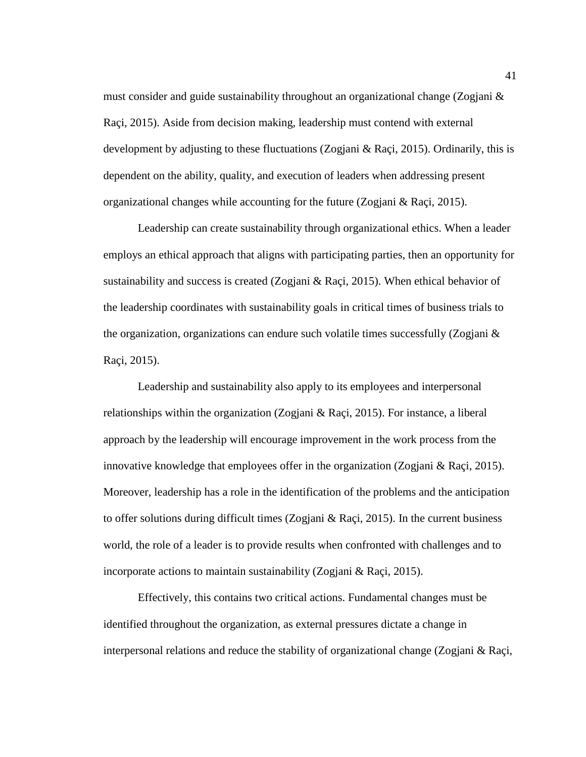must consider and guide sustainability throughout an organizational change (Zogjani & Raçi, 2015). Aside from decision making, leadership must contend with external development by adjusting to these fluctuations (Zogjani & Raçi, 2015). Ordinarily, this is dependent on the ability, quality, and execution of leaders when addressing present organizational changes while accounting for the future (Zogjani & Raçi, 2015).

Leadership can create sustainability through organizational ethics. When a leader employs an ethical approach that aligns with participating parties, then an opportunity for sustainability and success is created (Zogjani & Raçi, 2015). When ethical behavior of the leadership coordinates with sustainability goals in critical times of business trials to the organization, organizations can endure such volatile times successfully (Zogjani & Raçi, 2015).

Leadership and sustainability also apply to its employees and interpersonal relationships within the organization (Zogjani & Raçi, 2015). For instance, a liberal approach by the leadership will encourage improvement in the work process from the innovative knowledge that employees offer in the organization (Zogjani & Raçi, 2015). Moreover, leadership has a role in the identification of the problems and the anticipation to offer solutions during difficult times (Zogjani & Raçi, 2015). In the current business world, the role of a leader is to provide results when confronted with challenges and to incorporate actions to maintain sustainability (Zogjani & Raçi, 2015).

Effectively, this contains two critical actions. Fundamental changes must be identified throughout the organization, as external pressures dictate a change in interpersonal relations and reduce the stability of organizational change (Zogjani & Raçi,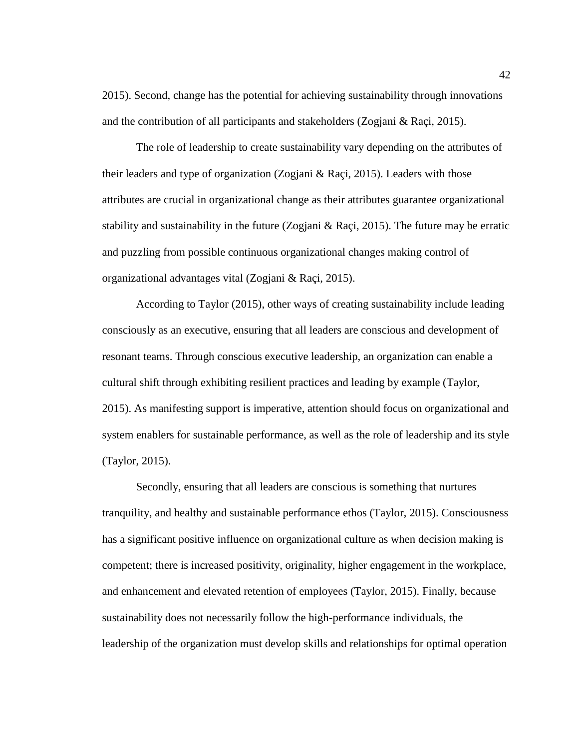2015). Second, change has the potential for achieving sustainability through innovations and the contribution of all participants and stakeholders (Zogjani & Raçi, 2015).

The role of leadership to create sustainability vary depending on the attributes of their leaders and type of organization (Zogjani & Raçi, 2015). Leaders with those attributes are crucial in organizational change as their attributes guarantee organizational stability and sustainability in the future (Zogjani & Raçi, 2015). The future may be erratic and puzzling from possible continuous organizational changes making control of organizational advantages vital (Zogjani & Raçi, 2015).

According to Taylor (2015), other ways of creating sustainability include leading consciously as an executive, ensuring that all leaders are conscious and development of resonant teams. Through conscious executive leadership, an organization can enable a cultural shift through exhibiting resilient practices and leading by example (Taylor, 2015). As manifesting support is imperative, attention should focus on organizational and system enablers for sustainable performance, as well as the role of leadership and its style (Taylor, 2015).

Secondly, ensuring that all leaders are conscious is something that nurtures tranquility, and healthy and sustainable performance ethos (Taylor, 2015). Consciousness has a significant positive influence on organizational culture as when decision making is competent; there is increased positivity, originality, higher engagement in the workplace, and enhancement and elevated retention of employees (Taylor, 2015). Finally, because sustainability does not necessarily follow the high-performance individuals, the leadership of the organization must develop skills and relationships for optimal operation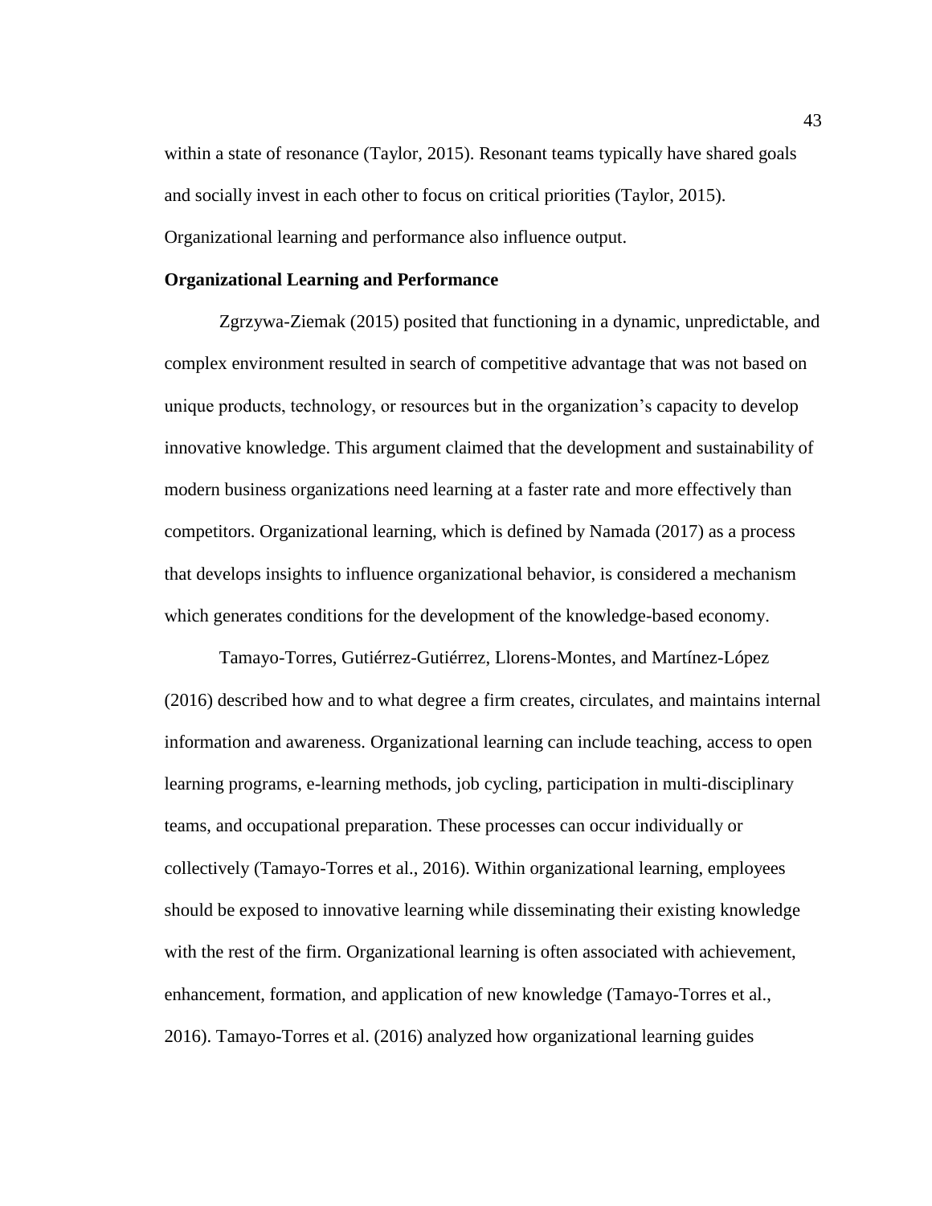within a state of resonance (Taylor, 2015). Resonant teams typically have shared goals and socially invest in each other to focus on critical priorities (Taylor, 2015). Organizational learning and performance also influence output.

## Organizational Learning and Performance

Zgrzywa-Ziemak (2015) posited that functioning in a dynamic, unpredictable, and complex environment resulted in search of competitive advantage that was not based on unique products, technology, or resources but in the organization's capacity to develop innovative knowledge. This argument claimed that the development and sustainability of modern business organizations need learning at a faster rate and more effectively than competitors. Organizational learning, which is defined by Namada (2017) as a process that develops insights to influence organizational behavior, is considered a mechanism which generates conditions for the development of the knowledge-based economy.

Tamayo-Torres, Gutiérrez-Gutiérrez, Llorens-Montes, and Martínez-López (2016) described how and to what degree a firm creates, circulates, and maintains internal information and awareness. Organizational learning can include teaching, access to open learning programs, e-learning methods, job cycling, participation in multi-disciplinary teams, and occupational preparation. These processes can occur individually or collectively (Tamayo-Torres et al., 2016). Within organizational learning, employees should be exposed to innovative learning while disseminating their existing knowledge with the rest of the firm. Organizational learning is often associated with achievement, enhancement, formation, and application of new knowledge (Tamayo-Torres et al., 2016). Tamayo-Torres et al. (2016) analyzed how organizational learning guides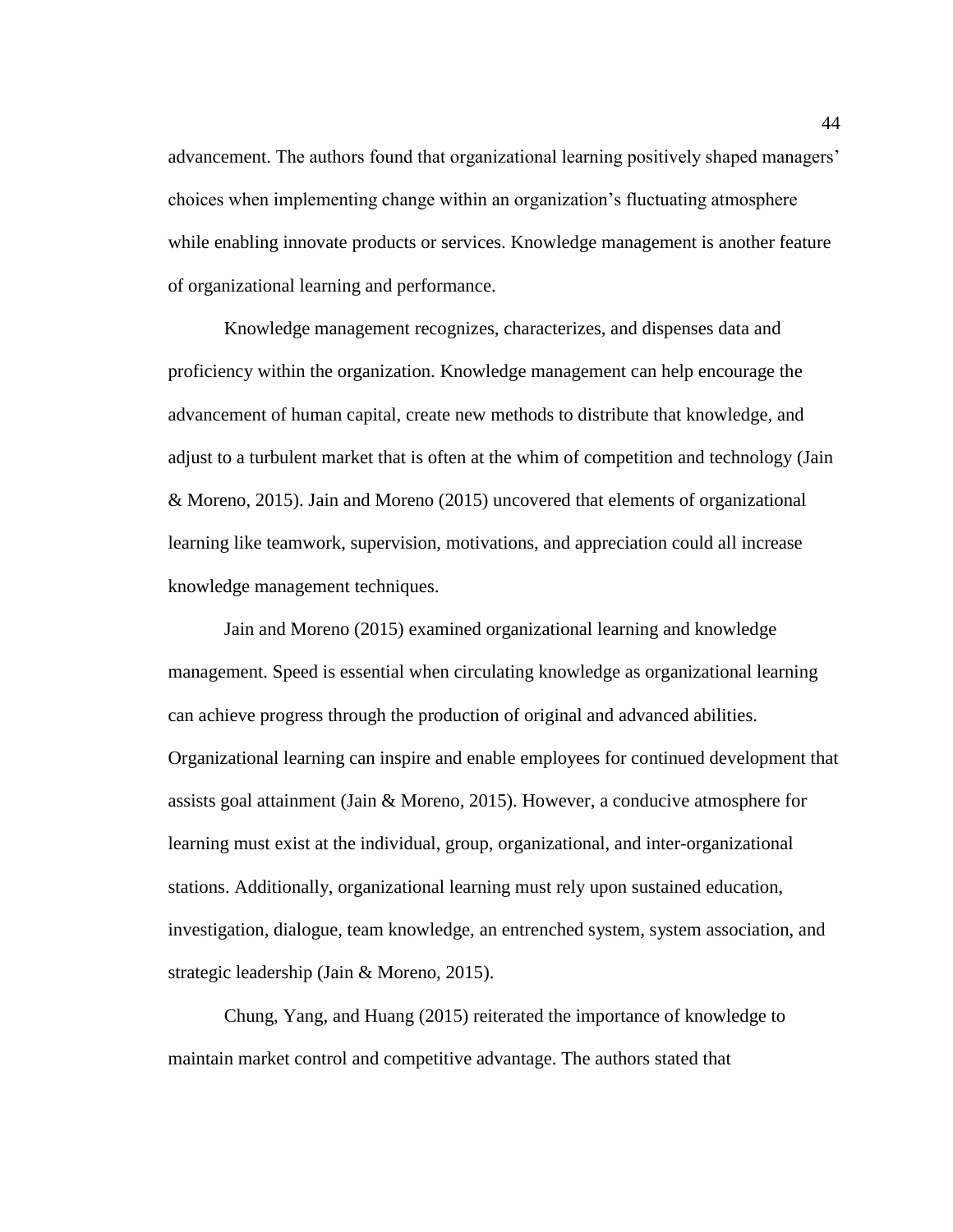advancement. The authors found that organizational learning positively shaped managers' choices when implementing change within an organization's fluctuating atmosphere while enabling innovate products or services. Knowledge management is another feature of organizational learning and performance.

Knowledge management recognizes, characterizes, and dispenses data and proficiency within the organization. Knowledge management can help encourage the advancement of human capital, create new methods to distribute that knowledge, and adjust to a turbulent market that is often at the whim of competition and technology (Jain & Moreno, 2015). Jain and Moreno (2015) uncovered that elements of organizational learning like teamwork, supervision, motivations, and appreciation could all increase knowledge management techniques.

Jain and Moreno (2015) examined organizational learning and knowledge management. Speed is essential when circulating knowledge as organizational learning can achieve progress through the production of original and advanced abilities. Organizational learning can inspire and enable employees for continued development that assists goal attainment (Jain & Moreno, 2015). However, a conducive atmosphere for learning must exist at the individual, group, organizational, and inter-organizational stations. Additionally, organizational learning must rely upon sustained education, investigation, dialogue, team knowledge, an entrenched system, system association, and strategic leadership (Jain & Moreno, 2015).

Chung, Yang, and Huang (2015) reiterated the importance of knowledge to maintain market control and competitive advantage. The authors stated that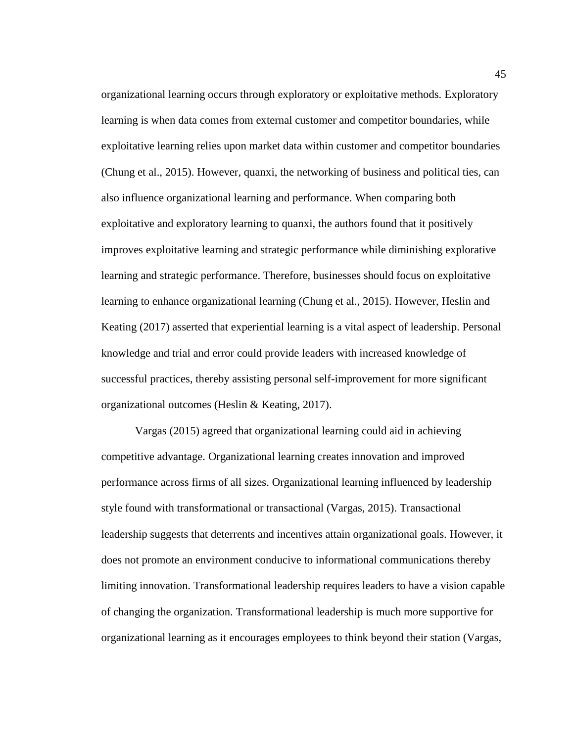organizational learning occurs through exploratory or exploitative methods. Exploratory learning is when data comes from external customer and competitor boundaries, while exploitative learning relies upon market data within customer and competitor boundaries (Chung et al., 2015). However, quanxi, the networking of business and political ties, can also influence organizational learning and performance. When comparing both exploitative and exploratory learning to quanxi, the authors found that it positively improves exploitative learning and strategic performance while diminishing explorative learning and strategic performance. Therefore, businesses should focus on exploitative learning to enhance organizational learning (Chung et al., 2015). However, Heslin and Keating (2017) asserted that experiential learning is a vital aspect of leadership. Personal knowledge and trial and error could provide leaders with increased knowledge of successful practices, thereby assisting personal self-improvement for more significant organizational outcomes (Heslin & Keating, 2017).

Vargas (2015) agreed that organizational learning could aid in achieving competitive advantage. Organizational learning creates innovation and improved performance across firms of all sizes. Organizational learning influenced by leadership style found with transformational or transactional (Vargas, 2015). Transactional leadership suggests that deterrents and incentives attain organizational goals. However, it does not promote an environment conducive to informational communications thereby limiting innovation. Transformational leadership requires leaders to have a vision capable of changing the organization. Transformational leadership is much more supportive for organizational learning as it encourages employees to think beyond their station (Vargas,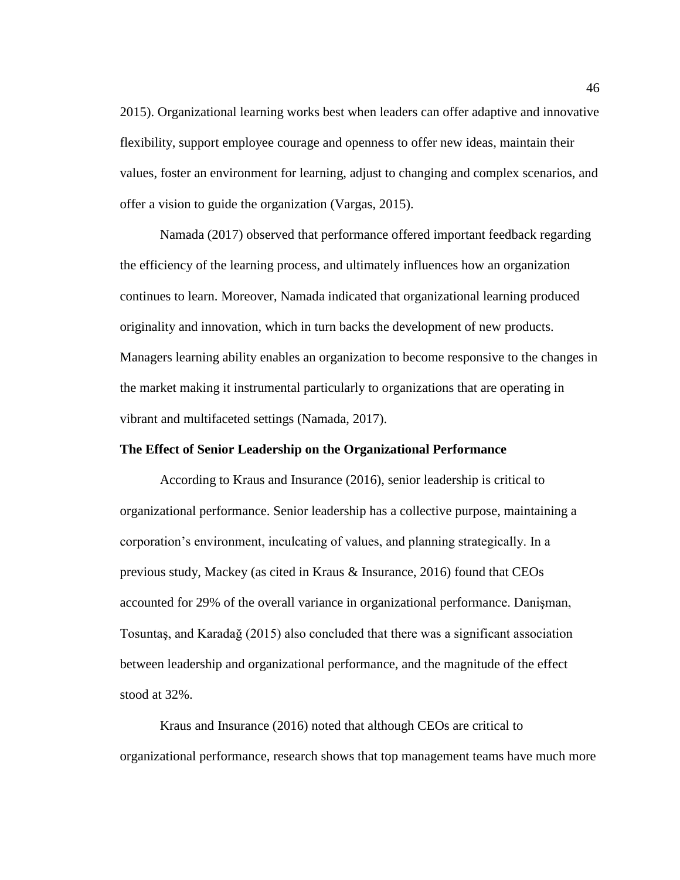2015). Organizational learning works best when leaders can offer adaptive and innovative flexibility, support employee courage and openness to offer new ideas, maintain their values, foster an environment for learning, adjust to changing and complex scenarios, and offer a vision to guide the organization (Vargas, 2015).

Namada (2017) observed that performance offered important feedback regarding the efficiency of the learning process, and ultimately influences how an organization continues to learn. Moreover, Namada indicated that organizational learning produced originality and innovation, which in turn backs the development of new products. Managers learning ability enables an organization to become responsive to the changes in the market making it instrumental particularly to organizations that are operating in vibrant and multifaceted settings (Namada, 2017).

**The Effect of Senior Leadership on the Organizational Performance**

According to Kraus and Insurance (2016), senior leadership is critical to organizational performance. Senior leadership has a collective purpose, maintaining a corporation's environment, inculcating of values, and planning strategically. In a previous study, Mackey (as cited in Kraus & Insurance, 2016) found that CEOs accounted for 29% of the overall variance in organizational performance. Danişman, Tosuntaş, and Karadağ (2015) also concluded that there was a significant association between leadership and organizational performance, and the magnitude of the effect stood at 32%.

Kraus and Insurance (2016) noted that although CEOs are critical to organizational performance, research shows that top management teams have much more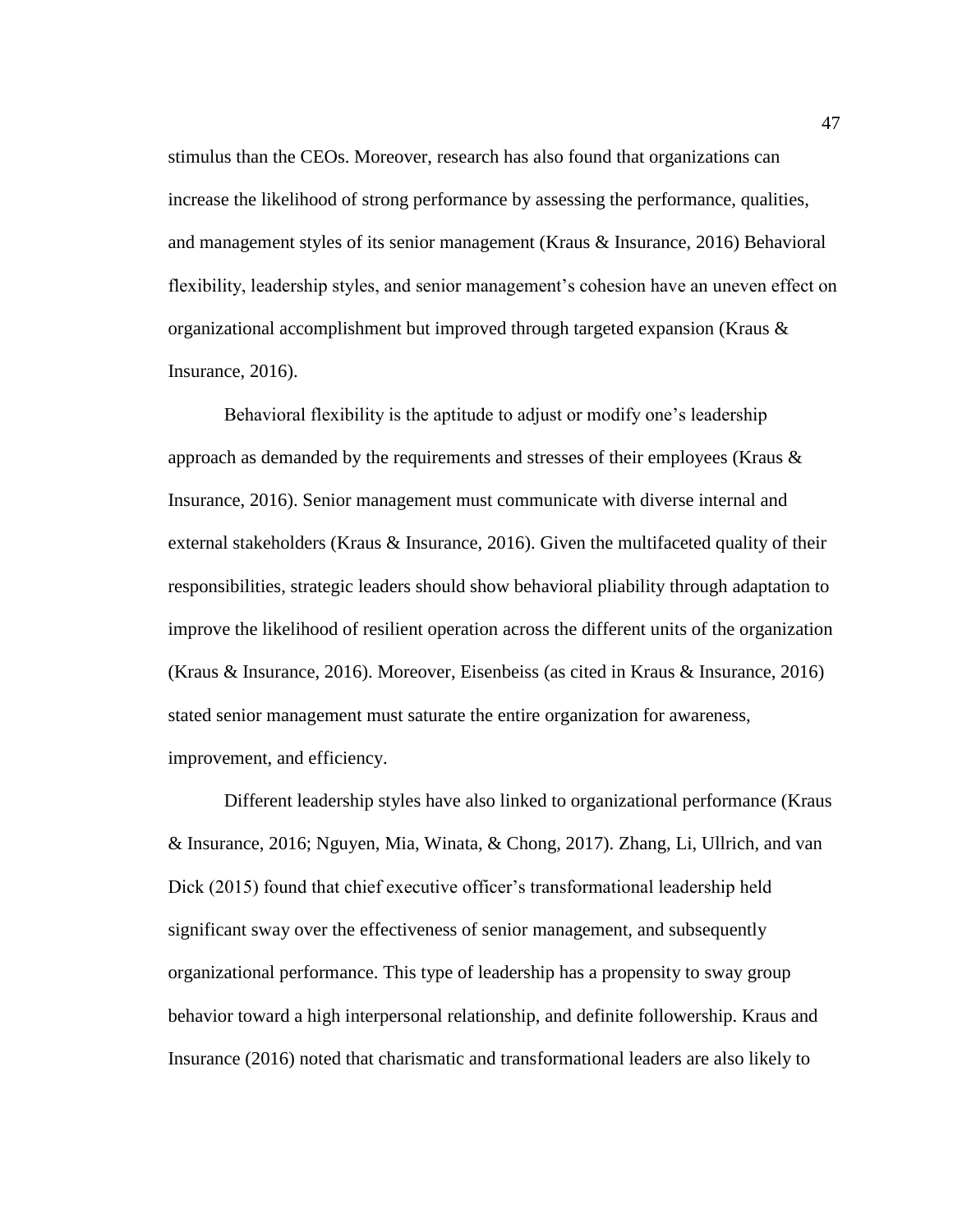stimulus than the CEOs. Moreover, research has also found that organizations can increase the likelihood of strong performance by assessing the performance, qualities, and management styles of its senior management (Kraus & Insurance, 2016) Behavioral flexibility, leadership styles, and senior management's cohesion have an uneven effect on organizational accomplishment but improved through targeted expansion (Kraus & Insurance, 2016).

Behavioral flexibility is the aptitude to adjust or modify one's leadership approach as demanded by the requirements and stresses of their employees (Kraus & Insurance, 2016). Senior management must communicate with diverse internal and external stakeholders (Kraus & Insurance, 2016). Given the multifaceted quality of their responsibilities, strategic leaders should show behavioral pliability through adaptation to improve the likelihood of resilient operation across the different units of the organization (Kraus & Insurance, 2016). Moreover, Eisenbeiss (as cited in Kraus & Insurance, 2016) stated senior management must saturate the entire organization for awareness, improvement, and efficiency.

Different leadership styles have also linked to organizational performance (Kraus & Insurance, 2016; Nguyen, Mia, Winata, & Chong, 2017). Zhang, Li, Ullrich, and van Dick (2015) found that chief executive officer's transformational leadership held significant sway over the effectiveness of senior management, and subsequently organizational performance. This type of leadership has a propensity to sway group behavior toward a high interpersonal relationship, and definite followership. Kraus and Insurance (2016) noted that charismatic and transformational leaders are also likely to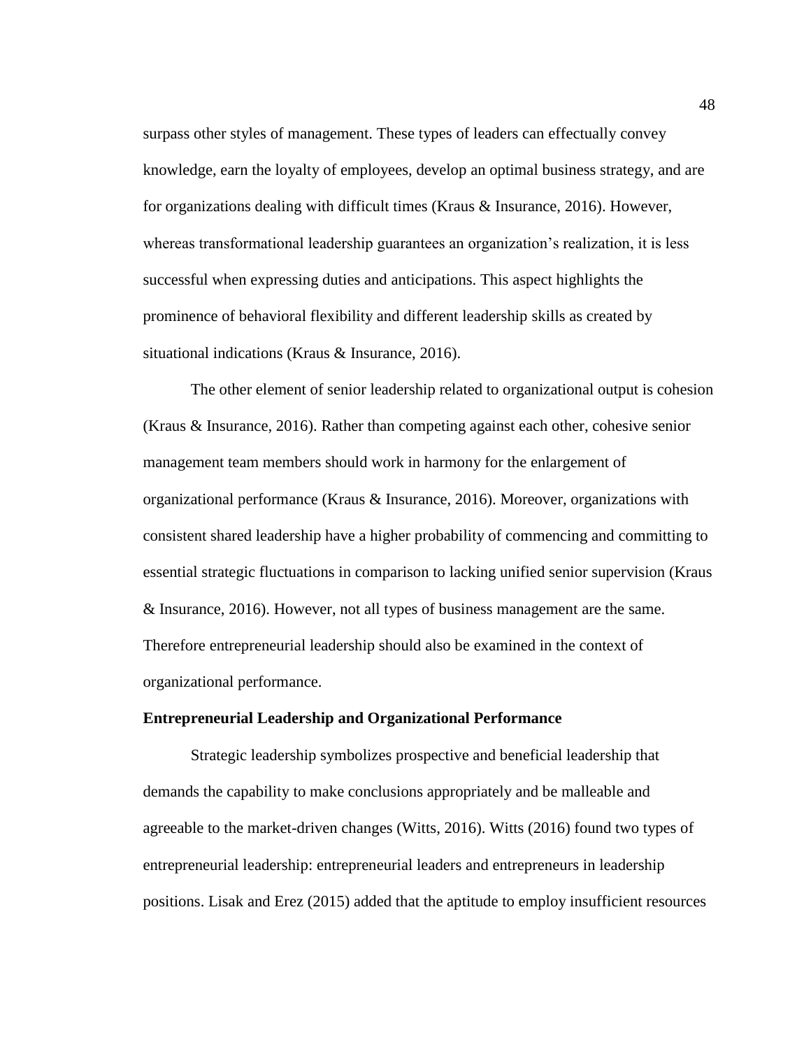surpass other styles of management. These types of leaders can effectually convey knowledge, earn the loyalty of employees, develop an optimal business strategy, and are for organizations dealing with difficult times (Kraus & Insurance, 2016). However, whereas transformational leadership guarantees an organization's realization, it is less successful when expressing duties and anticipations. This aspect highlights the prominence of behavioral flexibility and different leadership skills as created by situational indications (Kraus & Insurance, 2016).

The other element of senior leadership related to organizational output is cohesion (Kraus & Insurance, 2016). Rather than competing against each other, cohesive senior management team members should work in harmony for the enlargement of organizational performance (Kraus & Insurance, 2016). Moreover, organizations with consistent shared leadership have a higher probability of commencing and committing to essential strategic fluctuations in comparison to lacking unified senior supervision (Kraus & Insurance, 2016). However, not all types of business management are the same. Therefore entrepreneurial leadership should also be examined in the context of organizational performance.

**Entrepreneurial Leadership and Organizational Performance**

Strategic leadership symbolizes prospective and beneficial leadership that demands the capability to make conclusions appropriately and be malleable and agreeable to the market-driven changes (Witts, 2016). Witts (2016) found two types of entrepreneurial leadership: entrepreneurial leaders and entrepreneurs in leadership positions. Lisak and Erez (2015) added that the aptitude to employ insufficient resources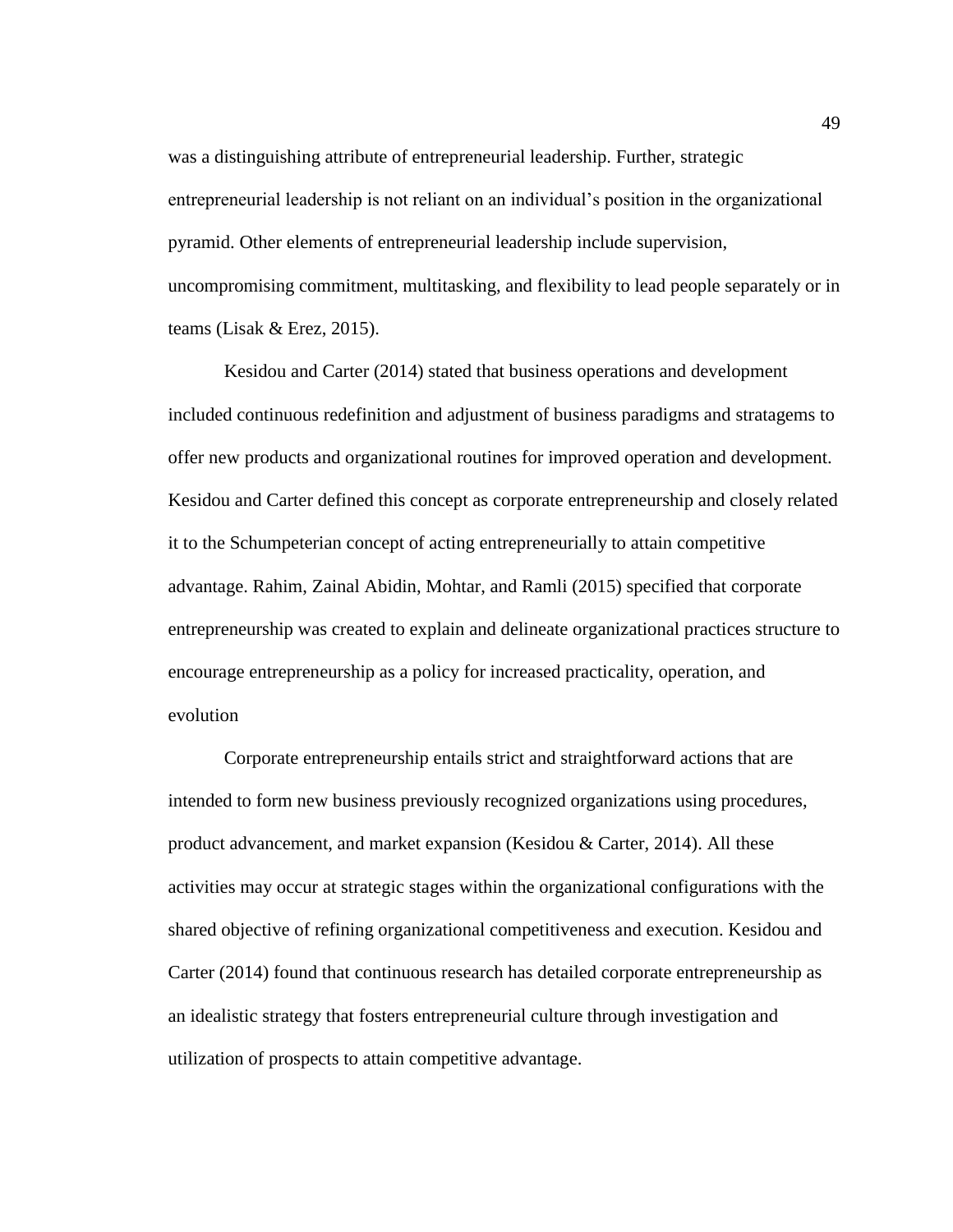was a distinguishing attribute of entrepreneurial leadership. Further, strategic entrepreneurial leadership is not reliant on an individual's position in the organizational pyramid. Other elements of entrepreneurial leadership include supervision, uncompromising commitment, multitasking, and flexibility to lead people separately or in teams (Lisak & Erez, 2015).

Kesidou and Carter (2014) stated that business operations and development included continuous redefinition and adjustment of business paradigms and stratagems to offer new products and organizational routines for improved operation and development. Kesidou and Carter defined this concept as corporate entrepreneurship and closely related it to the Schumpeterian concept of acting entrepreneurially to attain competitive advantage. Rahim, Zainal Abidin, Mohtar, and Ramli (2015) specified that corporate entrepreneurship was created to explain and delineate organizational practices structure to encourage entrepreneurship as a policy for increased practicality, operation, and evolution

Corporate entrepreneurship entails strict and straightforward actions that are intended to form new business previously recognized organizations using procedures, product advancement, and market expansion (Kesidou & Carter, 2014). All these activities may occur at strategic stages within the organizational configurations with the shared objective of refining organizational competitiveness and execution. Kesidou and Carter (2014) found that continuous research has detailed corporate entrepreneurship as an idealistic strategy that fosters entrepreneurial culture through investigation and utilization of prospects to attain competitive advantage.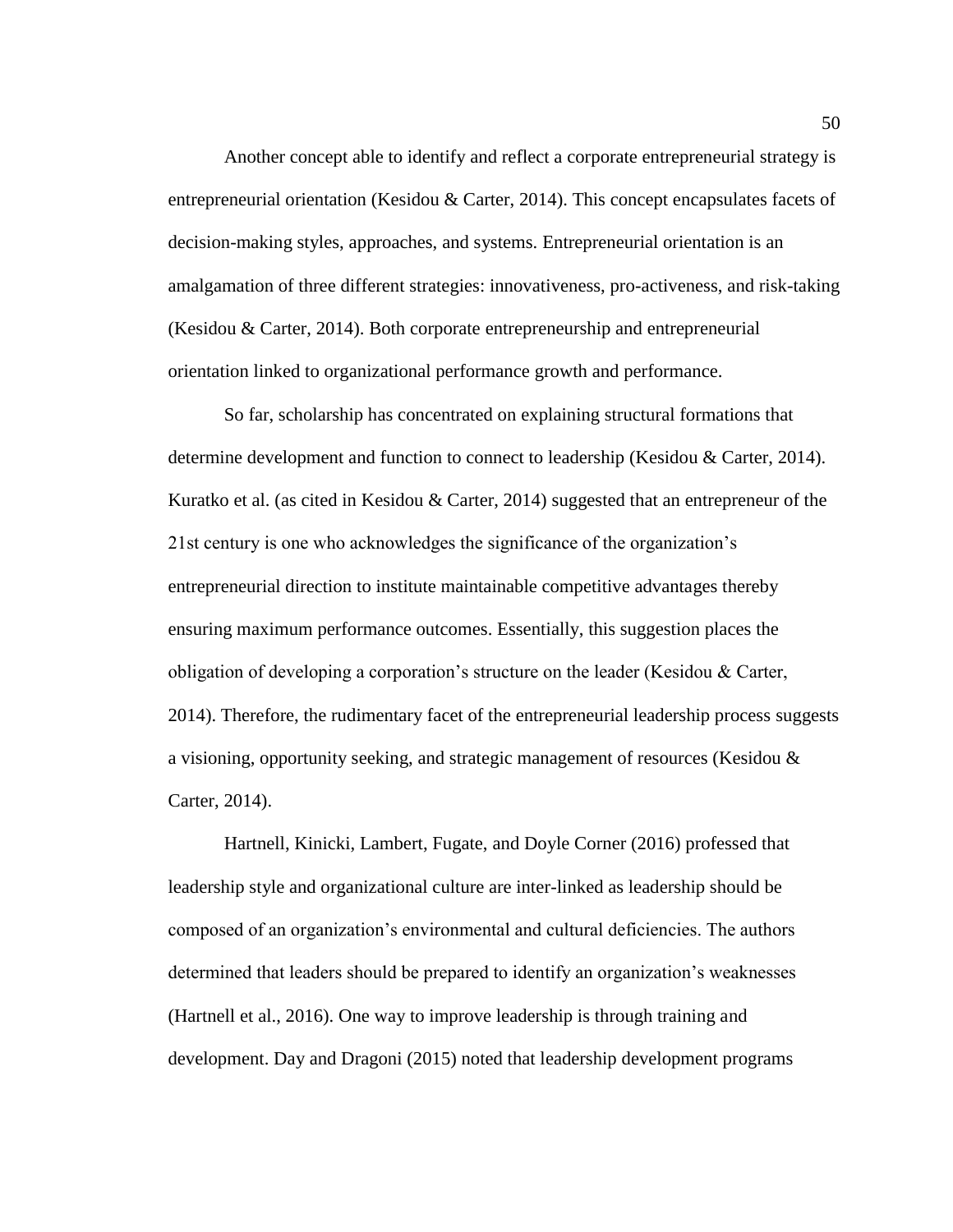Another concept able to identify and reflect a corporate entrepreneurial strategy is entrepreneurial orientation (Kesidou & Carter, 2014). This concept encapsulates facets of decision-making styles, approaches, and systems. Entrepreneurial orientation is an amalgamation of three different strategies: innovativeness, pro-activeness, and risk-taking (Kesidou & Carter, 2014). Both corporate entrepreneurship and entrepreneurial orientation linked to organizational performance growth and performance.

So far, scholarship has concentrated on explaining structural formations that determine development and function to connect to leadership (Kesidou & Carter, 2014). Kuratko et al. (as cited in Kesidou & Carter, 2014) suggested that an entrepreneur of the 21st century is one who acknowledges the significance of the organization's entrepreneurial direction to institute maintainable competitive advantages thereby ensuring maximum performance outcomes. Essentially, this suggestion places the obligation of developing a corporation's structure on the leader (Kesidou & Carter, 2014). Therefore, the rudimentary facet of the entrepreneurial leadership process suggests a visioning, opportunity seeking, and strategic management of resources (Kesidou & Carter, 2014).

Hartnell, Kinicki, Lambert, Fugate, and Doyle Corner (2016) professed that leadership style and organizational culture are inter-linked as leadership should be composed of an organization's environmental and cultural deficiencies. The authors determined that leaders should be prepared to identify an organization's weaknesses (Hartnell et al., 2016). One way to improve leadership is through training and development. Day and Dragoni (2015) noted that leadership development programs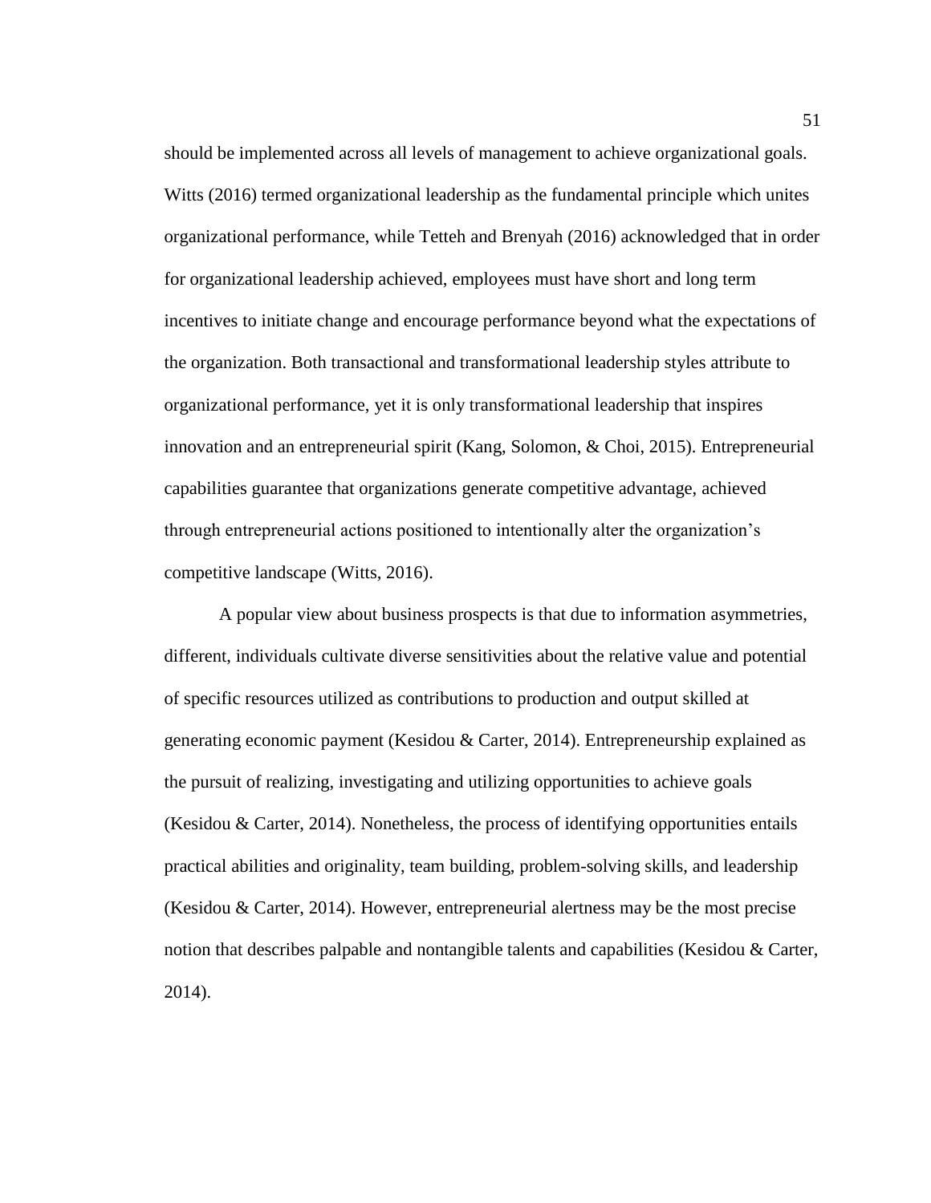should be implemented across all levels of management to achieve organizational goals. Witts (2016) termed organizational leadership as the fundamental principle which unites organizational performance, while Tetteh and Brenyah (2016) acknowledged that in order for organizational leadership achieved, employees must have short and long term incentives to initiate change and encourage performance beyond what the expectations of the organization. Both transactional and transformational leadership styles attribute to organizational performance, yet it is only transformational leadership that inspires innovation and an entrepreneurial spirit (Kang, Solomon, & Choi, 2015). Entrepreneurial capabilities guarantee that organizations generate competitive advantage, achieved through entrepreneurial actions positioned to intentionally alter the organization's competitive landscape (Witts, 2016).

A popular view about business prospects is that due to information asymmetries, different, individuals cultivate diverse sensitivities about the relative value and potential of specific resources utilized as contributions to production and output skilled at generating economic payment (Kesidou & Carter, 2014). Entrepreneurship explained as the pursuit of realizing, investigating and utilizing opportunities to achieve goals (Kesidou & Carter, 2014). Nonetheless, the process of identifying opportunities entails practical abilities and originality, team building, problem-solving skills, and leadership (Kesidou & Carter, 2014). However, entrepreneurial alertness may be the most precise notion that describes palpable and nontangible talents and capabilities (Kesidou & Carter, 2014).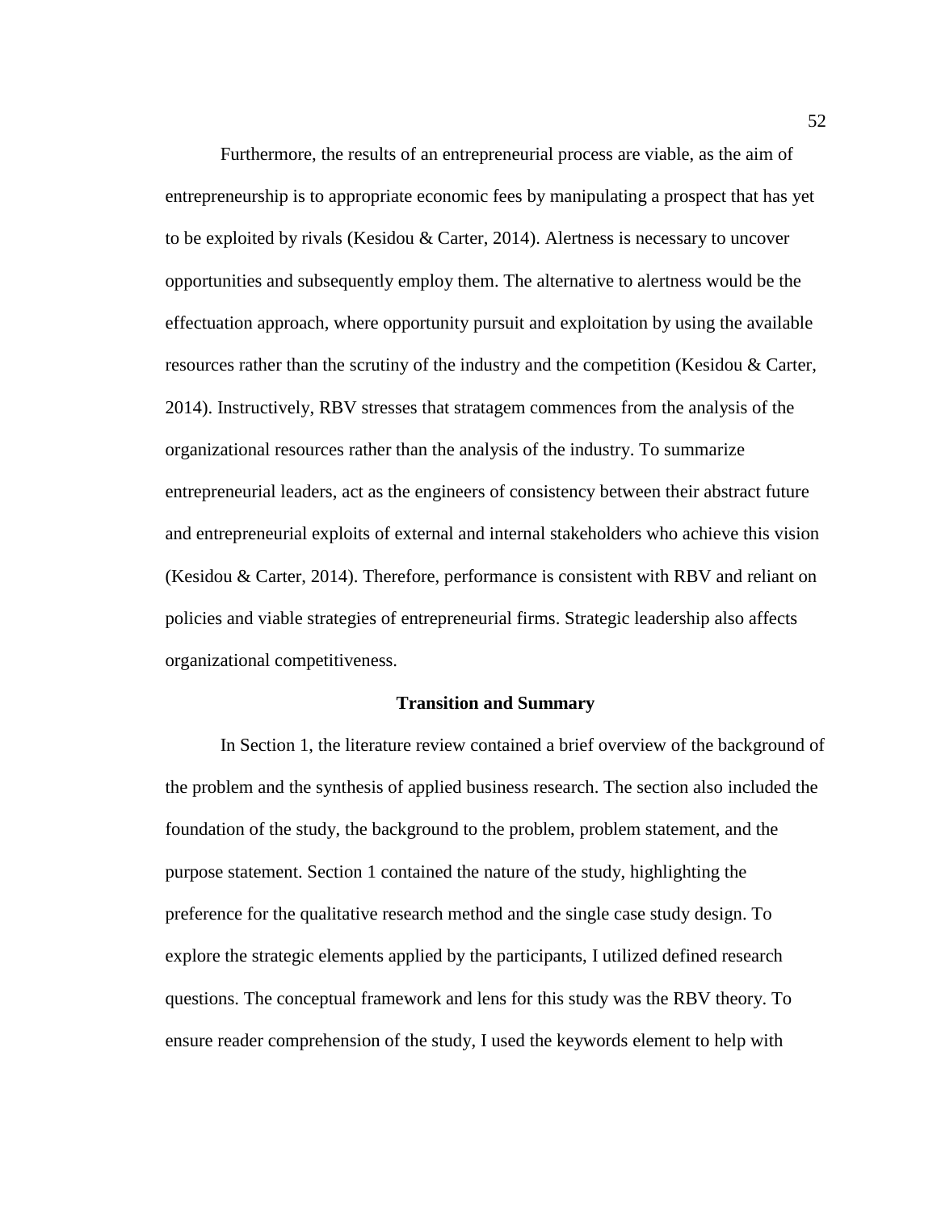Furthermore, the results of an entrepreneurial process are viable, as the aim of entrepreneurship is to appropriate economic fees by manipulating a prospect that has yet to be exploited by rivals (Kesidou & Carter, 2014). Alertness is necessary to uncover opportunities and subsequently employ them. The alternative to alertness would be the effectuation approach, where opportunity pursuit and exploitation by using the available resources rather than the scrutiny of the industry and the competition (Kesidou & Carter, 2014). Instructively, RBV stresses that stratagem commences from the analysis of the organizational resources rather than the analysis of the industry. To summarize entrepreneurial leaders, act as the engineers of consistency between their abstract future and entrepreneurial exploits of external and internal stakeholders who achieve this vision (Kesidou & Carter, 2014). Therefore, performance is consistent with RBV and reliant on policies and viable strategies of entrepreneurial firms. Strategic leadership also affects organizational competitiveness.

## Transition and Summary

In Section 1, the literature review contained a brief overview of the background of the problem and the synthesis of applied business research. The section also included the foundation of the study, the background to the problem, problem statement, and the purpose statement. Section 1 contained the nature of the study, highlighting the preference for the qualitative research method and the single case study design. To explore the strategic elements applied by the participants, I utilized defined research questions. The conceptual framework and lens for this study was the RBV theory. To ensure reader comprehension of the study, I used the keywords element to help with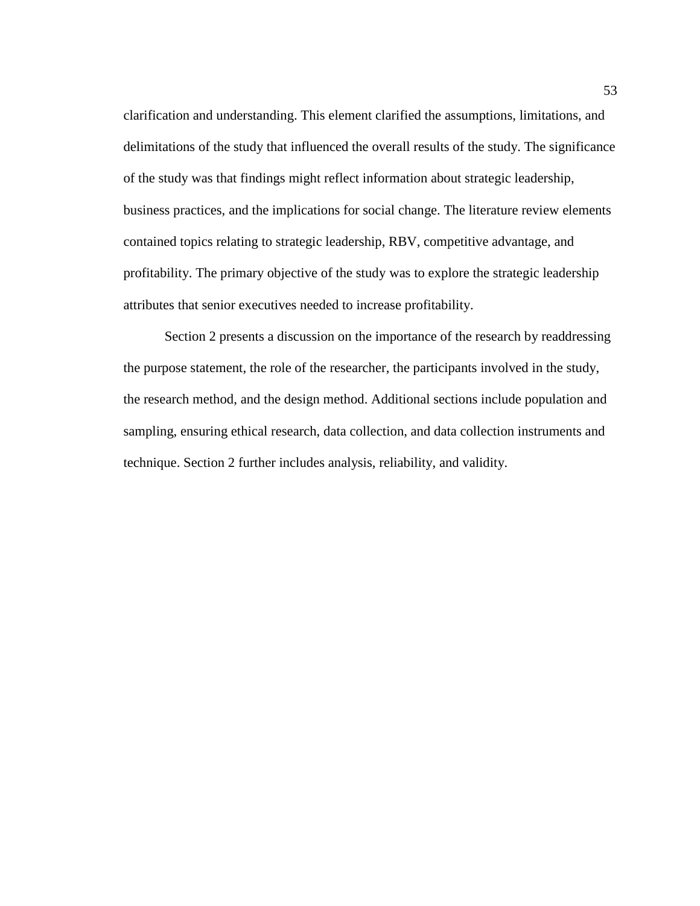clarification and understanding. This element clarified the assumptions, limitations, and delimitations of the study that influenced the overall results of the study. The significance of the study was that findings might reflect information about strategic leadership, business practices, and the implications for social change. The literature review elements contained topics relating to strategic leadership, RBV, competitive advantage, and profitability. The primary objective of the study was to explore the strategic leadership attributes that senior executives needed to increase profitability.

Section 2 presents a discussion on the importance of the research by readdressing the purpose statement, the role of the researcher, the participants involved in the study, the research method, and the design method. Additional sections include population and sampling, ensuring ethical research, data collection, and data collection instruments and technique. Section 2 further includes analysis, reliability, and validity.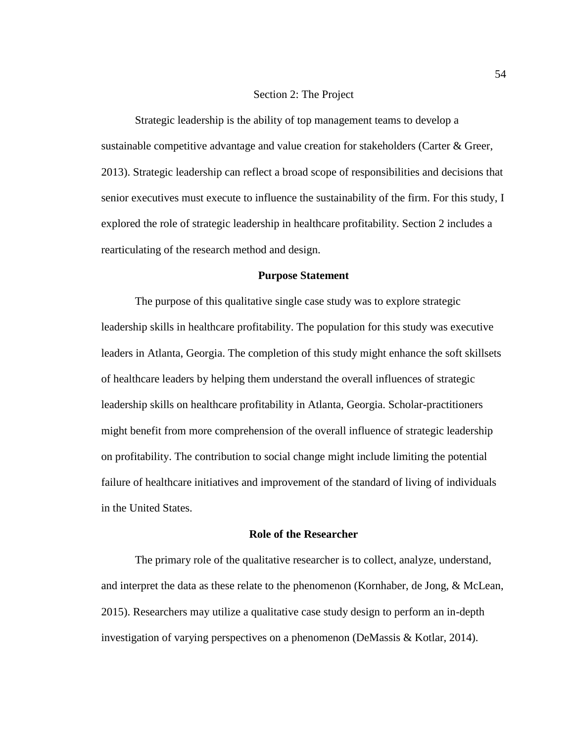# Section 2: The Project

Strategic leadership is the ability of top management teams to develop a sustainable competitive advantage and value creation for stakeholders (Carter & Greer, 2013). Strategic leadership can reflect a broad scope of responsibilities and decisions that senior executives must execute to influence the sustainability of the firm. For this study, I explored the role of strategic leadership in healthcare profitability. Section 2 includes a rearticulating of the research method and design.

## Purpose Statement

The purpose of this qualitative single case study was to explore strategic leadership skills in healthcare profitability. The population for this study was executive leaders in Atlanta, Georgia. The completion of this study might enhance the soft skillsets of healthcare leaders by helping them understand the overall influences of strategic leadership skills on healthcare profitability in Atlanta, Georgia. Scholar-practitioners might benefit from more comprehension of the overall influence of strategic leadership on profitability. The contribution to social change might include limiting the potential failure of healthcare initiatives and improvement of the standard of living of individuals in the United States.

## Role of the Researcher

The primary role of the qualitative researcher is to collect, analyze, understand, and interpret the data as these relate to the phenomenon (Kornhaber, de Jong, & McLean, 2015). Researchers may utilize a qualitative case study design to perform an in-depth investigation of varying perspectives on a phenomenon (DeMassis & Kotlar, 2014).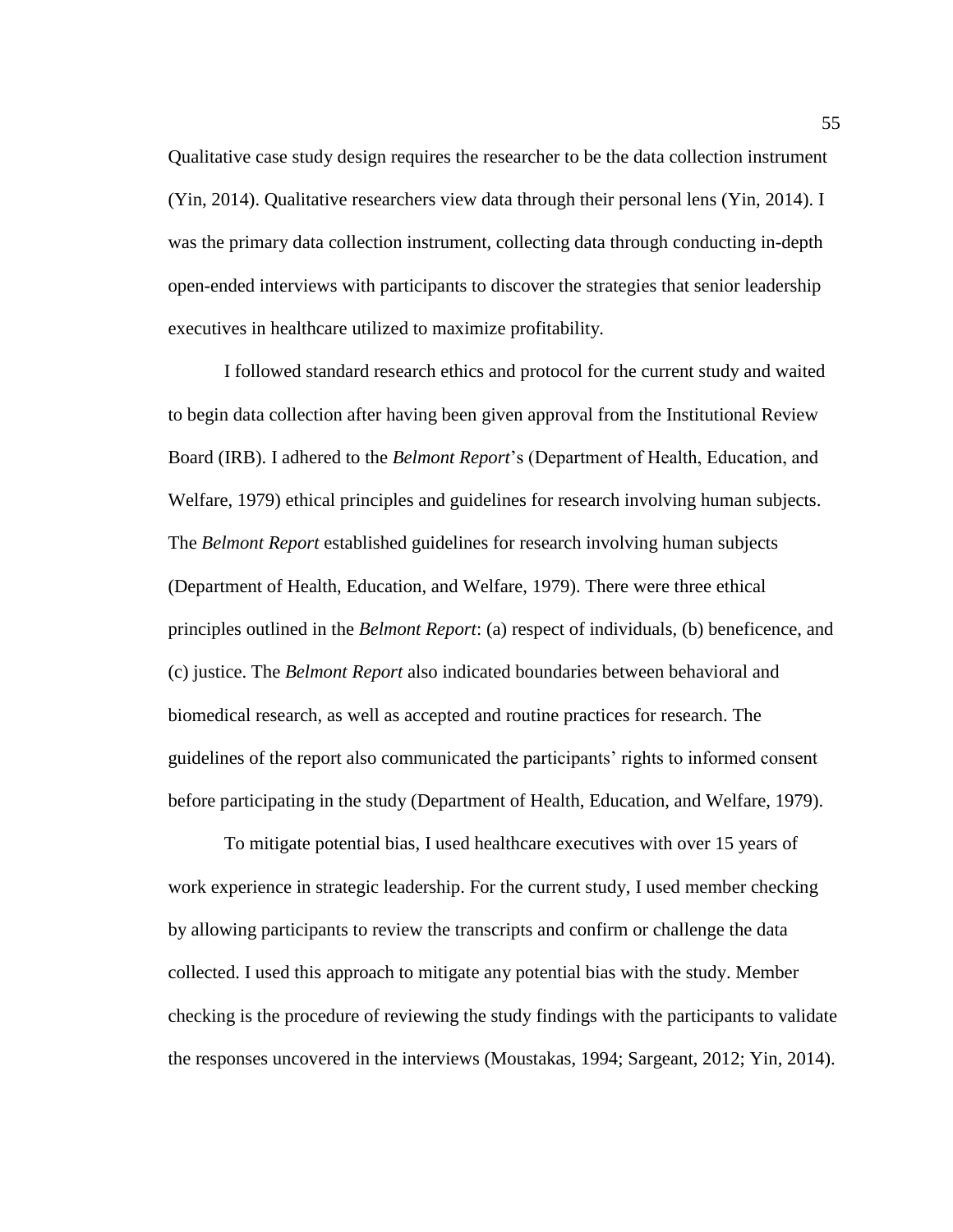Qualitative case study design requires the researcher to be the data collection instrument (Yin, 2014). Qualitative researchers view data through their personal lens (Yin, 2014). I was the primary data collection instrument, collecting data through conducting in-depth open-ended interviews with participants to discover the strategies that senior leadership executives in healthcare utilized to maximize profitability.

I followed standard research ethics and protocol for the current study and waited to begin data collection after having been given approval from the Institutional Review Board (IRB). I adhered to the *Belmont Report*'s (Department of Health, Education, and Welfare, 1979) ethical principles and guidelines for research involving human subjects. The *Belmont Report* established guidelines for research involving human subjects (Department of Health, Education, and Welfare, 1979). There were three ethical principles outlined in the *Belmont Report*: (a) respect of individuals, (b) beneficence, and (c) justice. The *Belmont Report* also indicated boundaries between behavioral and biomedical research, as well as accepted and routine practices for research. The guidelines of the report also communicated the participants' rights to informed consent before participating in the study (Department of Health, Education, and Welfare, 1979).

To mitigate potential bias, I used healthcare executives with over 15 years of work experience in strategic leadership. For the current study, I used member checking by allowing participants to review the transcripts and confirm or challenge the data collected. I used this approach to mitigate any potential bias with the study. Member checking is the procedure of reviewing the study findings with the participants to validate the responses uncovered in the interviews (Moustakas, 1994; Sargeant, 2012; Yin, 2014).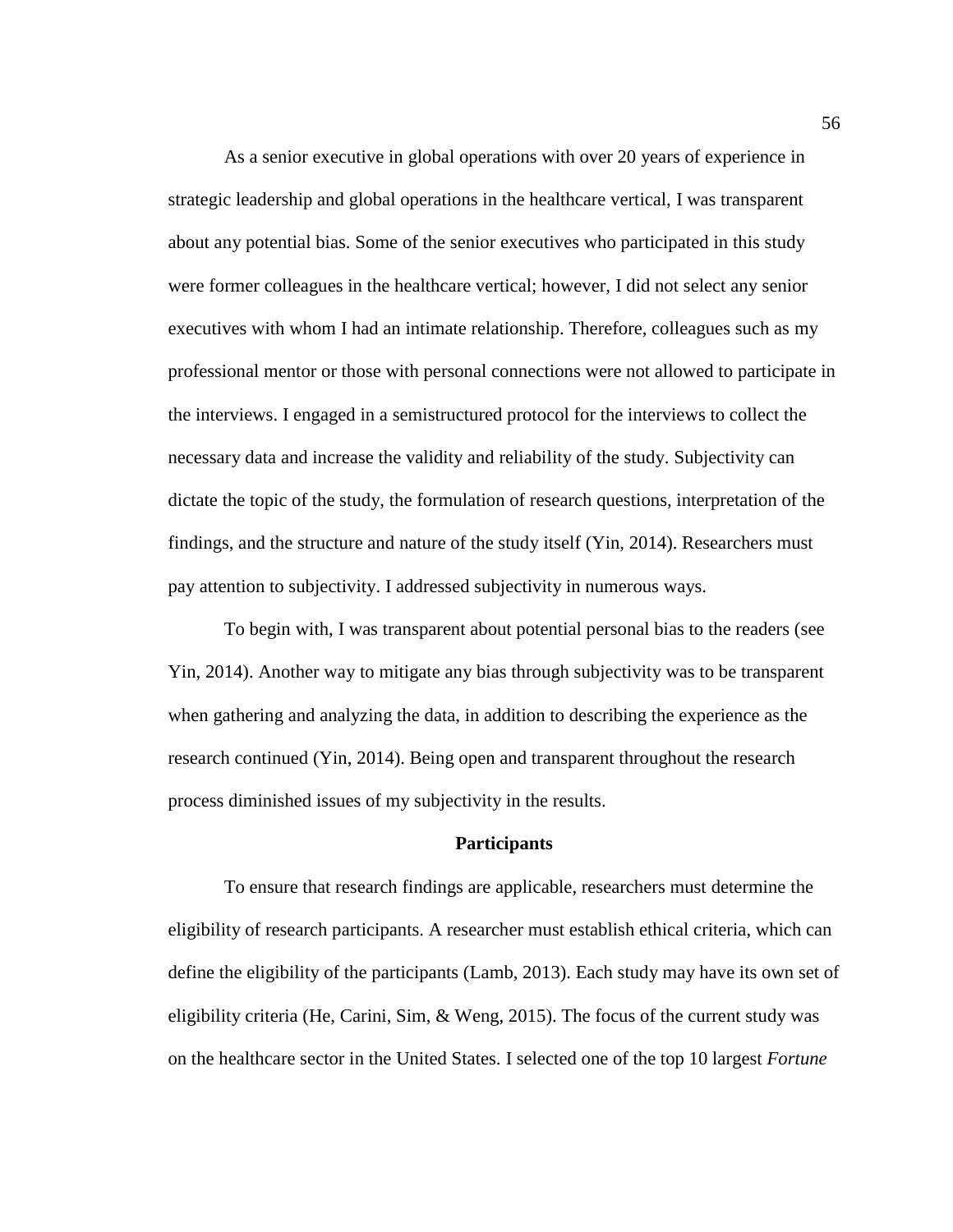As a senior executive in global operations with over 20 years of experience in strategic leadership and global operations in the healthcare vertical, I was transparent about any potential bias. Some of the senior executives who participated in this study were former colleagues in the healthcare vertical; however, I did not select any senior executives with whom I had an intimate relationship. Therefore, colleagues such as my professional mentor or those with personal connections were not allowed to participate in the interviews. I engaged in a semistructured protocol for the interviews to collect the necessary data and increase the validity and reliability of the study. Subjectivity can dictate the topic of the study, the formulation of research questions, interpretation of the findings, and the structure and nature of the study itself (Yin, 2014). Researchers must pay attention to subjectivity. I addressed subjectivity in numerous ways.

To begin with, I was transparent about potential personal bias to the readers (see Yin, 2014). Another way to mitigate any bias through subjectivity was to be transparent when gathering and analyzing the data, in addition to describing the experience as the research continued (Yin, 2014). Being open and transparent throughout the research process diminished issues of my subjectivity in the results.

## Participants

To ensure that research findings are applicable, researchers must determine the eligibility of research participants. A researcher must establish ethical criteria, which can define the eligibility of the participants (Lamb, 2013). Each study may have its own set of eligibility criteria (He, Carini, Sim, & Weng, 2015). The focus of the current study was on the healthcare sector in the United States. I selected one of the top 10 largest *Fortune*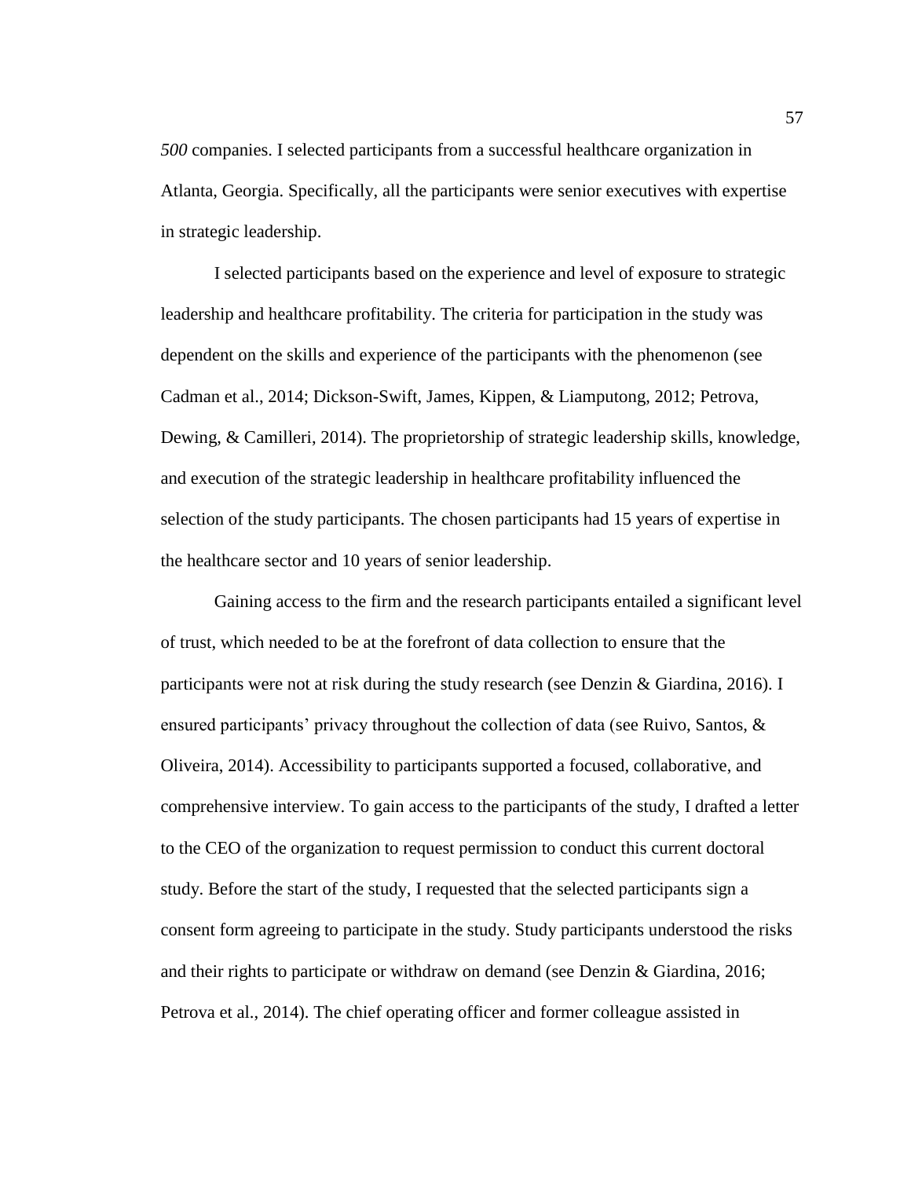*500* companies. I selected participants from a successful healthcare organization in Atlanta, Georgia. Specifically, all the participants were senior executives with expertise in strategic leadership.

I selected participants based on the experience and level of exposure to strategic leadership and healthcare profitability. The criteria for participation in the study was dependent on the skills and experience of the participants with the phenomenon (see Cadman et al., 2014; Dickson-Swift, James, Kippen, & Liamputong, 2012; Petrova, Dewing, & Camilleri, 2014). The proprietorship of strategic leadership skills, knowledge, and execution of the strategic leadership in healthcare profitability influenced the selection of the study participants. The chosen participants had 15 years of expertise in the healthcare sector and 10 years of senior leadership.

Gaining access to the firm and the research participants entailed a significant level of trust, which needed to be at the forefront of data collection to ensure that the participants were not at risk during the study research (see Denzin & Giardina, 2016). I ensured participants' privacy throughout the collection of data (see Ruivo, Santos, & Oliveira, 2014). Accessibility to participants supported a focused, collaborative, and comprehensive interview. To gain access to the participants of the study, I drafted a letter to the CEO of the organization to request permission to conduct this current doctoral study. Before the start of the study, I requested that the selected participants sign a consent form agreeing to participate in the study. Study participants understood the risks and their rights to participate or withdraw on demand (see Denzin & Giardina, 2016; Petrova et al., 2014). The chief operating officer and former colleague assisted in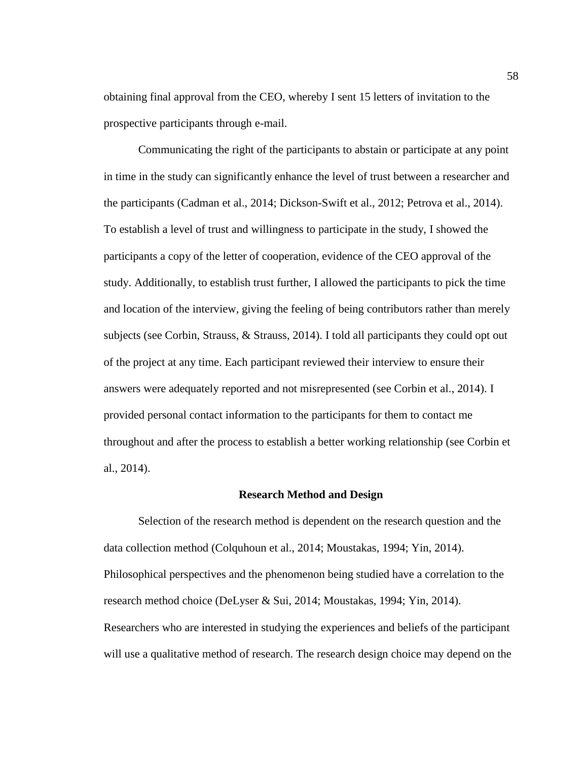obtaining final approval from the CEO, whereby I sent 15 letters of invitation to the prospective participants through e-mail.

Communicating the right of the participants to abstain or participate at any point in time in the study can significantly enhance the level of trust between a researcher and the participants (Cadman et al., 2014; Dickson-Swift et al., 2012; Petrova et al., 2014). To establish a level of trust and willingness to participate in the study, I showed the participants a copy of the letter of cooperation, evidence of the CEO approval of the study. Additionally, to establish trust further, I allowed the participants to pick the time and location of the interview, giving the feeling of being contributors rather than merely subjects (see Corbin, Strauss, & Strauss, 2014). I told all participants they could opt out of the project at any time. Each participant reviewed their interview to ensure their answers were adequately reported and not misrepresented (see Corbin et al., 2014). I provided personal contact information to the participants for them to contact me throughout and after the process to establish a better working relationship (see Corbin et al., 2014).

## Research Method and Design

Selection of the research method is dependent on the research question and the data collection method (Colquhoun et al., 2014; Moustakas, 1994; Yin, 2014). Philosophical perspectives and the phenomenon being studied have a correlation to the research method choice (DeLyser & Sui, 2014; Moustakas, 1994; Yin, 2014). Researchers who are interested in studying the experiences and beliefs of the participant will use a qualitative method of research. The research design choice may depend on the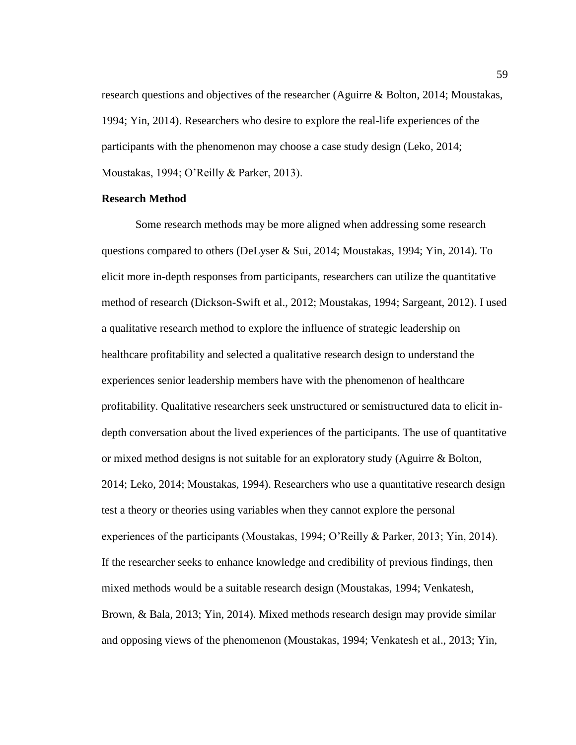research questions and objectives of the researcher (Aguirre & Bolton, 2014; Moustakas, 1994; Yin, 2014). Researchers who desire to explore the real-life experiences of the participants with the phenomenon may choose a case study design (Leko, 2014; Moustakas, 1994; O'Reilly & Parker, 2013).

**Research Method**

Some research methods may be more aligned when addressing some research questions compared to others (DeLyser & Sui, 2014; Moustakas, 1994; Yin, 2014). To elicit more in-depth responses from participants, researchers can utilize the quantitative method of research (Dickson-Swift et al., 2012; Moustakas, 1994; Sargeant, 2012). I used a qualitative research method to explore the influence of strategic leadership on healthcare profitability and selected a qualitative research design to understand the experiences senior leadership members have with the phenomenon of healthcare profitability. Qualitative researchers seek unstructured or semistructured data to elicit in-depth conversation about the lived experiences of the participants. The use of quantitative or mixed method designs is not suitable for an exploratory study (Aguirre & Bolton, 2014; Leko, 2014; Moustakas, 1994). Researchers who use a quantitative research design test a theory or theories using variables when they cannot explore the personal experiences of the participants (Moustakas, 1994; O'Reilly & Parker, 2013; Yin, 2014). If the researcher seeks to enhance knowledge and credibility of previous findings, then mixed methods would be a suitable research design (Moustakas, 1994; Venkatesh, Brown, & Bala, 2013; Yin, 2014). Mixed methods research design may provide similar and opposing views of the phenomenon (Moustakas, 1994; Venkatesh et al., 2013; Yin,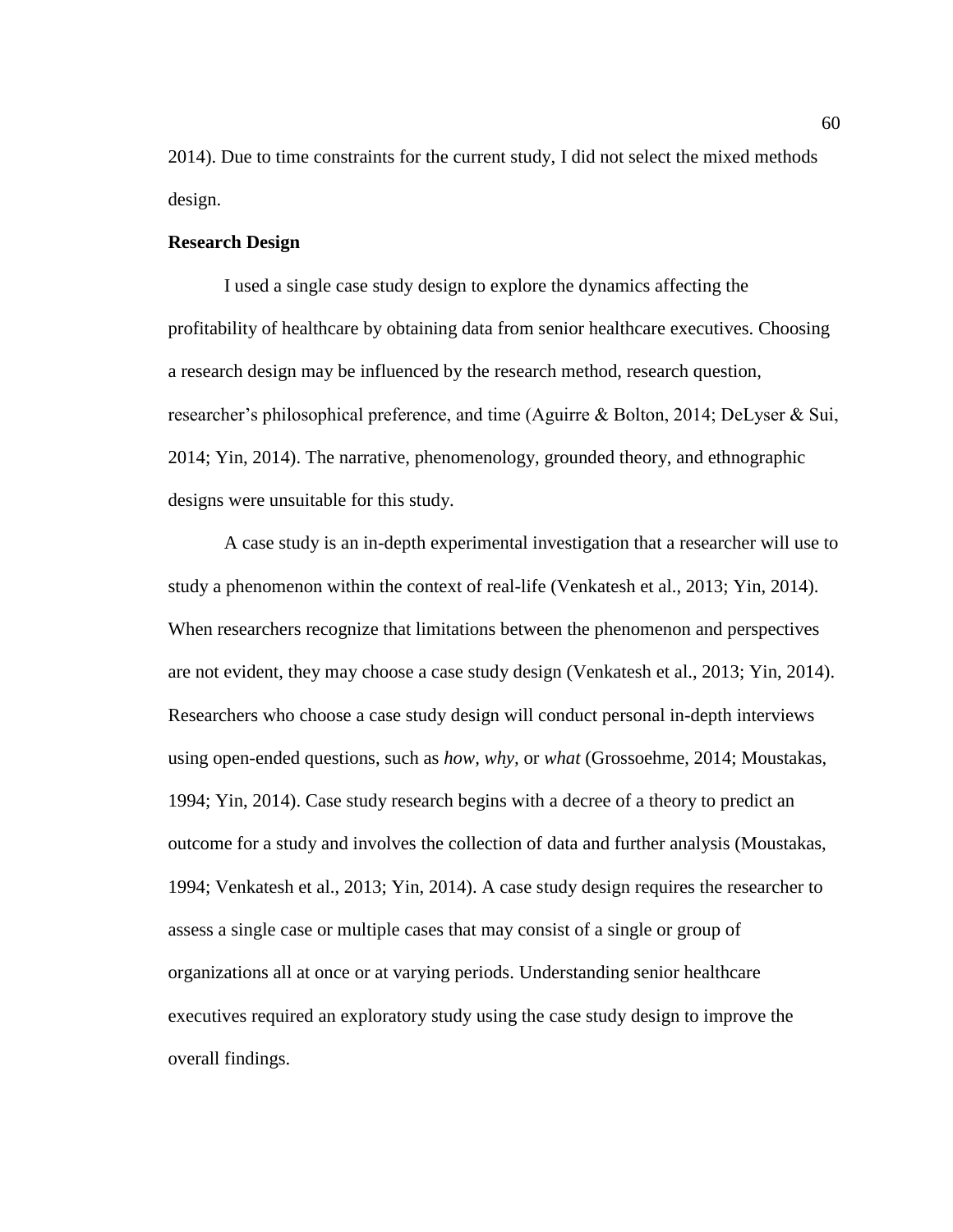2014). Due to time constraints for the current study, I did not select the mixed methods design.

**Research Design**

I used a single case study design to explore the dynamics affecting the profitability of healthcare by obtaining data from senior healthcare executives. Choosing a research design may be influenced by the research method, research question, researcher's philosophical preference, and time (Aguirre & Bolton, 2014; DeLyser & Sui, 2014; Yin, 2014). The narrative, phenomenology, grounded theory, and ethnographic designs were unsuitable for this study.

A case study is an in-depth experimental investigation that a researcher will use to study a phenomenon within the context of real-life (Venkatesh et al., 2013; Yin, 2014). When researchers recognize that limitations between the phenomenon and perspectives are not evident, they may choose a case study design (Venkatesh et al., 2013; Yin, 2014). Researchers who choose a case study design will conduct personal in-depth interviews using open-ended questions, such as *how, why,* or *what* (Grossoehme, 2014; Moustakas, 1994; Yin, 2014). Case study research begins with a decree of a theory to predict an outcome for a study and involves the collection of data and further analysis (Moustakas, 1994; Venkatesh et al., 2013; Yin, 2014). A case study design requires the researcher to assess a single case or multiple cases that may consist of a single or group of organizations all at once or at varying periods. Understanding senior healthcare executives required an exploratory study using the case study design to improve the overall findings.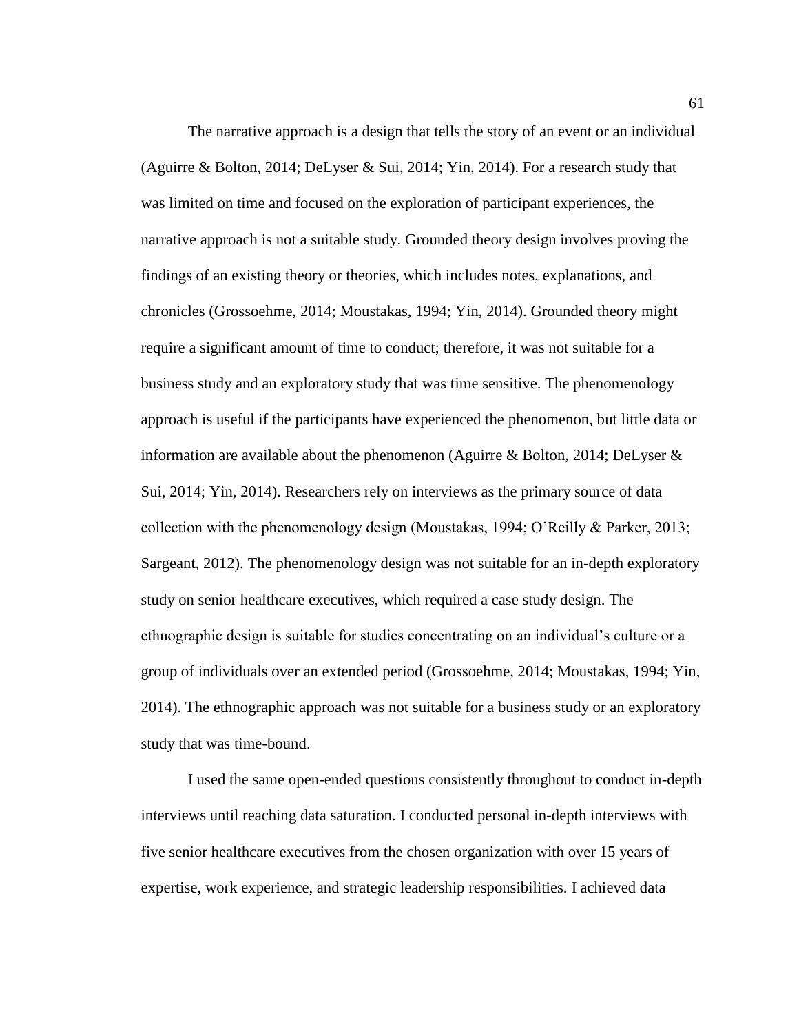The narrative approach is a design that tells the story of an event or an individual (Aguirre & Bolton, 2014; DeLyser & Sui, 2014; Yin, 2014). For a research study that was limited on time and focused on the exploration of participant experiences, the narrative approach is not a suitable study. Grounded theory design involves proving the findings of an existing theory or theories, which includes notes, explanations, and chronicles (Grossoehme, 2014; Moustakas, 1994; Yin, 2014). Grounded theory might require a significant amount of time to conduct; therefore, it was not suitable for a business study and an exploratory study that was time sensitive. The phenomenology approach is useful if the participants have experienced the phenomenon, but little data or information are available about the phenomenon (Aguirre & Bolton, 2014; DeLyser & Sui, 2014; Yin, 2014). Researchers rely on interviews as the primary source of data collection with the phenomenology design (Moustakas, 1994; O'Reilly & Parker, 2013; Sargeant, 2012). The phenomenology design was not suitable for an in-depth exploratory study on senior healthcare executives, which required a case study design. The ethnographic design is suitable for studies concentrating on an individual's culture or a group of individuals over an extended period (Grossoehme, 2014; Moustakas, 1994; Yin, 2014). The ethnographic approach was not suitable for a business study or an exploratory study that was time-bound.

I used the same open-ended questions consistently throughout to conduct in-depth interviews until reaching data saturation. I conducted personal in-depth interviews with five senior healthcare executives from the chosen organization with over 15 years of expertise, work experience, and strategic leadership responsibilities. I achieved data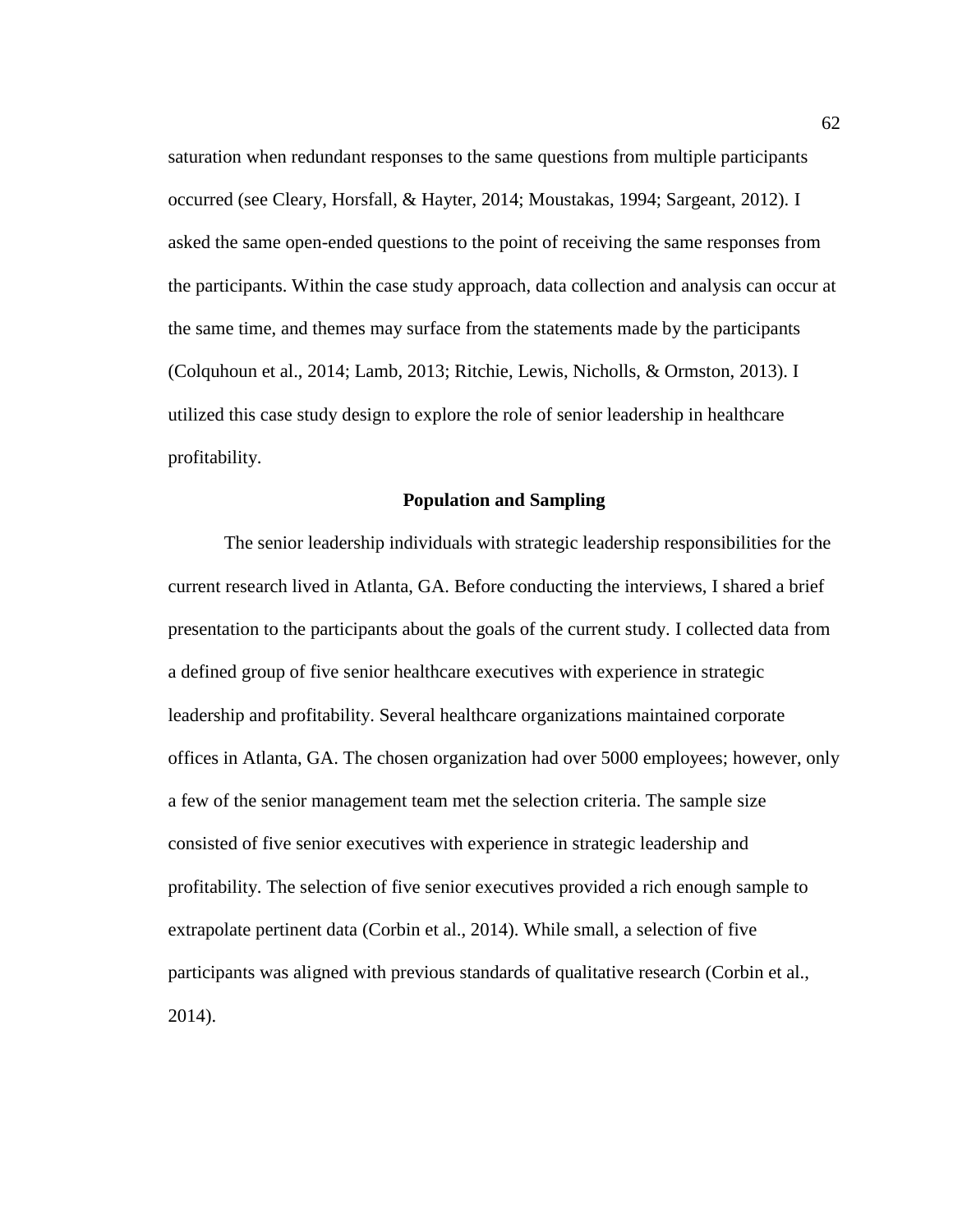saturation when redundant responses to the same questions from multiple participants occurred (see Cleary, Horsfall, & Hayter, 2014; Moustakas, 1994; Sargeant, 2012). I asked the same open-ended questions to the point of receiving the same responses from the participants. Within the case study approach, data collection and analysis can occur at the same time, and themes may surface from the statements made by the participants (Colquhoun et al., 2014; Lamb, 2013; Ritchie, Lewis, Nicholls, & Ormston, 2013). I utilized this case study design to explore the role of senior leadership in healthcare profitability.

## Population and Sampling

The senior leadership individuals with strategic leadership responsibilities for the current research lived in Atlanta, GA. Before conducting the interviews, I shared a brief presentation to the participants about the goals of the current study. I collected data from a defined group of five senior healthcare executives with experience in strategic leadership and profitability. Several healthcare organizations maintained corporate offices in Atlanta, GA. The chosen organization had over 5000 employees; however, only a few of the senior management team met the selection criteria. The sample size consisted of five senior executives with experience in strategic leadership and profitability. The selection of five senior executives provided a rich enough sample to extrapolate pertinent data (Corbin et al., 2014). While small, a selection of five participants was aligned with previous standards of qualitative research (Corbin et al., 2014).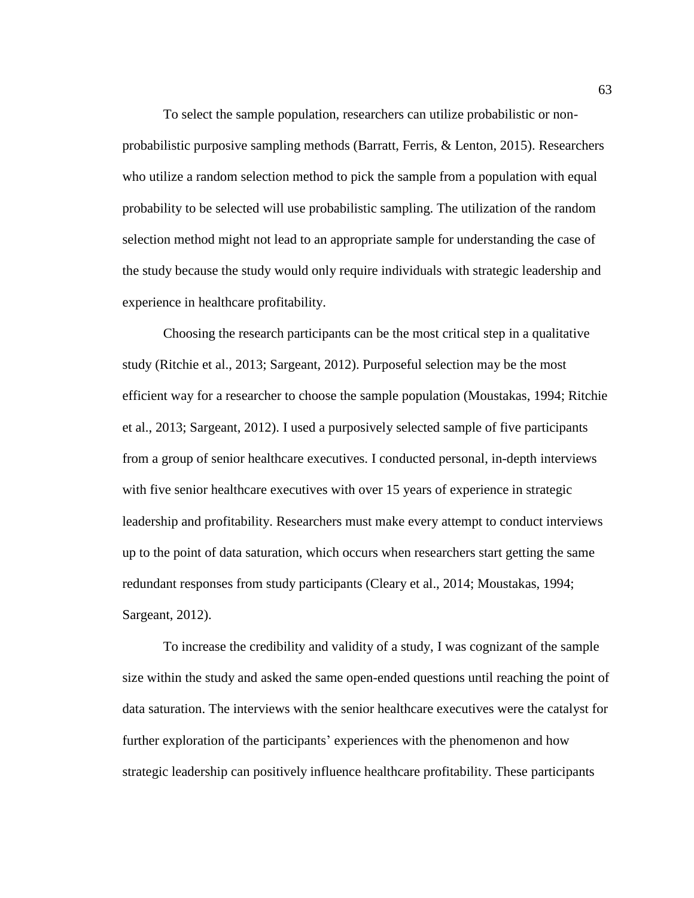To select the sample population, researchers can utilize probabilistic or non-probabilistic purposive sampling methods (Barratt, Ferris, & Lenton, 2015). Researchers who utilize a random selection method to pick the sample from a population with equal probability to be selected will use probabilistic sampling. The utilization of the random selection method might not lead to an appropriate sample for understanding the case of the study because the study would only require individuals with strategic leadership and experience in healthcare profitability.

Choosing the research participants can be the most critical step in a qualitative study (Ritchie et al., 2013; Sargeant, 2012). Purposeful selection may be the most efficient way for a researcher to choose the sample population (Moustakas, 1994; Ritchie et al., 2013; Sargeant, 2012). I used a purposively selected sample of five participants from a group of senior healthcare executives. I conducted personal, in-depth interviews with five senior healthcare executives with over 15 years of experience in strategic leadership and profitability. Researchers must make every attempt to conduct interviews up to the point of data saturation, which occurs when researchers start getting the same redundant responses from study participants (Cleary et al., 2014; Moustakas, 1994; Sargeant, 2012).

To increase the credibility and validity of a study, I was cognizant of the sample size within the study and asked the same open-ended questions until reaching the point of data saturation. The interviews with the senior healthcare executives were the catalyst for further exploration of the participants' experiences with the phenomenon and how strategic leadership can positively influence healthcare profitability. These participants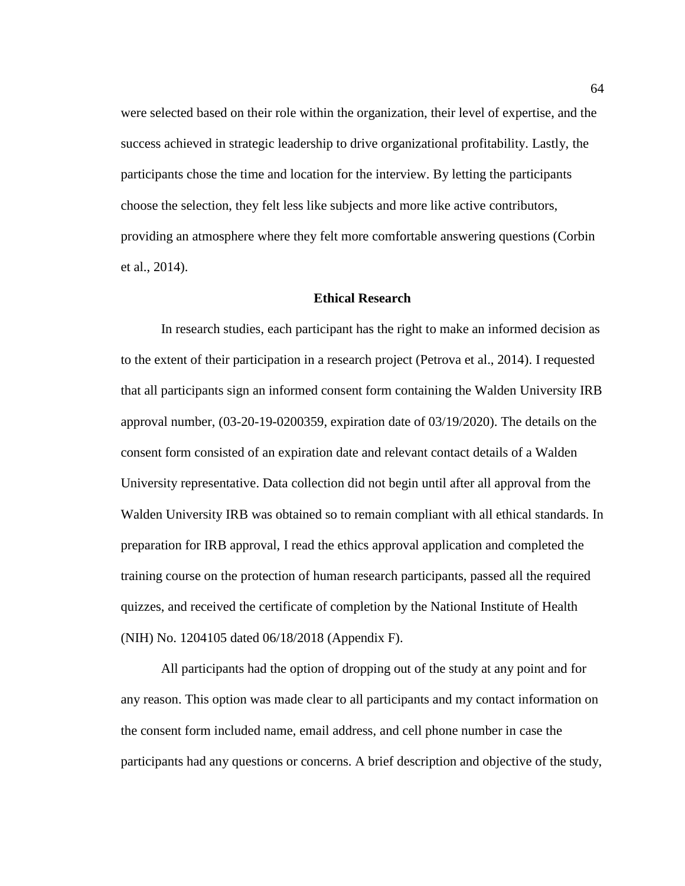were selected based on their role within the organization, their level of expertise, and the success achieved in strategic leadership to drive organizational profitability. Lastly, the participants chose the time and location for the interview. By letting the participants choose the selection, they felt less like subjects and more like active contributors, providing an atmosphere where they felt more comfortable answering questions (Corbin et al., 2014).

## Ethical Research

In research studies, each participant has the right to make an informed decision as to the extent of their participation in a research project (Petrova et al., 2014). I requested that all participants sign an informed consent form containing the Walden University IRB approval number, (03-20-19-0200359, expiration date of 03/19/2020). The details on the consent form consisted of an expiration date and relevant contact details of a Walden University representative. Data collection did not begin until after all approval from the Walden University IRB was obtained so to remain compliant with all ethical standards. In preparation for IRB approval, I read the ethics approval application and completed the training course on the protection of human research participants, passed all the required quizzes, and received the certificate of completion by the National Institute of Health (NIH) No. 1204105 dated 06/18/2018 (Appendix F).

All participants had the option of dropping out of the study at any point and for any reason. This option was made clear to all participants and my contact information on the consent form included name, email address, and cell phone number in case the participants had any questions or concerns. A brief description and objective of the study,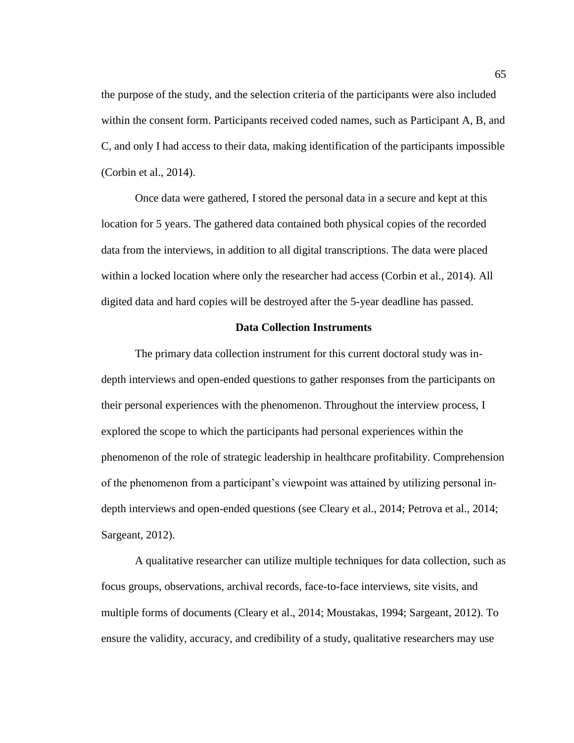the purpose of the study, and the selection criteria of the participants were also included within the consent form. Participants received coded names, such as Participant A, B, and C, and only I had access to their data, making identification of the participants impossible (Corbin et al., 2014).

Once data were gathered, I stored the personal data in a secure and kept at this location for 5 years. The gathered data contained both physical copies of the recorded data from the interviews, in addition to all digital transcriptions. The data were placed within a locked location where only the researcher had access (Corbin et al., 2014). All digited data and hard copies will be destroyed after the 5-year deadline has passed.

## Data Collection Instruments

The primary data collection instrument for this current doctoral study was in-depth interviews and open-ended questions to gather responses from the participants on their personal experiences with the phenomenon. Throughout the interview process, I explored the scope to which the participants had personal experiences within the phenomenon of the role of strategic leadership in healthcare profitability. Comprehension of the phenomenon from a participant's viewpoint was attained by utilizing personal in-depth interviews and open-ended questions (see Cleary et al., 2014; Petrova et al., 2014; Sargeant, 2012).

A qualitative researcher can utilize multiple techniques for data collection, such as focus groups, observations, archival records, face-to-face interviews, site visits, and multiple forms of documents (Cleary et al., 2014; Moustakas, 1994; Sargeant, 2012). To ensure the validity, accuracy, and credibility of a study, qualitative researchers may use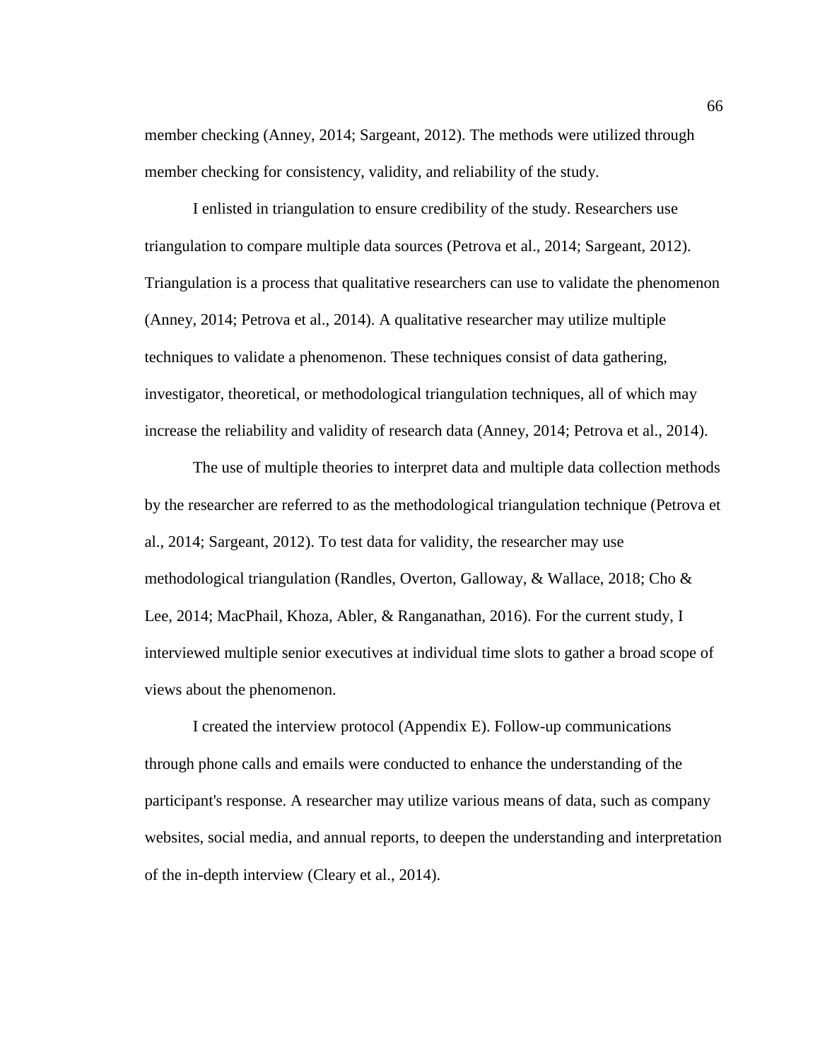member checking (Anney, 2014; Sargeant, 2012). The methods were utilized through member checking for consistency, validity, and reliability of the study.

I enlisted in triangulation to ensure credibility of the study. Researchers use triangulation to compare multiple data sources (Petrova et al., 2014; Sargeant, 2012). Triangulation is a process that qualitative researchers can use to validate the phenomenon (Anney, 2014; Petrova et al., 2014). A qualitative researcher may utilize multiple techniques to validate a phenomenon. These techniques consist of data gathering, investigator, theoretical, or methodological triangulation techniques, all of which may increase the reliability and validity of research data (Anney, 2014; Petrova et al., 2014).

The use of multiple theories to interpret data and multiple data collection methods by the researcher are referred to as the methodological triangulation technique (Petrova et al., 2014; Sargeant, 2012). To test data for validity, the researcher may use methodological triangulation (Randles, Overton, Galloway, & Wallace, 2018; Cho & Lee, 2014; MacPhail, Khoza, Abler, & Ranganathan, 2016). For the current study, I interviewed multiple senior executives at individual time slots to gather a broad scope of views about the phenomenon.

I created the interview protocol (Appendix E). Follow-up communications through phone calls and emails were conducted to enhance the understanding of the participant's response. A researcher may utilize various means of data, such as company websites, social media, and annual reports, to deepen the understanding and interpretation of the in-depth interview (Cleary et al., 2014).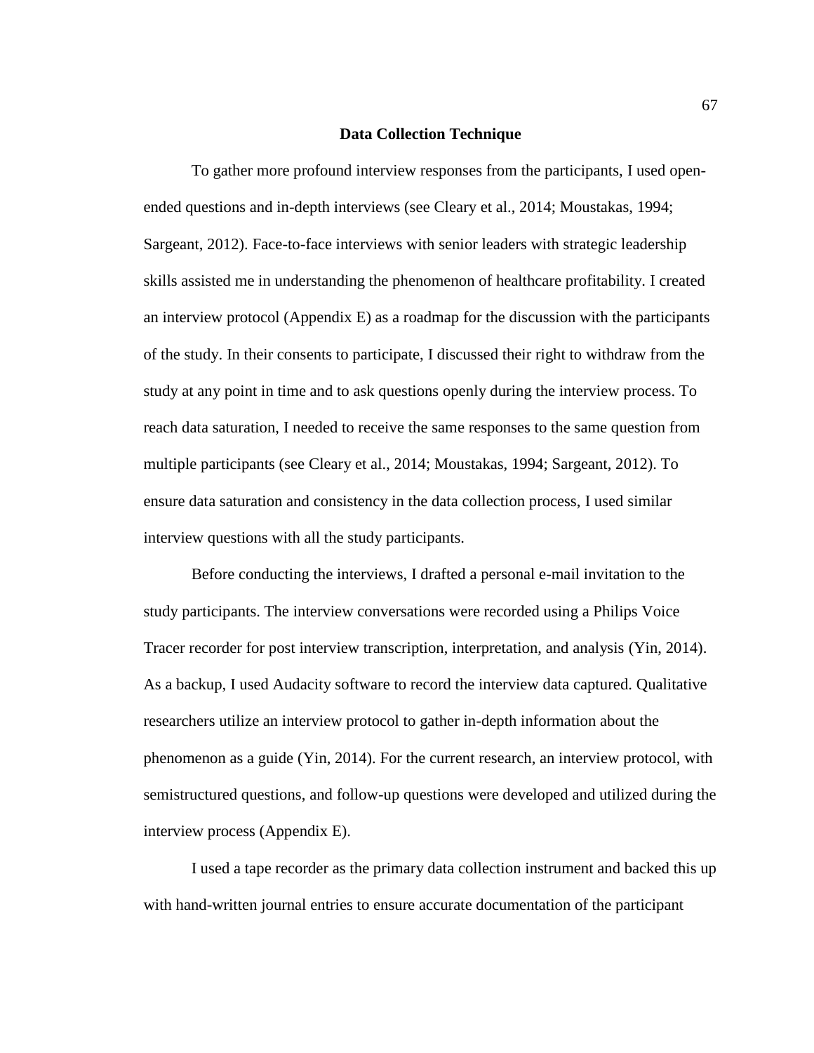## Data Collection Technique

To gather more profound interview responses from the participants, I used open-ended questions and in-depth interviews (see Cleary et al., 2014; Moustakas, 1994; Sargeant, 2012). Face-to-face interviews with senior leaders with strategic leadership skills assisted me in understanding the phenomenon of healthcare profitability. I created an interview protocol (Appendix E) as a roadmap for the discussion with the participants of the study. In their consents to participate, I discussed their right to withdraw from the study at any point in time and to ask questions openly during the interview process. To reach data saturation, I needed to receive the same responses to the same question from multiple participants (see Cleary et al., 2014; Moustakas, 1994; Sargeant, 2012). To ensure data saturation and consistency in the data collection process, I used similar interview questions with all the study participants.

Before conducting the interviews, I drafted a personal e-mail invitation to the study participants. The interview conversations were recorded using a Philips Voice Tracer recorder for post interview transcription, interpretation, and analysis (Yin, 2014). As a backup, I used Audacity software to record the interview data captured. Qualitative researchers utilize an interview protocol to gather in-depth information about the phenomenon as a guide (Yin, 2014). For the current research, an interview protocol, with semistructured questions, and follow-up questions were developed and utilized during the interview process (Appendix E).

I used a tape recorder as the primary data collection instrument and backed this up with hand-written journal entries to ensure accurate documentation of the participant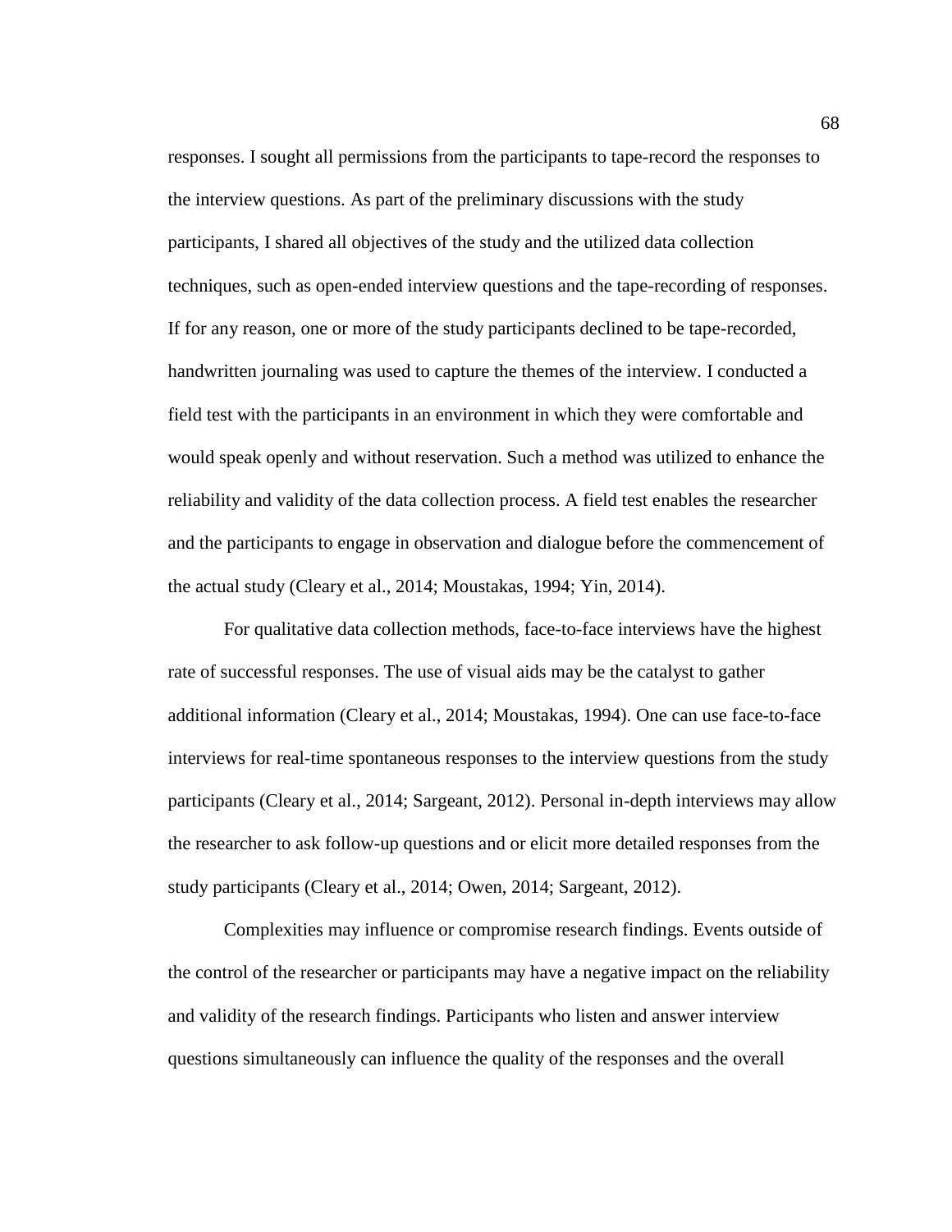responses. I sought all permissions from the participants to tape-record the responses to the interview questions. As part of the preliminary discussions with the study participants, I shared all objectives of the study and the utilized data collection techniques, such as open-ended interview questions and the tape-recording of responses. If for any reason, one or more of the study participants declined to be tape-recorded, handwritten journaling was used to capture the themes of the interview. I conducted a field test with the participants in an environment in which they were comfortable and would speak openly and without reservation. Such a method was utilized to enhance the reliability and validity of the data collection process. A field test enables the researcher and the participants to engage in observation and dialogue before the commencement of the actual study (Cleary et al., 2014; Moustakas, 1994; Yin, 2014).

For qualitative data collection methods, face-to-face interviews have the highest rate of successful responses. The use of visual aids may be the catalyst to gather additional information (Cleary et al., 2014; Moustakas, 1994). One can use face-to-face interviews for real-time spontaneous responses to the interview questions from the study participants (Cleary et al., 2014; Sargeant, 2012). Personal in-depth interviews may allow the researcher to ask follow-up questions and or elicit more detailed responses from the study participants (Cleary et al., 2014; Owen, 2014; Sargeant, 2012).

Complexities may influence or compromise research findings. Events outside of the control of the researcher or participants may have a negative impact on the reliability and validity of the research findings. Participants who listen and answer interview questions simultaneously can influence the quality of the responses and the overall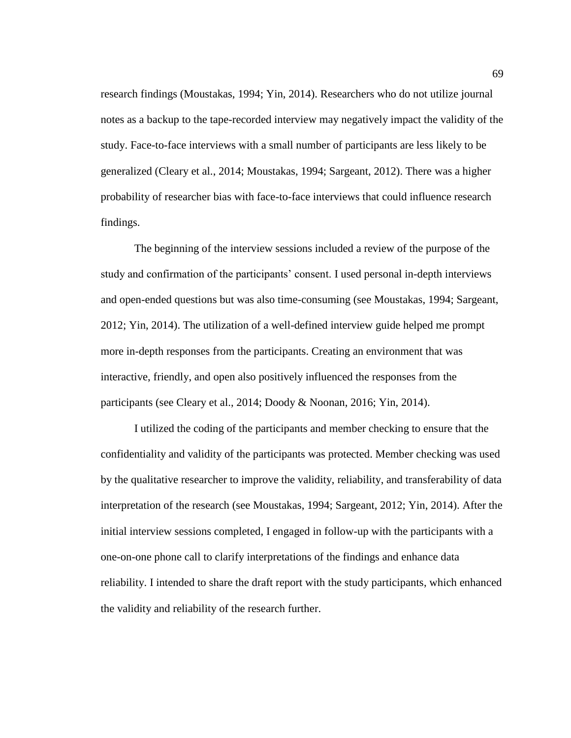research findings (Moustakas, 1994; Yin, 2014). Researchers who do not utilize journal notes as a backup to the tape-recorded interview may negatively impact the validity of the study. Face-to-face interviews with a small number of participants are less likely to be generalized (Cleary et al., 2014; Moustakas, 1994; Sargeant, 2012). There was a higher probability of researcher bias with face-to-face interviews that could influence research findings.

The beginning of the interview sessions included a review of the purpose of the study and confirmation of the participants' consent. I used personal in-depth interviews and open-ended questions but was also time-consuming (see Moustakas, 1994; Sargeant, 2012; Yin, 2014). The utilization of a well-defined interview guide helped me prompt more in-depth responses from the participants. Creating an environment that was interactive, friendly, and open also positively influenced the responses from the participants (see Cleary et al., 2014; Doody & Noonan, 2016; Yin, 2014).

I utilized the coding of the participants and member checking to ensure that the confidentiality and validity of the participants was protected. Member checking was used by the qualitative researcher to improve the validity, reliability, and transferability of data interpretation of the research (see Moustakas, 1994; Sargeant, 2012; Yin, 2014). After the initial interview sessions completed, I engaged in follow-up with the participants with a one-on-one phone call to clarify interpretations of the findings and enhance data reliability. I intended to share the draft report with the study participants, which enhanced the validity and reliability of the research further.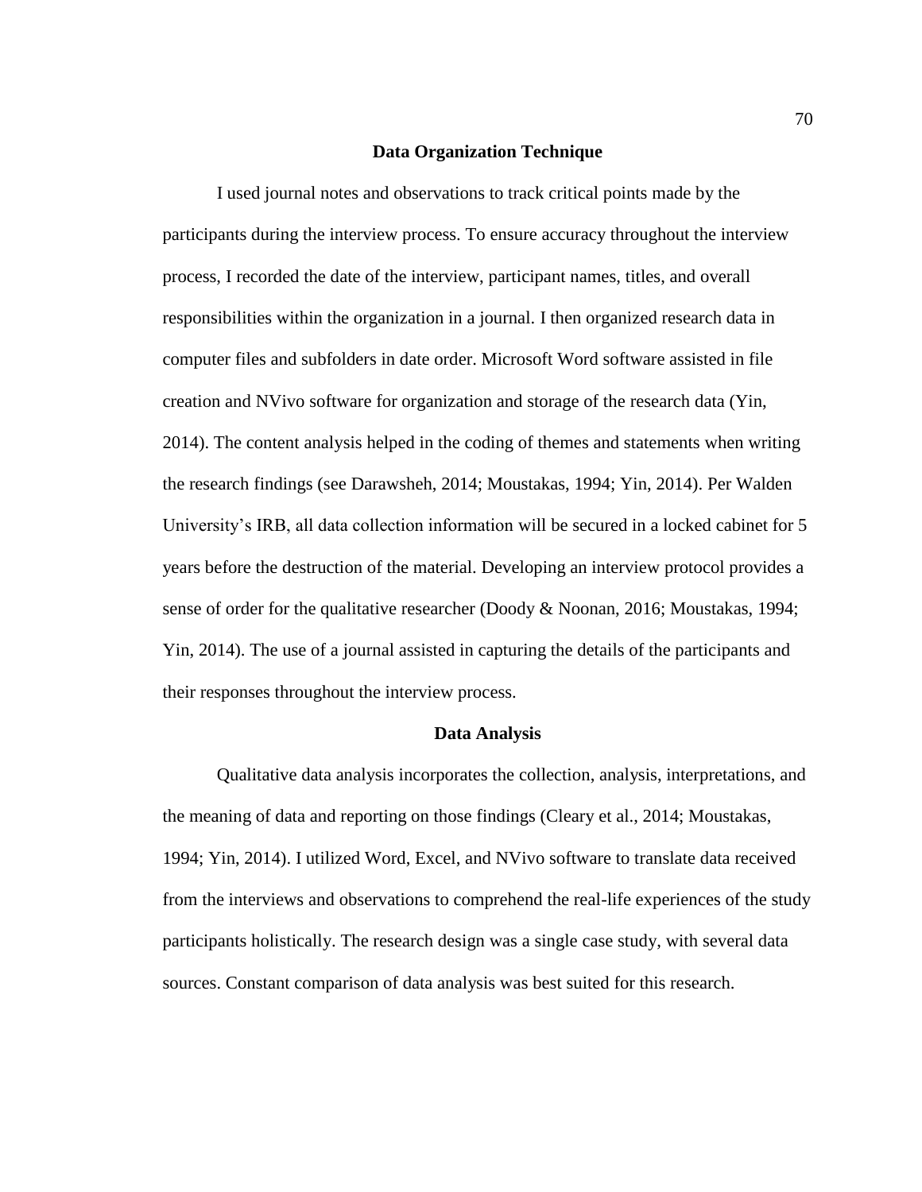## Data Organization Technique

I used journal notes and observations to track critical points made by the participants during the interview process. To ensure accuracy throughout the interview process, I recorded the date of the interview, participant names, titles, and overall responsibilities within the organization in a journal. I then organized research data in computer files and subfolders in date order. Microsoft Word software assisted in file creation and NVivo software for organization and storage of the research data (Yin, 2014). The content analysis helped in the coding of themes and statements when writing the research findings (see Darawsheh, 2014; Moustakas, 1994; Yin, 2014). Per Walden University's IRB, all data collection information will be secured in a locked cabinet for 5 years before the destruction of the material. Developing an interview protocol provides a sense of order for the qualitative researcher (Doody & Noonan, 2016; Moustakas, 1994; Yin, 2014). The use of a journal assisted in capturing the details of the participants and their responses throughout the interview process.

## Data Analysis

Qualitative data analysis incorporates the collection, analysis, interpretations, and the meaning of data and reporting on those findings (Cleary et al., 2014; Moustakas, 1994; Yin, 2014). I utilized Word, Excel, and NVivo software to translate data received from the interviews and observations to comprehend the real-life experiences of the study participants holistically. The research design was a single case study, with several data sources. Constant comparison of data analysis was best suited for this research.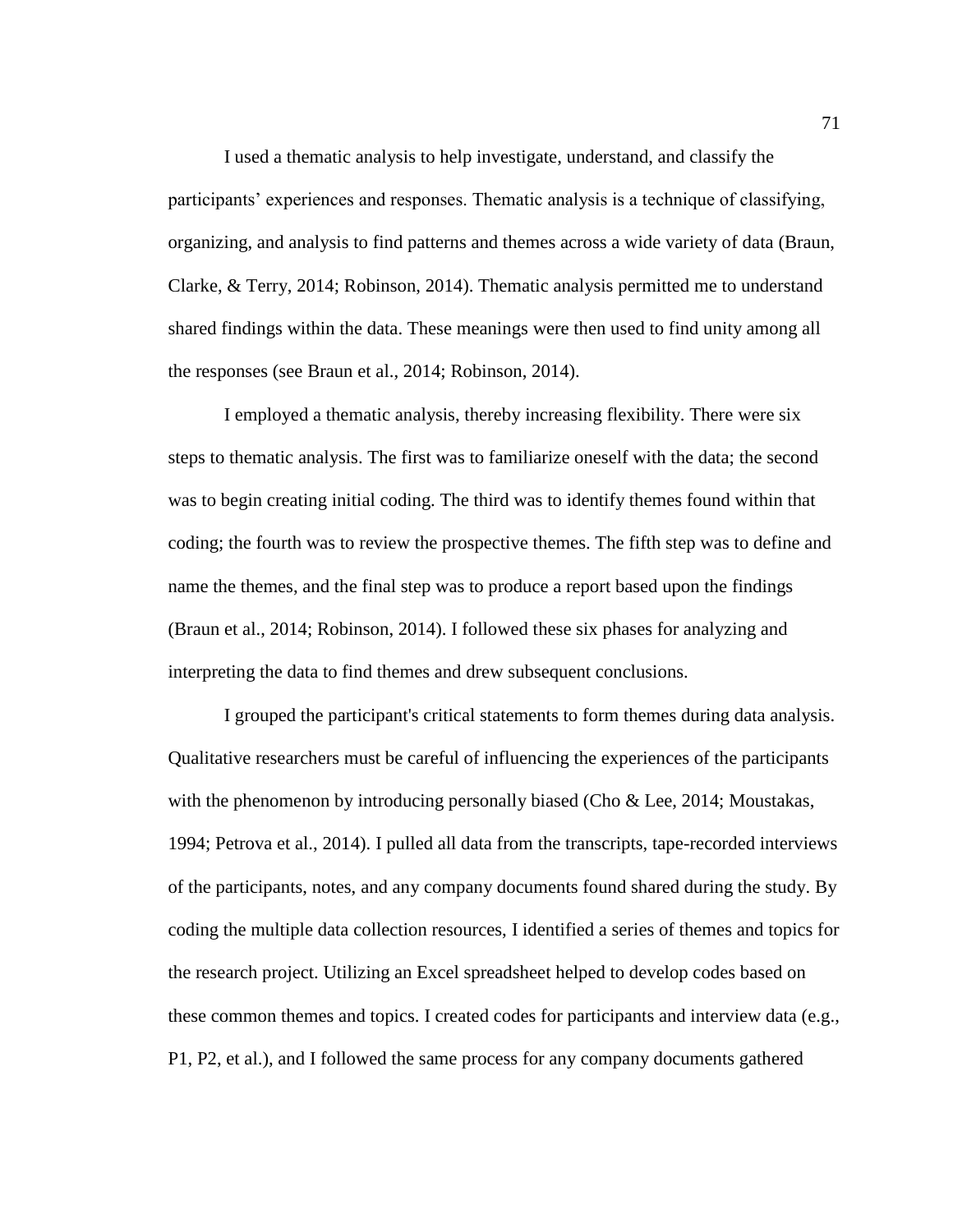I used a thematic analysis to help investigate, understand, and classify the participants' experiences and responses. Thematic analysis is a technique of classifying, organizing, and analysis to find patterns and themes across a wide variety of data (Braun, Clarke, & Terry, 2014; Robinson, 2014). Thematic analysis permitted me to understand shared findings within the data. These meanings were then used to find unity among all the responses (see Braun et al., 2014; Robinson, 2014).

I employed a thematic analysis, thereby increasing flexibility. There were six steps to thematic analysis. The first was to familiarize oneself with the data; the second was to begin creating initial coding. The third was to identify themes found within that coding; the fourth was to review the prospective themes. The fifth step was to define and name the themes, and the final step was to produce a report based upon the findings (Braun et al., 2014; Robinson, 2014). I followed these six phases for analyzing and interpreting the data to find themes and drew subsequent conclusions.

I grouped the participant's critical statements to form themes during data analysis. Qualitative researchers must be careful of influencing the experiences of the participants with the phenomenon by introducing personally biased (Cho & Lee, 2014; Moustakas, 1994; Petrova et al., 2014). I pulled all data from the transcripts, tape-recorded interviews of the participants, notes, and any company documents found shared during the study. By coding the multiple data collection resources, I identified a series of themes and topics for the research project. Utilizing an Excel spreadsheet helped to develop codes based on these common themes and topics. I created codes for participants and interview data (e.g., P1, P2, et al.), and I followed the same process for any company documents gathered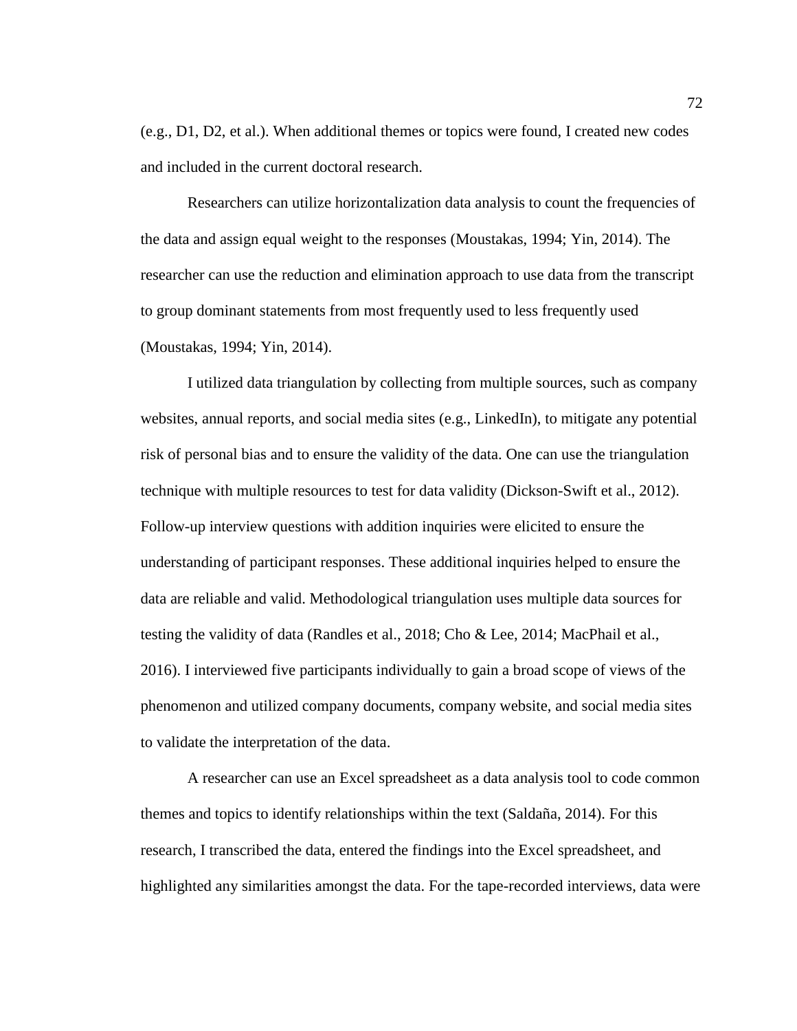(e.g., D1, D2, et al.). When additional themes or topics were found, I created new codes and included in the current doctoral research.

Researchers can utilize horizontalization data analysis to count the frequencies of the data and assign equal weight to the responses (Moustakas, 1994; Yin, 2014). The researcher can use the reduction and elimination approach to use data from the transcript to group dominant statements from most frequently used to less frequently used (Moustakas, 1994; Yin, 2014).

I utilized data triangulation by collecting from multiple sources, such as company websites, annual reports, and social media sites (e.g., LinkedIn), to mitigate any potential risk of personal bias and to ensure the validity of the data. One can use the triangulation technique with multiple resources to test for data validity (Dickson-Swift et al., 2012). Follow-up interview questions with addition inquiries were elicited to ensure the understanding of participant responses. These additional inquiries helped to ensure the data are reliable and valid. Methodological triangulation uses multiple data sources for testing the validity of data (Randles et al., 2018; Cho & Lee, 2014; MacPhail et al., 2016). I interviewed five participants individually to gain a broad scope of views of the phenomenon and utilized company documents, company website, and social media sites to validate the interpretation of the data.

A researcher can use an Excel spreadsheet as a data analysis tool to code common themes and topics to identify relationships within the text (Saldaña, 2014). For this research, I transcribed the data, entered the findings into the Excel spreadsheet, and highlighted any similarities amongst the data. For the tape-recorded interviews, data were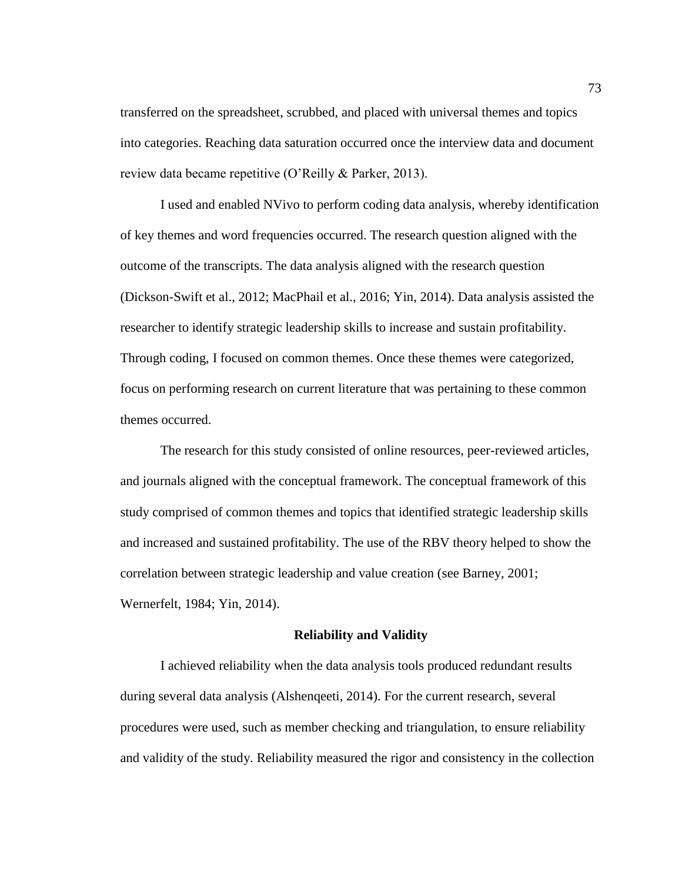transferred on the spreadsheet, scrubbed, and placed with universal themes and topics into categories. Reaching data saturation occurred once the interview data and document review data became repetitive (O'Reilly & Parker, 2013).

I used and enabled NVivo to perform coding data analysis, whereby identification of key themes and word frequencies occurred. The research question aligned with the outcome of the transcripts. The data analysis aligned with the research question (Dickson-Swift et al., 2012; MacPhail et al., 2016; Yin, 2014). Data analysis assisted the researcher to identify strategic leadership skills to increase and sustain profitability. Through coding, I focused on common themes. Once these themes were categorized, focus on performing research on current literature that was pertaining to these common themes occurred.

The research for this study consisted of online resources, peer-reviewed articles, and journals aligned with the conceptual framework. The conceptual framework of this study comprised of common themes and topics that identified strategic leadership skills and increased and sustained profitability. The use of the RBV theory helped to show the correlation between strategic leadership and value creation (see Barney, 2001; Wernerfelt, 1984; Yin, 2014).

## Reliability and Validity

I achieved reliability when the data analysis tools produced redundant results during several data analysis (Alshenqeeti, 2014). For the current research, several procedures were used, such as member checking and triangulation, to ensure reliability and validity of the study. Reliability measured the rigor and consistency in the collection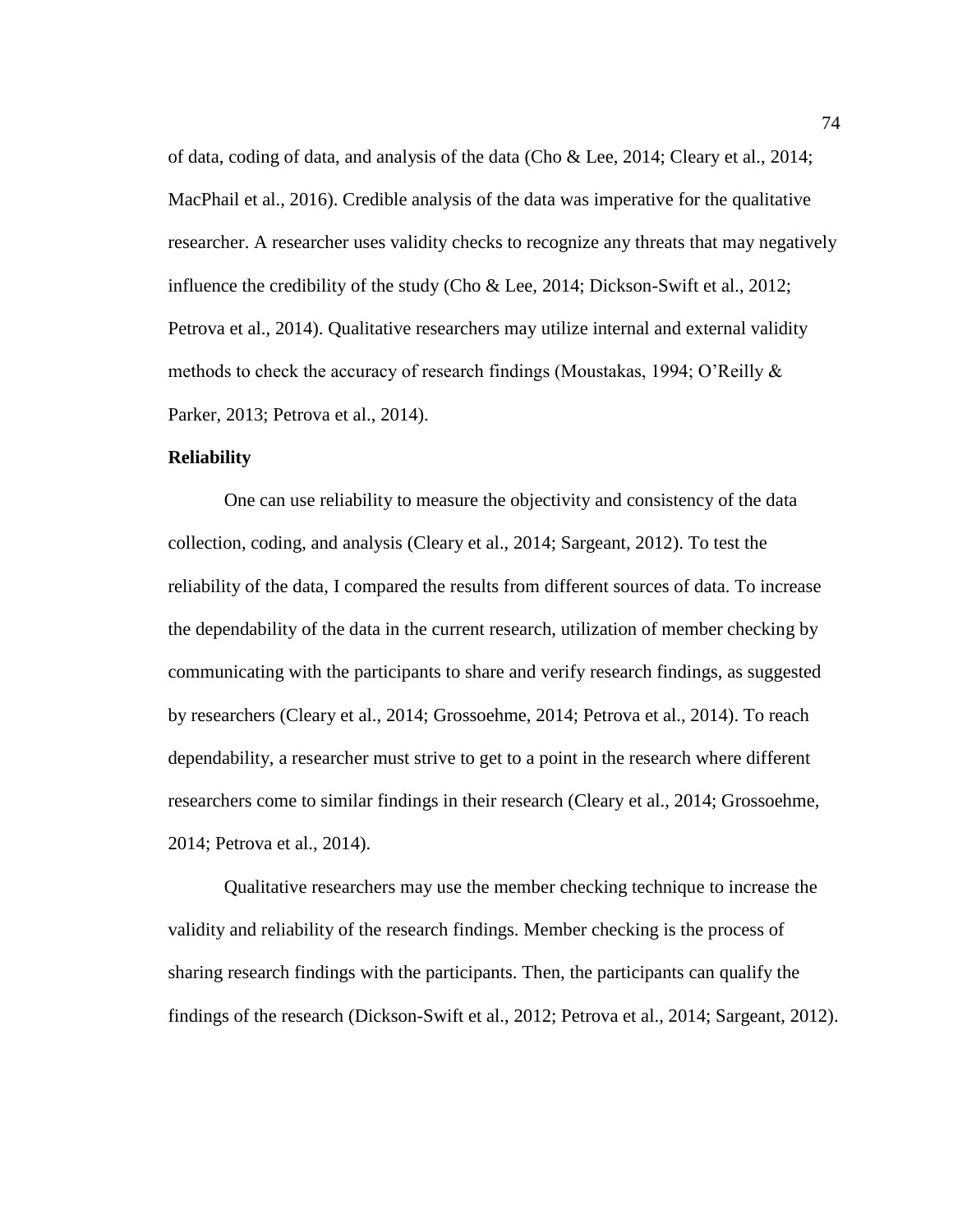of data, coding of data, and analysis of the data (Cho & Lee, 2014; Cleary et al., 2014; MacPhail et al., 2016). Credible analysis of the data was imperative for the qualitative researcher. A researcher uses validity checks to recognize any threats that may negatively influence the credibility of the study (Cho & Lee, 2014; Dickson-Swift et al., 2012; Petrova et al., 2014). Qualitative researchers may utilize internal and external validity methods to check the accuracy of research findings (Moustakas, 1994; O'Reilly & Parker, 2013; Petrova et al., 2014).

## Reliability

One can use reliability to measure the objectivity and consistency of the data collection, coding, and analysis (Cleary et al., 2014; Sargeant, 2012). To test the reliability of the data, I compared the results from different sources of data. To increase the dependability of the data in the current research, utilization of member checking by communicating with the participants to share and verify research findings, as suggested by researchers (Cleary et al., 2014; Grossoehme, 2014; Petrova et al., 2014). To reach dependability, a researcher must strive to get to a point in the research where different researchers come to similar findings in their research (Cleary et al., 2014; Grossoehme, 2014; Petrova et al., 2014).

Qualitative researchers may use the member checking technique to increase the validity and reliability of the research findings. Member checking is the process of sharing research findings with the participants. Then, the participants can qualify the findings of the research (Dickson-Swift et al., 2012; Petrova et al., 2014; Sargeant, 2012).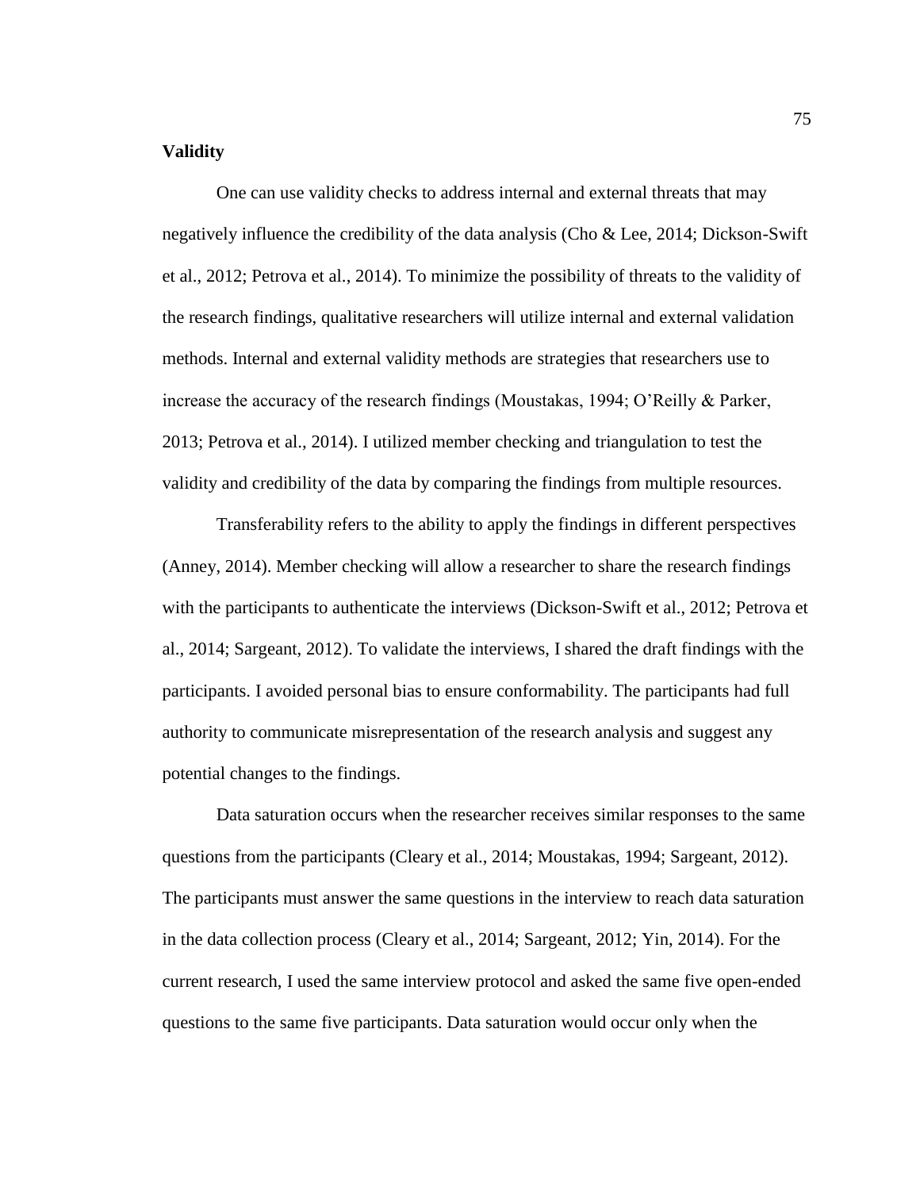**Validity**

One can use validity checks to address internal and external threats that may negatively influence the credibility of the data analysis (Cho & Lee, 2014; Dickson-Swift et al., 2012; Petrova et al., 2014). To minimize the possibility of threats to the validity of the research findings, qualitative researchers will utilize internal and external validation methods. Internal and external validity methods are strategies that researchers use to increase the accuracy of the research findings (Moustakas, 1994; O'Reilly & Parker, 2013; Petrova et al., 2014). I utilized member checking and triangulation to test the validity and credibility of the data by comparing the findings from multiple resources.

Transferability refers to the ability to apply the findings in different perspectives (Anney, 2014). Member checking will allow a researcher to share the research findings with the participants to authenticate the interviews (Dickson-Swift et al., 2012; Petrova et al., 2014; Sargeant, 2012). To validate the interviews, I shared the draft findings with the participants. I avoided personal bias to ensure conformability. The participants had full authority to communicate misrepresentation of the research analysis and suggest any potential changes to the findings.

Data saturation occurs when the researcher receives similar responses to the same questions from the participants (Cleary et al., 2014; Moustakas, 1994; Sargeant, 2012). The participants must answer the same questions in the interview to reach data saturation in the data collection process (Cleary et al., 2014; Sargeant, 2012; Yin, 2014). For the current research, I used the same interview protocol and asked the same five open-ended questions to the same five participants. Data saturation would occur only when the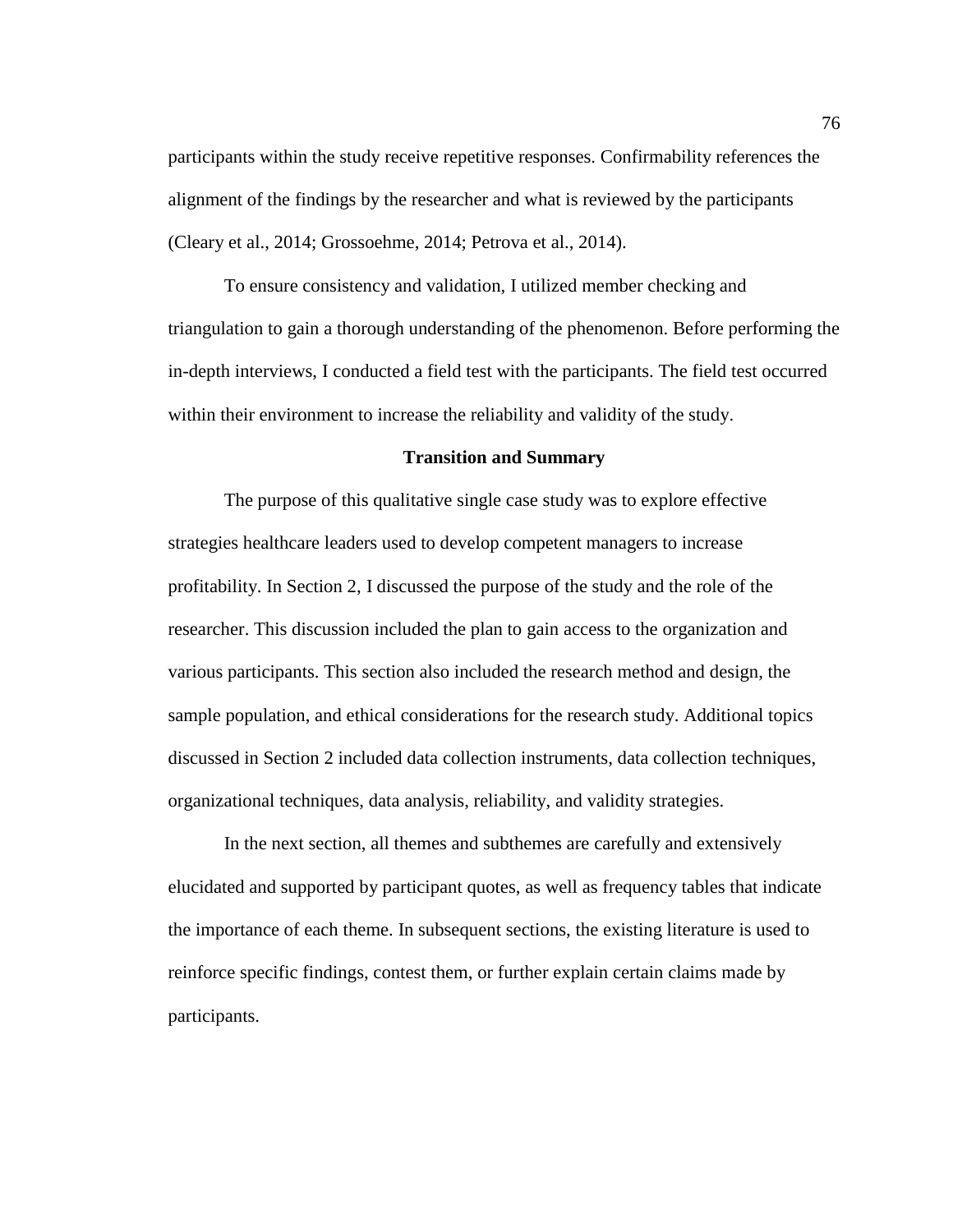participants within the study receive repetitive responses. Confirmability references the alignment of the findings by the researcher and what is reviewed by the participants (Cleary et al., 2014; Grossoehme, 2014; Petrova et al., 2014).

To ensure consistency and validation, I utilized member checking and triangulation to gain a thorough understanding of the phenomenon. Before performing the in-depth interviews, I conducted a field test with the participants. The field test occurred within their environment to increase the reliability and validity of the study.

## Transition and Summary

The purpose of this qualitative single case study was to explore effective strategies healthcare leaders used to develop competent managers to increase profitability. In Section 2, I discussed the purpose of the study and the role of the researcher. This discussion included the plan to gain access to the organization and various participants. This section also included the research method and design, the sample population, and ethical considerations for the research study. Additional topics discussed in Section 2 included data collection instruments, data collection techniques, organizational techniques, data analysis, reliability, and validity strategies.

In the next section, all themes and subthemes are carefully and extensively elucidated and supported by participant quotes, as well as frequency tables that indicate the importance of each theme. In subsequent sections, the existing literature is used to reinforce specific findings, contest them, or further explain certain claims made by participants.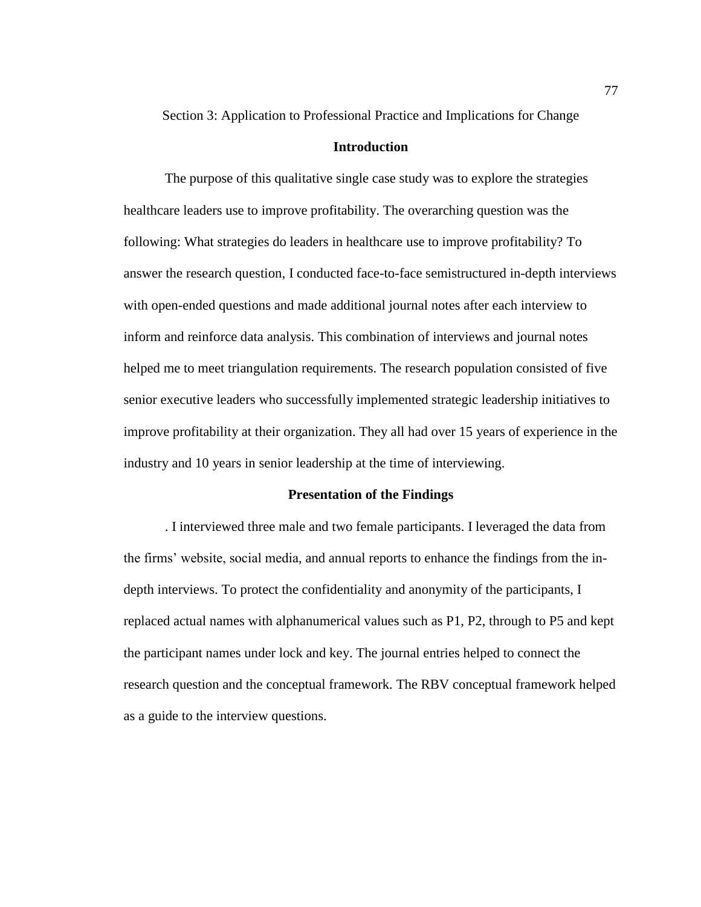Section 3: Application to Professional Practice and Implications for Change

## Introduction

The purpose of this qualitative single case study was to explore the strategies healthcare leaders use to improve profitability. The overarching question was the following: What strategies do leaders in healthcare use to improve profitability? To answer the research question, I conducted face-to-face semistructured in-depth interviews with open-ended questions and made additional journal notes after each interview to inform and reinforce data analysis. This combination of interviews and journal notes helped me to meet triangulation requirements. The research population consisted of five senior executive leaders who successfully implemented strategic leadership initiatives to improve profitability at their organization. They all had over 15 years of experience in the industry and 10 years in senior leadership at the time of interviewing.

## Presentation of the Findings

. I interviewed three male and two female participants. I leveraged the data from the firms' website, social media, and annual reports to enhance the findings from the in-depth interviews. To protect the confidentiality and anonymity of the participants, I replaced actual names with alphanumerical values such as P1, P2, through to P5 and kept the participant names under lock and key. The journal entries helped to connect the research question and the conceptual framework. The RBV conceptual framework helped as a guide to the interview questions.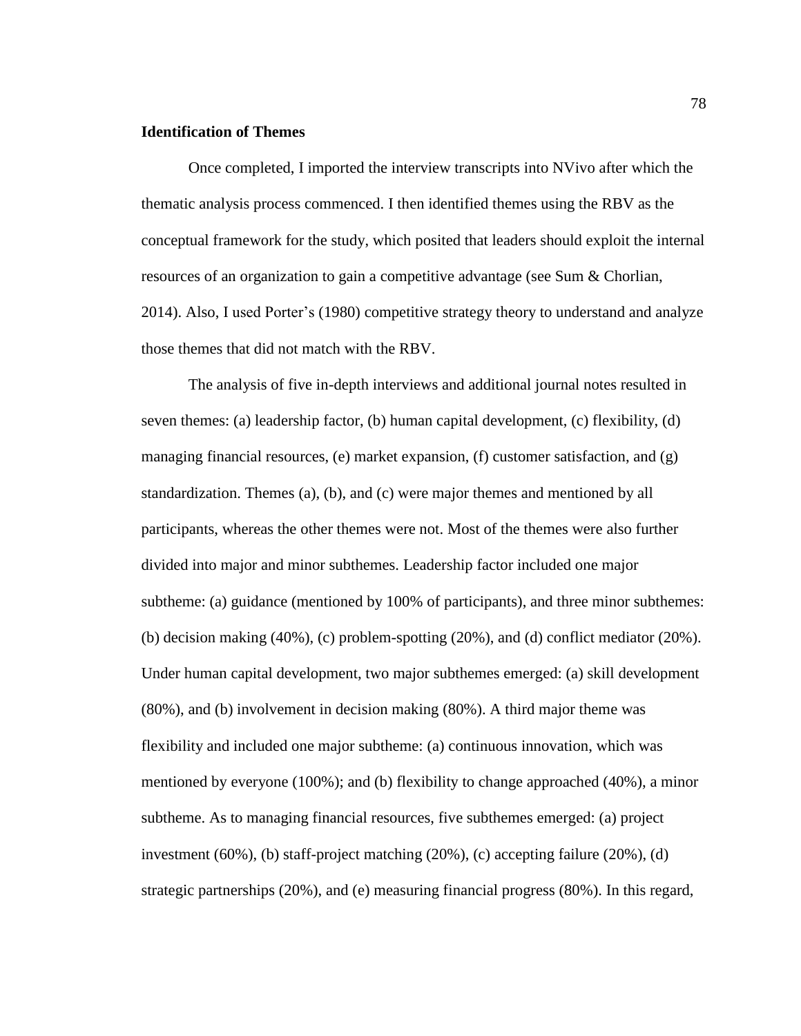**Identification of Themes**

Once completed, I imported the interview transcripts into NVivo after which the thematic analysis process commenced. I then identified themes using the RBV as the conceptual framework for the study, which posited that leaders should exploit the internal resources of an organization to gain a competitive advantage (see Sum & Chorlian, 2014). Also, I used Porter's (1980) competitive strategy theory to understand and analyze those themes that did not match with the RBV.

The analysis of five in-depth interviews and additional journal notes resulted in seven themes: (a) leadership factor, (b) human capital development, (c) flexibility, (d) managing financial resources, (e) market expansion, (f) customer satisfaction, and (g) standardization. Themes (a), (b), and (c) were major themes and mentioned by all participants, whereas the other themes were not. Most of the themes were also further divided into major and minor subthemes. Leadership factor included one major subtheme: (a) guidance (mentioned by 100% of participants), and three minor subthemes: (b) decision making (40%), (c) problem-spotting (20%), and (d) conflict mediator (20%). Under human capital development, two major subthemes emerged: (a) skill development (80%), and (b) involvement in decision making (80%). A third major theme was flexibility and included one major subtheme: (a) continuous innovation, which was mentioned by everyone (100%); and (b) flexibility to change approached (40%), a minor subtheme. As to managing financial resources, five subthemes emerged: (a) project investment (60%), (b) staff-project matching (20%), (c) accepting failure (20%), (d) strategic partnerships (20%), and (e) measuring financial progress (80%). In this regard,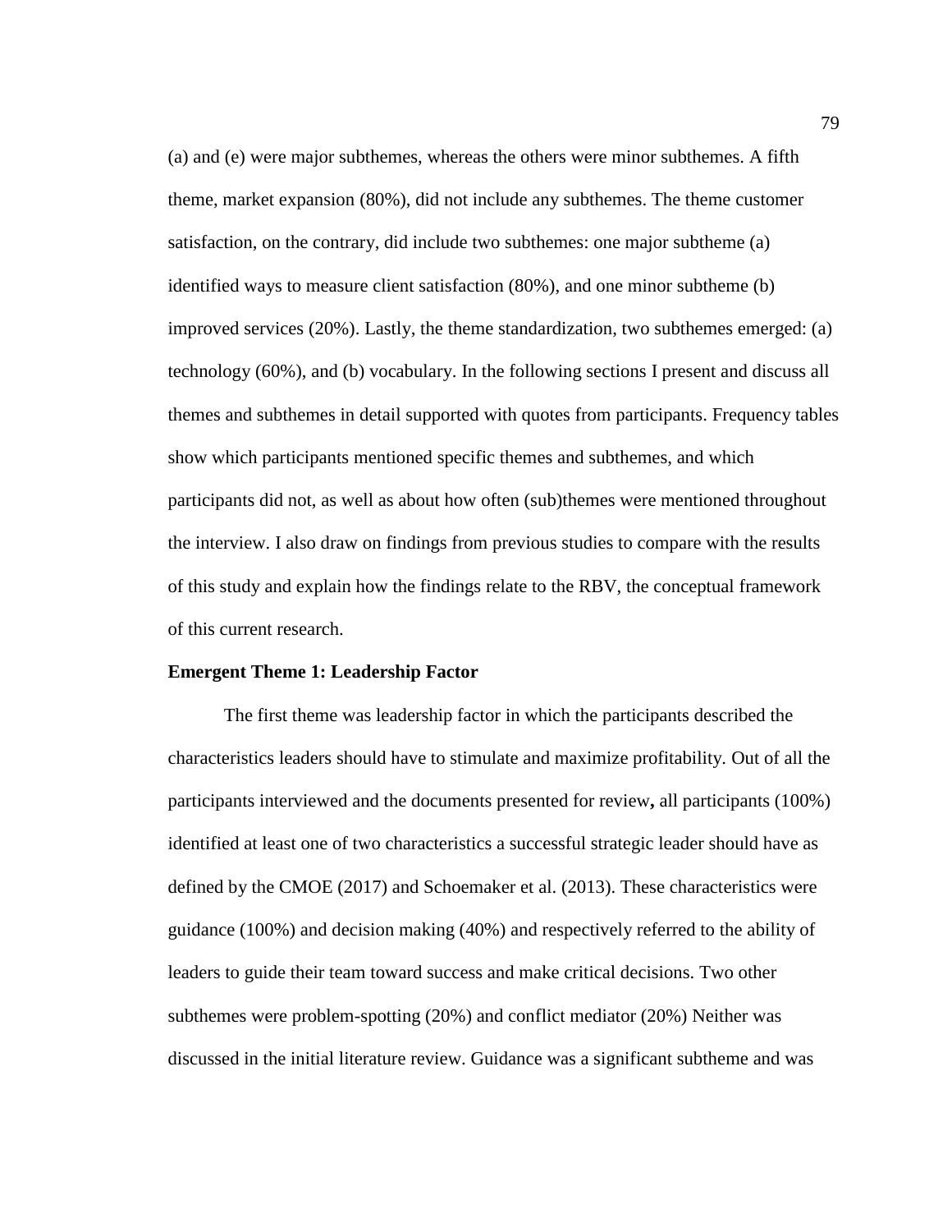(a) and (e) were major subthemes, whereas the others were minor subthemes. A fifth theme, market expansion (80%), did not include any subthemes. The theme customer satisfaction, on the contrary, did include two subthemes: one major subtheme (a) identified ways to measure client satisfaction (80%), and one minor subtheme (b) improved services (20%). Lastly, the theme standardization, two subthemes emerged: (a) technology (60%), and (b) vocabulary. In the following sections I present and discuss all themes and subthemes in detail supported with quotes from participants. Frequency tables show which participants mentioned specific themes and subthemes, and which participants did not, as well as about how often (sub)themes were mentioned throughout the interview. I also draw on findings from previous studies to compare with the results of this study and explain how the findings relate to the RBV, the conceptual framework of this current research.

**Emergent Theme 1: Leadership Factor**

The first theme was leadership factor in which the participants described the characteristics leaders should have to stimulate and maximize profitability. Out of all the participants interviewed and the documents presented for review**,** all participants (100%) identified at least one of two characteristics a successful strategic leader should have as defined by the CMOE (2017) and Schoemaker et al. (2013). These characteristics were guidance (100%) and decision making (40%) and respectively referred to the ability of leaders to guide their team toward success and make critical decisions. Two other subthemes were problem-spotting (20%) and conflict mediator (20%) Neither was discussed in the initial literature review. Guidance was a significant subtheme and was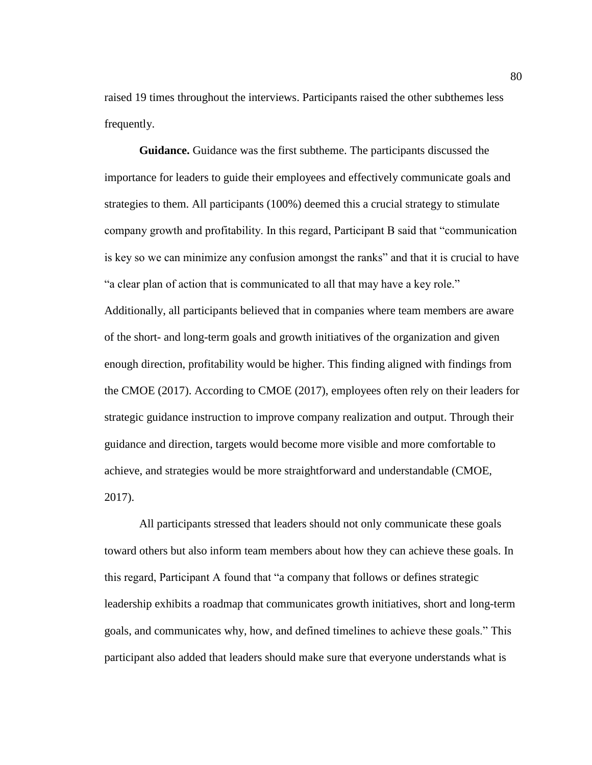raised 19 times throughout the interviews. Participants raised the other subthemes less frequently.

**Guidance.** Guidance was the first subtheme. The participants discussed the importance for leaders to guide their employees and effectively communicate goals and strategies to them. All participants (100%) deemed this a crucial strategy to stimulate company growth and profitability. In this regard, Participant B said that "communication is key so we can minimize any confusion amongst the ranks" and that it is crucial to have "a clear plan of action that is communicated to all that may have a key role." Additionally, all participants believed that in companies where team members are aware of the short- and long-term goals and growth initiatives of the organization and given enough direction, profitability would be higher. This finding aligned with findings from the CMOE (2017). According to CMOE (2017), employees often rely on their leaders for strategic guidance instruction to improve company realization and output. Through their guidance and direction, targets would become more visible and more comfortable to achieve, and strategies would be more straightforward and understandable (CMOE, 2017).

All participants stressed that leaders should not only communicate these goals toward others but also inform team members about how they can achieve these goals. In this regard, Participant A found that "a company that follows or defines strategic leadership exhibits a roadmap that communicates growth initiatives, short and long-term goals, and communicates why, how, and defined timelines to achieve these goals." This participant also added that leaders should make sure that everyone understands what is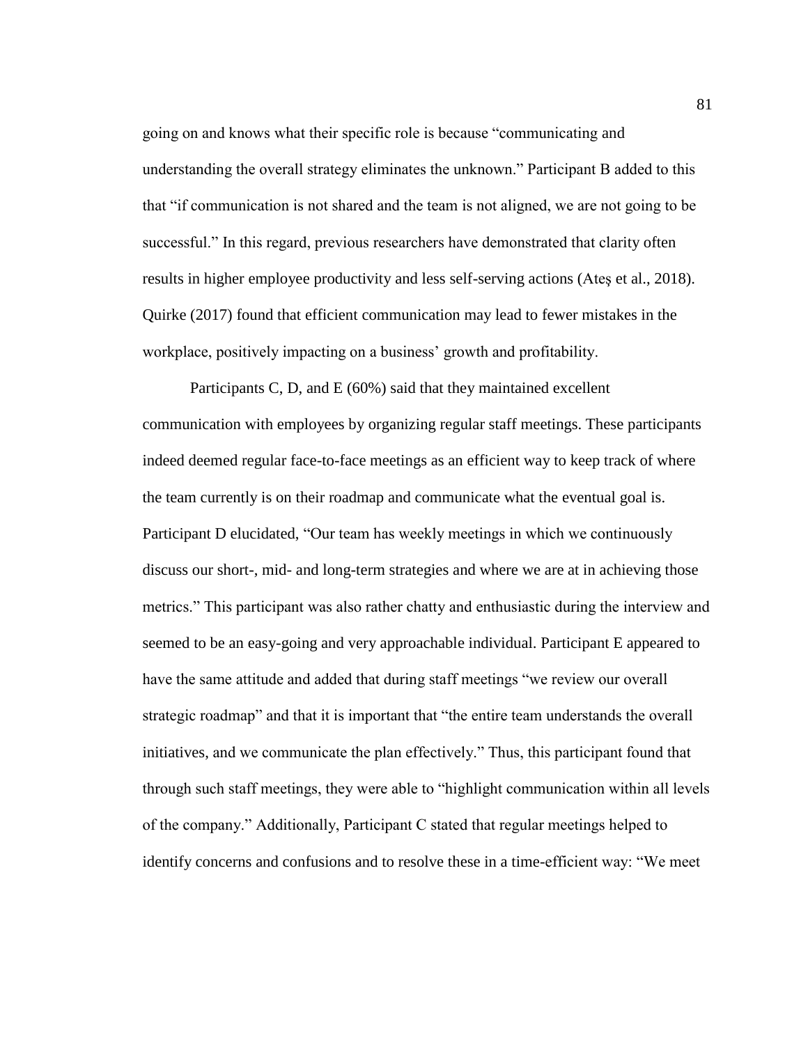going on and knows what their specific role is because "communicating and understanding the overall strategy eliminates the unknown." Participant B added to this that "if communication is not shared and the team is not aligned, we are not going to be successful." In this regard, previous researchers have demonstrated that clarity often results in higher employee productivity and less self-serving actions (Ateş et al., 2018). Quirke (2017) found that efficient communication may lead to fewer mistakes in the workplace, positively impacting on a business' growth and profitability.

Participants C, D, and E (60%) said that they maintained excellent communication with employees by organizing regular staff meetings. These participants indeed deemed regular face-to-face meetings as an efficient way to keep track of where the team currently is on their roadmap and communicate what the eventual goal is. Participant D elucidated, "Our team has weekly meetings in which we continuously discuss our short-, mid- and long-term strategies and where we are at in achieving those metrics." This participant was also rather chatty and enthusiastic during the interview and seemed to be an easy-going and very approachable individual. Participant E appeared to have the same attitude and added that during staff meetings "we review our overall strategic roadmap" and that it is important that "the entire team understands the overall initiatives, and we communicate the plan effectively." Thus, this participant found that through such staff meetings, they were able to "highlight communication within all levels of the company." Additionally, Participant C stated that regular meetings helped to identify concerns and confusions and to resolve these in a time-efficient way: "We meet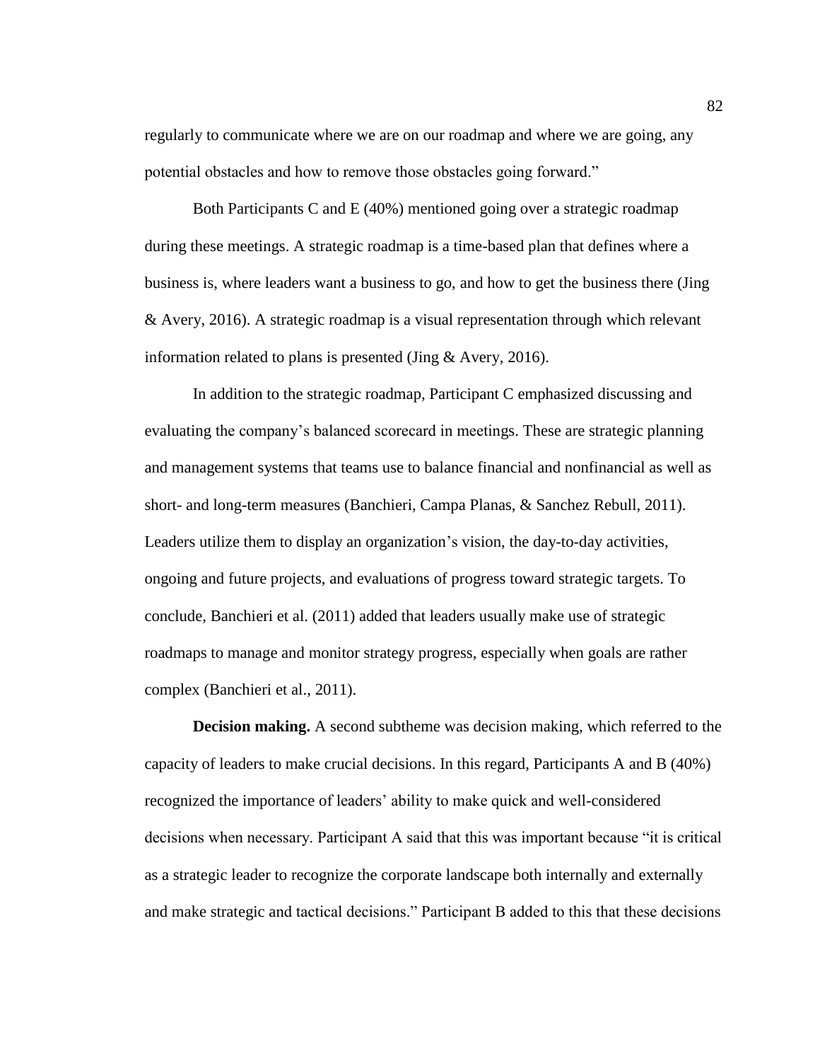regularly to communicate where we are on our roadmap and where we are going, any potential obstacles and how to remove those obstacles going forward."

Both Participants C and E (40%) mentioned going over a strategic roadmap during these meetings. A strategic roadmap is a time-based plan that defines where a business is, where leaders want a business to go, and how to get the business there (Jing & Avery, 2016). A strategic roadmap is a visual representation through which relevant information related to plans is presented (Jing & Avery, 2016).

In addition to the strategic roadmap, Participant C emphasized discussing and evaluating the company's balanced scorecard in meetings. These are strategic planning and management systems that teams use to balance financial and nonfinancial as well as short- and long-term measures (Banchieri, Campa Planas, & Sanchez Rebull, 2011). Leaders utilize them to display an organization's vision, the day-to-day activities, ongoing and future projects, and evaluations of progress toward strategic targets. To conclude, Banchieri et al. (2011) added that leaders usually make use of strategic roadmaps to manage and monitor strategy progress, especially when goals are rather complex (Banchieri et al., 2011).

**Decision making.** A second subtheme was decision making, which referred to the capacity of leaders to make crucial decisions. In this regard, Participants A and B (40%) recognized the importance of leaders' ability to make quick and well-considered decisions when necessary. Participant A said that this was important because "it is critical as a strategic leader to recognize the corporate landscape both internally and externally and make strategic and tactical decisions." Participant B added to this that these decisions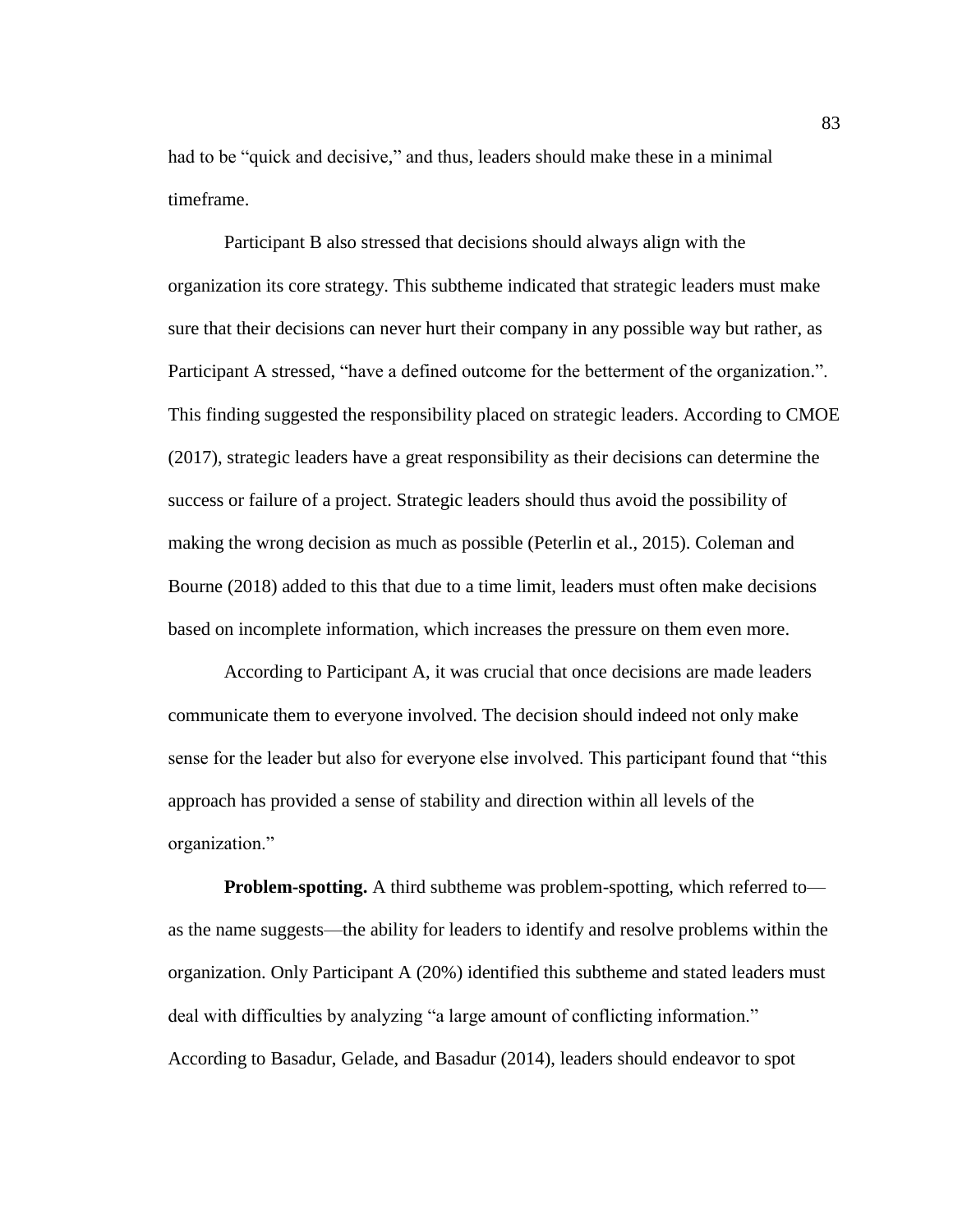had to be “quick and decisive,” and thus, leaders should make these in a minimal timeframe.

Participant B also stressed that decisions should always align with the organization its core strategy. This subtheme indicated that strategic leaders must make sure that their decisions can never hurt their company in any possible way but rather, as Participant A stressed, “have a defined outcome for the betterment of the organization.”. This finding suggested the responsibility placed on strategic leaders. According to CMOE (2017), strategic leaders have a great responsibility as their decisions can determine the success or failure of a project. Strategic leaders should thus avoid the possibility of making the wrong decision as much as possible (Peterlin et al., 2015). Coleman and Bourne (2018) added to this that due to a time limit, leaders must often make decisions based on incomplete information, which increases the pressure on them even more.

According to Participant A, it was crucial that once decisions are made leaders communicate them to everyone involved. The decision should indeed not only make sense for the leader but also for everyone else involved. This participant found that “this approach has provided a sense of stability and direction within all levels of the organization.”

**Problem-spotting.** A third subtheme was problem-spotting, which referred to—as the name suggests—the ability for leaders to identify and resolve problems within the organization. Only Participant A (20%) identified this subtheme and stated leaders must deal with difficulties by analyzing “a large amount of conflicting information.” According to Basadur, Gelade, and Basadur (2014), leaders should endeavor to spot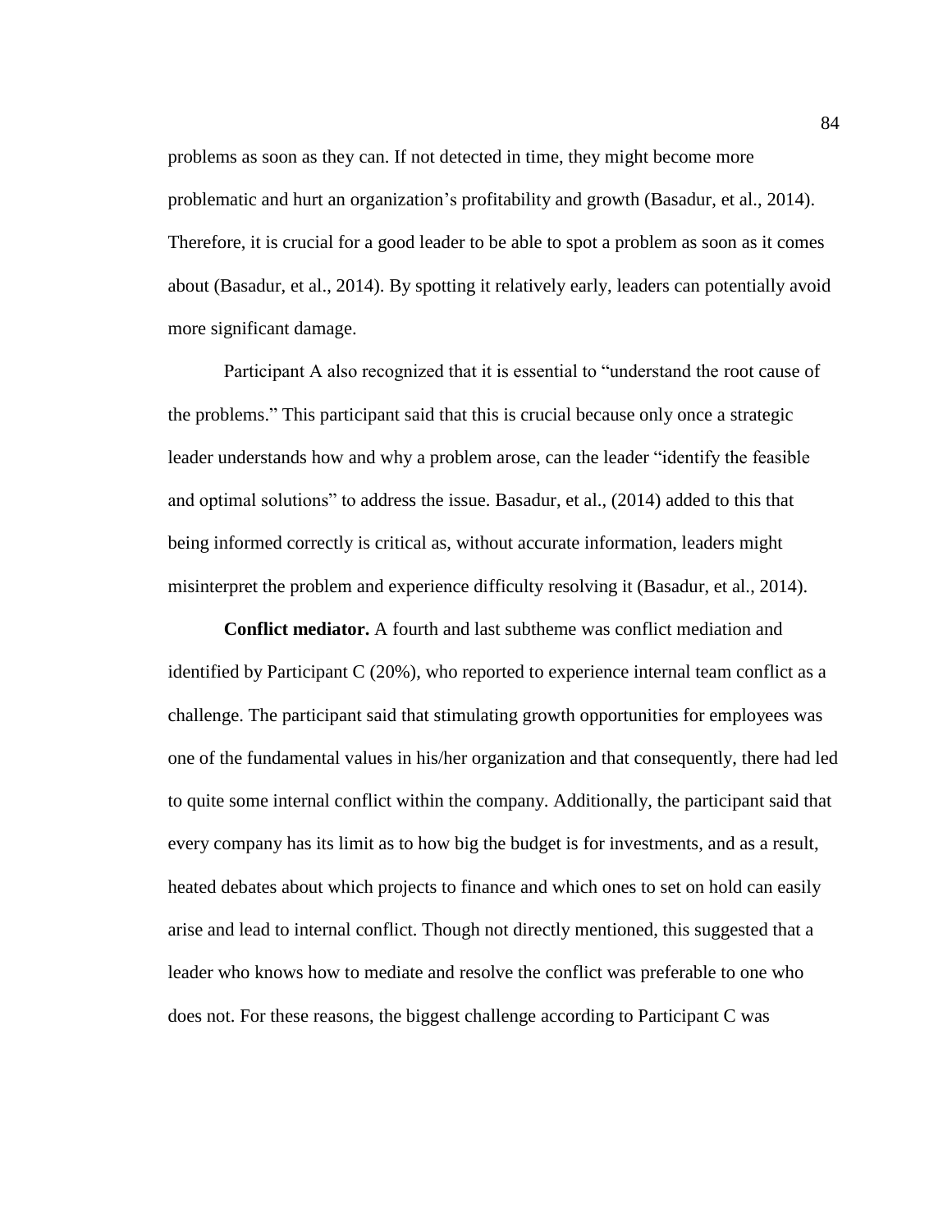problems as soon as they can. If not detected in time, they might become more problematic and hurt an organization's profitability and growth (Basadur, et al., 2014). Therefore, it is crucial for a good leader to be able to spot a problem as soon as it comes about (Basadur, et al., 2014). By spotting it relatively early, leaders can potentially avoid more significant damage.

Participant A also recognized that it is essential to "understand the root cause of the problems." This participant said that this is crucial because only once a strategic leader understands how and why a problem arose, can the leader "identify the feasible and optimal solutions" to address the issue. Basadur, et al., (2014) added to this that being informed correctly is critical as, without accurate information, leaders might misinterpret the problem and experience difficulty resolving it (Basadur, et al., 2014).

**Conflict mediator.** A fourth and last subtheme was conflict mediation and identified by Participant C (20%), who reported to experience internal team conflict as a challenge. The participant said that stimulating growth opportunities for employees was one of the fundamental values in his/her organization and that consequently, there had led to quite some internal conflict within the company. Additionally, the participant said that every company has its limit as to how big the budget is for investments, and as a result, heated debates about which projects to finance and which ones to set on hold can easily arise and lead to internal conflict. Though not directly mentioned, this suggested that a leader who knows how to mediate and resolve the conflict was preferable to one who does not. For these reasons, the biggest challenge according to Participant C was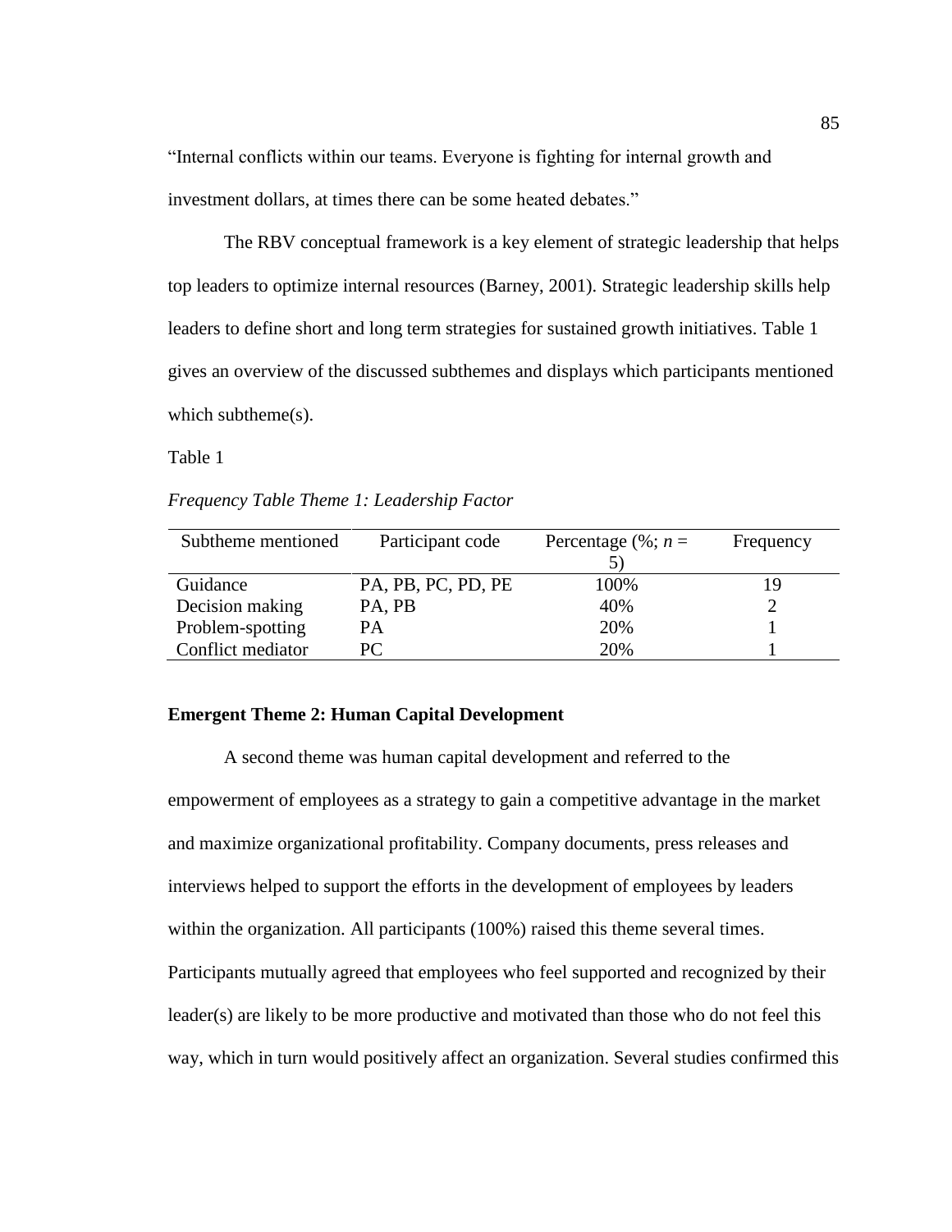"Internal conflicts within our teams. Everyone is fighting for internal growth and investment dollars, at times there can be some heated debates."

The RBV conceptual framework is a key element of strategic leadership that helps top leaders to optimize internal resources (Barney, 2001). Strategic leadership skills help leaders to define short and long term strategies for sustained growth initiatives. Table 1 gives an overview of the discussed subthemes and displays which participants mentioned which subtheme(s).

Table 1

*Frequency Table Theme 1: Leadership Factor*

| Subtheme mentioned | Participant code | Percentage (%; *n* = 5) | Frequency |
|---|---|---|---|
| Guidance | PA, PB, PC, PD, PE | 100% | 19 |
| Decision making | PA, PB | 40% | 2 |
| Problem-spotting | PA | 20% | 1 |
| Conflict mediator | PC | 20% | 1 |

**Emergent Theme 2: Human Capital Development**

A second theme was human capital development and referred to the empowerment of employees as a strategy to gain a competitive advantage in the market and maximize organizational profitability. Company documents, press releases and interviews helped to support the efforts in the development of employees by leaders within the organization. All participants (100%) raised this theme several times. Participants mutually agreed that employees who feel supported and recognized by their leader(s) are likely to be more productive and motivated than those who do not feel this way, which in turn would positively affect an organization. Several studies confirmed this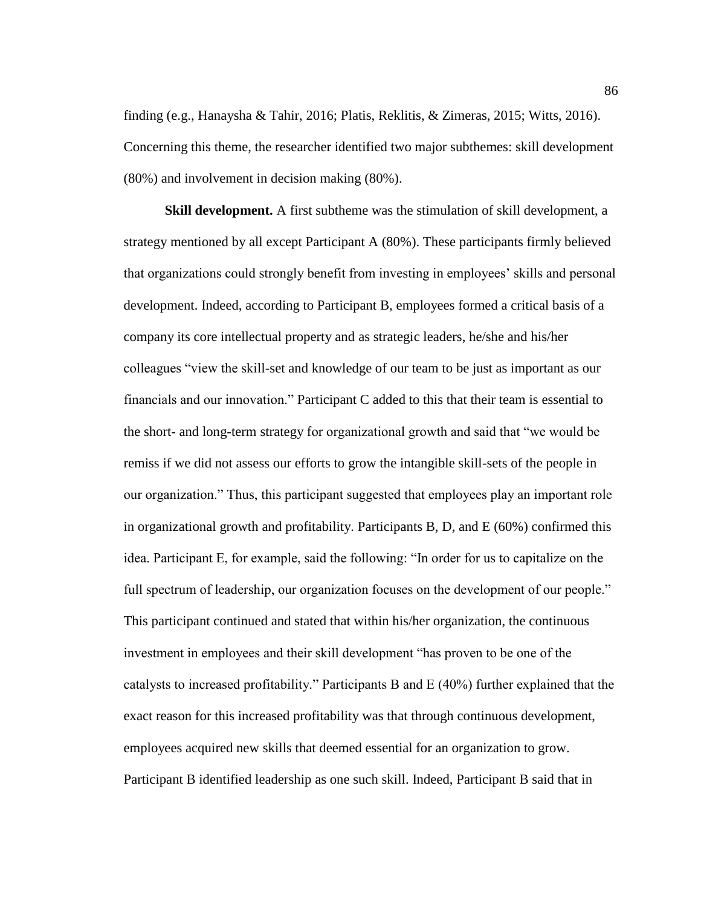finding (e.g., Hanaysha & Tahir, 2016; Platis, Reklitis, & Zimeras, 2015; Witts, 2016). Concerning this theme, the researcher identified two major subthemes: skill development (80%) and involvement in decision making (80%).

**Skill development.** A first subtheme was the stimulation of skill development, a strategy mentioned by all except Participant A (80%). These participants firmly believed that organizations could strongly benefit from investing in employees' skills and personal development. Indeed, according to Participant B, employees formed a critical basis of a company its core intellectual property and as strategic leaders, he/she and his/her colleagues "view the skill-set and knowledge of our team to be just as important as our financials and our innovation." Participant C added to this that their team is essential to the short- and long-term strategy for organizational growth and said that "we would be remiss if we did not assess our efforts to grow the intangible skill-sets of the people in our organization." Thus, this participant suggested that employees play an important role in organizational growth and profitability. Participants B, D, and E (60%) confirmed this idea. Participant E, for example, said the following: "In order for us to capitalize on the full spectrum of leadership, our organization focuses on the development of our people." This participant continued and stated that within his/her organization, the continuous investment in employees and their skill development "has proven to be one of the catalysts to increased profitability." Participants B and E (40%) further explained that the exact reason for this increased profitability was that through continuous development, employees acquired new skills that deemed essential for an organization to grow. Participant B identified leadership as one such skill. Indeed, Participant B said that in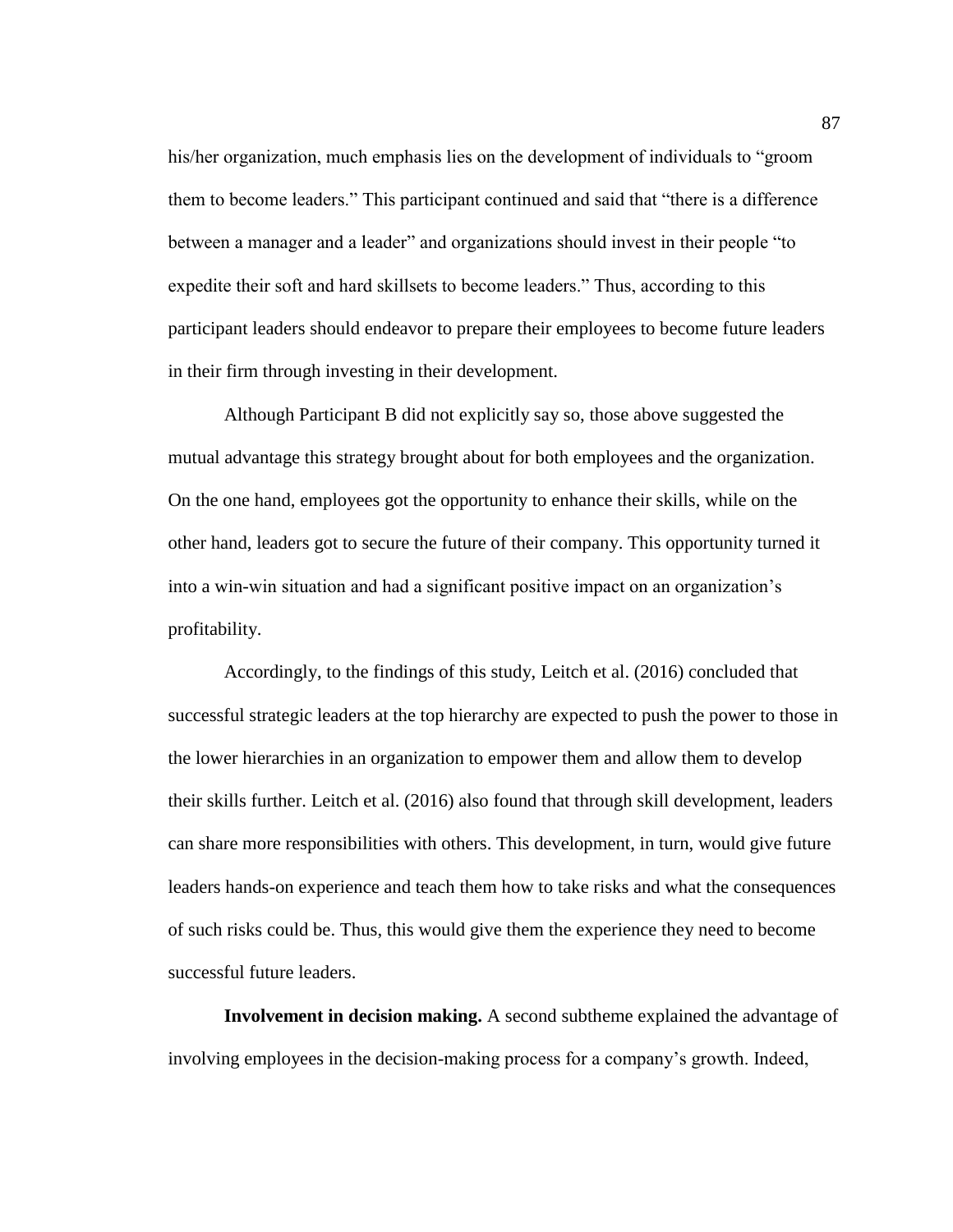his/her organization, much emphasis lies on the development of individuals to "groom them to become leaders." This participant continued and said that "there is a difference between a manager and a leader" and organizations should invest in their people "to expedite their soft and hard skillsets to become leaders." Thus, according to this participant leaders should endeavor to prepare their employees to become future leaders in their firm through investing in their development.

Although Participant B did not explicitly say so, those above suggested the mutual advantage this strategy brought about for both employees and the organization. On the one hand, employees got the opportunity to enhance their skills, while on the other hand, leaders got to secure the future of their company. This opportunity turned it into a win-win situation and had a significant positive impact on an organization's profitability.

Accordingly, to the findings of this study, Leitch et al. (2016) concluded that successful strategic leaders at the top hierarchy are expected to push the power to those in the lower hierarchies in an organization to empower them and allow them to develop their skills further. Leitch et al. (2016) also found that through skill development, leaders can share more responsibilities with others. This development, in turn, would give future leaders hands-on experience and teach them how to take risks and what the consequences of such risks could be. Thus, this would give them the experience they need to become successful future leaders.

**Involvement in decision making.** A second subtheme explained the advantage of involving employees in the decision-making process for a company's growth. Indeed,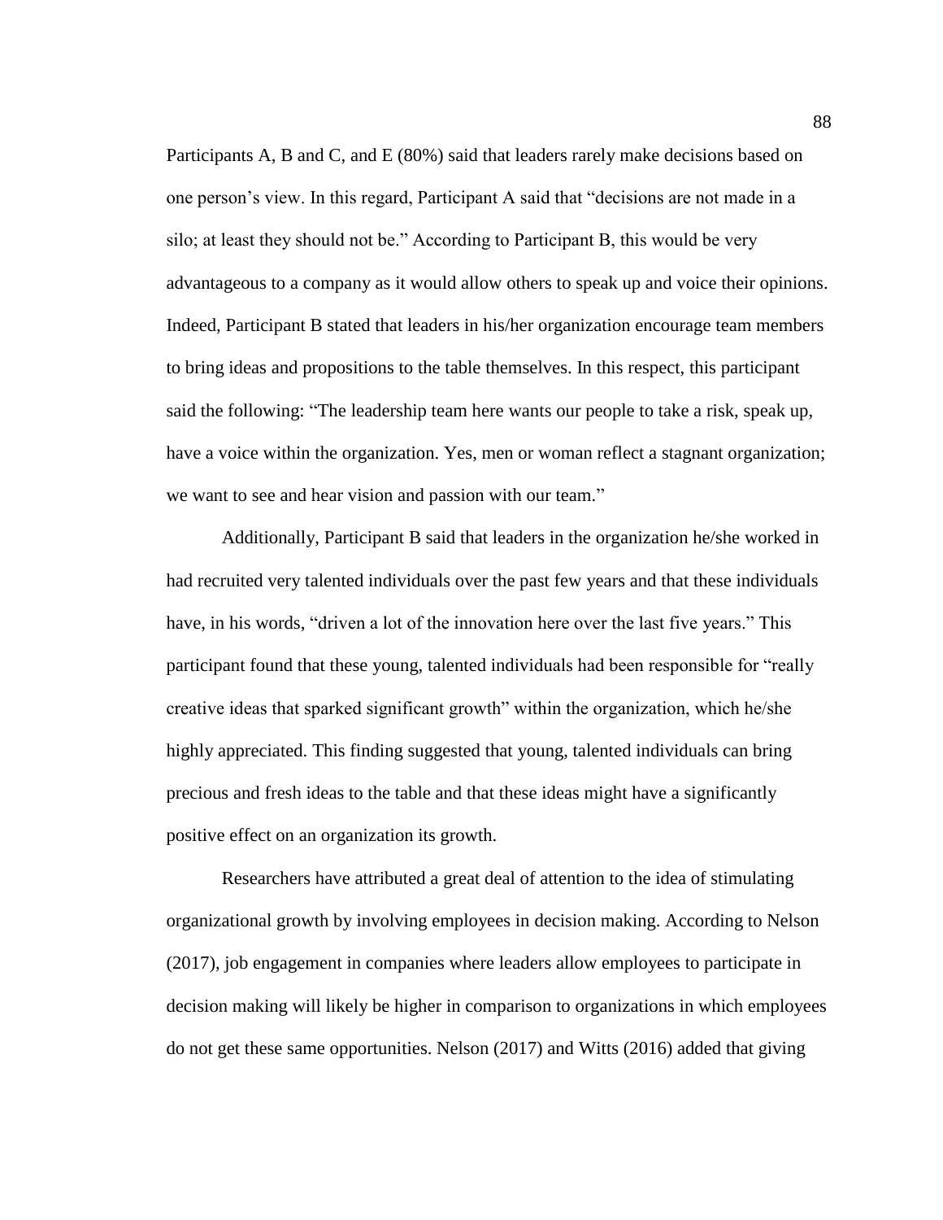Participants A, B and C, and E (80%) said that leaders rarely make decisions based on one person's view. In this regard, Participant A said that "decisions are not made in a silo; at least they should not be." According to Participant B, this would be very advantageous to a company as it would allow others to speak up and voice their opinions. Indeed, Participant B stated that leaders in his/her organization encourage team members to bring ideas and propositions to the table themselves. In this respect, this participant said the following: "The leadership team here wants our people to take a risk, speak up, have a voice within the organization. Yes, men or woman reflect a stagnant organization; we want to see and hear vision and passion with our team."

Additionally, Participant B said that leaders in the organization he/she worked in had recruited very talented individuals over the past few years and that these individuals have, in his words, "driven a lot of the innovation here over the last five years." This participant found that these young, talented individuals had been responsible for "really creative ideas that sparked significant growth" within the organization, which he/she highly appreciated. This finding suggested that young, talented individuals can bring precious and fresh ideas to the table and that these ideas might have a significantly positive effect on an organization its growth.

Researchers have attributed a great deal of attention to the idea of stimulating organizational growth by involving employees in decision making. According to Nelson (2017), job engagement in companies where leaders allow employees to participate in decision making will likely be higher in comparison to organizations in which employees do not get these same opportunities. Nelson (2017) and Witts (2016) added that giving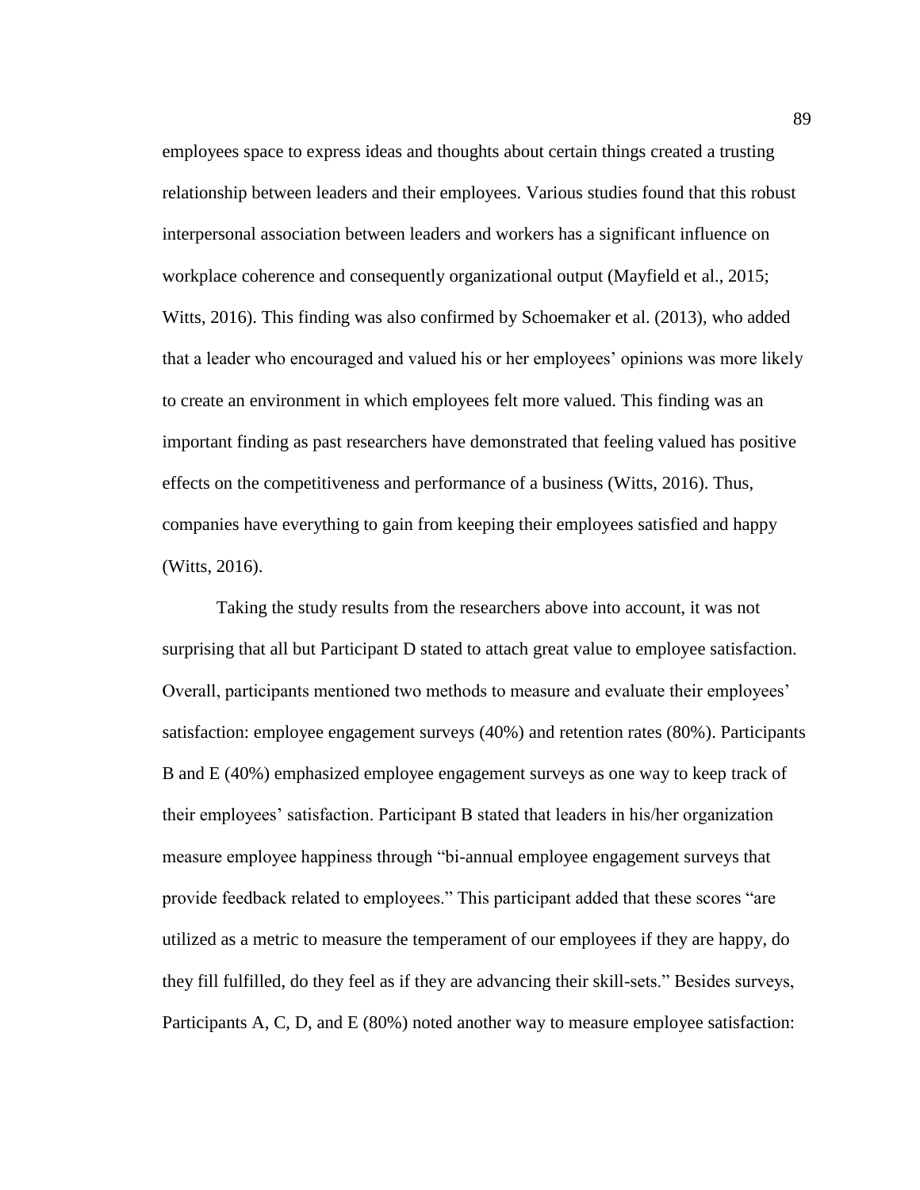employees space to express ideas and thoughts about certain things created a trusting relationship between leaders and their employees. Various studies found that this robust interpersonal association between leaders and workers has a significant influence on workplace coherence and consequently organizational output (Mayfield et al., 2015; Witts, 2016). This finding was also confirmed by Schoemaker et al. (2013), who added that a leader who encouraged and valued his or her employees' opinions was more likely to create an environment in which employees felt more valued. This finding was an important finding as past researchers have demonstrated that feeling valued has positive effects on the competitiveness and performance of a business (Witts, 2016). Thus, companies have everything to gain from keeping their employees satisfied and happy (Witts, 2016).

Taking the study results from the researchers above into account, it was not surprising that all but Participant D stated to attach great value to employee satisfaction. Overall, participants mentioned two methods to measure and evaluate their employees' satisfaction: employee engagement surveys (40%) and retention rates (80%). Participants B and E (40%) emphasized employee engagement surveys as one way to keep track of their employees' satisfaction. Participant B stated that leaders in his/her organization measure employee happiness through "bi-annual employee engagement surveys that provide feedback related to employees." This participant added that these scores "are utilized as a metric to measure the temperament of our employees if they are happy, do they fill fulfilled, do they feel as if they are advancing their skill-sets." Besides surveys, Participants A, C, D, and E (80%) noted another way to measure employee satisfaction: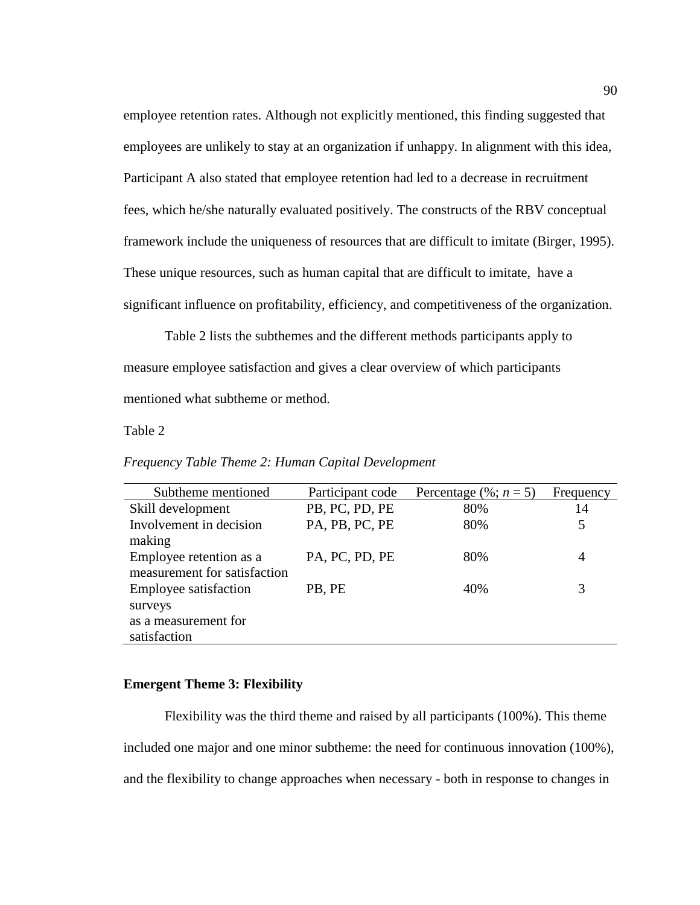employee retention rates. Although not explicitly mentioned, this finding suggested that employees are unlikely to stay at an organization if unhappy. In alignment with this idea, Participant A also stated that employee retention had led to a decrease in recruitment fees, which he/she naturally evaluated positively. The constructs of the RBV conceptual framework include the uniqueness of resources that are difficult to imitate (Birger, 1995). These unique resources, such as human capital that are difficult to imitate, have a significant influence on profitability, efficiency, and competitiveness of the organization.

Table 2 lists the subthemes and the different methods participants apply to measure employee satisfaction and gives a clear overview of which participants mentioned what subtheme or method.

Table 2

*Frequency Table Theme 2: Human Capital Development*

| Subtheme mentioned | Participant code | Percentage (%; *n* = 5) | Frequency |
|---|---|---|---|
| Skill development | PB, PC, PD, PE | 80% | 14 |
| Involvement in decision making | PA, PB, PC, PE | 80% | 5 |
| Employee retention as a measurement for satisfaction | PA, PC, PD, PE | 80% | 4 |
| Employee satisfaction surveys as a measurement for satisfaction | PB, PE | 40% | 3 |

## Emergent Theme 3: Flexibility

Flexibility was the third theme and raised by all participants (100%). This theme included one major and one minor subtheme: the need for continuous innovation (100%), and the flexibility to change approaches when necessary - both in response to changes in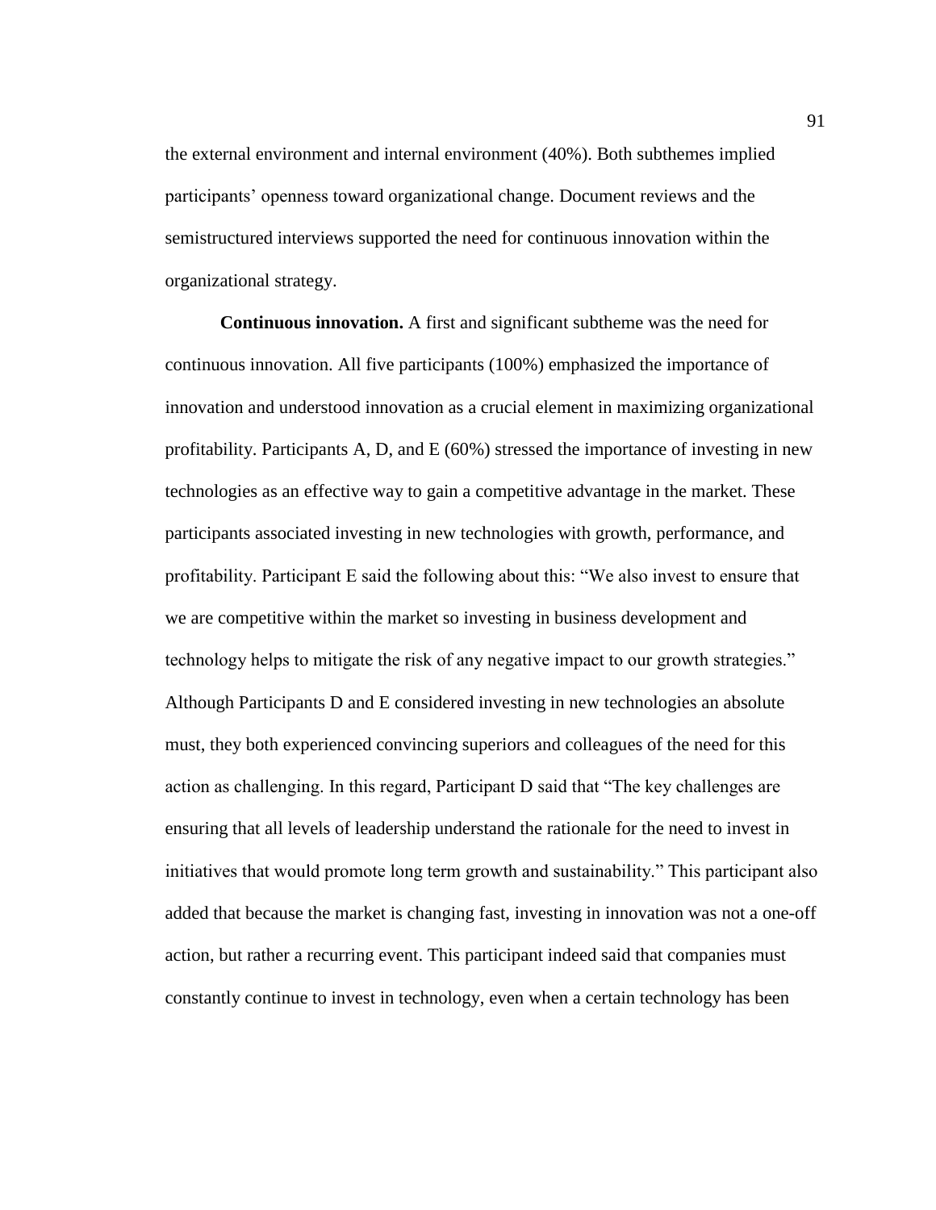the external environment and internal environment (40%). Both subthemes implied participants' openness toward organizational change. Document reviews and the semistructured interviews supported the need for continuous innovation within the organizational strategy.

**Continuous innovation.** A first and significant subtheme was the need for continuous innovation. All five participants (100%) emphasized the importance of innovation and understood innovation as a crucial element in maximizing organizational profitability. Participants A, D, and E (60%) stressed the importance of investing in new technologies as an effective way to gain a competitive advantage in the market. These participants associated investing in new technologies with growth, performance, and profitability. Participant E said the following about this: "We also invest to ensure that we are competitive within the market so investing in business development and technology helps to mitigate the risk of any negative impact to our growth strategies." Although Participants D and E considered investing in new technologies an absolute must, they both experienced convincing superiors and colleagues of the need for this action as challenging. In this regard, Participant D said that "The key challenges are ensuring that all levels of leadership understand the rationale for the need to invest in initiatives that would promote long term growth and sustainability." This participant also added that because the market is changing fast, investing in innovation was not a one-off action, but rather a recurring event. This participant indeed said that companies must constantly continue to invest in technology, even when a certain technology has been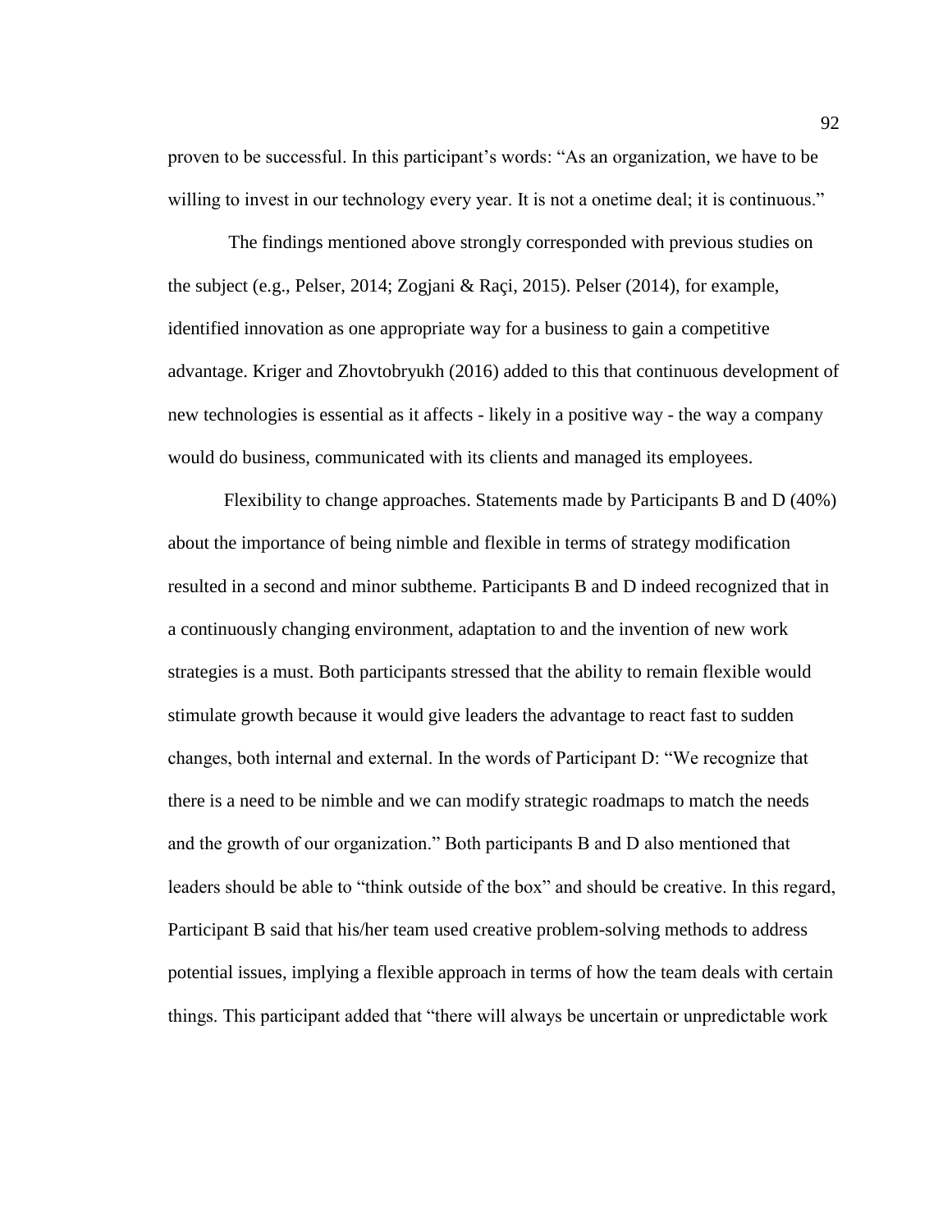proven to be successful. In this participant's words: "As an organization, we have to be willing to invest in our technology every year. It is not a onetime deal; it is continuous."

The findings mentioned above strongly corresponded with previous studies on the subject (e.g., Pelser, 2014; Zogjani & Raçi, 2015). Pelser (2014), for example, identified innovation as one appropriate way for a business to gain a competitive advantage. Kriger and Zhovtobryukh (2016) added to this that continuous development of new technologies is essential as it affects - likely in a positive way - the way a company would do business, communicated with its clients and managed its employees.

Flexibility to change approaches. Statements made by Participants B and D (40%) about the importance of being nimble and flexible in terms of strategy modification resulted in a second and minor subtheme. Participants B and D indeed recognized that in a continuously changing environment, adaptation to and the invention of new work strategies is a must. Both participants stressed that the ability to remain flexible would stimulate growth because it would give leaders the advantage to react fast to sudden changes, both internal and external. In the words of Participant D: "We recognize that there is a need to be nimble and we can modify strategic roadmaps to match the needs and the growth of our organization." Both participants B and D also mentioned that leaders should be able to "think outside of the box" and should be creative. In this regard, Participant B said that his/her team used creative problem-solving methods to address potential issues, implying a flexible approach in terms of how the team deals with certain things. This participant added that "there will always be uncertain or unpredictable work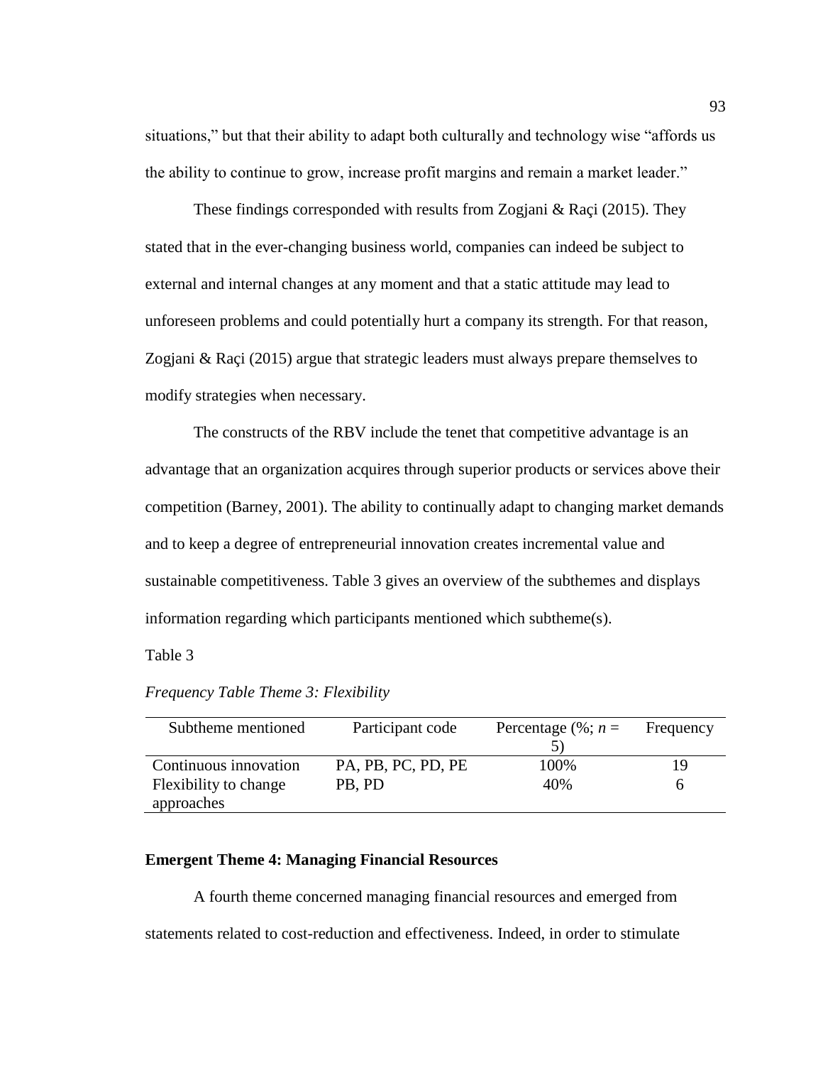situations," but that their ability to adapt both culturally and technology wise "affords us the ability to continue to grow, increase profit margins and remain a market leader."

These findings corresponded with results from Zogjani & Raçi (2015). They stated that in the ever-changing business world, companies can indeed be subject to external and internal changes at any moment and that a static attitude may lead to unforeseen problems and could potentially hurt a company its strength. For that reason, Zogjani & Raçi (2015) argue that strategic leaders must always prepare themselves to modify strategies when necessary.

The constructs of the RBV include the tenet that competitive advantage is an advantage that an organization acquires through superior products or services above their competition (Barney, 2001). The ability to continually adapt to changing market demands and to keep a degree of entrepreneurial innovation creates incremental value and sustainable competitiveness. Table 3 gives an overview of the subthemes and displays information regarding which participants mentioned which subtheme(s).

Table 3

*Frequency Table Theme 3: Flexibility*

| Subtheme mentioned | Participant code | Percentage (%; *n* = 5) | Frequency |
|---|---|---|---|
| Continuous innovation | PA, PB, PC, PD, PE | 100% | 19 |
| Flexibility to change approaches | PB, PD | 40% | 6 |

**Emergent Theme 4: Managing Financial Resources**

A fourth theme concerned managing financial resources and emerged from statements related to cost-reduction and effectiveness. Indeed, in order to stimulate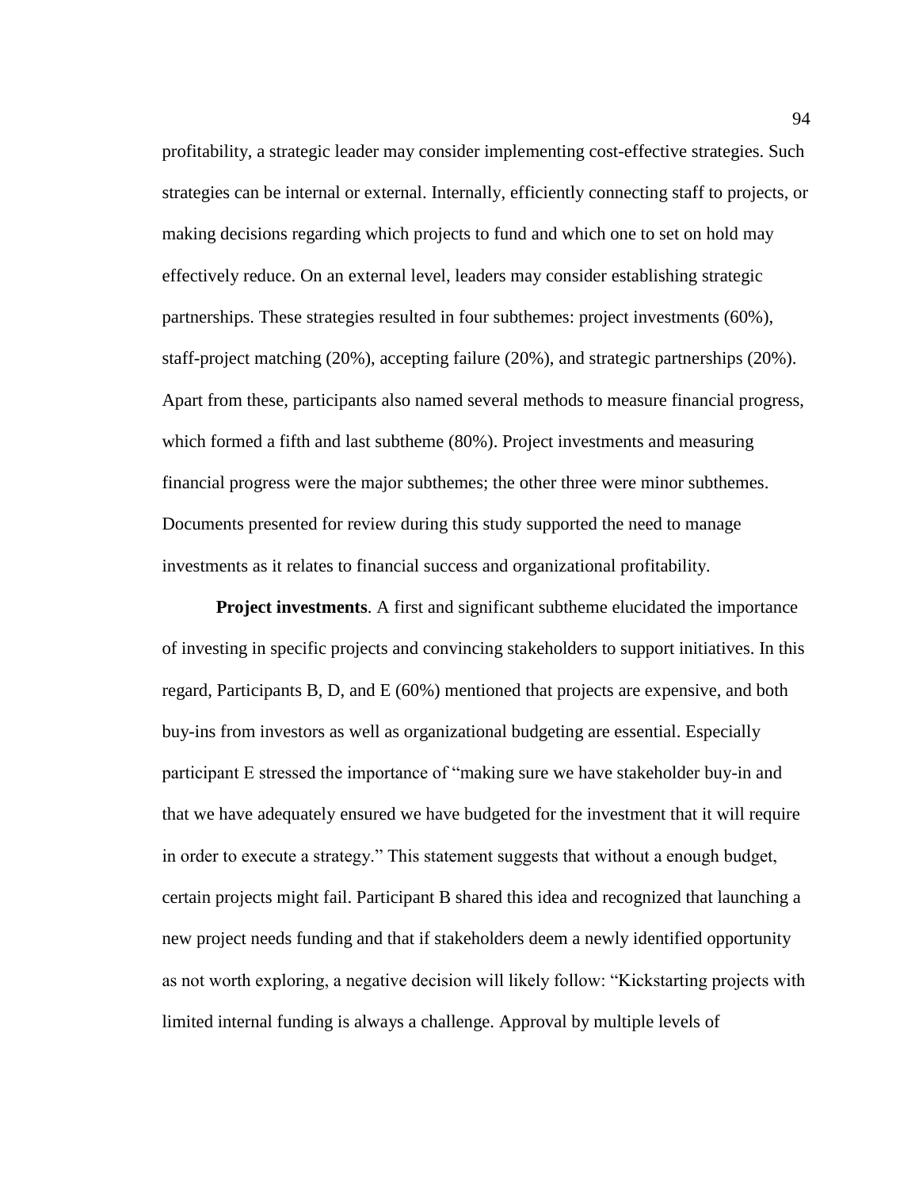profitability, a strategic leader may consider implementing cost-effective strategies. Such strategies can be internal or external. Internally, efficiently connecting staff to projects, or making decisions regarding which projects to fund and which one to set on hold may effectively reduce. On an external level, leaders may consider establishing strategic partnerships. These strategies resulted in four subthemes: project investments (60%), staff-project matching (20%), accepting failure (20%), and strategic partnerships (20%). Apart from these, participants also named several methods to measure financial progress, which formed a fifth and last subtheme (80%). Project investments and measuring financial progress were the major subthemes; the other three were minor subthemes. Documents presented for review during this study supported the need to manage investments as it relates to financial success and organizational profitability.

**Project investments**. A first and significant subtheme elucidated the importance of investing in specific projects and convincing stakeholders to support initiatives. In this regard, Participants B, D, and E (60%) mentioned that projects are expensive, and both buy-ins from investors as well as organizational budgeting are essential. Especially participant E stressed the importance of "making sure we have stakeholder buy-in and that we have adequately ensured we have budgeted for the investment that it will require in order to execute a strategy." This statement suggests that without a enough budget, certain projects might fail. Participant B shared this idea and recognized that launching a new project needs funding and that if stakeholders deem a newly identified opportunity as not worth exploring, a negative decision will likely follow: "Kickstarting projects with limited internal funding is always a challenge. Approval by multiple levels of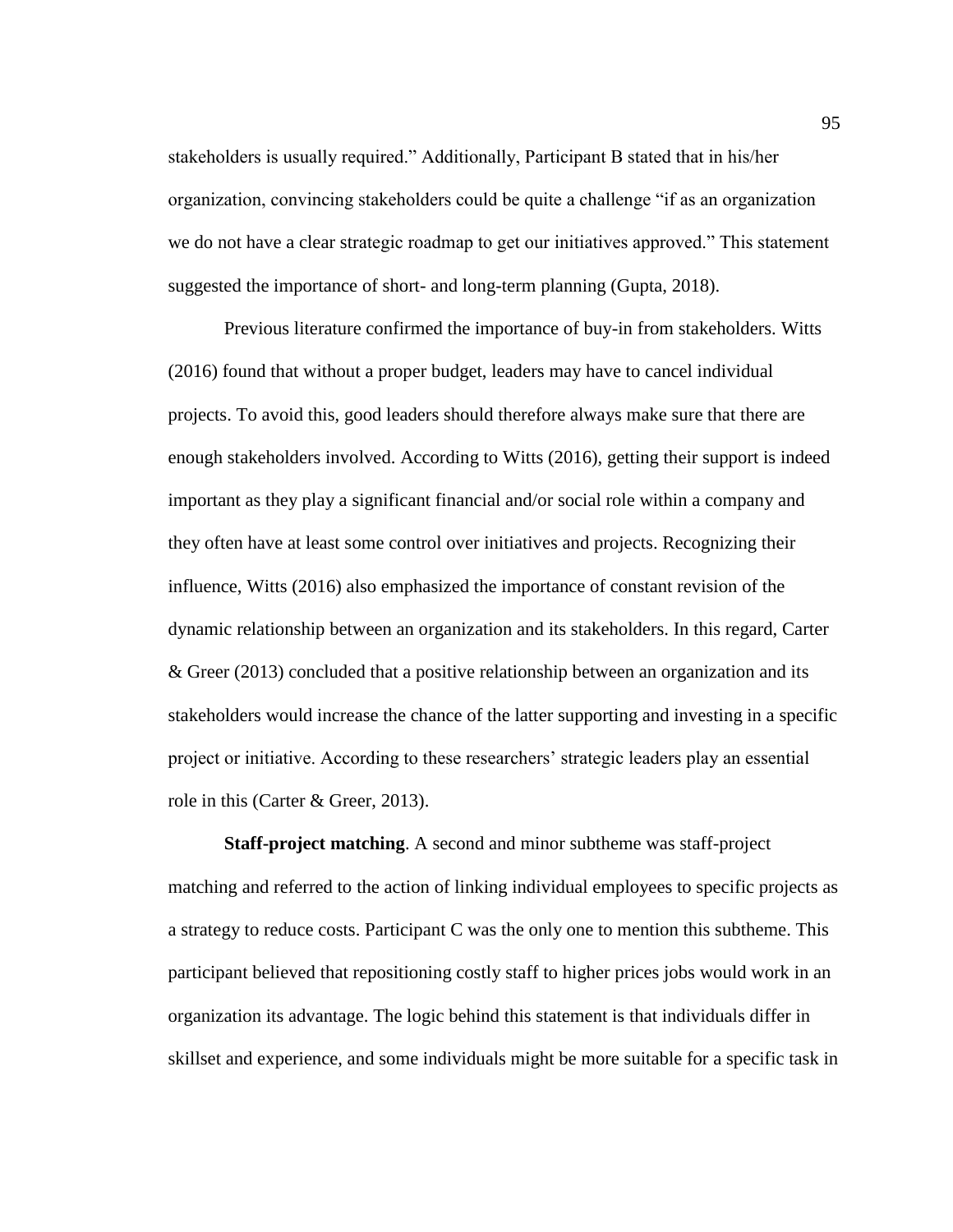stakeholders is usually required." Additionally, Participant B stated that in his/her organization, convincing stakeholders could be quite a challenge "if as an organization we do not have a clear strategic roadmap to get our initiatives approved." This statement suggested the importance of short- and long-term planning (Gupta, 2018).

Previous literature confirmed the importance of buy-in from stakeholders. Witts (2016) found that without a proper budget, leaders may have to cancel individual projects. To avoid this, good leaders should therefore always make sure that there are enough stakeholders involved. According to Witts (2016), getting their support is indeed important as they play a significant financial and/or social role within a company and they often have at least some control over initiatives and projects. Recognizing their influence, Witts (2016) also emphasized the importance of constant revision of the dynamic relationship between an organization and its stakeholders. In this regard, Carter & Greer (2013) concluded that a positive relationship between an organization and its stakeholders would increase the chance of the latter supporting and investing in a specific project or initiative. According to these researchers' strategic leaders play an essential role in this (Carter & Greer, 2013).

**Staff-project matching**. A second and minor subtheme was staff-project matching and referred to the action of linking individual employees to specific projects as a strategy to reduce costs. Participant C was the only one to mention this subtheme. This participant believed that repositioning costly staff to higher prices jobs would work in an organization its advantage. The logic behind this statement is that individuals differ in skillset and experience, and some individuals might be more suitable for a specific task in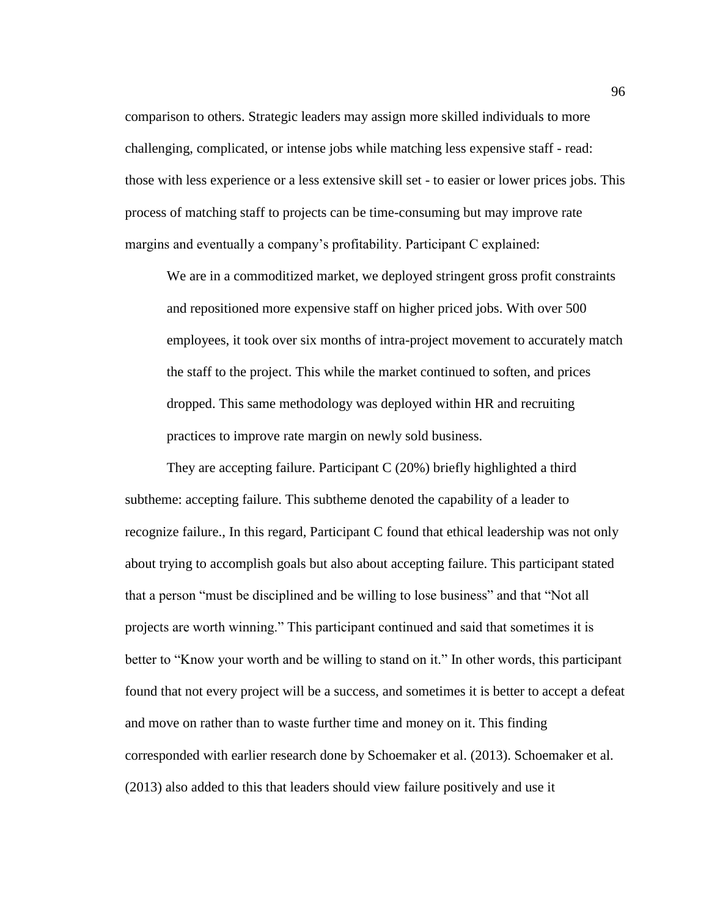comparison to others. Strategic leaders may assign more skilled individuals to more challenging, complicated, or intense jobs while matching less expensive staff - read: those with less experience or a less extensive skill set - to easier or lower prices jobs. This process of matching staff to projects can be time-consuming but may improve rate margins and eventually a company's profitability. Participant C explained:

> We are in a commoditized market, we deployed stringent gross profit constraints and repositioned more expensive staff on higher priced jobs. With over 500 employees, it took over six months of intra-project movement to accurately match the staff to the project. This while the market continued to soften, and prices dropped. This same methodology was deployed within HR and recruiting practices to improve rate margin on newly sold business.

They are accepting failure. Participant C (20%) briefly highlighted a third subtheme: accepting failure. This subtheme denoted the capability of a leader to recognize failure., In this regard, Participant C found that ethical leadership was not only about trying to accomplish goals but also about accepting failure. This participant stated that a person "must be disciplined and be willing to lose business" and that "Not all projects are worth winning." This participant continued and said that sometimes it is better to "Know your worth and be willing to stand on it." In other words, this participant found that not every project will be a success, and sometimes it is better to accept a defeat and move on rather than to waste further time and money on it. This finding corresponded with earlier research done by Schoemaker et al. (2013). Schoemaker et al. (2013) also added to this that leaders should view failure positively and use it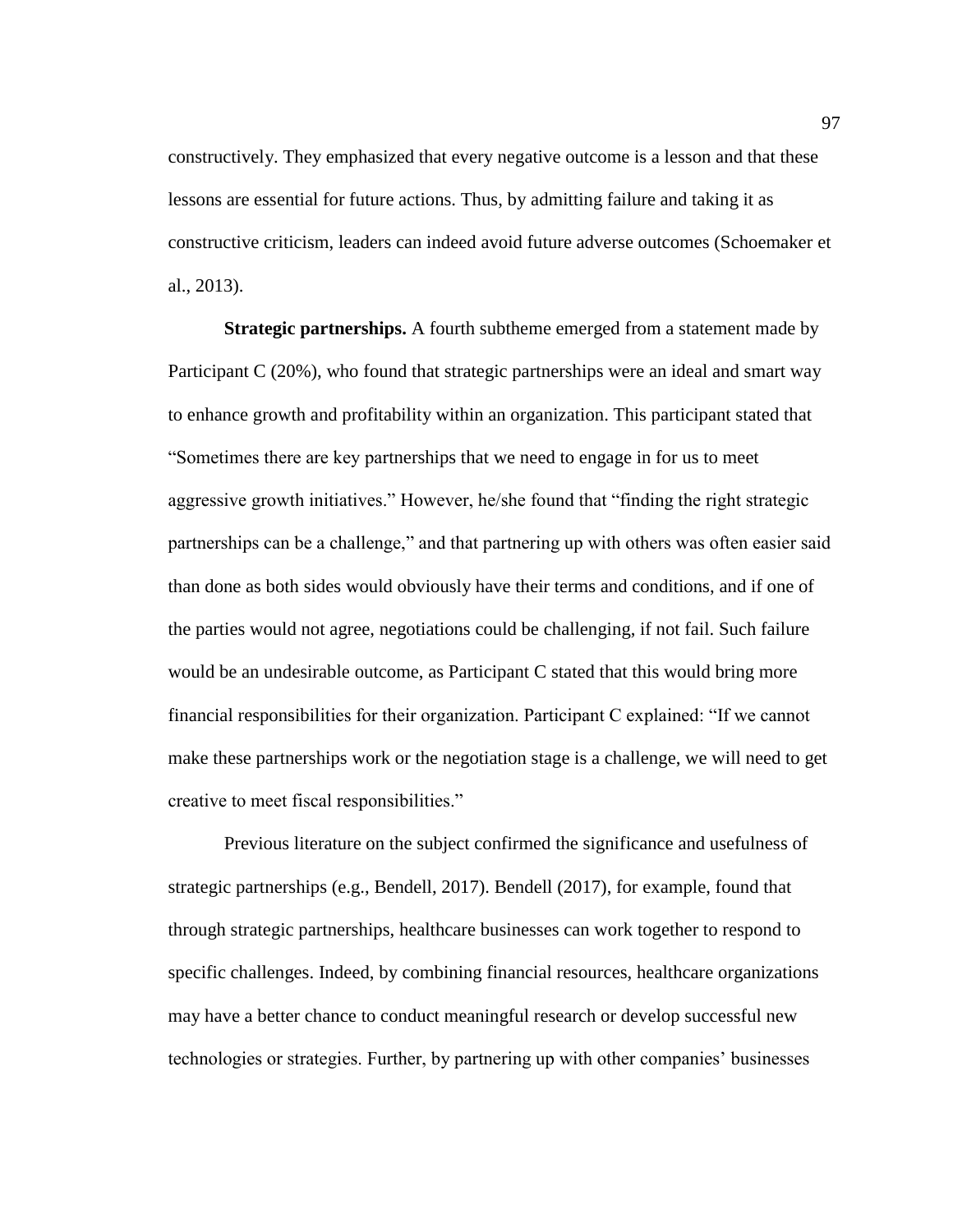constructively. They emphasized that every negative outcome is a lesson and that these lessons are essential for future actions. Thus, by admitting failure and taking it as constructive criticism, leaders can indeed avoid future adverse outcomes (Schoemaker et al., 2013).

**Strategic partnerships.** A fourth subtheme emerged from a statement made by Participant C (20%), who found that strategic partnerships were an ideal and smart way to enhance growth and profitability within an organization. This participant stated that "Sometimes there are key partnerships that we need to engage in for us to meet aggressive growth initiatives." However, he/she found that "finding the right strategic partnerships can be a challenge," and that partnering up with others was often easier said than done as both sides would obviously have their terms and conditions, and if one of the parties would not agree, negotiations could be challenging, if not fail. Such failure would be an undesirable outcome, as Participant C stated that this would bring more financial responsibilities for their organization. Participant C explained: "If we cannot make these partnerships work or the negotiation stage is a challenge, we will need to get creative to meet fiscal responsibilities."

Previous literature on the subject confirmed the significance and usefulness of strategic partnerships (e.g., Bendell, 2017). Bendell (2017), for example, found that through strategic partnerships, healthcare businesses can work together to respond to specific challenges. Indeed, by combining financial resources, healthcare organizations may have a better chance to conduct meaningful research or develop successful new technologies or strategies. Further, by partnering up with other companies' businesses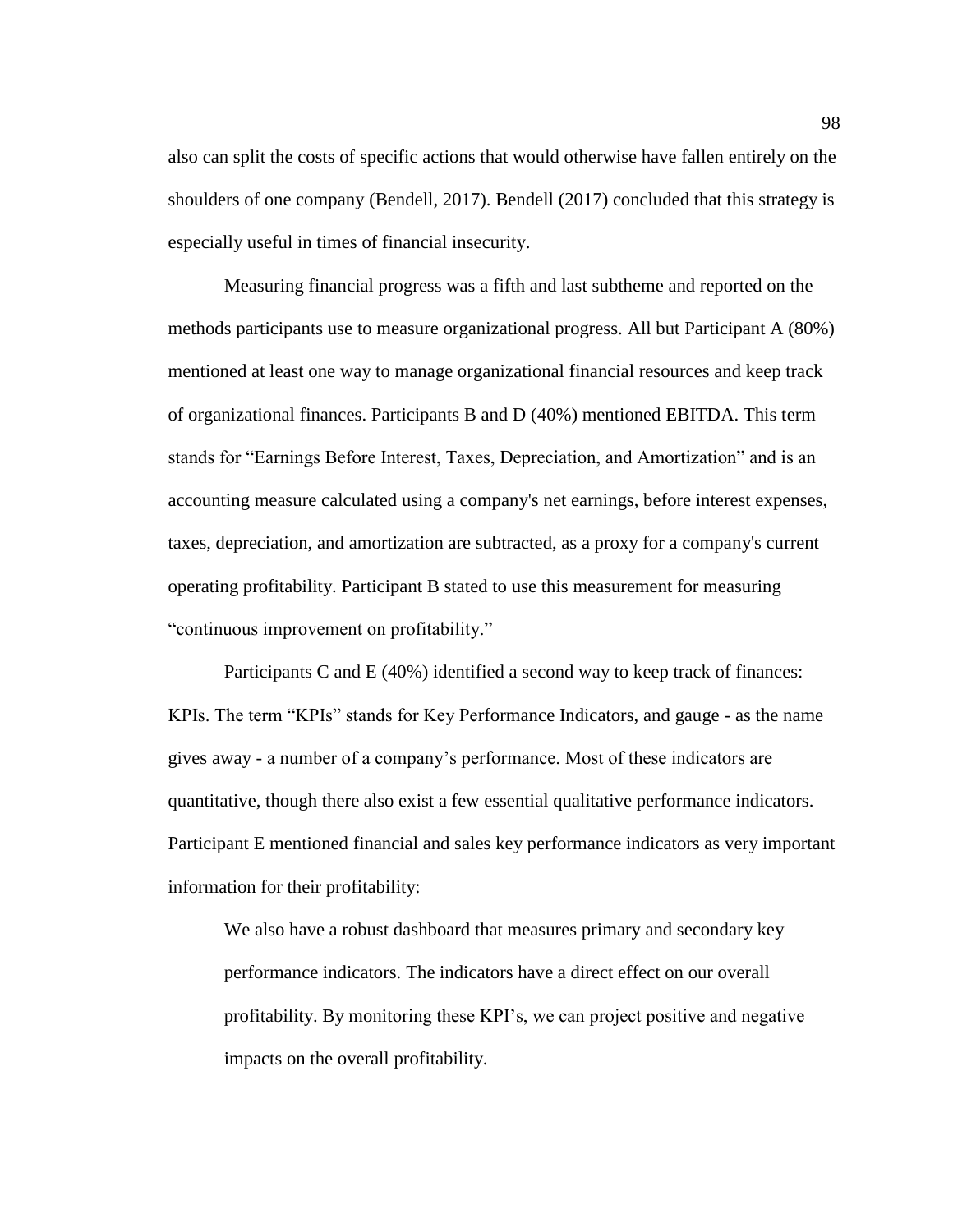also can split the costs of specific actions that would otherwise have fallen entirely on the shoulders of one company (Bendell, 2017). Bendell (2017) concluded that this strategy is especially useful in times of financial insecurity.

Measuring financial progress was a fifth and last subtheme and reported on the methods participants use to measure organizational progress. All but Participant A (80%) mentioned at least one way to manage organizational financial resources and keep track of organizational finances. Participants B and D (40%) mentioned EBITDA. This term stands for "Earnings Before Interest, Taxes, Depreciation, and Amortization" and is an accounting measure calculated using a company's net earnings, before interest expenses, taxes, depreciation, and amortization are subtracted, as a proxy for a company's current operating profitability. Participant B stated to use this measurement for measuring "continuous improvement on profitability."

Participants C and E (40%) identified a second way to keep track of finances: KPIs. The term "KPIs" stands for Key Performance Indicators, and gauge - as the name gives away - a number of a company's performance. Most of these indicators are quantitative, though there also exist a few essential qualitative performance indicators. Participant E mentioned financial and sales key performance indicators as very important information for their profitability:

> We also have a robust dashboard that measures primary and secondary key performance indicators. The indicators have a direct effect on our overall profitability. By monitoring these KPI's, we can project positive and negative impacts on the overall profitability.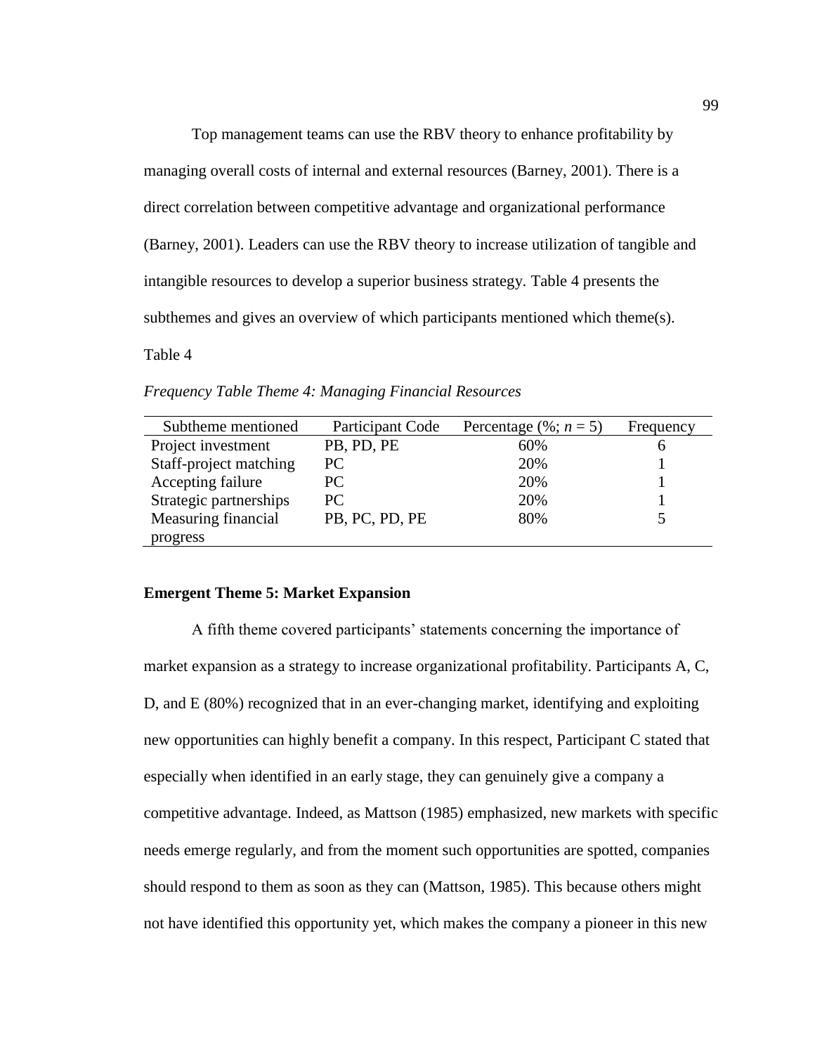Top management teams can use the RBV theory to enhance profitability by managing overall costs of internal and external resources (Barney, 2001). There is a direct correlation between competitive advantage and organizational performance (Barney, 2001). Leaders can use the RBV theory to increase utilization of tangible and intangible resources to develop a superior business strategy. Table 4 presents the subthemes and gives an overview of which participants mentioned which theme(s).

Table 4

*Frequency Table Theme 4: Managing Financial Resources*

| Subtheme mentioned | Participant Code | Percentage (%; *n* = 5) | Frequency |
|---|---|---|---|
| Project investment | PB, PD, PE | 60% | 6 |
| Staff-project matching | PC | 20% | 1 |
| Accepting failure | PC | 20% | 1 |
| Strategic partnerships | PC | 20% | 1 |
| Measuring financial progress | PB, PC, PD, PE | 80% | 5 |

**Emergent Theme 5: Market Expansion**

A fifth theme covered participants' statements concerning the importance of market expansion as a strategy to increase organizational profitability. Participants A, C, D, and E (80%) recognized that in an ever-changing market, identifying and exploiting new opportunities can highly benefit a company. In this respect, Participant C stated that especially when identified in an early stage, they can genuinely give a company a competitive advantage. Indeed, as Mattson (1985) emphasized, new markets with specific needs emerge regularly, and from the moment such opportunities are spotted, companies should respond to them as soon as they can (Mattson, 1985). This because others might not have identified this opportunity yet, which makes the company a pioneer in this new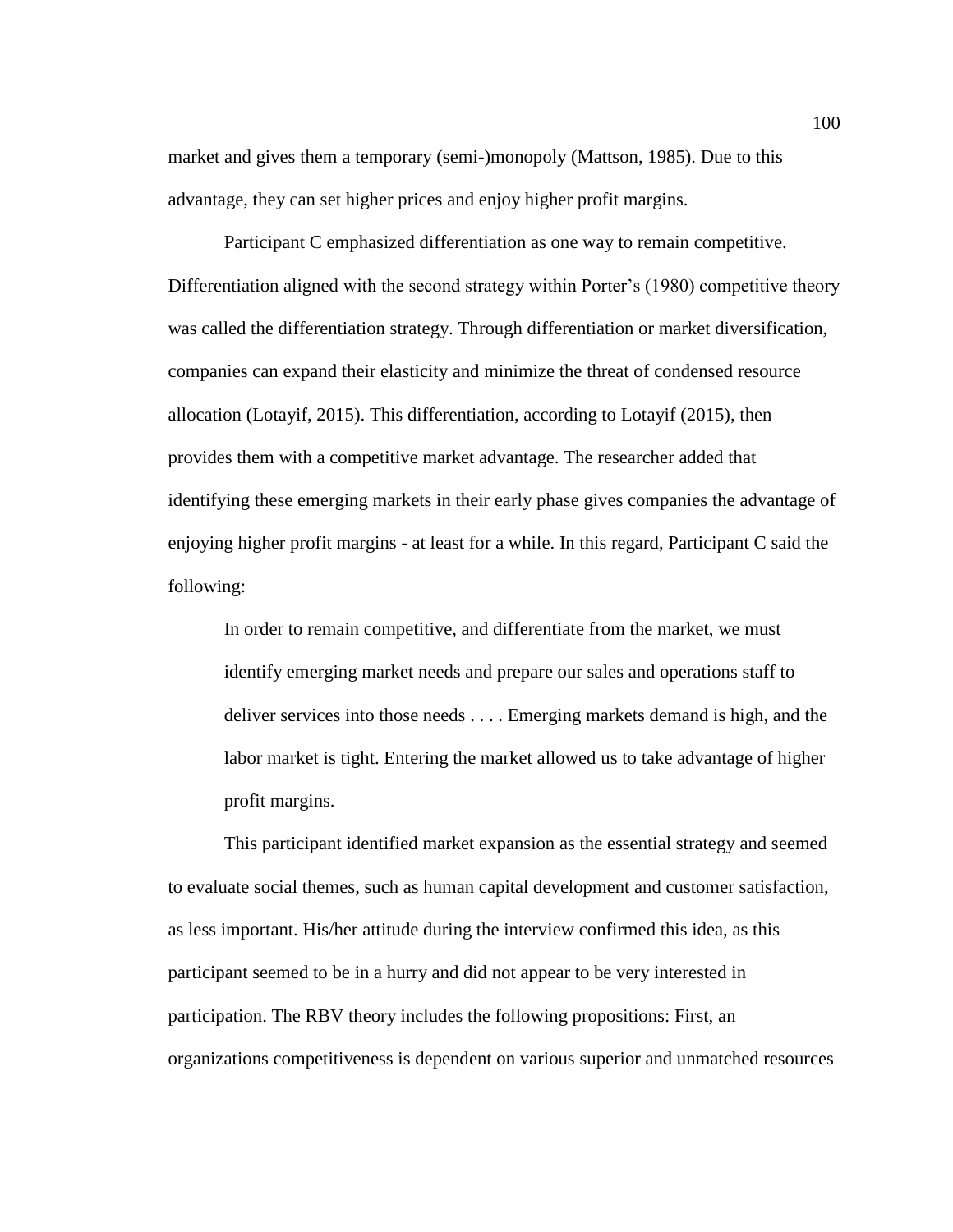market and gives them a temporary (semi-)monopoly (Mattson, 1985). Due to this advantage, they can set higher prices and enjoy higher profit margins.

Participant C emphasized differentiation as one way to remain competitive. Differentiation aligned with the second strategy within Porter's (1980) competitive theory was called the differentiation strategy. Through differentiation or market diversification, companies can expand their elasticity and minimize the threat of condensed resource allocation (Lotayif, 2015). This differentiation, according to Lotayif (2015), then provides them with a competitive market advantage. The researcher added that identifying these emerging markets in their early phase gives companies the advantage of enjoying higher profit margins - at least for a while. In this regard, Participant C said the following:

> In order to remain competitive, and differentiate from the market, we must identify emerging market needs and prepare our sales and operations staff to deliver services into those needs . . . . Emerging markets demand is high, and the labor market is tight. Entering the market allowed us to take advantage of higher profit margins.

This participant identified market expansion as the essential strategy and seemed to evaluate social themes, such as human capital development and customer satisfaction, as less important. His/her attitude during the interview confirmed this idea, as this participant seemed to be in a hurry and did not appear to be very interested in participation. The RBV theory includes the following propositions: First, an organizations competitiveness is dependent on various superior and unmatched resources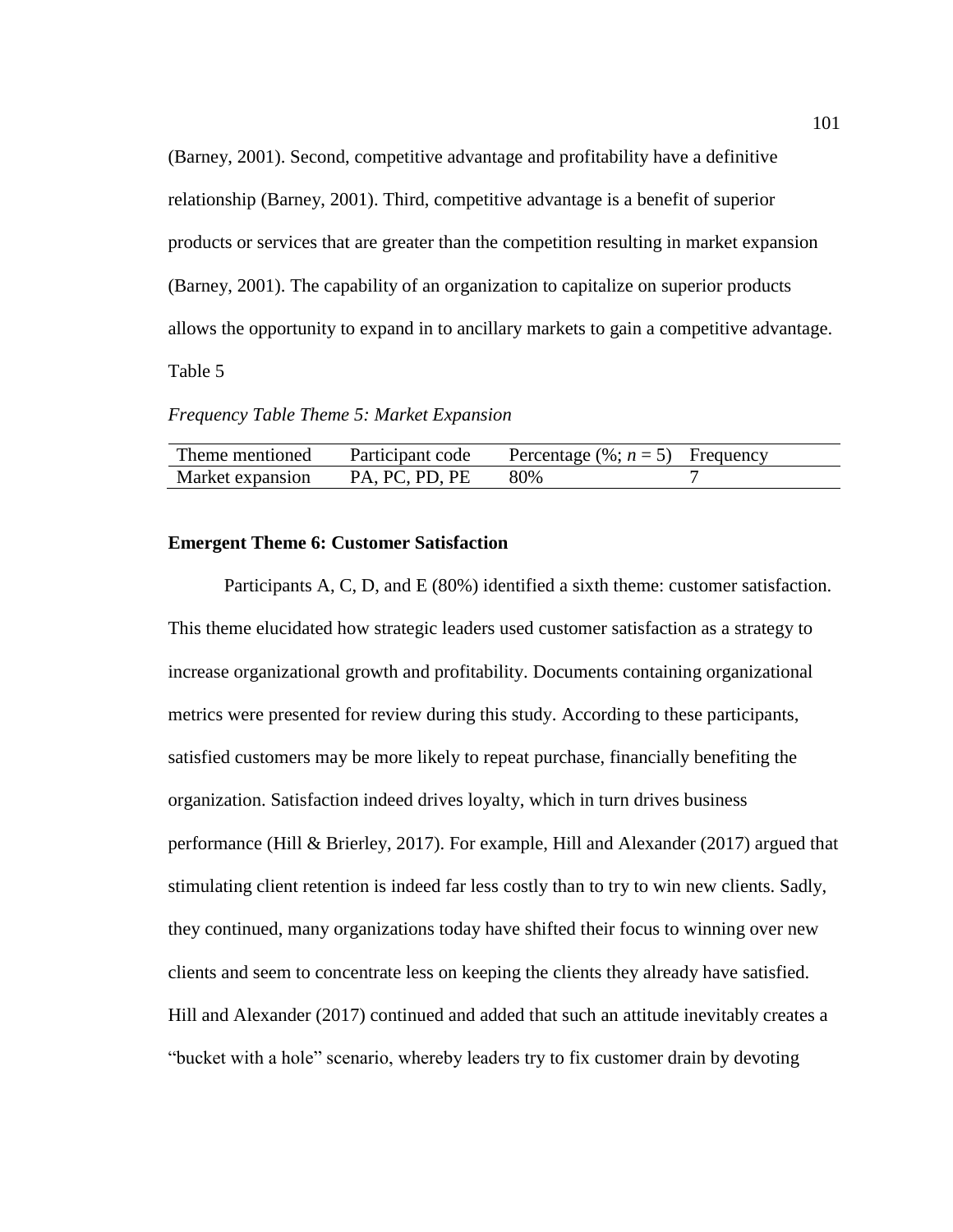(Barney, 2001). Second, competitive advantage and profitability have a definitive relationship (Barney, 2001). Third, competitive advantage is a benefit of superior products or services that are greater than the competition resulting in market expansion (Barney, 2001). The capability of an organization to capitalize on superior products allows the opportunity to expand in to ancillary markets to gain a competitive advantage.

Table 5

*Frequency Table Theme 5: Market Expansion*

| Theme mentioned | Participant code | Percentage (%; $n = 5$) | Frequency |
|---|---|---|---|
| Market expansion | PA, PC, PD, PE | 80% | 7 |

**Emergent Theme 6: Customer Satisfaction**

Participants A, C, D, and E (80%) identified a sixth theme: customer satisfaction. This theme elucidated how strategic leaders used customer satisfaction as a strategy to increase organizational growth and profitability. Documents containing organizational metrics were presented for review during this study. According to these participants, satisfied customers may be more likely to repeat purchase, financially benefiting the organization. Satisfaction indeed drives loyalty, which in turn drives business performance (Hill & Brierley, 2017). For example, Hill and Alexander (2017) argued that stimulating client retention is indeed far less costly than to try to win new clients. Sadly, they continued, many organizations today have shifted their focus to winning over new clients and seem to concentrate less on keeping the clients they already have satisfied. Hill and Alexander (2017) continued and added that such an attitude inevitably creates a "bucket with a hole" scenario, whereby leaders try to fix customer drain by devoting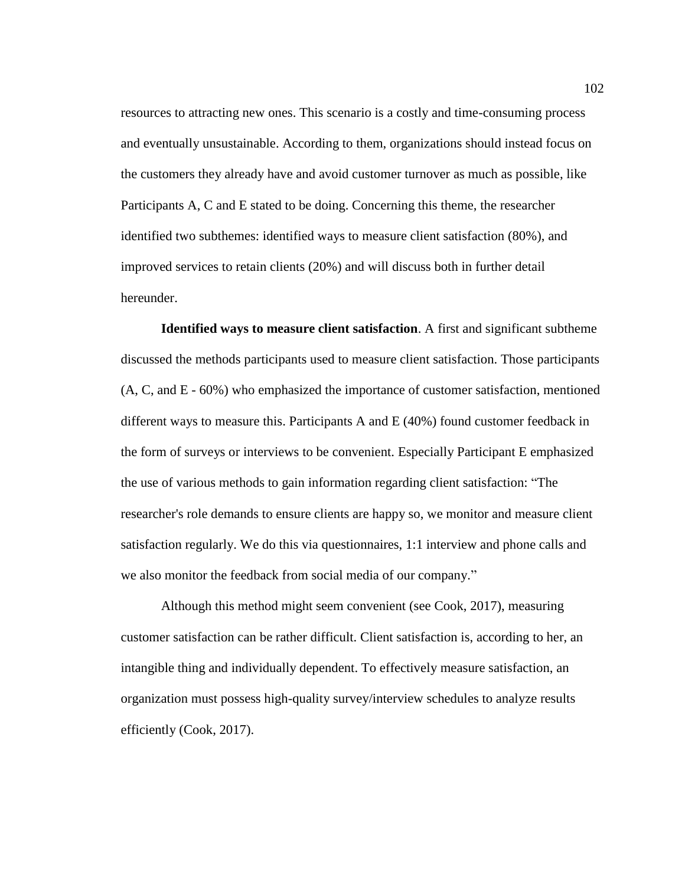resources to attracting new ones. This scenario is a costly and time-consuming process and eventually unsustainable. According to them, organizations should instead focus on the customers they already have and avoid customer turnover as much as possible, like Participants A, C and E stated to be doing. Concerning this theme, the researcher identified two subthemes: identified ways to measure client satisfaction (80%), and improved services to retain clients (20%) and will discuss both in further detail hereunder.

**Identified ways to measure client satisfaction**. A first and significant subtheme discussed the methods participants used to measure client satisfaction. Those participants (A, C, and E - 60%) who emphasized the importance of customer satisfaction, mentioned different ways to measure this. Participants A and E (40%) found customer feedback in the form of surveys or interviews to be convenient. Especially Participant E emphasized the use of various methods to gain information regarding client satisfaction: "The researcher's role demands to ensure clients are happy so, we monitor and measure client satisfaction regularly. We do this via questionnaires, 1:1 interview and phone calls and we also monitor the feedback from social media of our company."

Although this method might seem convenient (see Cook, 2017), measuring customer satisfaction can be rather difficult. Client satisfaction is, according to her, an intangible thing and individually dependent. To effectively measure satisfaction, an organization must possess high-quality survey/interview schedules to analyze results efficiently (Cook, 2017).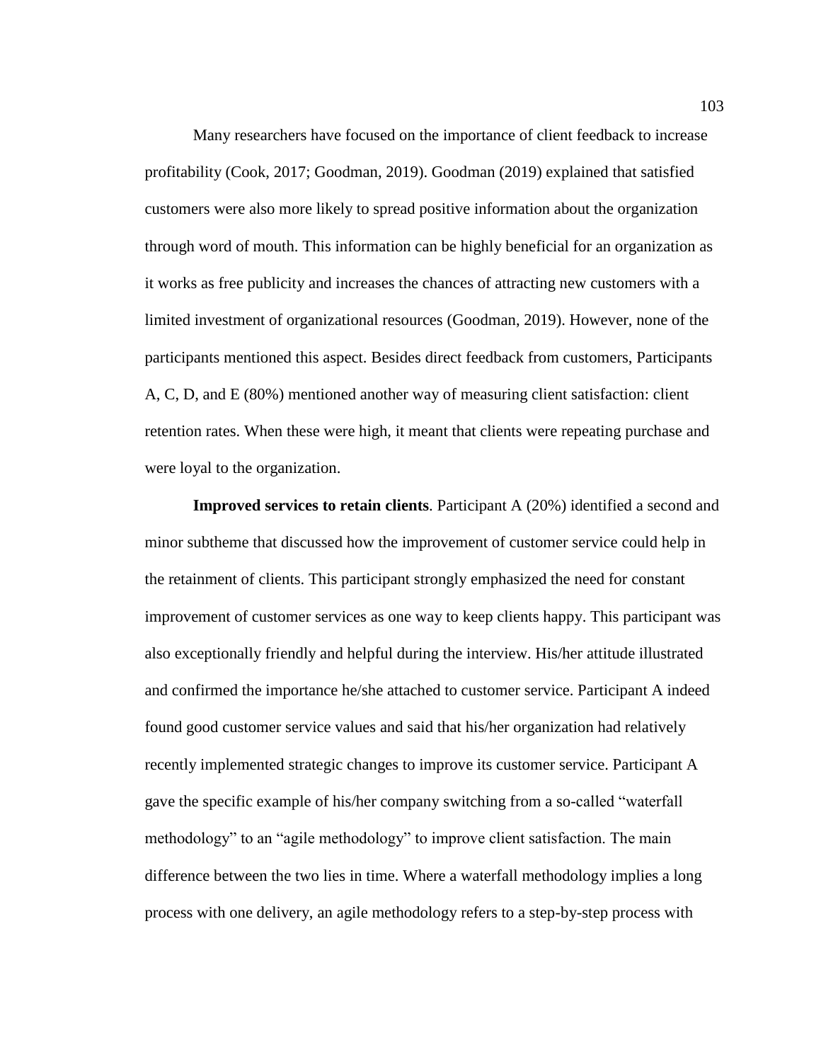Many researchers have focused on the importance of client feedback to increase profitability (Cook, 2017; Goodman, 2019). Goodman (2019) explained that satisfied customers were also more likely to spread positive information about the organization through word of mouth. This information can be highly beneficial for an organization as it works as free publicity and increases the chances of attracting new customers with a limited investment of organizational resources (Goodman, 2019). However, none of the participants mentioned this aspect. Besides direct feedback from customers, Participants A, C, D, and E (80%) mentioned another way of measuring client satisfaction: client retention rates. When these were high, it meant that clients were repeating purchase and were loyal to the organization.

**Improved services to retain clients**. Participant A (20%) identified a second and minor subtheme that discussed how the improvement of customer service could help in the retainment of clients. This participant strongly emphasized the need for constant improvement of customer services as one way to keep clients happy. This participant was also exceptionally friendly and helpful during the interview. His/her attitude illustrated and confirmed the importance he/she attached to customer service. Participant A indeed found good customer service values and said that his/her organization had relatively recently implemented strategic changes to improve its customer service. Participant A gave the specific example of his/her company switching from a so-called "waterfall methodology" to an "agile methodology" to improve client satisfaction. The main difference between the two lies in time. Where a waterfall methodology implies a long process with one delivery, an agile methodology refers to a step-by-step process with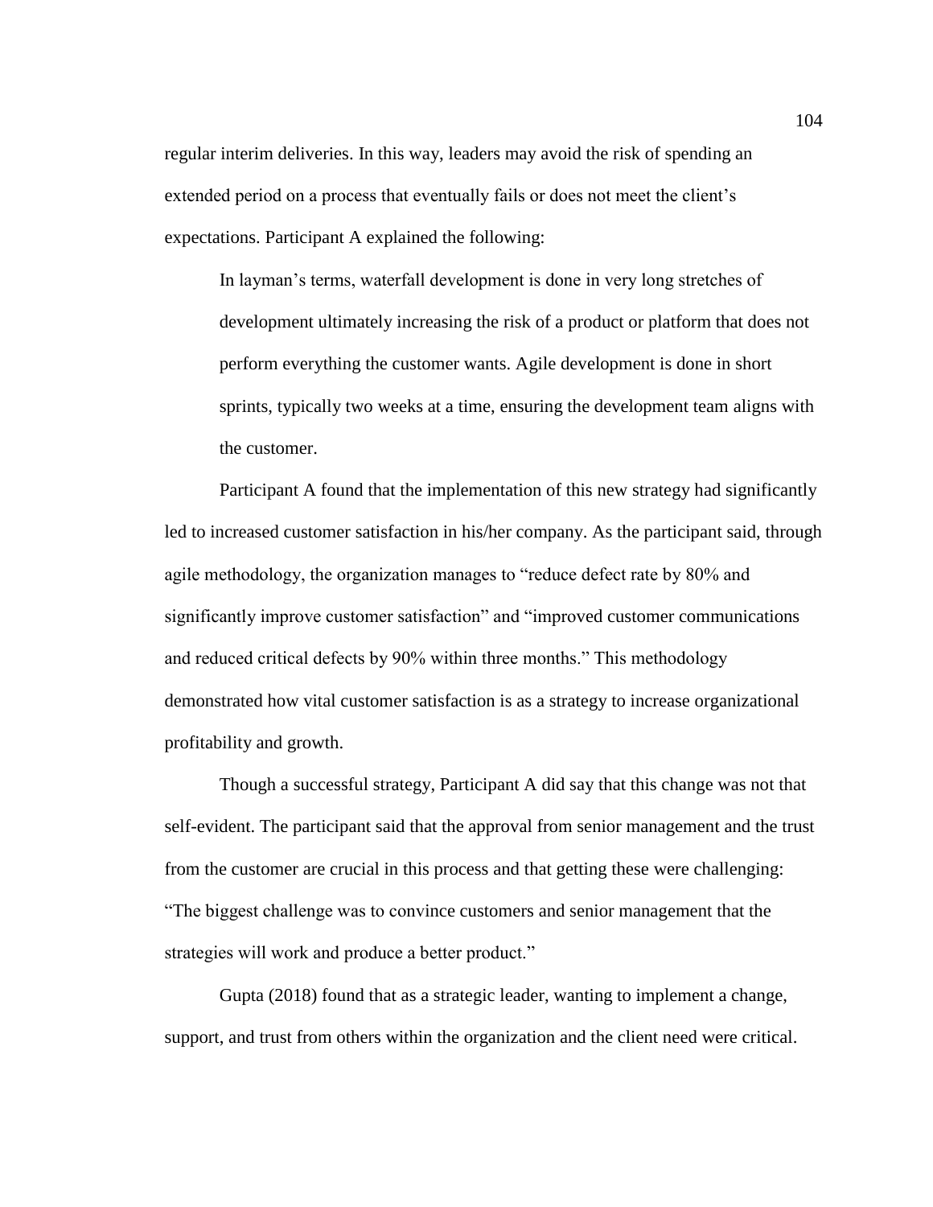regular interim deliveries. In this way, leaders may avoid the risk of spending an extended period on a process that eventually fails or does not meet the client's expectations. Participant A explained the following:

> In layman's terms, waterfall development is done in very long stretches of development ultimately increasing the risk of a product or platform that does not perform everything the customer wants. Agile development is done in short sprints, typically two weeks at a time, ensuring the development team aligns with the customer.

Participant A found that the implementation of this new strategy had significantly led to increased customer satisfaction in his/her company. As the participant said, through agile methodology, the organization manages to "reduce defect rate by 80% and significantly improve customer satisfaction" and "improved customer communications and reduced critical defects by 90% within three months." This methodology demonstrated how vital customer satisfaction is as a strategy to increase organizational profitability and growth.

Though a successful strategy, Participant A did say that this change was not that self-evident. The participant said that the approval from senior management and the trust from the customer are crucial in this process and that getting these were challenging: "The biggest challenge was to convince customers and senior management that the strategies will work and produce a better product."

Gupta (2018) found that as a strategic leader, wanting to implement a change, support, and trust from others within the organization and the client need were critical.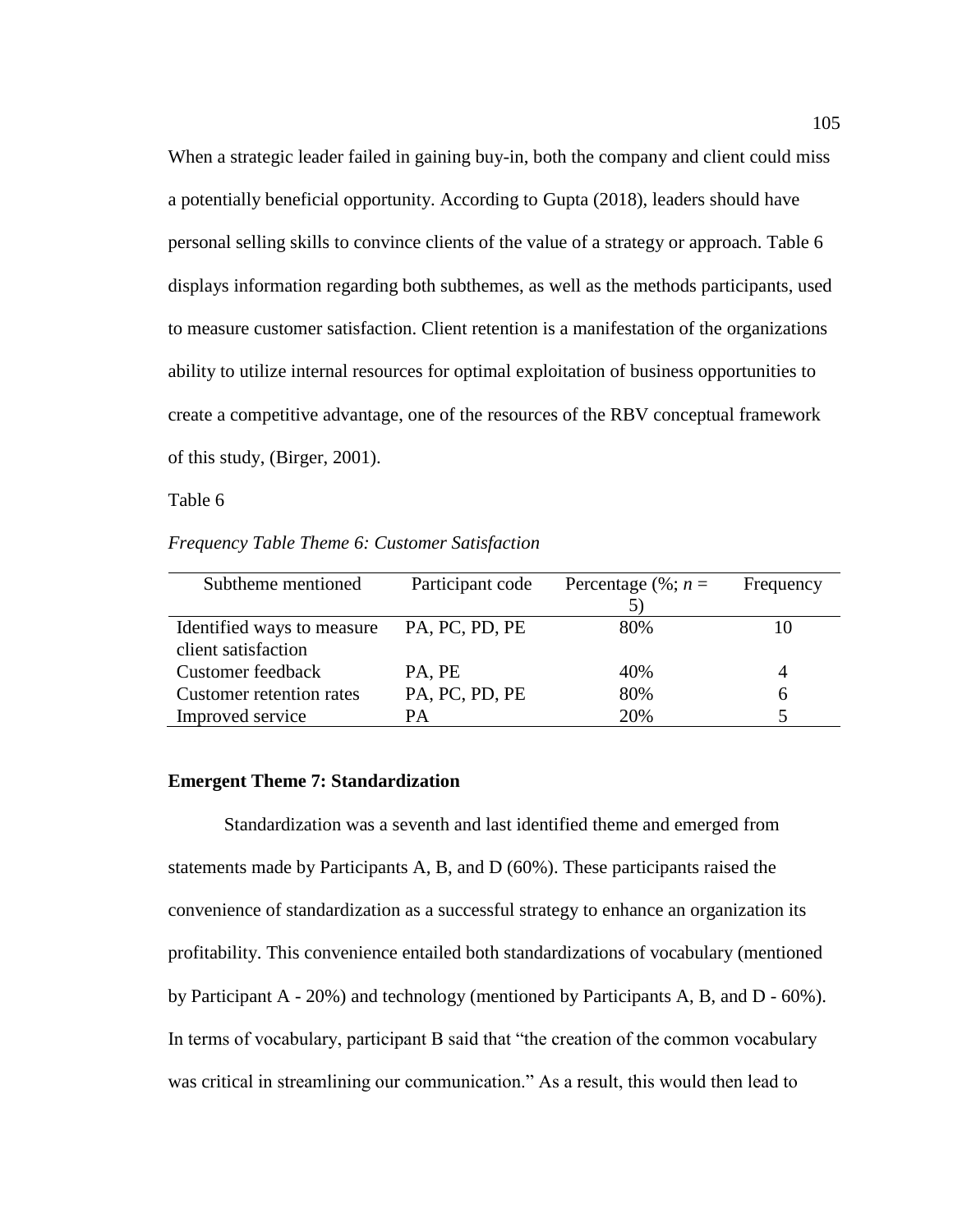When a strategic leader failed in gaining buy-in, both the company and client could miss a potentially beneficial opportunity. According to Gupta (2018), leaders should have personal selling skills to convince clients of the value of a strategy or approach. Table 6 displays information regarding both subthemes, as well as the methods participants, used to measure customer satisfaction. Client retention is a manifestation of the organizations ability to utilize internal resources for optimal exploitation of business opportunities to create a competitive advantage, one of the resources of the RBV conceptual framework of this study, (Birger, 2001).

Table 6

*Frequency Table Theme 6: Customer Satisfaction*

| Subtheme mentioned | Participant code | Percentage (%; *n* = 5) | Frequency |
|---|---|---|---|
| Identified ways to measure client satisfaction | PA, PC, PD, PE | 80% | 10 |
| Customer feedback | PA, PE | 40% | 4 |
| Customer retention rates | PA, PC, PD, PE | 80% | 6 |
| Improved service | PA | 20% | 5 |

**Emergent Theme 7: Standardization**

Standardization was a seventh and last identified theme and emerged from statements made by Participants A, B, and D (60%). These participants raised the convenience of standardization as a successful strategy to enhance an organization its profitability. This convenience entailed both standardizations of vocabulary (mentioned by Participant A - 20%) and technology (mentioned by Participants A, B, and D - 60%). In terms of vocabulary, participant B said that "the creation of the common vocabulary was critical in streamlining our communication." As a result, this would then lead to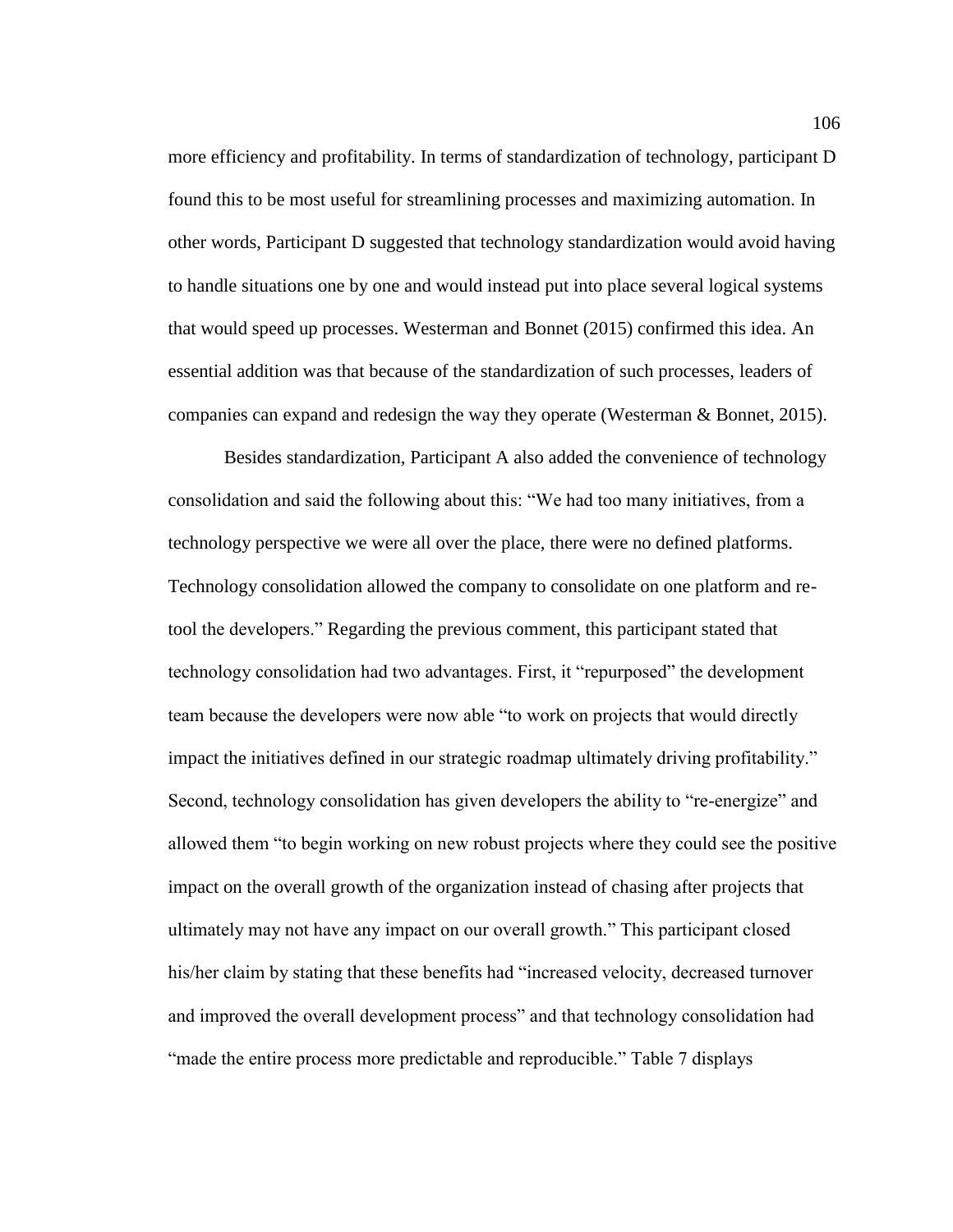more efficiency and profitability. In terms of standardization of technology, participant D found this to be most useful for streamlining processes and maximizing automation. In other words, Participant D suggested that technology standardization would avoid having to handle situations one by one and would instead put into place several logical systems that would speed up processes. Westerman and Bonnet (2015) confirmed this idea. An essential addition was that because of the standardization of such processes, leaders of companies can expand and redesign the way they operate (Westerman & Bonnet, 2015).

Besides standardization, Participant A also added the convenience of technology consolidation and said the following about this: "We had too many initiatives, from a technology perspective we were all over the place, there were no defined platforms. Technology consolidation allowed the company to consolidate on one platform and re-tool the developers." Regarding the previous comment, this participant stated that technology consolidation had two advantages. First, it "repurposed" the development team because the developers were now able "to work on projects that would directly impact the initiatives defined in our strategic roadmap ultimately driving profitability." Second, technology consolidation has given developers the ability to "re-energize" and allowed them "to begin working on new robust projects where they could see the positive impact on the overall growth of the organization instead of chasing after projects that ultimately may not have any impact on our overall growth." This participant closed his/her claim by stating that these benefits had "increased velocity, decreased turnover and improved the overall development process" and that technology consolidation had "made the entire process more predictable and reproducible." Table 7 displays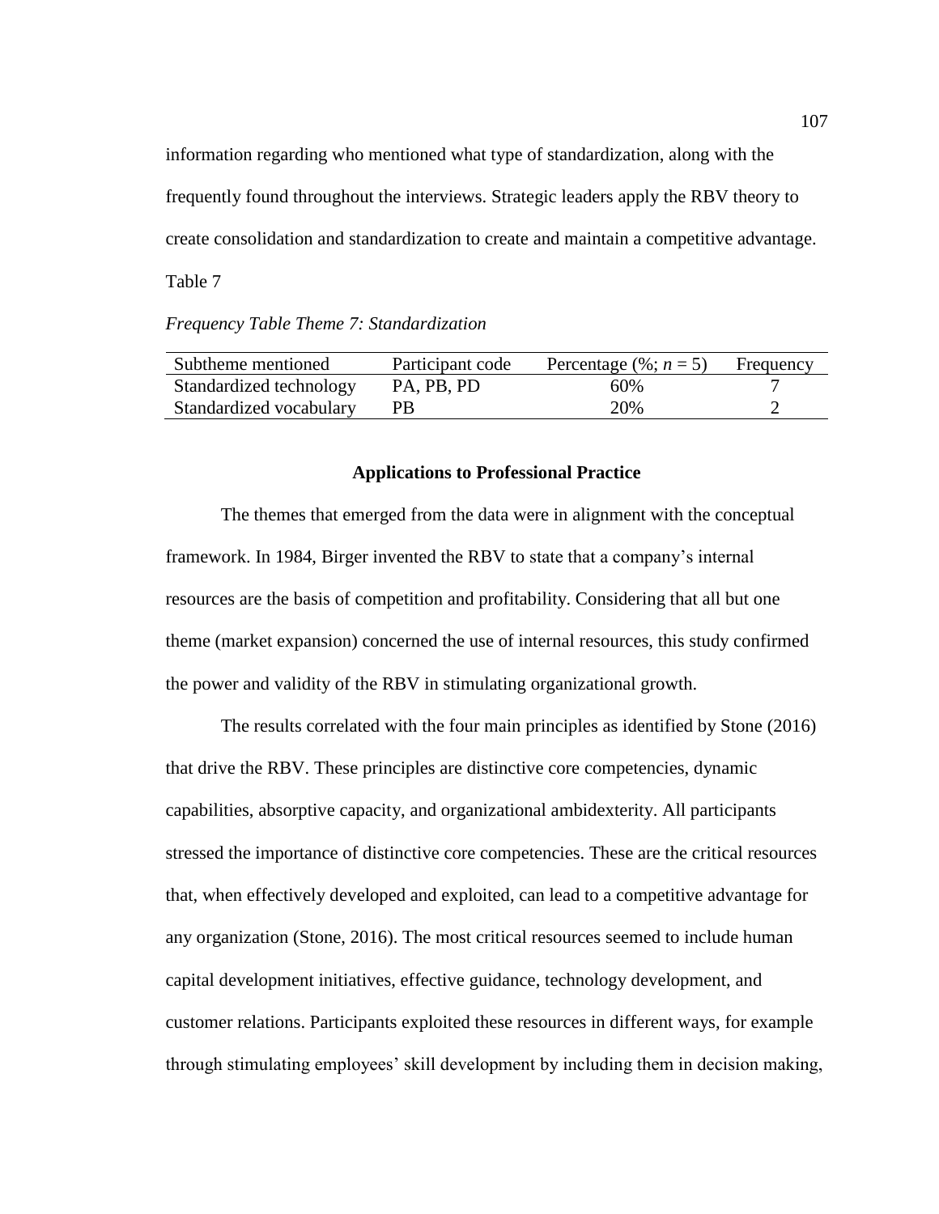information regarding who mentioned what type of standardization, along with the frequently found throughout the interviews. Strategic leaders apply the RBV theory to create consolidation and standardization to create and maintain a competitive advantage.

Table 7

*Frequency Table Theme 7: Standardization*

| Subtheme mentioned | Participant code | Percentage (%; *n* = 5) | Frequency |
|---|---|---|---|
| Standardized technology | PA, PB, PD | 60% | 7 |
| Standardized vocabulary | PB | 20% | 2 |

**Applications to Professional Practice**

The themes that emerged from the data were in alignment with the conceptual framework. In 1984, Birger invented the RBV to state that a company's internal resources are the basis of competition and profitability. Considering that all but one theme (market expansion) concerned the use of internal resources, this study confirmed the power and validity of the RBV in stimulating organizational growth.

The results correlated with the four main principles as identified by Stone (2016) that drive the RBV. These principles are distinctive core competencies, dynamic capabilities, absorptive capacity, and organizational ambidexterity. All participants stressed the importance of distinctive core competencies. These are the critical resources that, when effectively developed and exploited, can lead to a competitive advantage for any organization (Stone, 2016). The most critical resources seemed to include human capital development initiatives, effective guidance, technology development, and customer relations. Participants exploited these resources in different ways, for example through stimulating employees' skill development by including them in decision making,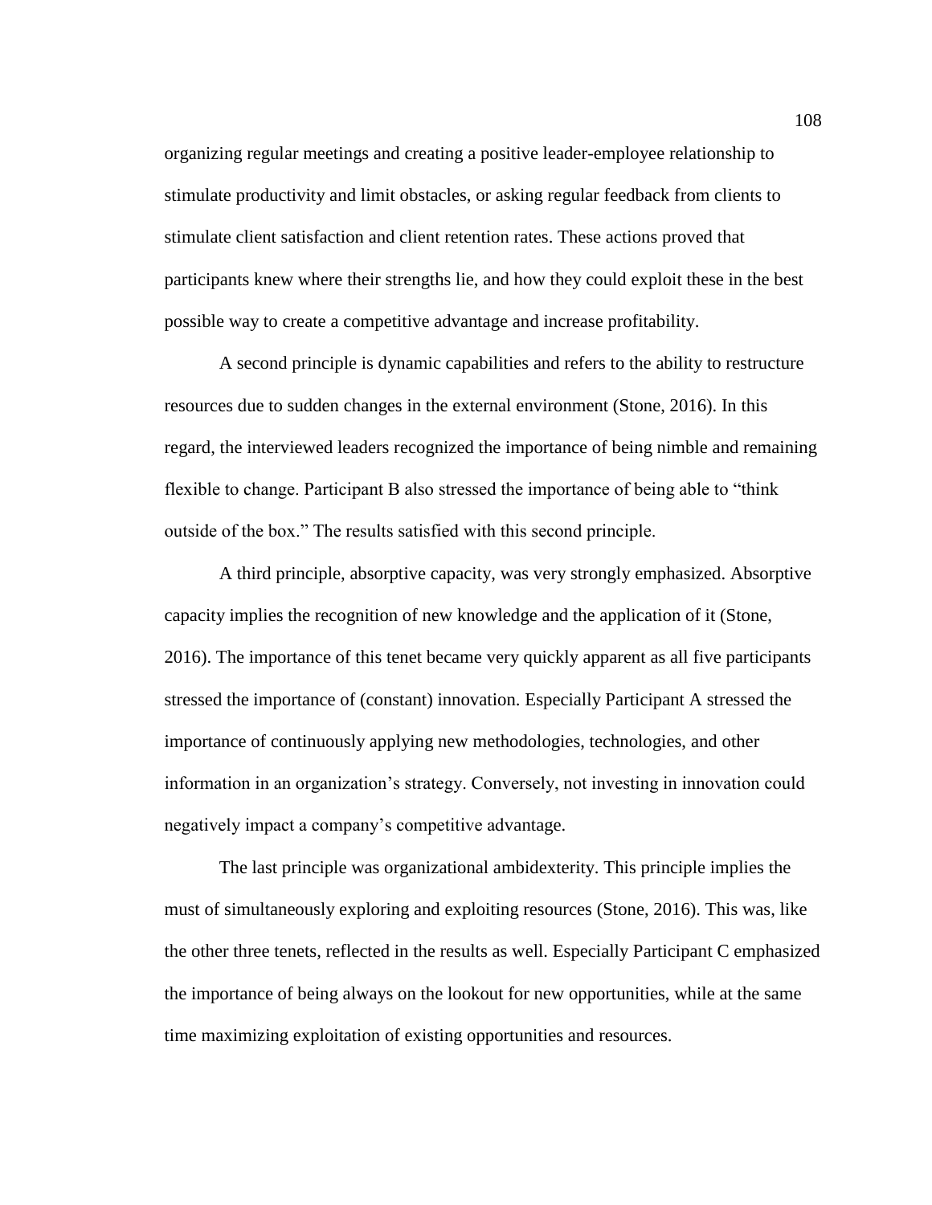organizing regular meetings and creating a positive leader-employee relationship to stimulate productivity and limit obstacles, or asking regular feedback from clients to stimulate client satisfaction and client retention rates. These actions proved that participants knew where their strengths lie, and how they could exploit these in the best possible way to create a competitive advantage and increase profitability.

A second principle is dynamic capabilities and refers to the ability to restructure resources due to sudden changes in the external environment (Stone, 2016). In this regard, the interviewed leaders recognized the importance of being nimble and remaining flexible to change. Participant B also stressed the importance of being able to "think outside of the box." The results satisfied with this second principle.

A third principle, absorptive capacity, was very strongly emphasized. Absorptive capacity implies the recognition of new knowledge and the application of it (Stone, 2016). The importance of this tenet became very quickly apparent as all five participants stressed the importance of (constant) innovation. Especially Participant A stressed the importance of continuously applying new methodologies, technologies, and other information in an organization's strategy. Conversely, not investing in innovation could negatively impact a company's competitive advantage.

The last principle was organizational ambidexterity. This principle implies the must of simultaneously exploring and exploiting resources (Stone, 2016). This was, like the other three tenets, reflected in the results as well. Especially Participant C emphasized the importance of being always on the lookout for new opportunities, while at the same time maximizing exploitation of existing opportunities and resources.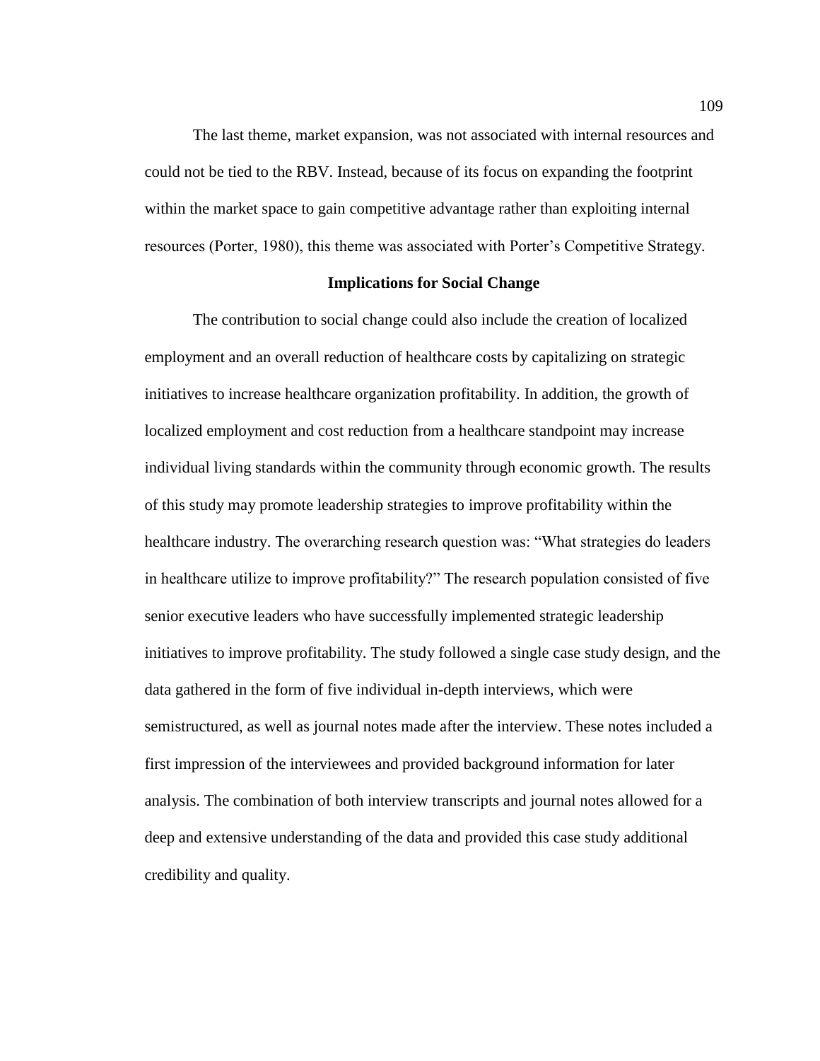The last theme, market expansion, was not associated with internal resources and could not be tied to the RBV. Instead, because of its focus on expanding the footprint within the market space to gain competitive advantage rather than exploiting internal resources (Porter, 1980), this theme was associated with Porter's Competitive Strategy.

## Implications for Social Change

The contribution to social change could also include the creation of localized employment and an overall reduction of healthcare costs by capitalizing on strategic initiatives to increase healthcare organization profitability. In addition, the growth of localized employment and cost reduction from a healthcare standpoint may increase individual living standards within the community through economic growth. The results of this study may promote leadership strategies to improve profitability within the healthcare industry. The overarching research question was: "What strategies do leaders in healthcare utilize to improve profitability?" The research population consisted of five senior executive leaders who have successfully implemented strategic leadership initiatives to improve profitability. The study followed a single case study design, and the data gathered in the form of five individual in-depth interviews, which were semistructured, as well as journal notes made after the interview. These notes included a first impression of the interviewees and provided background information for later analysis. The combination of both interview transcripts and journal notes allowed for a deep and extensive understanding of the data and provided this case study additional credibility and quality.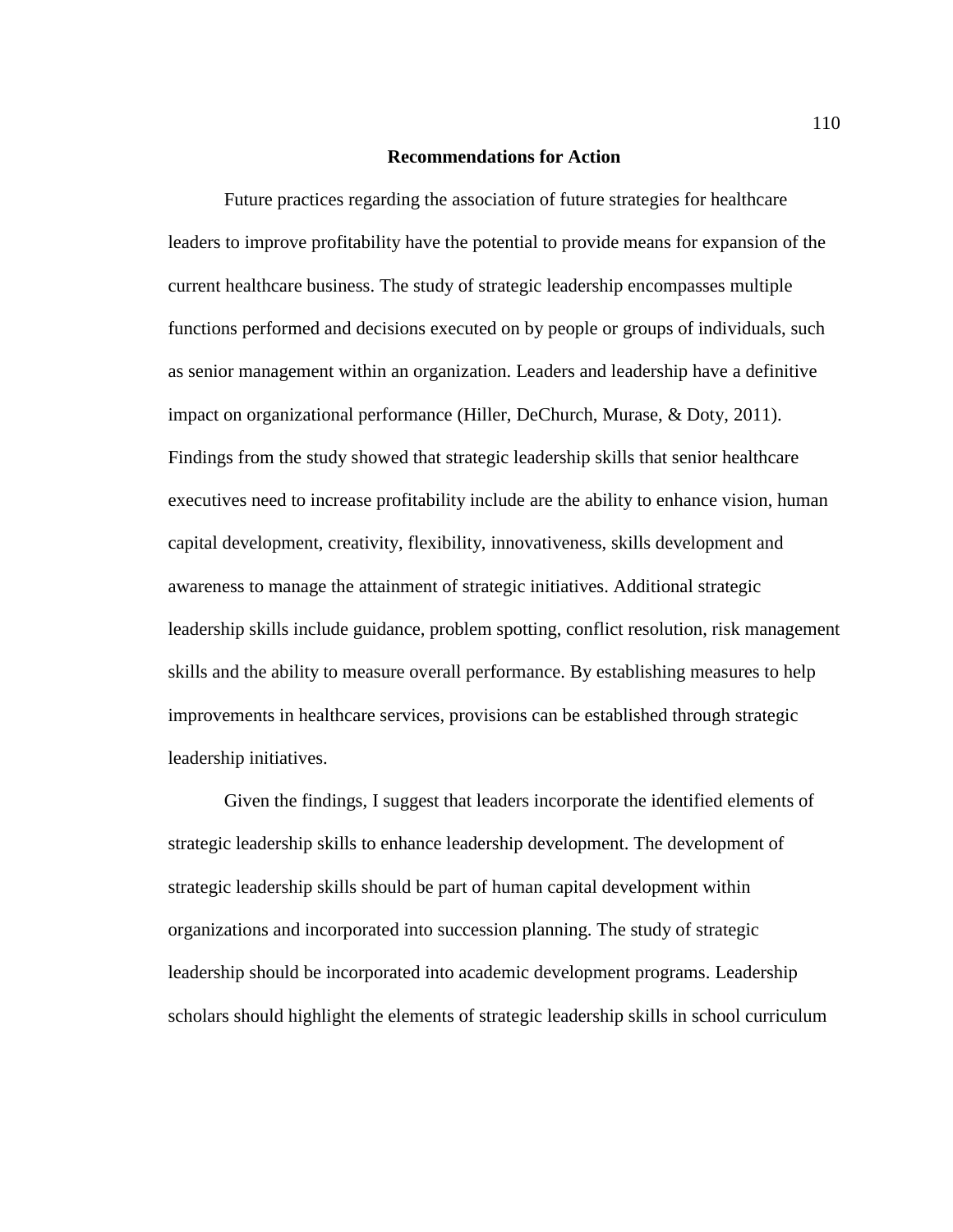## Recommendations for Action

Future practices regarding the association of future strategies for healthcare leaders to improve profitability have the potential to provide means for expansion of the current healthcare business. The study of strategic leadership encompasses multiple functions performed and decisions executed on by people or groups of individuals, such as senior management within an organization. Leaders and leadership have a definitive impact on organizational performance (Hiller, DeChurch, Murase, & Doty, 2011). Findings from the study showed that strategic leadership skills that senior healthcare executives need to increase profitability include are the ability to enhance vision, human capital development, creativity, flexibility, innovativeness, skills development and awareness to manage the attainment of strategic initiatives. Additional strategic leadership skills include guidance, problem spotting, conflict resolution, risk management skills and the ability to measure overall performance. By establishing measures to help improvements in healthcare services, provisions can be established through strategic leadership initiatives.

Given the findings, I suggest that leaders incorporate the identified elements of strategic leadership skills to enhance leadership development. The development of strategic leadership skills should be part of human capital development within organizations and incorporated into succession planning. The study of strategic leadership should be incorporated into academic development programs. Leadership scholars should highlight the elements of strategic leadership skills in school curriculum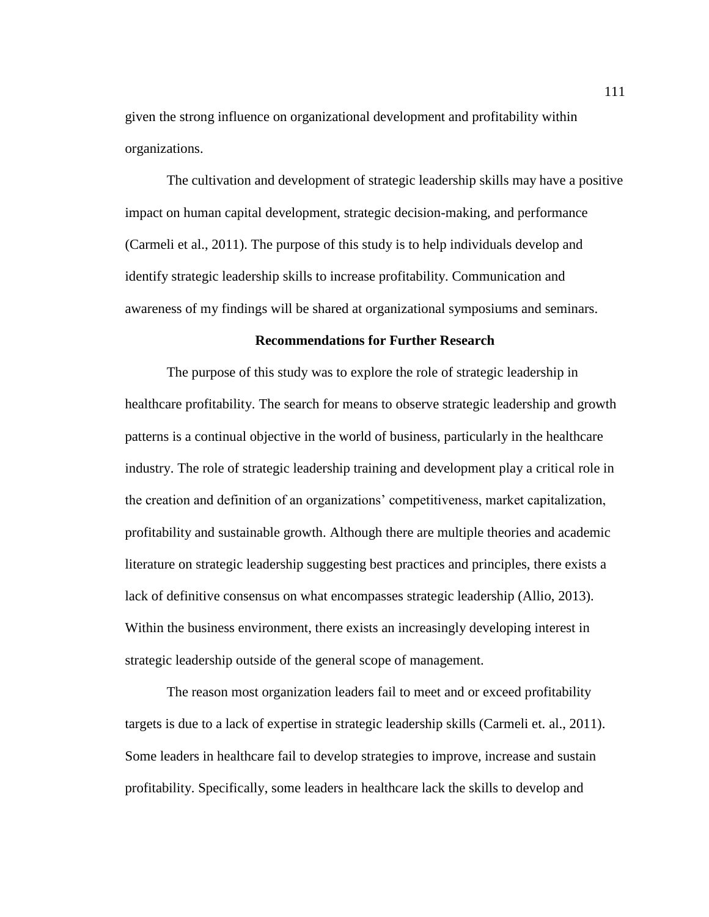given the strong influence on organizational development and profitability within organizations.

The cultivation and development of strategic leadership skills may have a positive impact on human capital development, strategic decision-making, and performance (Carmeli et al., 2011). The purpose of this study is to help individuals develop and identify strategic leadership skills to increase profitability. Communication and awareness of my findings will be shared at organizational symposiums and seminars.

## Recommendations for Further Research

The purpose of this study was to explore the role of strategic leadership in healthcare profitability. The search for means to observe strategic leadership and growth patterns is a continual objective in the world of business, particularly in the healthcare industry. The role of strategic leadership training and development play a critical role in the creation and definition of an organizations' competitiveness, market capitalization, profitability and sustainable growth. Although there are multiple theories and academic literature on strategic leadership suggesting best practices and principles, there exists a lack of definitive consensus on what encompasses strategic leadership (Allio, 2013). Within the business environment, there exists an increasingly developing interest in strategic leadership outside of the general scope of management.

The reason most organization leaders fail to meet and or exceed profitability targets is due to a lack of expertise in strategic leadership skills (Carmeli et. al., 2011). Some leaders in healthcare fail to develop strategies to improve, increase and sustain profitability. Specifically, some leaders in healthcare lack the skills to develop and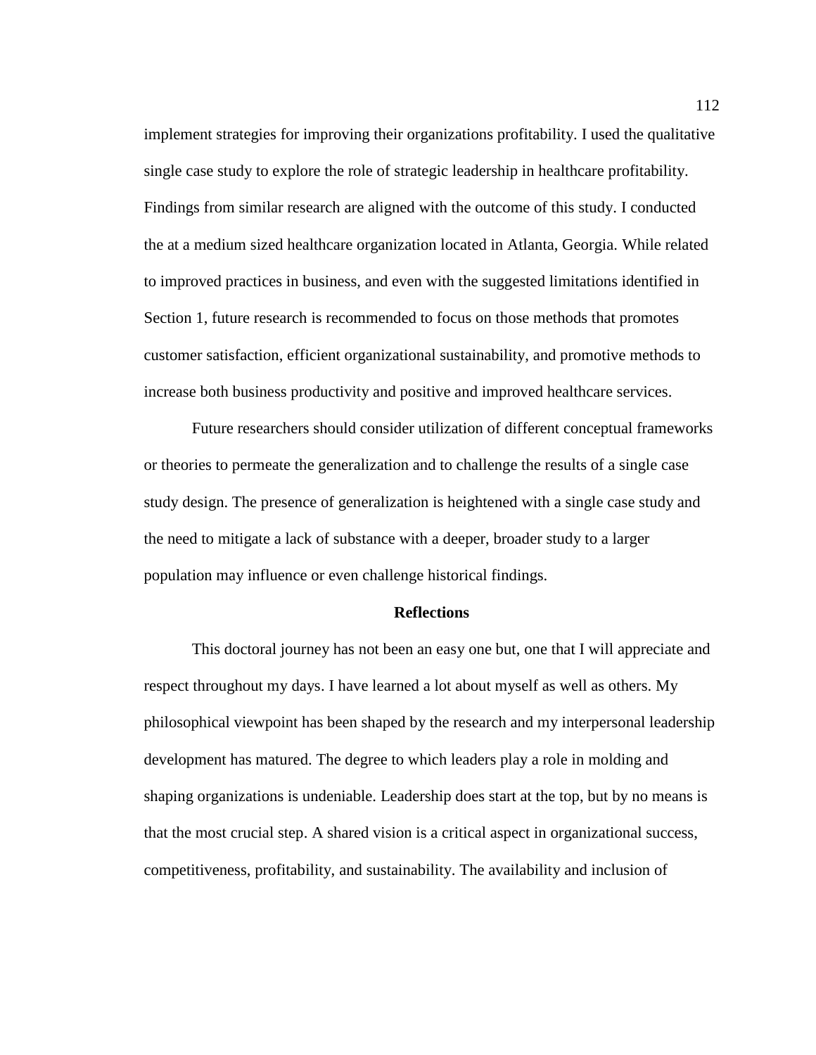implement strategies for improving their organizations profitability. I used the qualitative single case study to explore the role of strategic leadership in healthcare profitability. Findings from similar research are aligned with the outcome of this study. I conducted the at a medium sized healthcare organization located in Atlanta, Georgia. While related to improved practices in business, and even with the suggested limitations identified in Section 1, future research is recommended to focus on those methods that promotes customer satisfaction, efficient organizational sustainability, and promotive methods to increase both business productivity and positive and improved healthcare services.

Future researchers should consider utilization of different conceptual frameworks or theories to permeate the generalization and to challenge the results of a single case study design. The presence of generalization is heightened with a single case study and the need to mitigate a lack of substance with a deeper, broader study to a larger population may influence or even challenge historical findings.

## Reflections

This doctoral journey has not been an easy one but, one that I will appreciate and respect throughout my days. I have learned a lot about myself as well as others. My philosophical viewpoint has been shaped by the research and my interpersonal leadership development has matured. The degree to which leaders play a role in molding and shaping organizations is undeniable. Leadership does start at the top, but by no means is that the most crucial step. A shared vision is a critical aspect in organizational success, competitiveness, profitability, and sustainability. The availability and inclusion of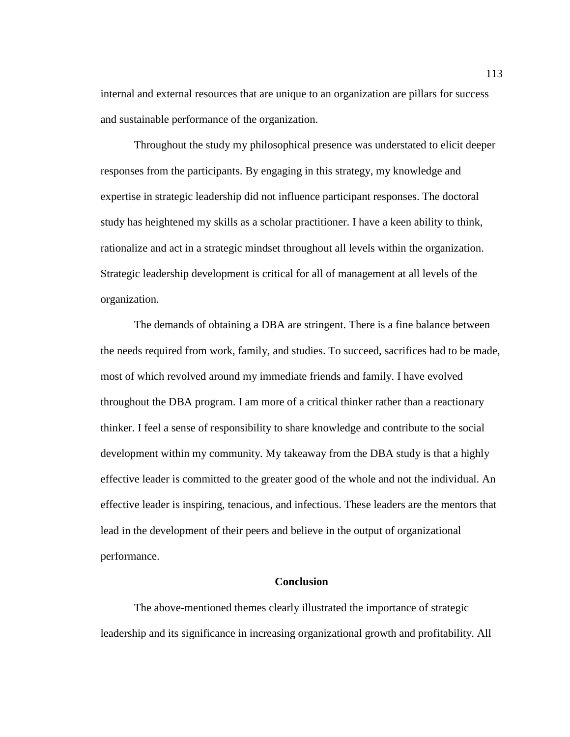internal and external resources that are unique to an organization are pillars for success and sustainable performance of the organization.

Throughout the study my philosophical presence was understated to elicit deeper responses from the participants. By engaging in this strategy, my knowledge and expertise in strategic leadership did not influence participant responses. The doctoral study has heightened my skills as a scholar practitioner. I have a keen ability to think, rationalize and act in a strategic mindset throughout all levels within the organization. Strategic leadership development is critical for all of management at all levels of the organization.

The demands of obtaining a DBA are stringent. There is a fine balance between the needs required from work, family, and studies. To succeed, sacrifices had to be made, most of which revolved around my immediate friends and family. I have evolved throughout the DBA program. I am more of a critical thinker rather than a reactionary thinker. I feel a sense of responsibility to share knowledge and contribute to the social development within my community. My takeaway from the DBA study is that a highly effective leader is committed to the greater good of the whole and not the individual. An effective leader is inspiring, tenacious, and infectious. These leaders are the mentors that lead in the development of their peers and believe in the output of organizational performance.

## Conclusion

The above-mentioned themes clearly illustrated the importance of strategic leadership and its significance in increasing organizational growth and profitability. All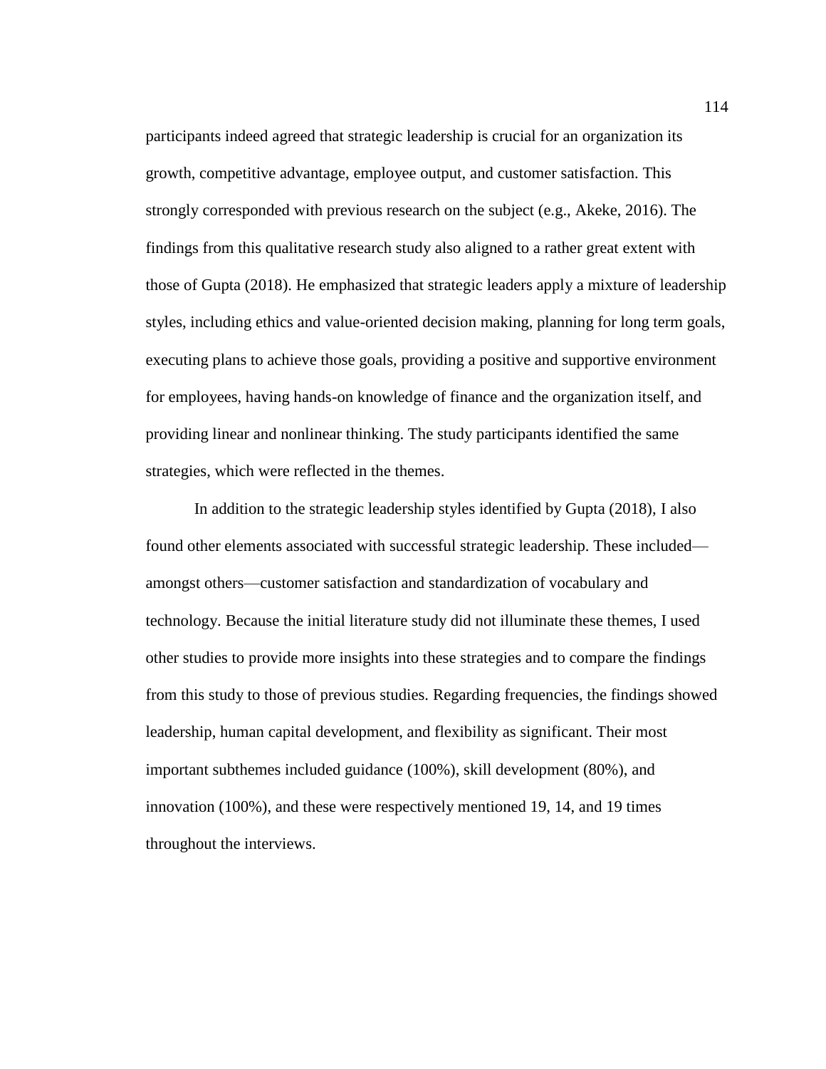participants indeed agreed that strategic leadership is crucial for an organization its growth, competitive advantage, employee output, and customer satisfaction. This strongly corresponded with previous research on the subject (e.g., Akeke, 2016). The findings from this qualitative research study also aligned to a rather great extent with those of Gupta (2018). He emphasized that strategic leaders apply a mixture of leadership styles, including ethics and value-oriented decision making, planning for long term goals, executing plans to achieve those goals, providing a positive and supportive environment for employees, having hands-on knowledge of finance and the organization itself, and providing linear and nonlinear thinking. The study participants identified the same strategies, which were reflected in the themes.

In addition to the strategic leadership styles identified by Gupta (2018), I also found other elements associated with successful strategic leadership. These included—amongst others—customer satisfaction and standardization of vocabulary and technology. Because the initial literature study did not illuminate these themes, I used other studies to provide more insights into these strategies and to compare the findings from this study to those of previous studies. Regarding frequencies, the findings showed leadership, human capital development, and flexibility as significant. Their most important subthemes included guidance (100%), skill development (80%), and innovation (100%), and these were respectively mentioned 19, 14, and 19 times throughout the interviews.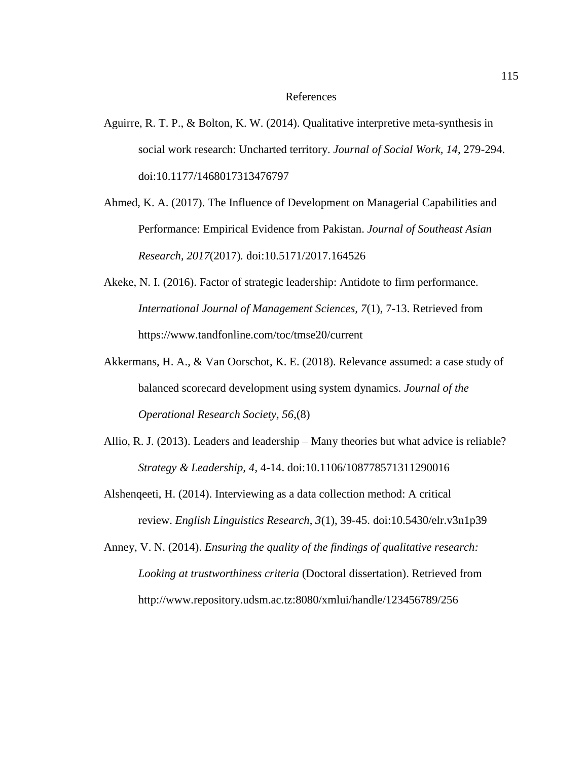# References

Aguirre, R. T. P., & Bolton, K. W. (2014). Qualitative interpretive meta-synthesis in social work research: Uncharted territory. *Journal of Social Work*, *14*, 279-294. doi:10.1177/1468017313476797

Ahmed, K. A. (2017). The Influence of Development on Managerial Capabilities and Performance: Empirical Evidence from Pakistan. *Journal of Southeast Asian Research*, *2017*(2017). doi:10.5171/2017.164526

Akeke, N. I. (2016). Factor of strategic leadership: Antidote to firm performance. *International Journal of Management Sciences*, *7*(1), 7-13. Retrieved from https://www.tandfonline.com/toc/tmse20/current

Akkermans, H. A., & Van Oorschot, K. E. (2018). Relevance assumed: a case study of balanced scorecard development using system dynamics. *Journal of the Operational Research Society*, *56*,(8)

Allio, R. J. (2013). Leaders and leadership – Many theories but what advice is reliable? *Strategy & Leadership, 4*, 4-14. doi:10.1106/108778571311290016

Alshenqeeti, H. (2014). Interviewing as a data collection method: A critical review. *English Linguistics Research*, *3*(1), 39-45. doi:10.5430/elr.v3n1p39

Anney, V. N. (2014). *Ensuring the quality of the findings of qualitative research: Looking at trustworthiness criteria* (Doctoral dissertation). Retrieved from http://www.repository.udsm.ac.tz:8080/xmlui/handle/123456789/256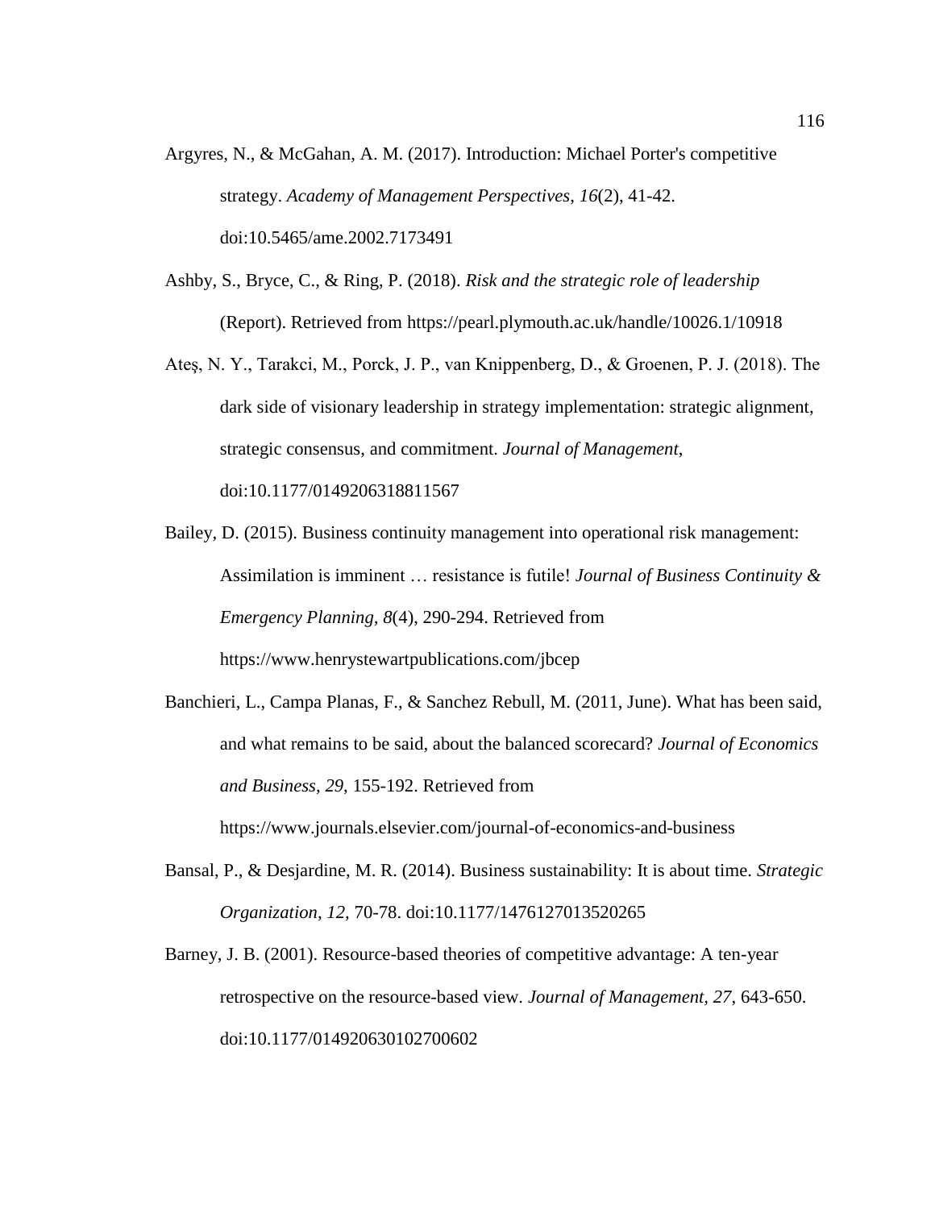Argyres, N., & McGahan, A. M. (2017). Introduction: Michael Porter's competitive strategy. *Academy of Management Perspectives*, *16*(2), 41-42. doi:10.5465/ame.2002.7173491

Ashby, S., Bryce, C., & Ring, P. (2018). *Risk and the strategic role of leadership* (Report). Retrieved from https://pearl.plymouth.ac.uk/handle/10026.1/10918

Ateş, N. Y., Tarakci, M., Porck, J. P., van Knippenberg, D., & Groenen, P. J. (2018). The dark side of visionary leadership in strategy implementation: strategic alignment, strategic consensus, and commitment. *Journal of Management*, doi:10.1177/0149206318811567

Bailey, D. (2015). Business continuity management into operational risk management: Assimilation is imminent … resistance is futile! *Journal of Business Continuity & Emergency Planning, 8*(4), 290-294. Retrieved from https://www.henrystewartpublications.com/jbcep

Banchieri, L., Campa Planas, F., & Sanchez Rebull, M. (2011, June). What has been said, and what remains to be said, about the balanced scorecard? *Journal of Economics and Business, 29*, 155-192. Retrieved from https://www.journals.elsevier.com/journal-of-economics-and-business

Bansal, P., & Desjardine, M. R. (2014). Business sustainability: It is about time. *Strategic Organization, 12,* 70-78. doi:10.1177/1476127013520265

Barney, J. B. (2001). Resource-based theories of competitive advantage: A ten-year retrospective on the resource-based view. *Journal of Management, 27,* 643-650. doi:10.1177/014920630102700602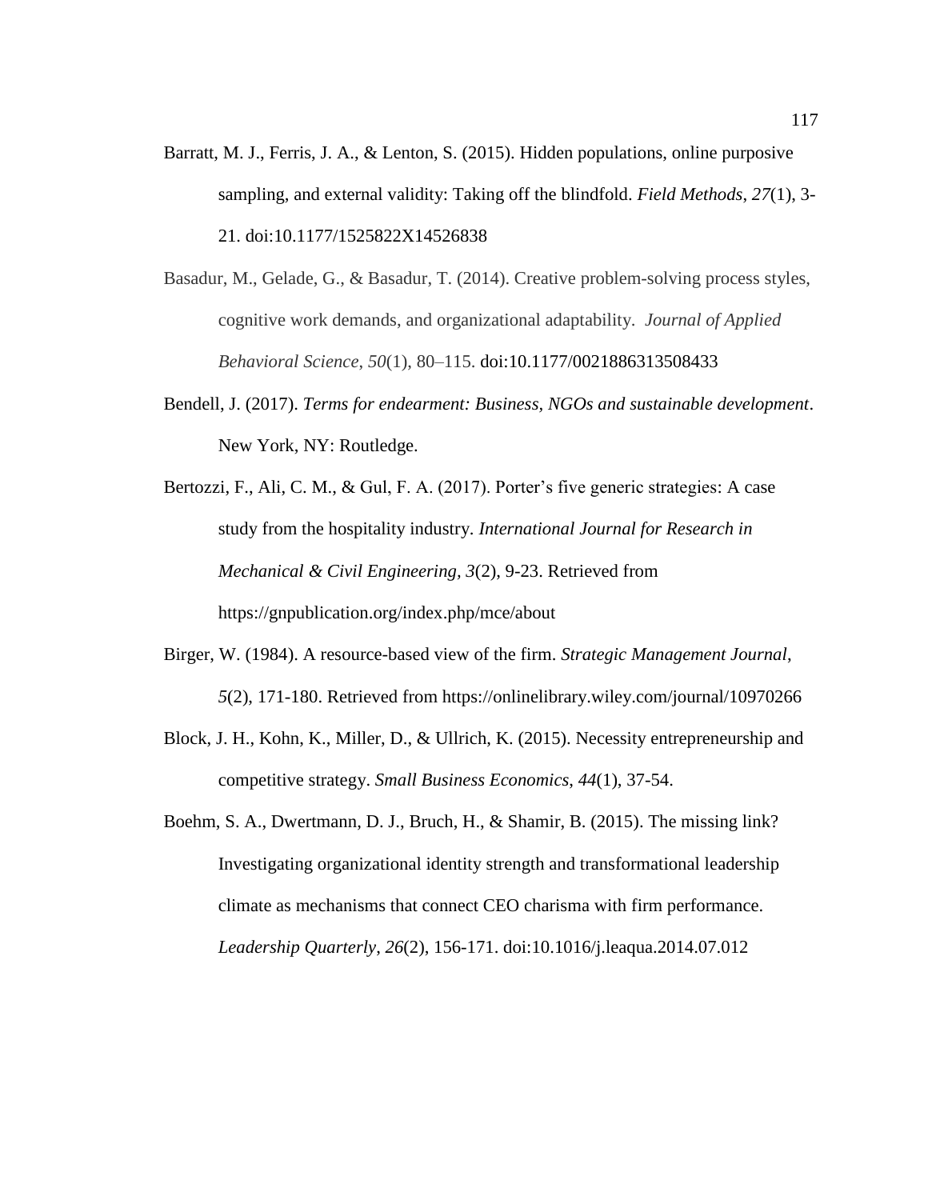Barratt, M. J., Ferris, J. A., & Lenton, S. (2015). Hidden populations, online purposive sampling, and external validity: Taking off the blindfold. *Field Methods*, *27*(1), 3-21. doi:10.1177/1525822X14526838

Basadur, M., Gelade, G., & Basadur, T. (2014). Creative problem-solving process styles, cognitive work demands, and organizational adaptability. *Journal of Applied Behavioral Science*, *50*(1), 80–115. doi:10.1177/0021886313508433

Bendell, J. (2017). *Terms for endearment: Business, NGOs and sustainable development*. New York, NY: Routledge.

Bertozzi, F., Ali, C. M., & Gul, F. A. (2017). Porter's five generic strategies: A case study from the hospitality industry. *International Journal for Research in Mechanical & Civil Engineering, 3*(2), 9-23. Retrieved from https://gnpublication.org/index.php/mce/about

Birger, W. (1984). A resource-based view of the firm. *Strategic Management Journal*, *5*(2), 171-180. Retrieved from https://onlinelibrary.wiley.com/journal/10970266

Block, J. H., Kohn, K., Miller, D., & Ullrich, K. (2015). Necessity entrepreneurship and competitive strategy. *Small Business Economics*, *44*(1), 37-54.

Boehm, S. A., Dwertmann, D. J., Bruch, H., & Shamir, B. (2015). The missing link? Investigating organizational identity strength and transformational leadership climate as mechanisms that connect CEO charisma with firm performance. *Leadership Quarterly*, *26*(2), 156-171. doi:10.1016/j.leaqua.2014.07.012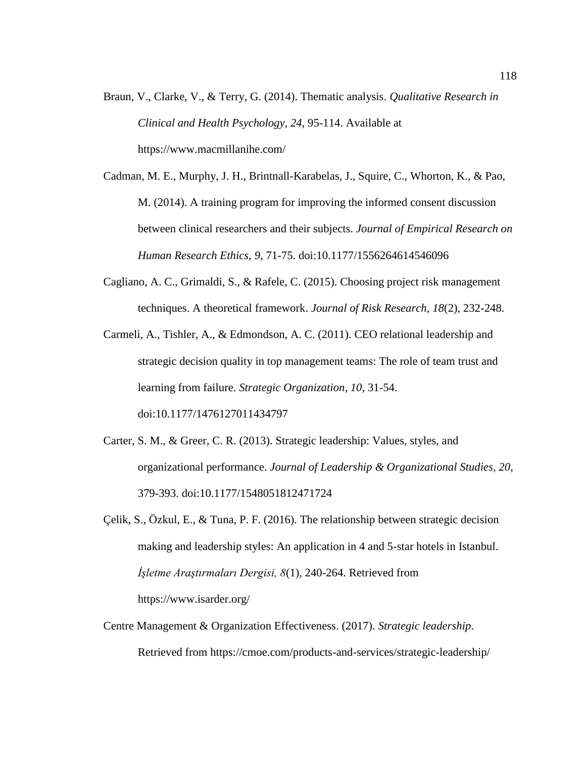Braun, V., Clarke, V., & Terry, G. (2014). Thematic analysis. *Qualitative Research in Clinical and Health Psychology*, *24*, 95-114. Available at https://www.macmillanihe.com/

Cadman, M. E., Murphy, J. H., Brintnall-Karabelas, J., Squire, C., Whorton, K., & Pao, M. (2014). A training program for improving the informed consent discussion between clinical researchers and their subjects. *Journal of Empirical Research on Human Research Ethics*, *9*, 71-75. doi:10.1177/1556264614546096

Cagliano, A. C., Grimaldi, S., & Rafele, C. (2015). Choosing project risk management techniques. A theoretical framework. *Journal of Risk Research*, *18*(2), 232-248.

Carmeli, A., Tishler, A., & Edmondson, A. C. (2011). CEO relational leadership and strategic decision quality in top management teams: The role of team trust and learning from failure. *Strategic Organization*, *10*, 31-54. doi:10.1177/1476127011434797

Carter, S. M., & Greer, C. R. (2013). Strategic leadership: Values, styles, and organizational performance. *Journal of Leadership & Organizational Studies*, *20*, 379-393. doi:10.1177/1548051812471724

Çelik, S., Özkul, E., & Tuna, P. F. (2016). The relationship between strategic decision making and leadership styles: An application in 4 and 5-star hotels in Istanbul. *İşletme Araştırmaları Dergisi, 8*(1), 240-264. Retrieved from https://www.isarder.org/

Centre Management & Organization Effectiveness. (2017). *Strategic leadership*. Retrieved from https://cmoe.com/products-and-services/strategic-leadership/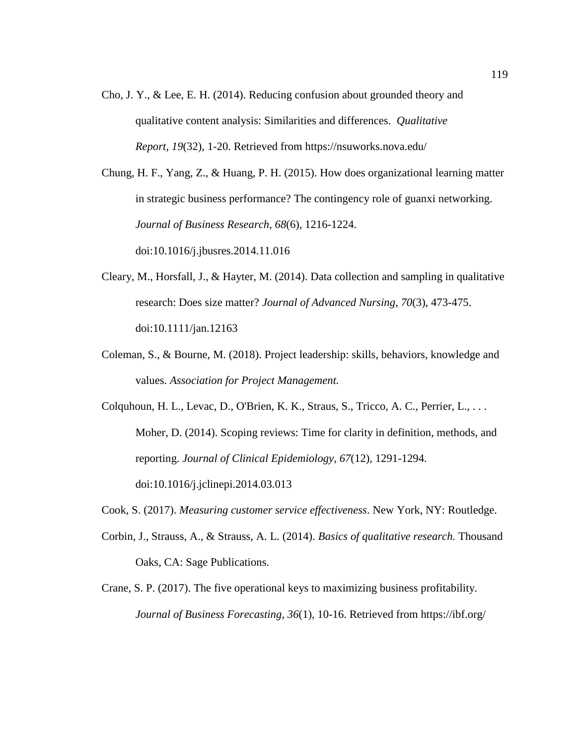Cho, J. Y., & Lee, E. H. (2014). Reducing confusion about grounded theory and qualitative content analysis: Similarities and differences. *Qualitative Report*, *19*(32), 1-20. Retrieved from https://nsuworks.nova.edu/

Chung, H. F., Yang, Z., & Huang, P. H. (2015). How does organizational learning matter in strategic business performance? The contingency role of guanxi networking. *Journal of Business Research*, *68*(6), 1216-1224. doi:10.1016/j.jbusres.2014.11.016

Cleary, M., Horsfall, J., & Hayter, M. (2014). Data collection and sampling in qualitative research: Does size matter? *Journal of Advanced Nursing*, *70*(3), 473-475. doi:10.1111/jan.12163

Coleman, S., & Bourne, M. (2018). Project leadership: skills, behaviors, knowledge and values. *Association for Project Management.*

Colquhoun, H. L., Levac, D., O'Brien, K. K., Straus, S., Tricco, A. C., Perrier, L., . . . Moher, D. (2014). Scoping reviews: Time for clarity in definition, methods, and reporting. *Journal of Clinical Epidemiology*, *67*(12), 1291-1294. doi:10.1016/j.jclinepi.2014.03.013

Cook, S. (2017). *Measuring customer service effectiveness*. New York, NY: Routledge.

Corbin, J., Strauss, A., & Strauss, A. L. (2014). *Basics of qualitative research.* Thousand Oaks, CA: Sage Publications.

Crane, S. P. (2017). The five operational keys to maximizing business profitability. *Journal of Business Forecasting*, *36*(1), 10-16. Retrieved from https://ibf.org/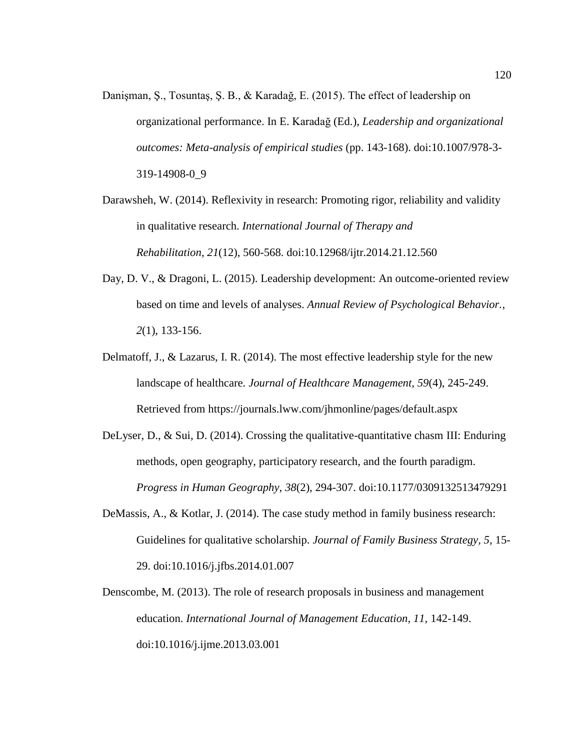Danişman, Ş., Tosuntaş, Ş. B., & Karadağ, E. (2015). The effect of leadership on organizational performance. In E. Karadağ (Ed.), *Leadership and organizational outcomes: Meta-analysis of empirical studies* (pp. 143-168). doi:10.1007/978-3-319-14908-0_9

Darawsheh, W. (2014). Reflexivity in research: Promoting rigor, reliability and validity in qualitative research. *International Journal of Therapy and Rehabilitation*, *21*(12), 560-568. doi:10.12968/ijtr.2014.21.12.560

Day, D. V., & Dragoni, L. (2015). Leadership development: An outcome-oriented review based on time and levels of analyses. *Annual Review of Psychological Behavior.*, *2*(1), 133-156.

Delmatoff, J., & Lazarus, I. R. (2014). The most effective leadership style for the new landscape of healthcare. *Journal of Healthcare Management*, *59*(4), 245-249. Retrieved from https://journals.lww.com/jhmonline/pages/default.aspx

DeLyser, D., & Sui, D. (2014). Crossing the qualitative-quantitative chasm III: Enduring methods, open geography, participatory research, and the fourth paradigm. *Progress in Human Geography*, *38*(2), 294-307. doi:10.1177/0309132513479291

DeMassis, A., & Kotlar, J. (2014). The case study method in family business research: Guidelines for qualitative scholarship. *Journal of Family Business Strategy, 5*, 15-29. doi:10.1016/j.jfbs.2014.01.007

Denscombe, M. (2013). The role of research proposals in business and management education. *International Journal of Management Education*, *11*, 142-149. doi:10.1016/j.ijme.2013.03.001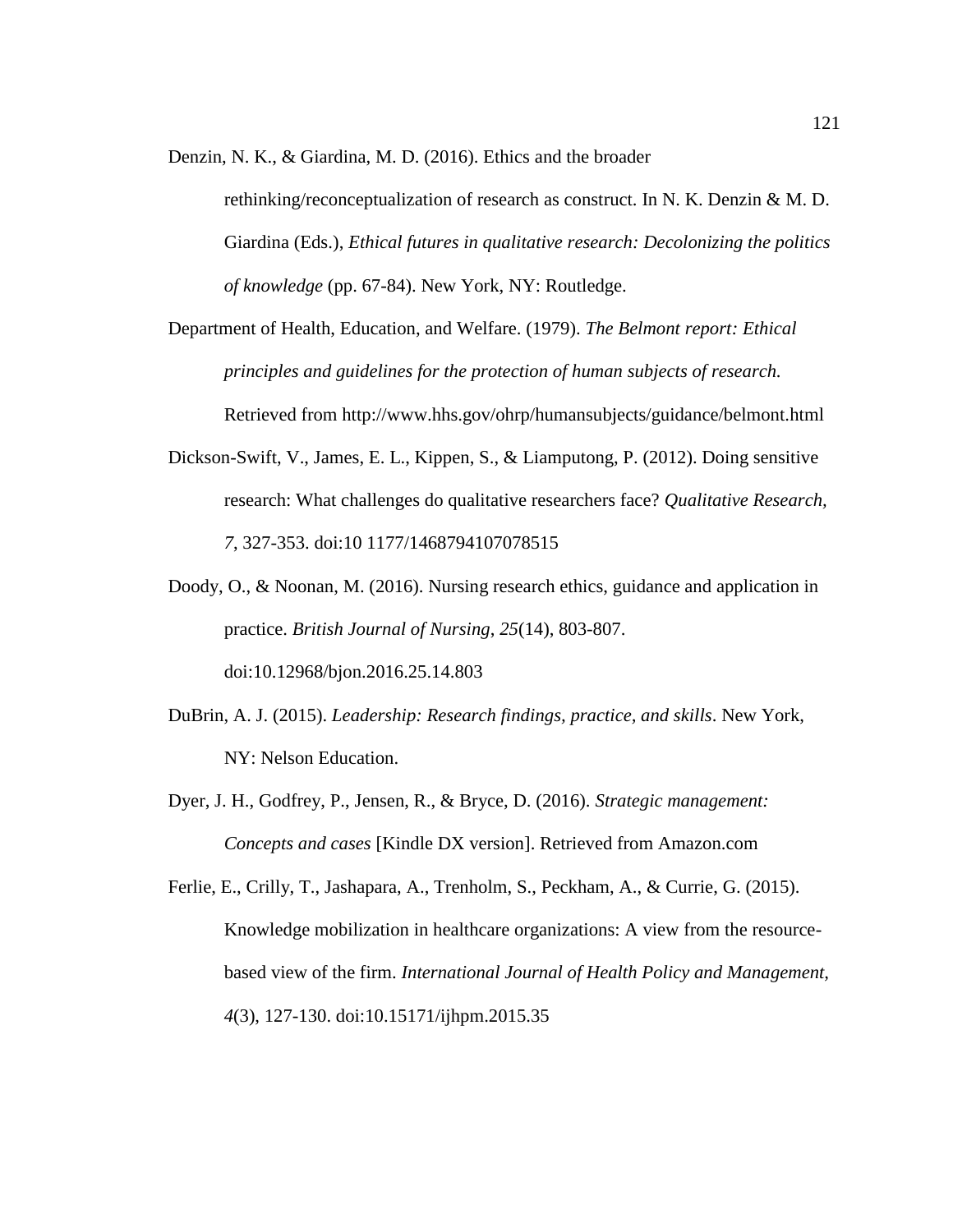Denzin, N. K., & Giardina, M. D. (2016). Ethics and the broader rethinking/reconceptualization of research as construct. In N. K. Denzin & M. D. Giardina (Eds.), *Ethical futures in qualitative research: Decolonizing the politics of knowledge* (pp. 67-84). New York, NY: Routledge.

Department of Health, Education, and Welfare. (1979). *The Belmont report: Ethical principles and guidelines for the protection of human subjects of research.* Retrieved from http://www.hhs.gov/ohrp/humansubjects/guidance/belmont.html

Dickson-Swift, V., James, E. L., Kippen, S., & Liamputong, P. (2012). Doing sensitive research: What challenges do qualitative researchers face? *Qualitative Research, 7*, 327-353. doi:10 1177/1468794107078515

Doody, O., & Noonan, M. (2016). Nursing research ethics, guidance and application in practice. *British Journal of Nursing*, *25*(14), 803-807. doi:10.12968/bjon.2016.25.14.803

DuBrin, A. J. (2015). *Leadership: Research findings, practice, and skills*. New York, NY: Nelson Education.

Dyer, J. H., Godfrey, P., Jensen, R., & Bryce, D. (2016). *Strategic management: Concepts and cases* [Kindle DX version]. Retrieved from Amazon.com

Ferlie, E., Crilly, T., Jashapara, A., Trenholm, S., Peckham, A., & Currie, G. (2015). Knowledge mobilization in healthcare organizations: A view from the resource-based view of the firm. *International Journal of Health Policy and Management*, *4*(3), 127-130. doi:10.15171/ijhpm.2015.35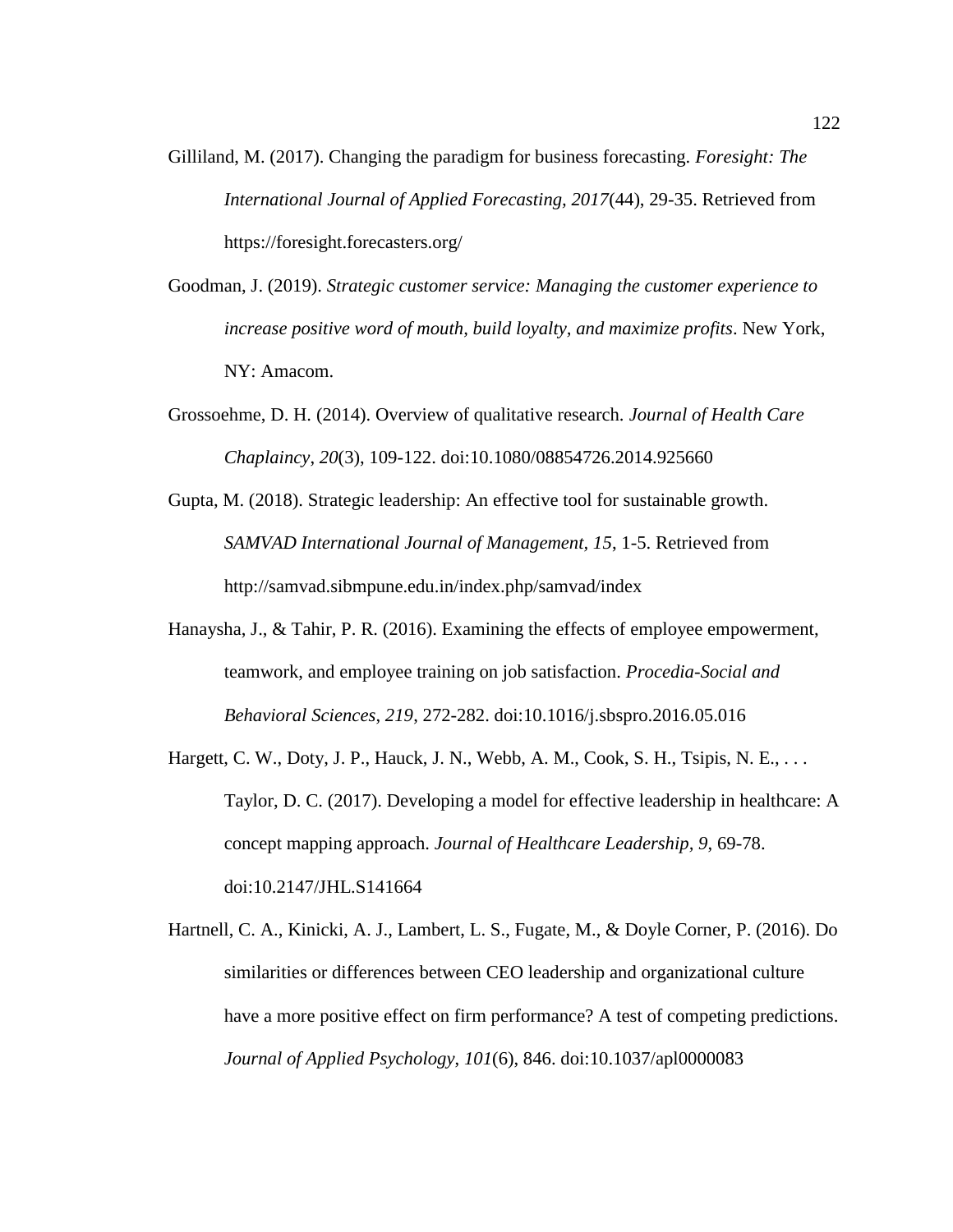Gilliland, M. (2017). Changing the paradigm for business forecasting. *Foresight: The International Journal of Applied Forecasting, 2017*(44), 29-35. Retrieved from https://foresight.forecasters.org/

Goodman, J. (2019). *Strategic customer service: Managing the customer experience to increase positive word of mouth, build loyalty, and maximize profits*. New York, NY: Amacom.

Grossoehme, D. H. (2014). Overview of qualitative research. *Journal of Health Care Chaplaincy*, *20*(3), 109-122. doi:10.1080/08854726.2014.925660

Gupta, M. (2018). Strategic leadership: An effective tool for sustainable growth. *SAMVAD International Journal of Management, 15*, 1-5. Retrieved from http://samvad.sibmpune.edu.in/index.php/samvad/index

Hanaysha, J., & Tahir, P. R. (2016). Examining the effects of employee empowerment, teamwork, and employee training on job satisfaction. *Procedia-Social and Behavioral Sciences*, *219*, 272-282. doi:10.1016/j.sbspro.2016.05.016

Hargett, C. W., Doty, J. P., Hauck, J. N., Webb, A. M., Cook, S. H., Tsipis, N. E., . . . Taylor, D. C. (2017). Developing a model for effective leadership in healthcare: A concept mapping approach. *Journal of Healthcare Leadership, 9*, 69-78. doi:10.2147/JHL.S141664

Hartnell, C. A., Kinicki, A. J., Lambert, L. S., Fugate, M., & Doyle Corner, P. (2016). Do similarities or differences between CEO leadership and organizational culture have a more positive effect on firm performance? A test of competing predictions. *Journal of Applied Psychology*, *101*(6), 846. doi:10.1037/apl0000083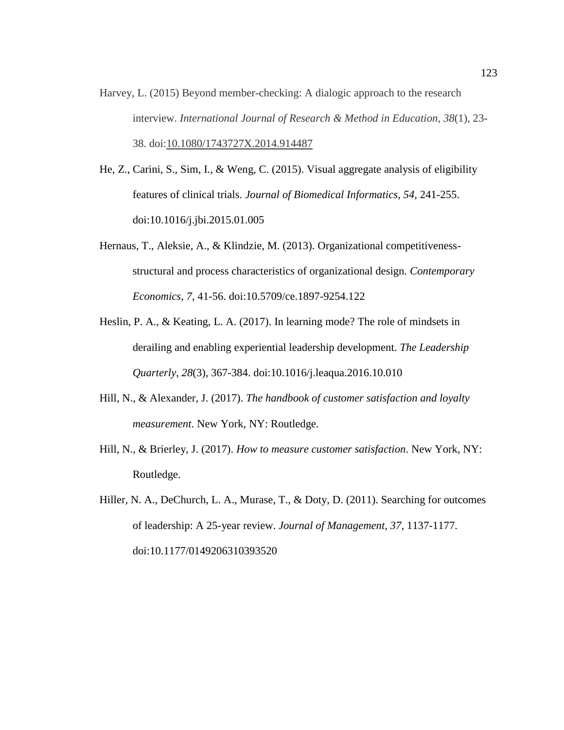Harvey, L. (2015) Beyond member-checking: A dialogic approach to the research interview. *International Journal of Research & Method in Education*, *38*(1), 23-38. doi:10.1080/1743727X.2014.914487

He, Z., Carini, S., Sim, I., & Weng, C. (2015). Visual aggregate analysis of eligibility features of clinical trials. *Journal of Biomedical Informatics*, *54*, 241-255. doi:10.1016/j.jbi.2015.01.005

Hernaus, T., Aleksie, A., & Klindzie, M. (2013). Organizational competitiveness-structural and process characteristics of organizational design. *Contemporary Economics, 7*, 41-56. doi:10.5709/ce.1897-9254.122

Heslin, P. A., & Keating, L. A. (2017). In learning mode? The role of mindsets in derailing and enabling experiential leadership development. *The Leadership Quarterly*, *28*(3), 367-384. doi:10.1016/j.leaqua.2016.10.010

Hill, N., & Alexander, J. (2017). *The handbook of customer satisfaction and loyalty measurement*. New York, NY: Routledge.

Hill, N., & Brierley, J. (2017). *How to measure customer satisfaction*. New York, NY: Routledge.

Hiller, N. A., DeChurch, L. A., Murase, T., & Doty, D. (2011). Searching for outcomes of leadership: A 25-year review. *Journal of Management*, *37*, 1137-1177. doi:10.1177/0149206310393520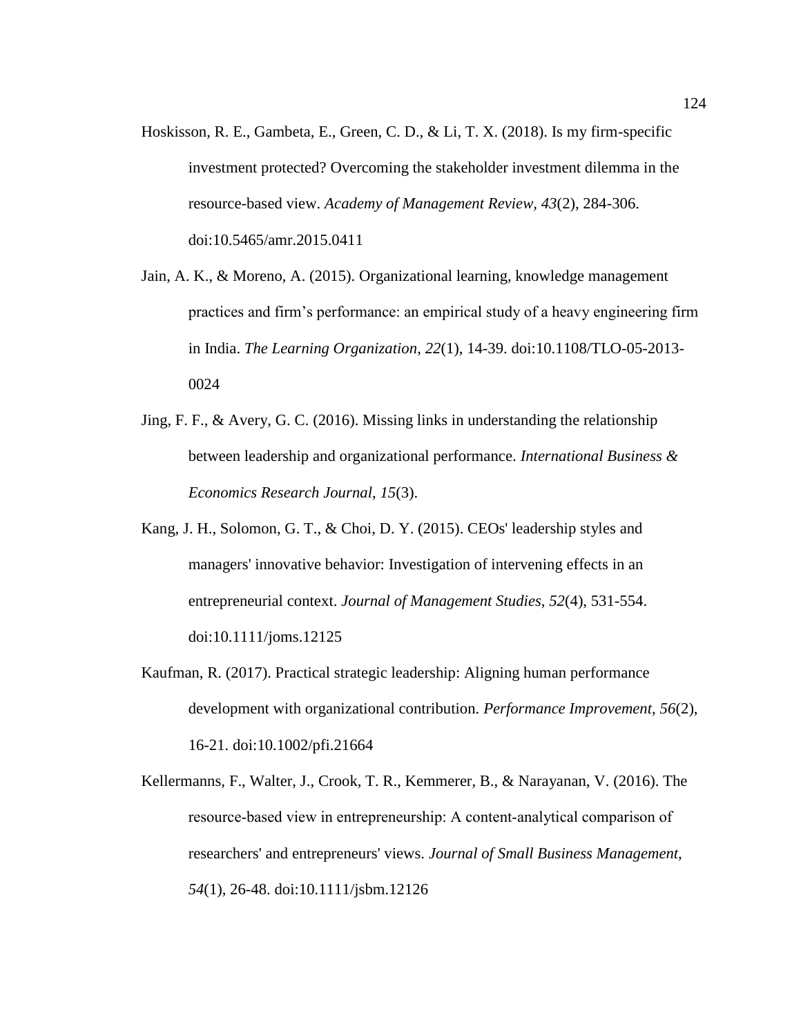Hoskisson, R. E., Gambeta, E., Green, C. D., & Li, T. X. (2018). Is my firm-specific investment protected? Overcoming the stakeholder investment dilemma in the resource-based view. *Academy of Management Review, 43*(2), 284-306. doi:10.5465/amr.2015.0411

Jain, A. K., & Moreno, A. (2015). Organizational learning, knowledge management practices and firm’s performance: an empirical study of a heavy engineering firm in India. *The Learning Organization*, *22*(1), 14-39. doi:10.1108/TLO-05-2013-0024

Jing, F. F., & Avery, G. C. (2016). Missing links in understanding the relationship between leadership and organizational performance. *International Business & Economics Research Journal*, *15*(3).

Kang, J. H., Solomon, G. T., & Choi, D. Y. (2015). CEOs' leadership styles and managers' innovative behavior: Investigation of intervening effects in an entrepreneurial context. *Journal of Management Studies*, *52*(4), 531-554. doi:10.1111/joms.12125

Kaufman, R. (2017). Practical strategic leadership: Aligning human performance development with organizational contribution. *Performance Improvement, 56*(2), 16-21. doi:10.1002/pfi.21664

Kellermanns, F., Walter, J., Crook, T. R., Kemmerer, B., & Narayanan, V. (2016). The resource-based view in entrepreneurship: A content-analytical comparison of researchers' and entrepreneurs' views. *Journal of Small Business Management, 54*(1), 26-48. doi:10.1111/jsbm.12126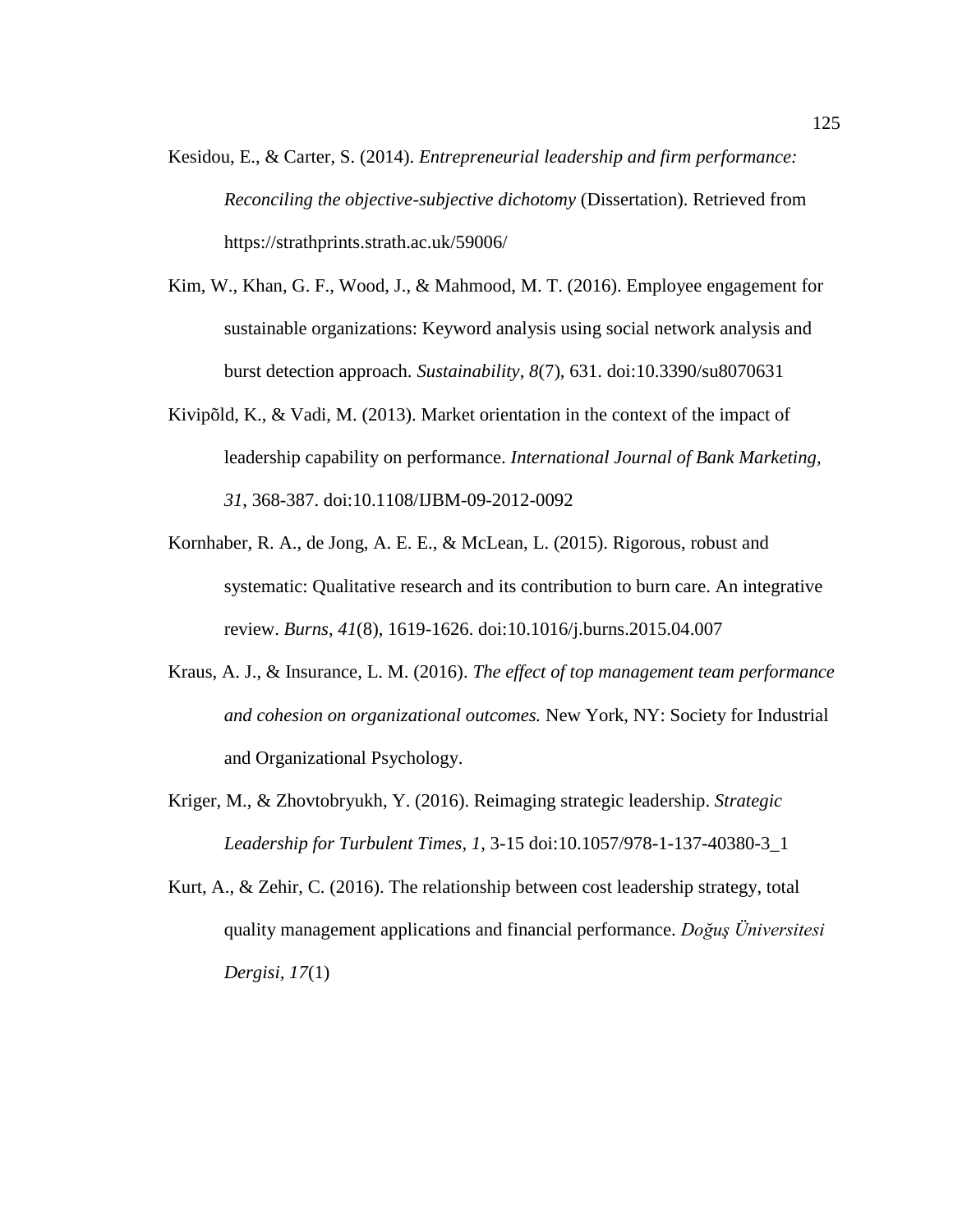Kesidou, E., & Carter, S. (2014). *Entrepreneurial leadership and firm performance: Reconciling the objective-subjective dichotomy* (Dissertation). Retrieved from https://strathprints.strath.ac.uk/59006/

Kim, W., Khan, G. F., Wood, J., & Mahmood, M. T. (2016). Employee engagement for sustainable organizations: Keyword analysis using social network analysis and burst detection approach. *Sustainability*, *8*(7), 631. doi:10.3390/su8070631

Kivipõld, K., & Vadi, M. (2013). Market orientation in the context of the impact of leadership capability on performance. *International Journal of Bank Marketing*, *31*, 368-387. doi:10.1108/IJBM-09-2012-0092

Kornhaber, R. A., de Jong, A. E. E., & McLean, L. (2015). Rigorous, robust and systematic: Qualitative research and its contribution to burn care. An integrative review. *Burns*, *41*(8), 1619-1626. doi:10.1016/j.burns.2015.04.007

Kraus, A. J., & Insurance, L. M. (2016). *The effect of top management team performance and cohesion on organizational outcomes.* New York, NY: Society for Industrial and Organizational Psychology.

Kriger, M., & Zhovtobryukh, Y. (2016). Reimaging strategic leadership. *Strategic Leadership for Turbulent Times*, *1*, 3-15 doi:10.1057/978-1-137-40380-3_1

Kurt, A., & Zehir, C. (2016). The relationship between cost leadership strategy, total quality management applications and financial performance. *Doğuş Üniversitesi Dergisi*, *17*(1)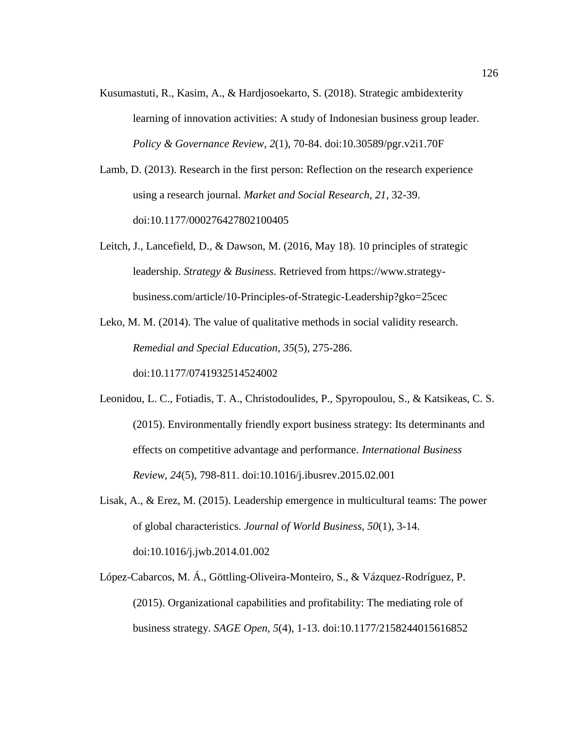Kusumastuti, R., Kasim, A., & Hardjosoekarto, S. (2018). Strategic ambidexterity learning of innovation activities: A study of Indonesian business group leader. *Policy & Governance Review*, *2*(1), 70-84. doi:10.30589/pgr.v2i1.70F

Lamb, D. (2013). Research in the first person: Reflection on the research experience using a research journal. *Market and Social Research, 21*, 32-39. doi:10.1177/000276427802100405

Leitch, J., Lancefield, D., & Dawson, M. (2016, May 18). 10 principles of strategic leadership. *Strategy & Business*. Retrieved from https://www.strategy-business.com/article/10-Principles-of-Strategic-Leadership?gko=25cec

Leko, M. M. (2014). The value of qualitative methods in social validity research. *Remedial and Special Education*, *35*(5), 275-286. doi:10.1177/0741932514524002

Leonidou, L. C., Fotiadis, T. A., Christodoulides, P., Spyropoulou, S., & Katsikeas, C. S. (2015). Environmentally friendly export business strategy: Its determinants and effects on competitive advantage and performance. *International Business Review*, *24*(5), 798-811. doi:10.1016/j.ibusrev.2015.02.001

Lisak, A., & Erez, M. (2015). Leadership emergence in multicultural teams: The power of global characteristics. *Journal of World Business, 50*(1), 3-14. doi:10.1016/j.jwb.2014.01.002

López-Cabarcos, M. Á., Göttling-Oliveira-Monteiro, S., & Vázquez-Rodríguez, P. (2015). Organizational capabilities and profitability: The mediating role of business strategy. *SAGE Open, 5*(4), 1-13. doi:10.1177/2158244015616852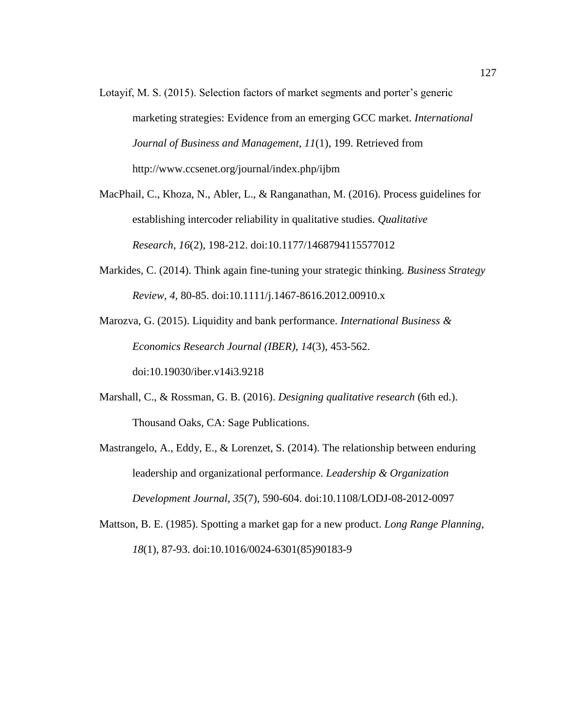Lotayif, M. S. (2015). Selection factors of market segments and porter's generic marketing strategies: Evidence from an emerging GCC market. *International Journal of Business and Management*, *11*(1), 199. Retrieved from http://www.ccsenet.org/journal/index.php/ijbm

MacPhail, C., Khoza, N., Abler, L., & Ranganathan, M. (2016). Process guidelines for establishing intercoder reliability in qualitative studies. *Qualitative Research*, *16*(2), 198-212. doi:10.1177/1468794115577012

Markides, C. (2014). Think again fine-tuning your strategic thinking. *Business Strategy Review, 4,* 80-85. doi:10.1111/j.1467-8616.2012.00910.x

Marozva, G. (2015). Liquidity and bank performance. *International Business & Economics Research Journal (IBER)*, *14*(3), 453-562. doi:10.19030/iber.v14i3.9218

Marshall, C., & Rossman, G. B. (2016). *Designing qualitative research* (6th ed.). Thousand Oaks, CA: Sage Publications.

Mastrangelo, A., Eddy, E., & Lorenzet, S. (2014). The relationship between enduring leadership and organizational performance. *Leadership & Organization Development Journal*, *35*(7), 590-604. doi:10.1108/LODJ-08-2012-0097

Mattson, B. E. (1985). Spotting a market gap for a new product. *Long Range Planning*, *18*(1), 87-93. doi:10.1016/0024-6301(85)90183-9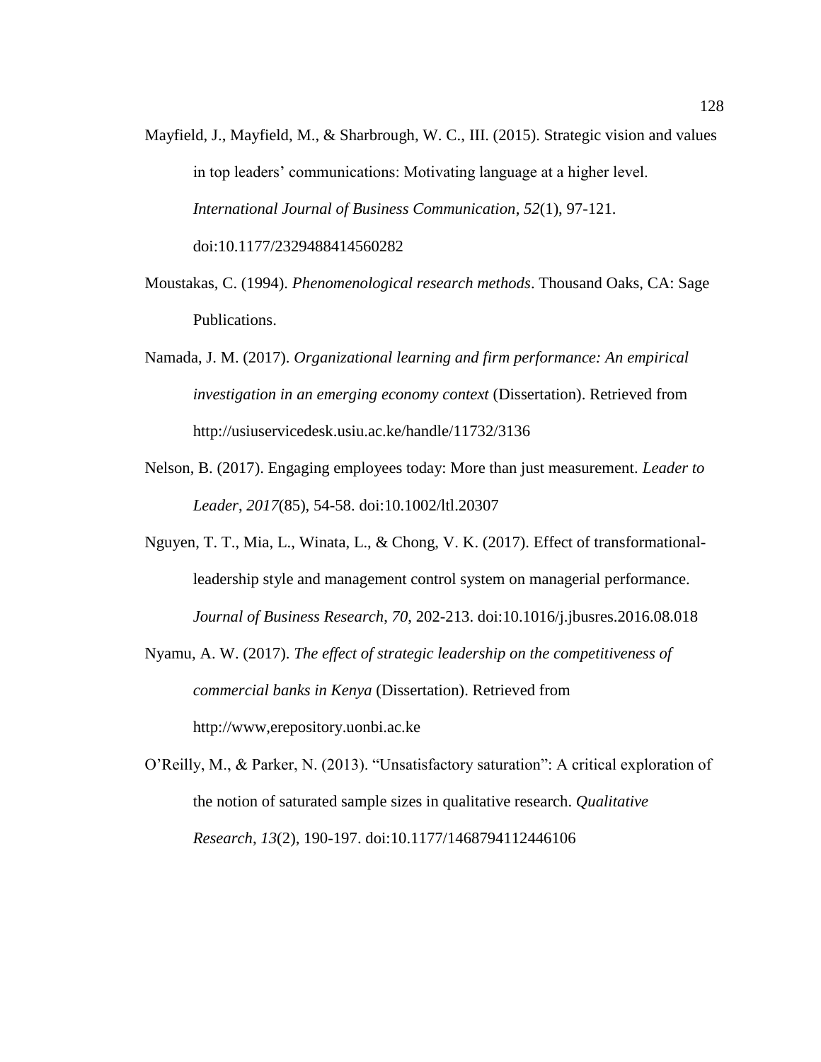Mayfield, J., Mayfield, M., & Sharbrough, W. C., III. (2015). Strategic vision and values in top leaders' communications: Motivating language at a higher level. *International Journal of Business Communication*, *52*(1), 97-121. doi:10.1177/2329488414560282

Moustakas, C. (1994). *Phenomenological research methods*. Thousand Oaks, CA: Sage Publications.

Namada, J. M. (2017). *Organizational learning and firm performance: An empirical investigation in an emerging economy context* (Dissertation). Retrieved from http://usiuservicedesk.usiu.ac.ke/handle/11732/3136

Nelson, B. (2017). Engaging employees today: More than just measurement. *Leader to Leader*, *2017*(85), 54-58. doi:10.1002/ltl.20307

Nguyen, T. T., Mia, L., Winata, L., & Chong, V. K. (2017). Effect of transformational-leadership style and management control system on managerial performance. *Journal of Business Research*, *70*, 202-213. doi:10.1016/j.jbusres.2016.08.018

Nyamu, A. W. (2017). *The effect of strategic leadership on the competitiveness of commercial banks in Kenya* (Dissertation). Retrieved from http://www,erepository.uonbi.ac.ke

O'Reilly, M., & Parker, N. (2013). "Unsatisfactory saturation": A critical exploration of the notion of saturated sample sizes in qualitative research. *Qualitative Research*, *13*(2), 190-197. doi:10.1177/1468794112446106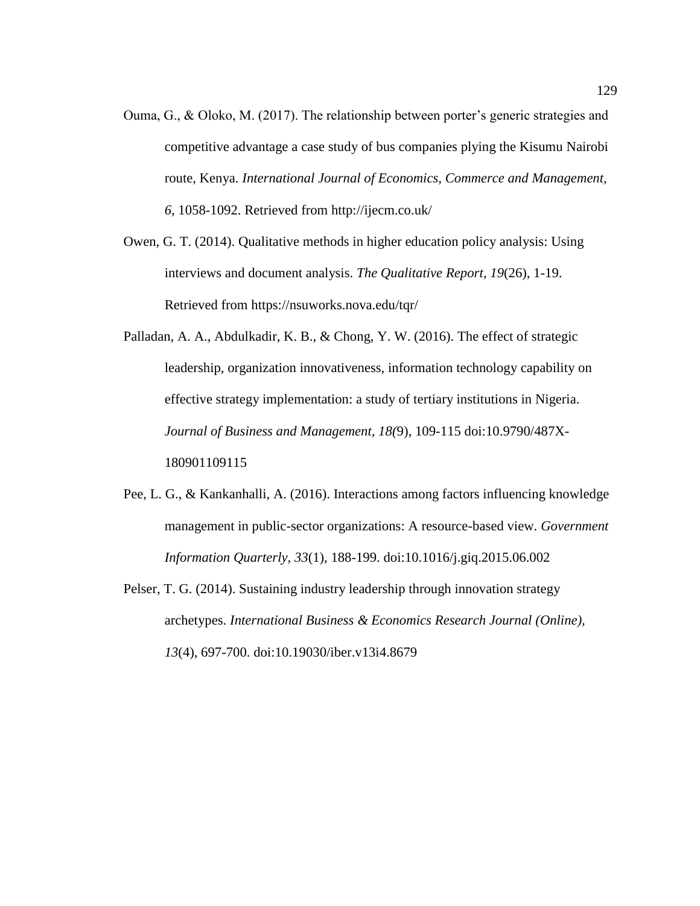Ouma, G., & Oloko, M. (2017). The relationship between porter's generic strategies and competitive advantage a case study of bus companies plying the Kisumu Nairobi route, Kenya. *International Journal of Economics, Commerce and Management, 6*, 1058-1092. Retrieved from http://ijecm.co.uk/

Owen, G. T. (2014). Qualitative methods in higher education policy analysis: Using interviews and document analysis. *The Qualitative Report*, *19*(26), 1-19. Retrieved from https://nsuworks.nova.edu/tqr/

Palladan, A. A., Abdulkadir, K. B., & Chong, Y. W. (2016). The effect of strategic leadership, organization innovativeness, information technology capability on effective strategy implementation: a study of tertiary institutions in Nigeria. *Journal of Business and Management*, *18(*9), 109-115 doi:10.9790/487X-180901109115

Pee, L. G., & Kankanhalli, A. (2016). Interactions among factors influencing knowledge management in public-sector organizations: A resource-based view. *Government Information Quarterly, 33*(1), 188-199. doi:10.1016/j.giq.2015.06.002

Pelser, T. G. (2014). Sustaining industry leadership through innovation strategy archetypes. *International Business & Economics Research Journal (Online), 13*(4), 697-700. doi:10.19030/iber.v13i4.8679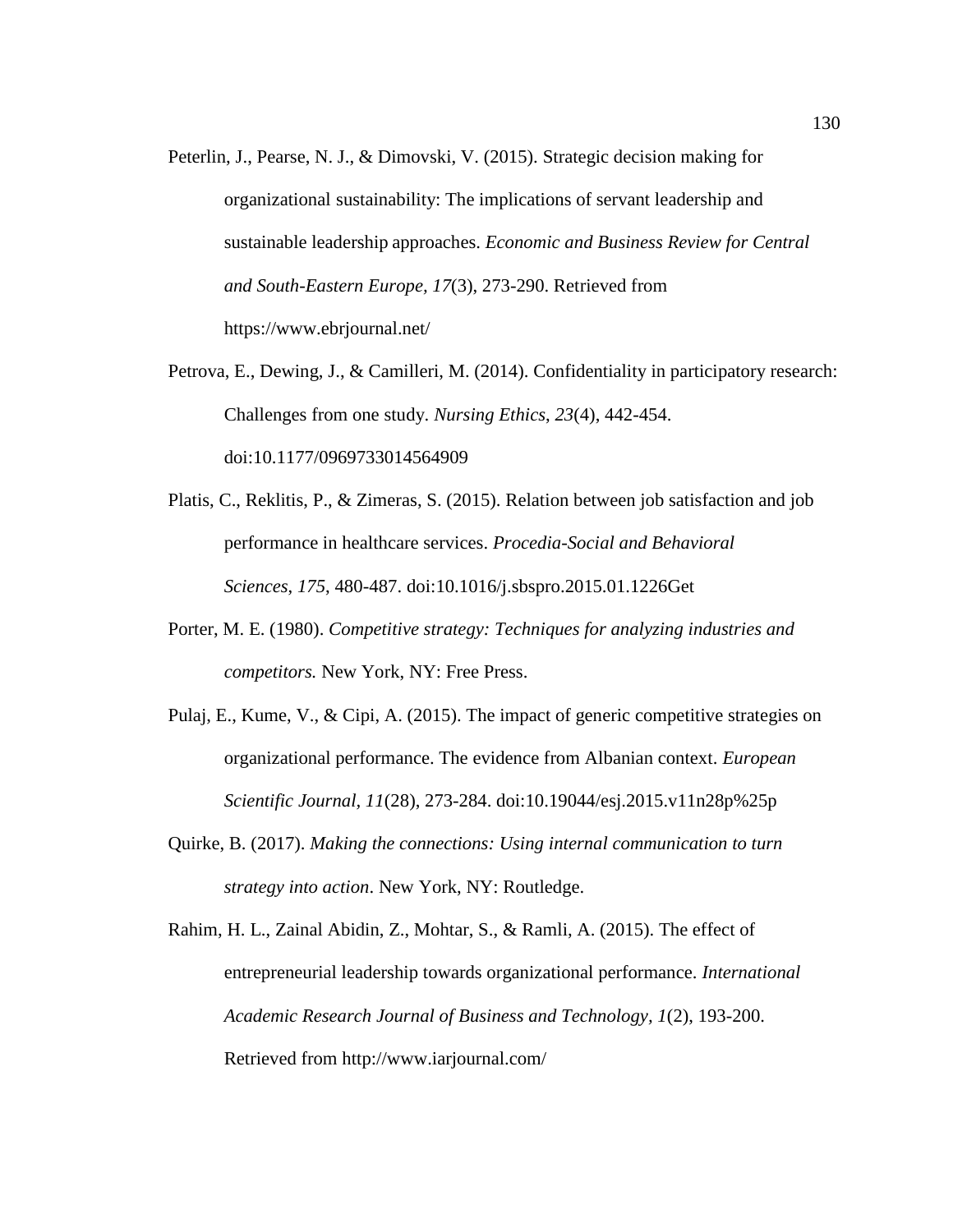Peterlin, J., Pearse, N. J., & Dimovski, V. (2015). Strategic decision making for organizational sustainability: The implications of servant leadership and sustainable leadership approaches. *Economic and Business Review for Central and South-Eastern Europe, 17*(3), 273-290. Retrieved from https://www.ebrjournal.net/

Petrova, E., Dewing, J., & Camilleri, M. (2014). Confidentiality in participatory research: Challenges from one study. *Nursing Ethics*, *23*(4), 442-454. doi:10.1177/0969733014564909

Platis, C., Reklitis, P., & Zimeras, S. (2015). Relation between job satisfaction and job performance in healthcare services. *Procedia-Social and Behavioral Sciences*, *175*, 480-487. doi:10.1016/j.sbspro.2015.01.1226Get

Porter, M. E. (1980). *Competitive strategy: Techniques for analyzing industries and competitors.* New York, NY: Free Press.

Pulaj, E., Kume, V., & Cipi, A. (2015). The impact of generic competitive strategies on organizational performance. The evidence from Albanian context. *European Scientific Journal, 11*(28), 273-284. doi:10.19044/esj.2015.v11n28p%25p

Quirke, B. (2017). *Making the connections: Using internal communication to turn strategy into action*. New York, NY: Routledge.

Rahim, H. L., Zainal Abidin, Z., Mohtar, S., & Ramli, A. (2015). The effect of entrepreneurial leadership towards organizational performance. *International Academic Research Journal of Business and Technology, 1*(2), 193-200. Retrieved from http://www.iarjournal.com/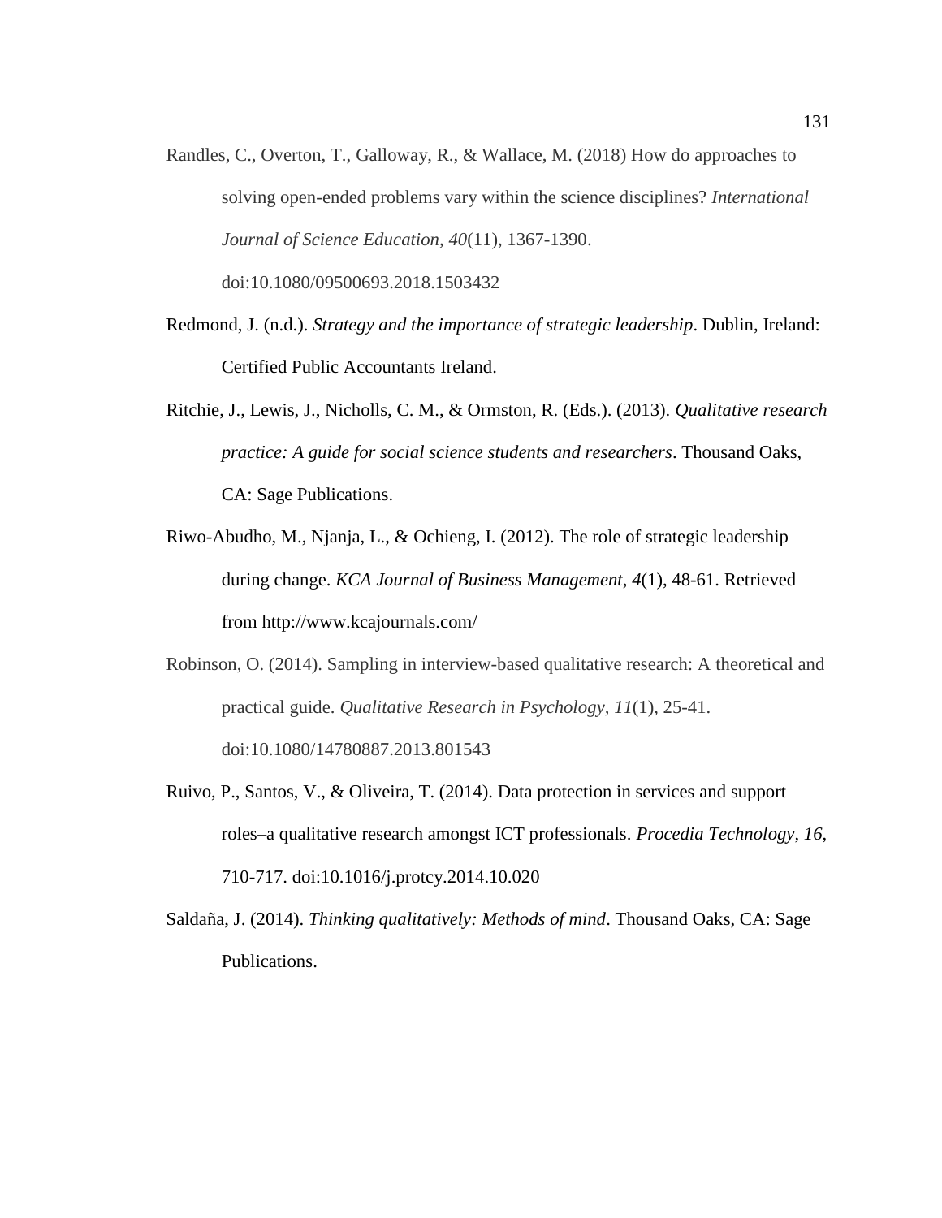Randles, C., Overton, T., Galloway, R., & Wallace, M. (2018) How do approaches to solving open-ended problems vary within the science disciplines? *International Journal of Science Education*, *40*(11), 1367-1390. doi:10.1080/09500693.2018.1503432

Redmond, J. (n.d.). *Strategy and the importance of strategic leadership*. Dublin, Ireland: Certified Public Accountants Ireland.

Ritchie, J., Lewis, J., Nicholls, C. M., & Ormston, R. (Eds.). (2013). *Qualitative research practice: A guide for social science students and researchers*. Thousand Oaks, CA: Sage Publications.

Riwo-Abudho, M., Njanja, L., & Ochieng, I. (2012). The role of strategic leadership during change. *KCA Journal of Business Management*, *4*(1), 48-61. Retrieved from http://www.kcajournals.com/

Robinson, O. (2014). Sampling in interview-based qualitative research: A theoretical and practical guide. *Qualitative Research in Psychology*, *11*(1), 25-41. doi:10.1080/14780887.2013.801543

Ruivo, P., Santos, V., & Oliveira, T. (2014). Data protection in services and support roles–a qualitative research amongst ICT professionals. *Procedia Technology*, *16*, 710-717. doi:10.1016/j.protcy.2014.10.020

Saldaña, J. (2014). *Thinking qualitatively: Methods of mind*. Thousand Oaks, CA: Sage Publications.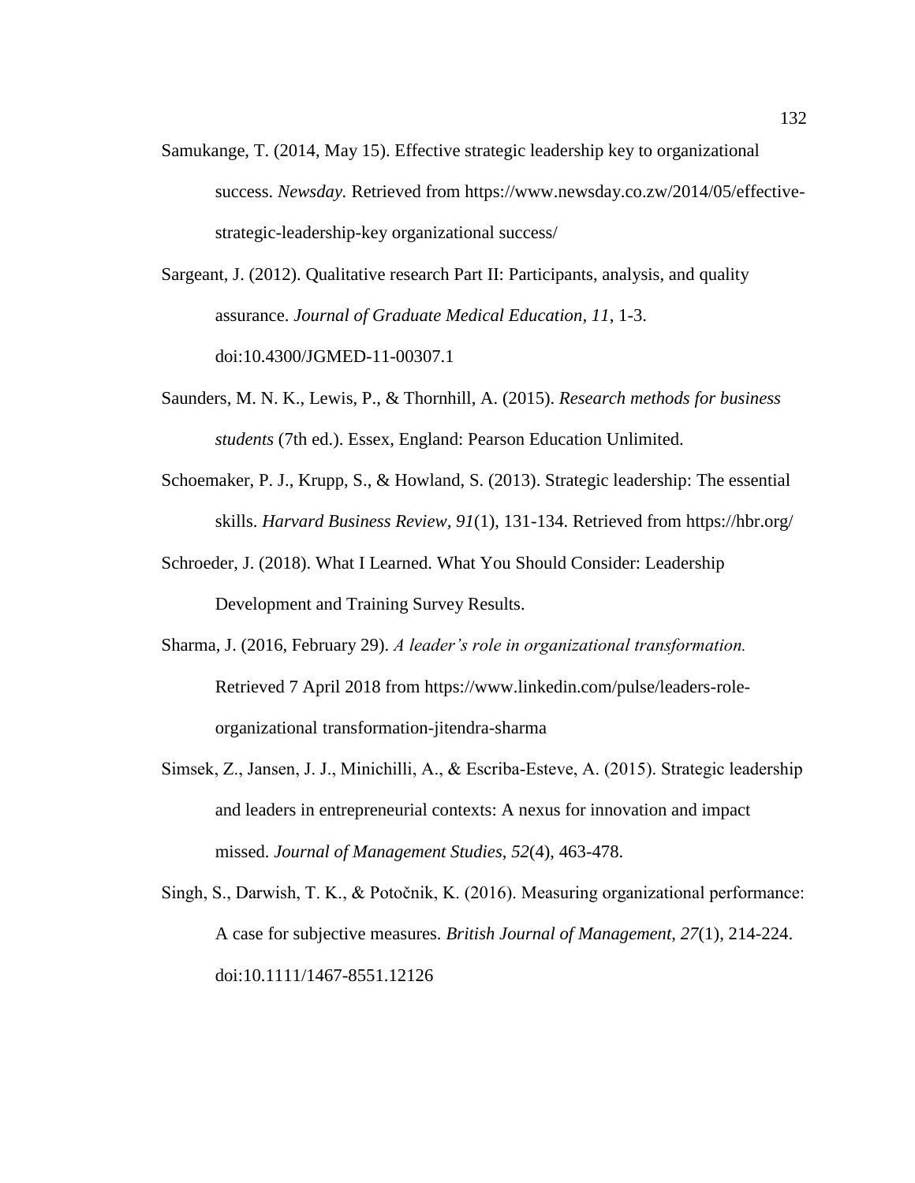Samukange, T. (2014, May 15). Effective strategic leadership key to organizational success. *Newsday.* Retrieved from https://www.newsday.co.zw/2014/05/effective-strategic-leadership-key organizational success/

Sargeant, J. (2012). Qualitative research Part II: Participants, analysis, and quality assurance. *Journal of Graduate Medical Education*, *11*, 1-3. doi:10.4300/JGMED-11-00307.1

Saunders, M. N. K., Lewis, P., & Thornhill, A. (2015). *Research methods for business students* (7th ed.). Essex, England: Pearson Education Unlimited.

Schoemaker, P. J., Krupp, S., & Howland, S. (2013). Strategic leadership: The essential skills. *Harvard Business Review*, *91*(1), 131-134. Retrieved from https://hbr.org/

Schroeder, J. (2018). What I Learned. What You Should Consider: Leadership Development and Training Survey Results.

Sharma, J. (2016, February 29). *A leader's role in organizational transformation.* Retrieved 7 April 2018 from https://www.linkedin.com/pulse/leaders-role-organizational transformation-jitendra-sharma

Simsek, Z., Jansen, J. J., Minichilli, A., & Escriba-Esteve, A. (2015). Strategic leadership and leaders in entrepreneurial contexts: A nexus for innovation and impact missed. *Journal of Management Studies*, *52*(4), 463-478.

Singh, S., Darwish, T. K., & Potočnik, K. (2016). Measuring organizational performance: A case for subjective measures. *British Journal of Management*, *27*(1), 214-224. doi:10.1111/1467-8551.12126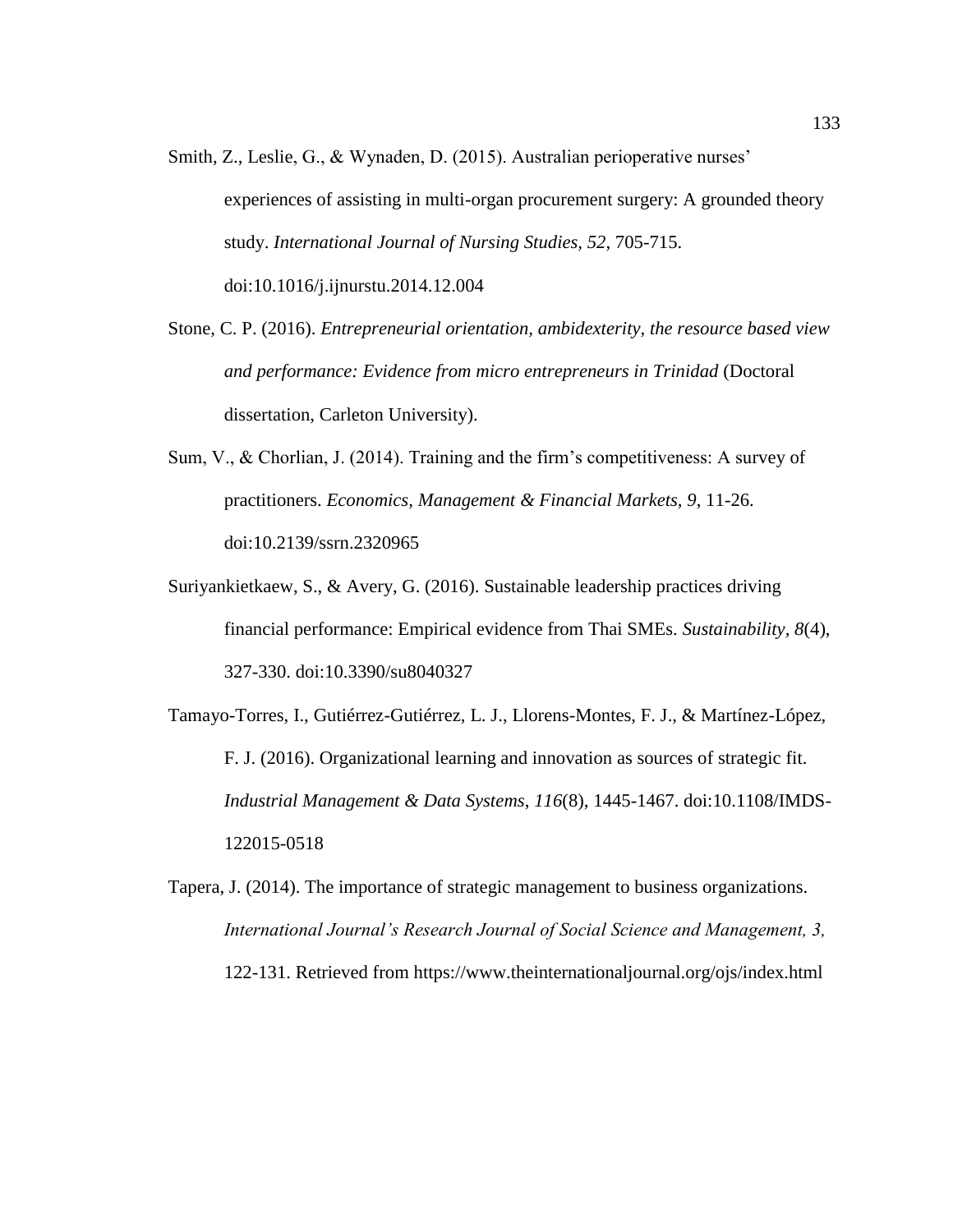Smith, Z., Leslie, G., & Wynaden, D. (2015). Australian perioperative nurses' experiences of assisting in multi-organ procurement surgery: A grounded theory study. *International Journal of Nursing Studies*, *52*, 705-715. doi:10.1016/j.ijnurstu.2014.12.004

Stone, C. P. (2016). *Entrepreneurial orientation, ambidexterity, the resource based view and performance: Evidence from micro entrepreneurs in Trinidad* (Doctoral dissertation, Carleton University).

Sum, V., & Chorlian, J. (2014). Training and the firm's competitiveness: A survey of practitioners. *Economics, Management & Financial Markets, 9*, 11-26. doi:10.2139/ssrn.2320965

Suriyankietkaew, S., & Avery, G. (2016). Sustainable leadership practices driving financial performance: Empirical evidence from Thai SMEs. *Sustainability*, *8*(4), 327-330. doi:10.3390/su8040327

Tamayo-Torres, I., Gutiérrez-Gutiérrez, L. J., Llorens-Montes, F. J., & Martínez-López, F. J. (2016). Organizational learning and innovation as sources of strategic fit. *Industrial Management & Data Systems*, *116*(8), 1445-1467. doi:10.1108/IMDS-122015-0518

Tapera, J. (2014). The importance of strategic management to business organizations. *International Journal's Research Journal of Social Science and Management, 3,* 122-131. Retrieved from https://www.theinternationaljournal.org/ojs/index.html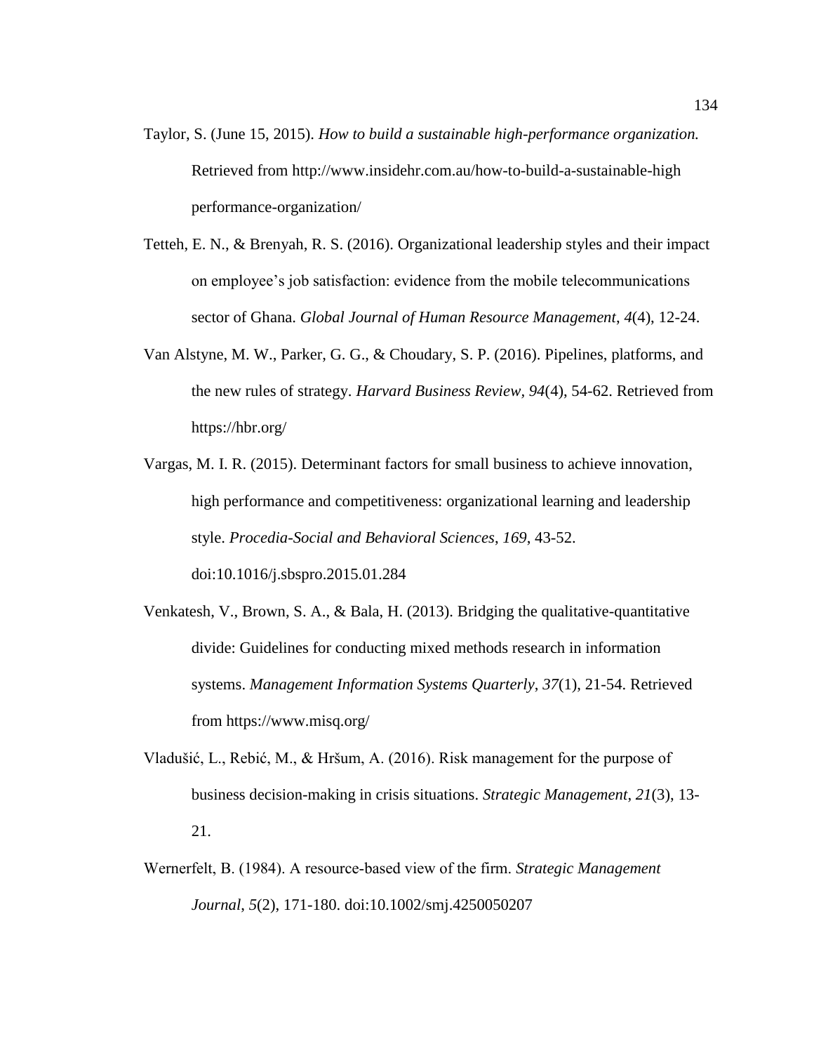Taylor, S. (June 15, 2015). *How to build a sustainable high-performance organization.* Retrieved from http://www.insidehr.com.au/how-to-build-a-sustainable-high performance-organization/

Tetteh, E. N., & Brenyah, R. S. (2016). Organizational leadership styles and their impact on employee's job satisfaction: evidence from the mobile telecommunications sector of Ghana. *Global Journal of Human Resource Management*, *4*(4), 12-24.

Van Alstyne, M. W., Parker, G. G., & Choudary, S. P. (2016). Pipelines, platforms, and the new rules of strategy. *Harvard Business Review, 94*(4), 54-62. Retrieved from https://hbr.org/

Vargas, M. I. R. (2015). Determinant factors for small business to achieve innovation, high performance and competitiveness: organizational learning and leadership style. *Procedia-Social and Behavioral Sciences*, *169*, 43-52. doi:10.1016/j.sbspro.2015.01.284

Venkatesh, V., Brown, S. A., & Bala, H. (2013). Bridging the qualitative-quantitative divide: Guidelines for conducting mixed methods research in information systems. *Management Information Systems Quarterly*, *37*(1), 21-54. Retrieved from https://www.misq.org/

Vladušić, L., Rebić, M., & Hršum, A. (2016). Risk management for the purpose of business decision-making in crisis situations. *Strategic Management*, *21*(3), 13-21.

Wernerfelt, B. (1984). A resource-based view of the firm. *Strategic Management Journal*, *5*(2), 171-180. doi:10.1002/smj.4250050207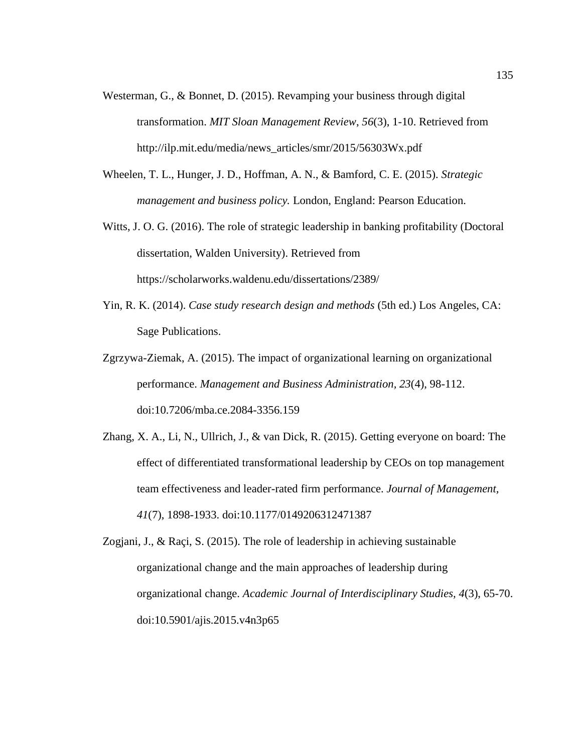Westerman, G., & Bonnet, D. (2015). Revamping your business through digital transformation. *MIT Sloan Management Review*, *56*(3), 1-10. Retrieved from http://ilp.mit.edu/media/news_articles/smr/2015/56303Wx.pdf

Wheelen, T. L., Hunger, J. D., Hoffman, A. N., & Bamford, C. E. (2015). *Strategic management and business policy.* London, England: Pearson Education.

Witts, J. O. G. (2016). The role of strategic leadership in banking profitability (Doctoral dissertation, Walden University). Retrieved from https://scholarworks.waldenu.edu/dissertations/2389/

Yin, R. K. (2014). *Case study research design and methods* (5th ed.) Los Angeles, CA: Sage Publications.

Zgrzywa-Ziemak, A. (2015). The impact of organizational learning on organizational performance. *Management and Business Administration, 23*(4), 98-112. doi:10.7206/mba.ce.2084-3356.159

Zhang, X. A., Li, N., Ullrich, J., & van Dick, R. (2015). Getting everyone on board: The effect of differentiated transformational leadership by CEOs on top management team effectiveness and leader-rated firm performance. *Journal of Management, 41*(7), 1898-1933. doi:10.1177/0149206312471387

Zogjani, J., & Raçi, S. (2015). The role of leadership in achieving sustainable organizational change and the main approaches of leadership during organizational change. *Academic Journal of Interdisciplinary Studies, 4*(3), 65-70. doi:10.5901/ajis.2015.v4n3p65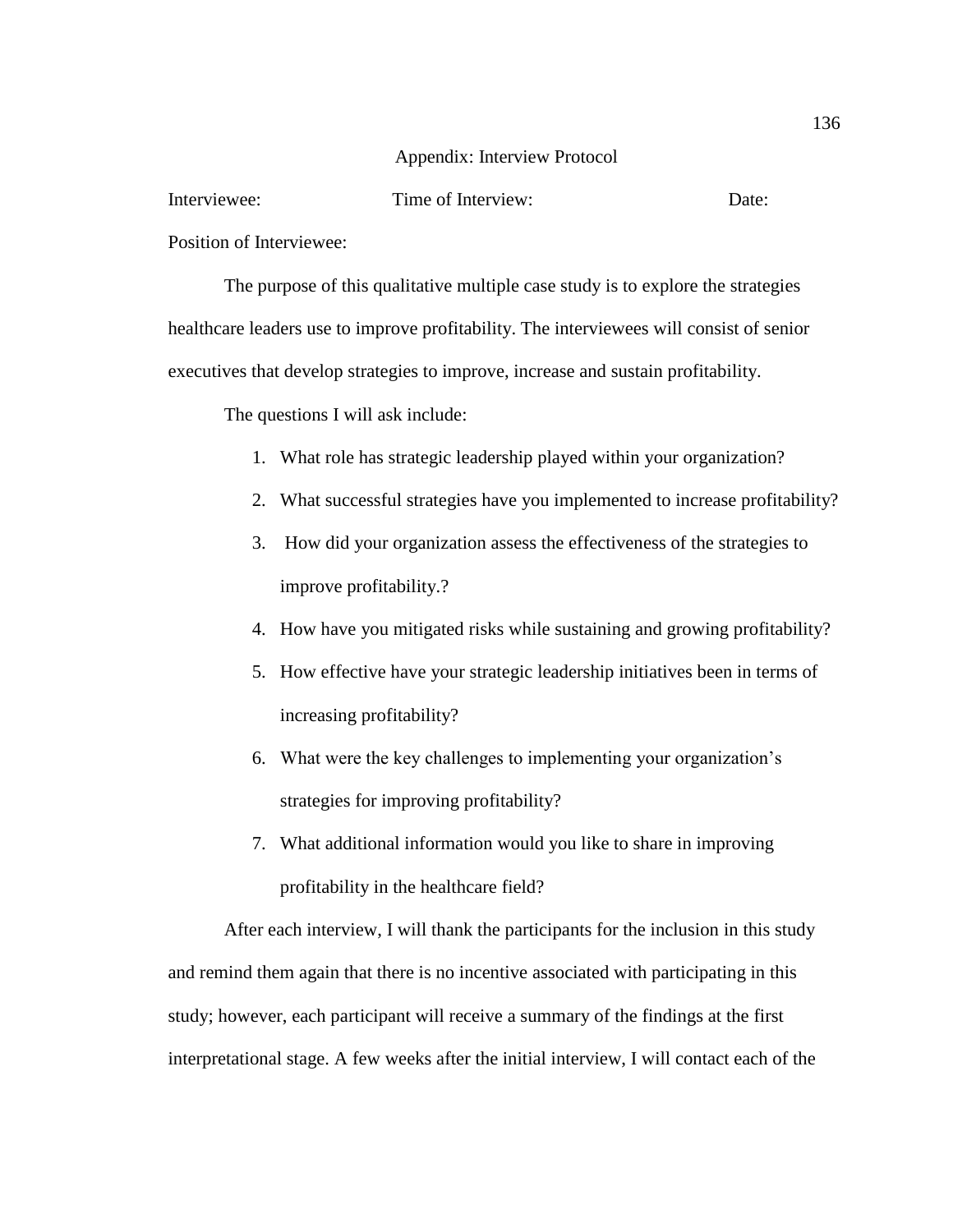# Appendix: Interview Protocol

Interviewee: Time of Interview: Date:

Position of Interviewee:

The purpose of this qualitative multiple case study is to explore the strategies healthcare leaders use to improve profitability. The interviewees will consist of senior executives that develop strategies to improve, increase and sustain profitability.

The questions I will ask include:

1. What role has strategic leadership played within your organization?
2. What successful strategies have you implemented to increase profitability?
3. How did your organization assess the effectiveness of the strategies to improve profitability.?
4. How have you mitigated risks while sustaining and growing profitability?
5. How effective have your strategic leadership initiatives been in terms of increasing profitability?
6. What were the key challenges to implementing your organization's strategies for improving profitability?
7. What additional information would you like to share in improving profitability in the healthcare field?

After each interview, I will thank the participants for the inclusion in this study and remind them again that there is no incentive associated with participating in this study; however, each participant will receive a summary of the findings at the first interpretational stage. A few weeks after the initial interview, I will contact each of the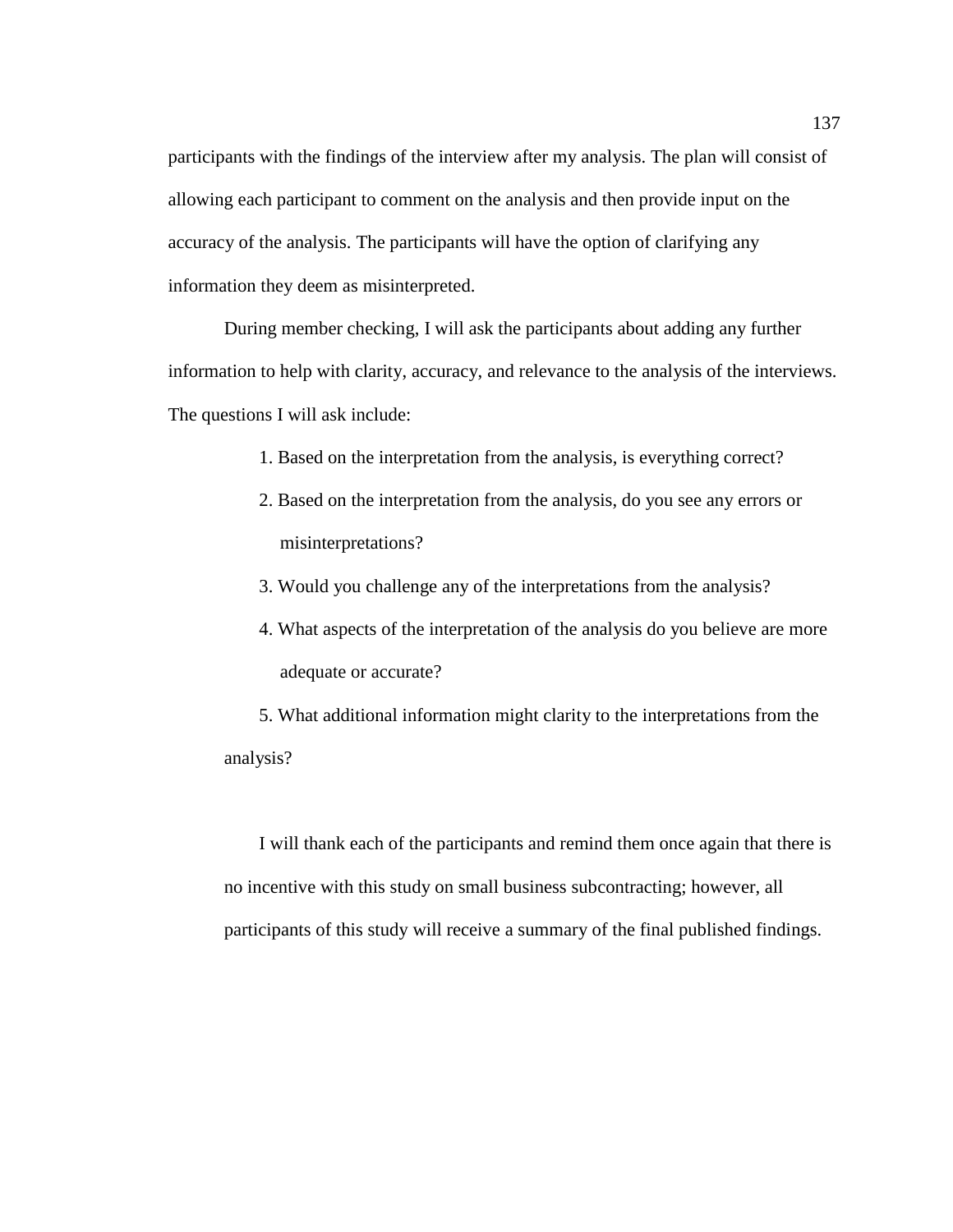participants with the findings of the interview after my analysis. The plan will consist of allowing each participant to comment on the analysis and then provide input on the accuracy of the analysis. The participants will have the option of clarifying any information they deem as misinterpreted.

During member checking, I will ask the participants about adding any further information to help with clarity, accuracy, and relevance to the analysis of the interviews. The questions I will ask include:

1. Based on the interpretation from the analysis, is everything correct?
2. Based on the interpretation from the analysis, do you see any errors or misinterpretations?
3. Would you challenge any of the interpretations from the analysis?
4. What aspects of the interpretation of the analysis do you believe are more adequate or accurate?
5. What additional information might clarity to the interpretations from the analysis?

I will thank each of the participants and remind them once again that there is no incentive with this study on small business subcontracting; however, all participants of this study will receive a summary of the final published findings.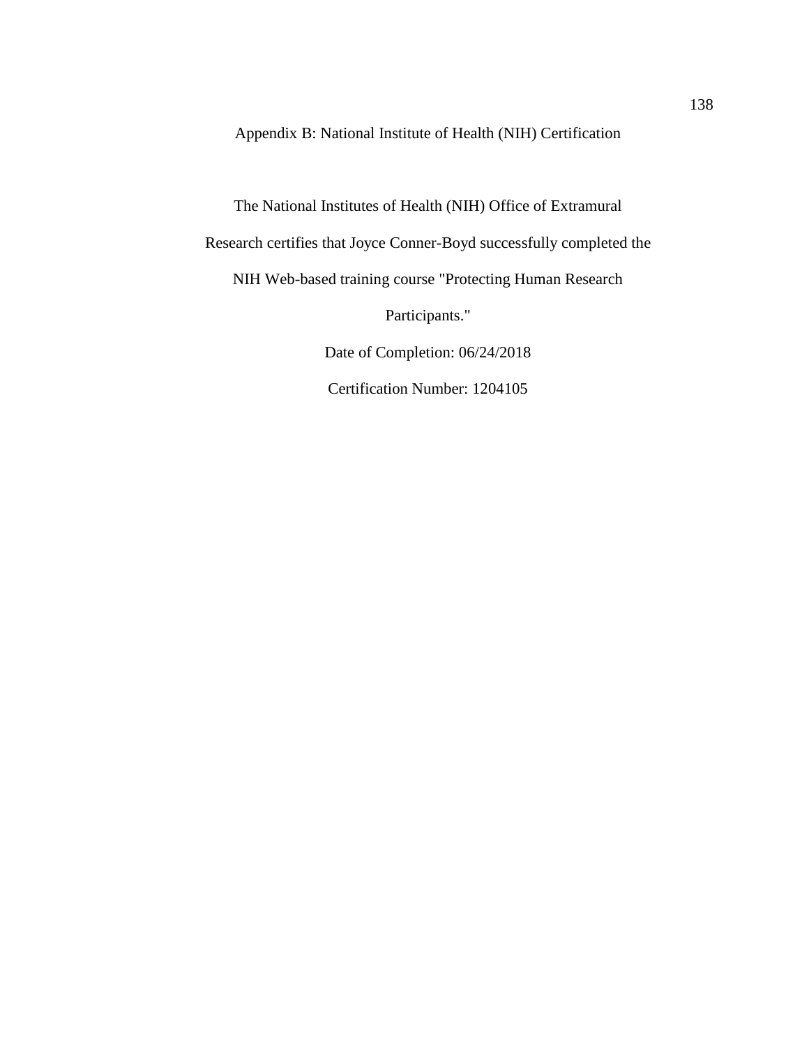# Appendix B: National Institute of Health (NIH) Certification

The National Institutes of Health (NIH) Office of Extramural Research certifies that Joyce Conner-Boyd successfully completed the NIH Web-based training course "Protecting Human Research Participants."

Date of Completion: 06/24/2018

Certification Number: 1204105